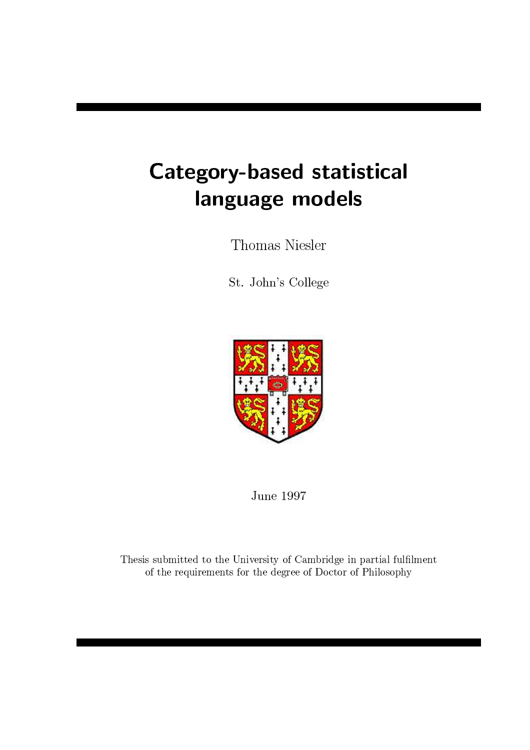# Category-based statistical language models

Thomas Niesler

St. John's College

June 1997

Thesis submitted to the University of Cambridge in partial fulfilment of the requirements for the degree of Doctor of Philosophy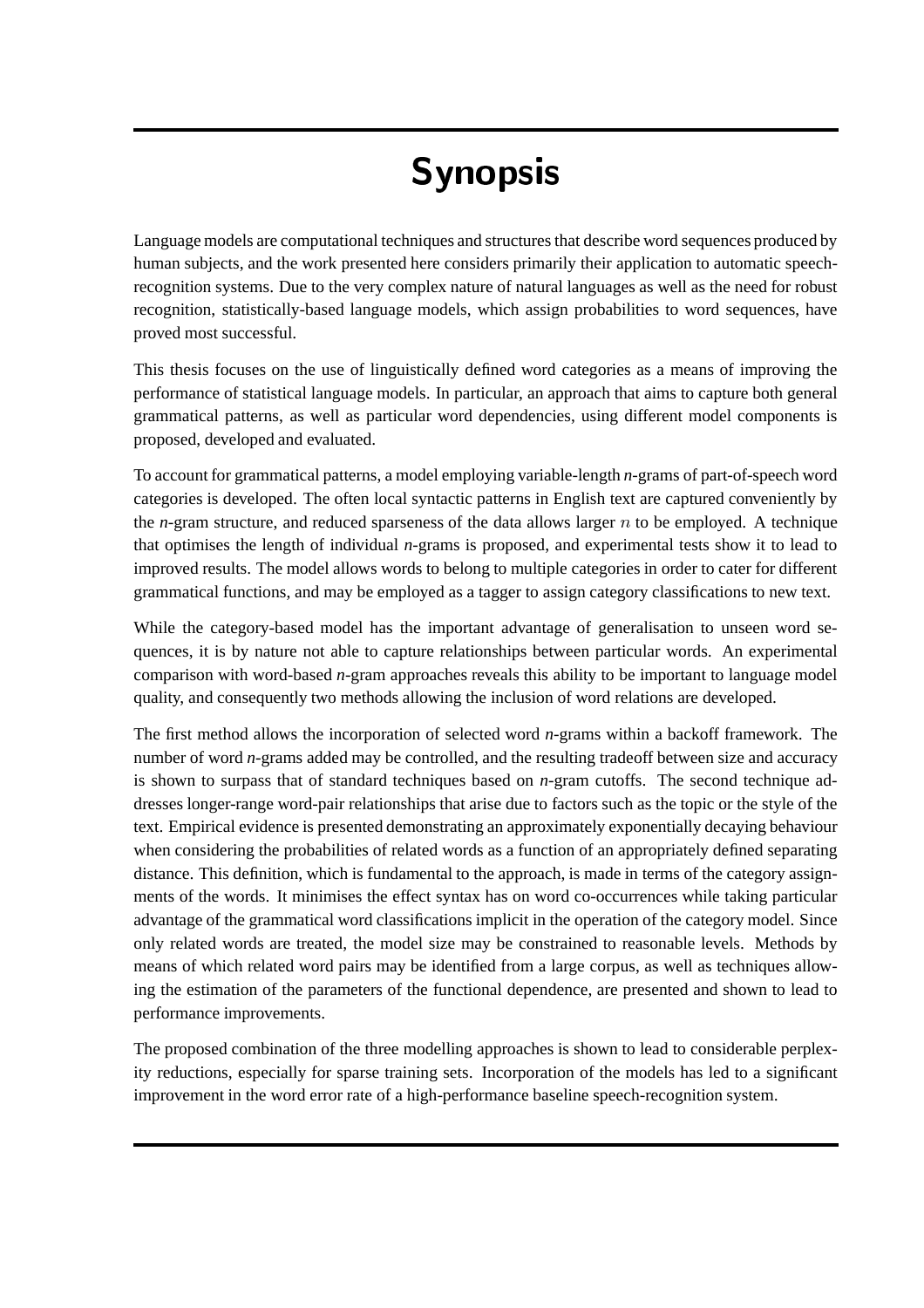# Synopsis

Language models are computational techniques and structures that describe word sequences produced by human subjects, and the work presented here considers primarily their application to automatic speech-recognition systems. Due to the very complex nature of natural languages as well as the need for robust recognition, statistically-based language models, which assign probabilities to word sequences, have proved most successful.

This thesis focuses on the use of linguistically defined word categories as a means of improving the performance of statistical language models. In particular, an approach that aims to capture both general grammatical patterns, as well as particular word dependencies, using different model components is proposed, developed and evaluated.

To account for grammatical patterns, a model employing variable-length *n*-grams of part-of-speech word categories is developed. The often local syntactic patterns in English text are captured conveniently by the *n*-gram structure, and reduced sparseness of the data allows larger $n$ to be employed. A technique that optimises the length of individual *n*-grams is proposed, and experimental tests show it to lead to improved results. The model allows words to belong to multiple categories in order to cater for different grammatical functions, and may be employed as a tagger to assign category classifications to new text.

While the category-based model has the important advantage of generalisation to unseen word sequences, it is by nature not able to capture relationships between particular words. An experimental comparison with word-based *n*-gram approaches reveals this ability to be important to language model quality, and consequently two methods allowing the inclusion of word relations are developed.

The first method allows the incorporation of selected word *n*-grams within a backoff framework. The number of word *n*-grams added may be controlled, and the resulting tradeoff between size and accuracy is shown to surpass that of standard techniques based on *n*-gram cutoffs. The second technique addresses longer-range word-pair relationships that arise due to factors such as the topic or the style of the text. Empirical evidence is presented demonstrating an approximately exponentially decaying behaviour when considering the probabilities of related words as a function of an appropriately defined separating distance. This definition, which is fundamental to the approach, is made in terms of the category assignments of the words. It minimises the effect syntax has on word co-occurrences while taking particular advantage of the grammatical word classifications implicit in the operation of the category model. Since only related words are treated, the model size may be constrained to reasonable levels. Methods by means of which related word pairs may be identified from a large corpus, as well as techniques allowing the estimation of the parameters of the functional dependence, are presented and shown to lead to performance improvements.

The proposed combination of the three modelling approaches is shown to lead to considerable perplexity reductions, especially for sparse training sets. Incorporation of the models has led to a significant improvement in the word error rate of a high-performance baseline speech-recognition system.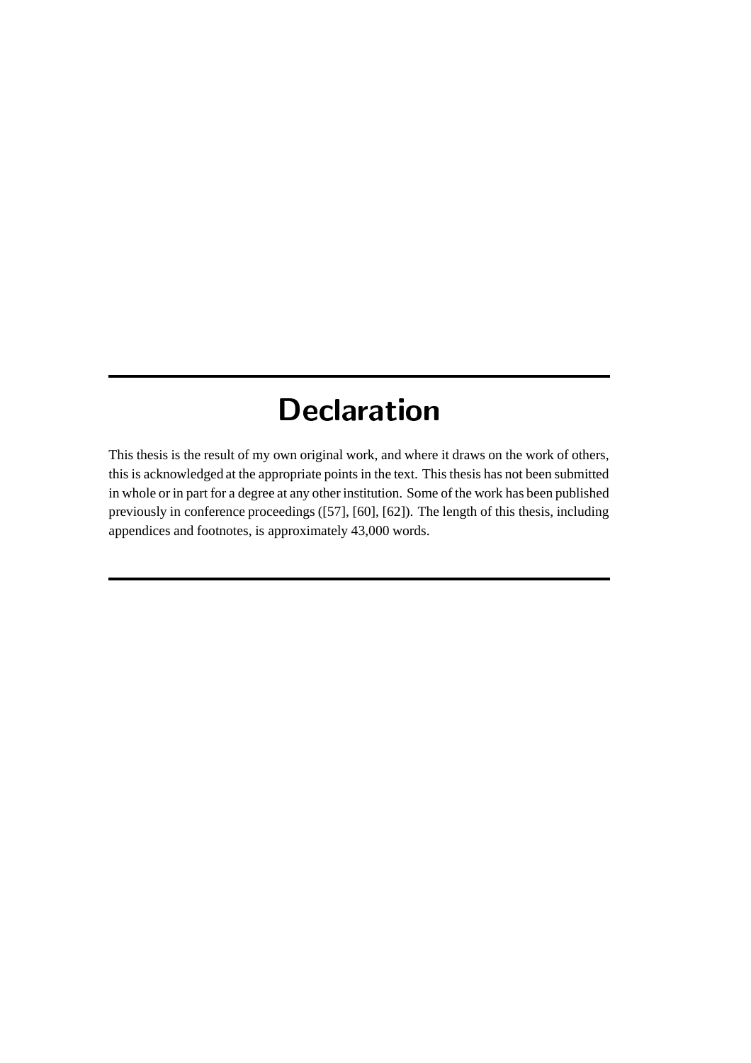# Declaration

This thesis is the result of my own original work, and where it draws on the work of others, this is acknowledged at the appropriate points in the text. This thesis has not been submitted in whole or in part for a degree at any other institution. Some of the work has been published previously in conference proceedings ([57], [60], [62]). The length of this thesis, including appendices and footnotes, is approximately 43,000 words.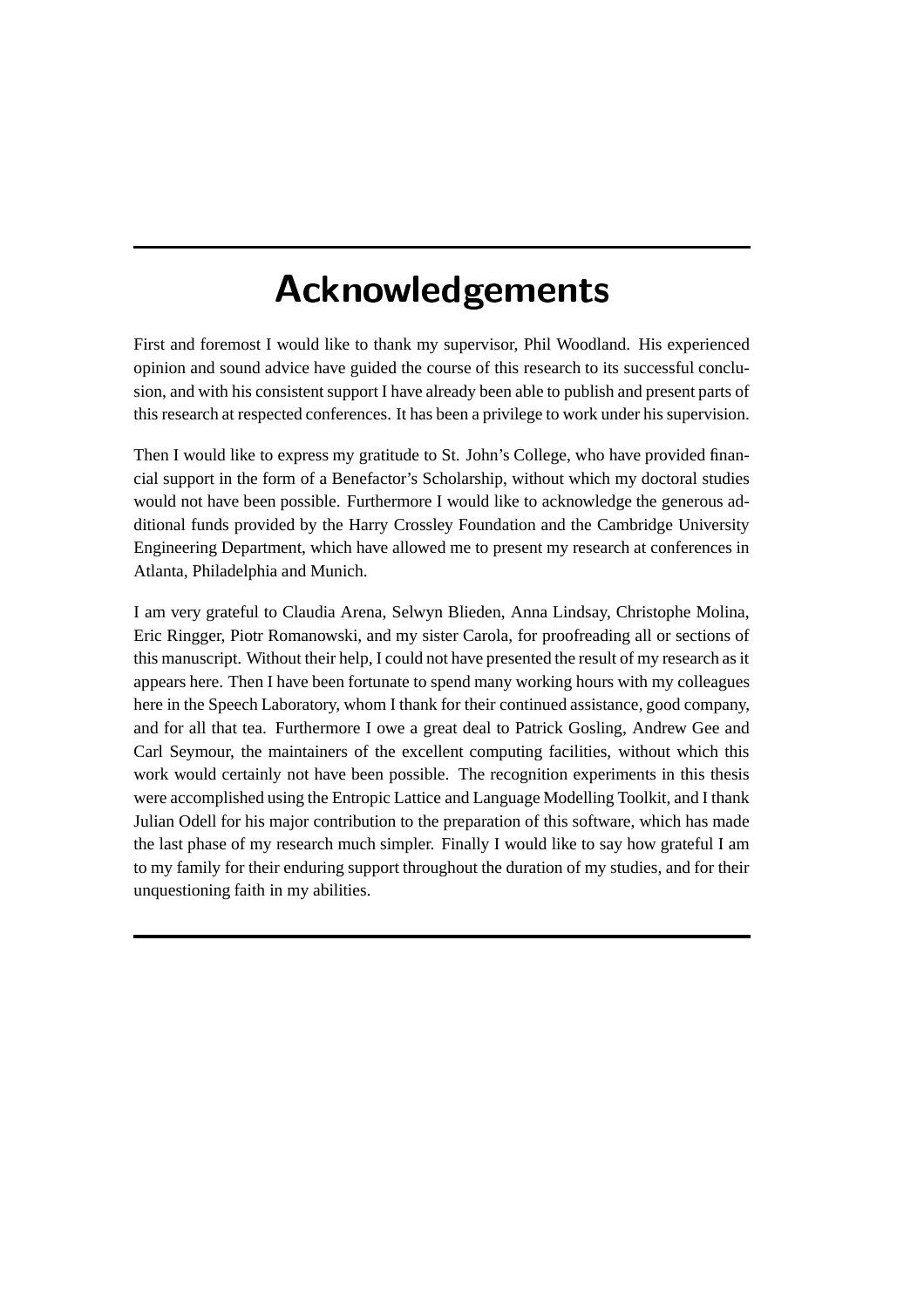# Acknowledgements

First and foremost I would like to thank my supervisor, Phil Woodland. His experienced opinion and sound advice have guided the course of this research to its successful conclusion, and with his consistent support I have already been able to publish and present parts of this research at respected conferences. It has been a privilege to work under his supervision.

Then I would like to express my gratitude to St. John's College, who have provided financial support in the form of a Benefactor's Scholarship, without which my doctoral studies would not have been possible. Furthermore I would like to acknowledge the generous additional funds provided by the Harry Crossley Foundation and the Cambridge University Engineering Department, which have allowed me to present my research at conferences in Atlanta, Philadelphia and Munich.

I am very grateful to Claudia Arena, Selwyn Blieden, Anna Lindsay, Christophe Molina, Eric Ringger, Piotr Romanowski, and my sister Carola, for proofreading all or sections of this manuscript. Without their help, I could not have presented the result of my research as it appears here. Then I have been fortunate to spend many working hours with my colleagues here in the Speech Laboratory, whom I thank for their continued assistance, good company, and for all that tea. Furthermore I owe a great deal to Patrick Gosling, Andrew Gee and Carl Seymour, the maintainers of the excellent computing facilities, without which this work would certainly not have been possible. The recognition experiments in this thesis were accomplished using the Entropic Lattice and Language Modelling Toolkit, and I thank Julian Odell for his major contribution to the preparation of this software, which has made the last phase of my research much simpler. Finally I would like to say how grateful I am to my family for their enduring support throughout the duration of my studies, and for their unquestioning faith in my abilities.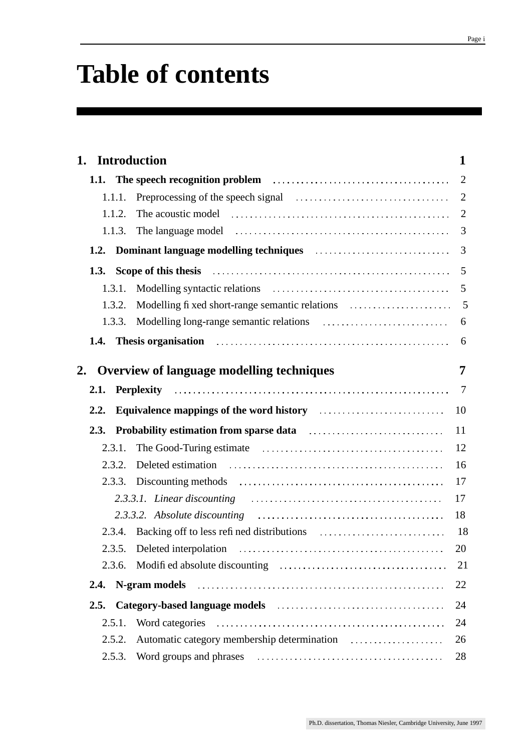# Table of contents

**1. Introduction** 1

- **1.1. The speech recognition problem** 2
  - 1.1.1. Preprocessing of the speech signal 2
  - 1.1.2. The acoustic model 2
  - 1.1.3. The language model 3
- **1.2. Dominant language modelling techniques** 3
- **1.3. Scope of this thesis** 5
  - 1.3.1. Modelling syntactic relations 5
  - 1.3.2. Modelling fixed short-range semantic relations 5
  - 1.3.3. Modelling long-range semantic relations 6
- **1.4. Thesis organisation** 6

**2. Overview of language modelling techniques** 7

- **2.1. Perplexity** 7
- **2.2. Equivalence mappings of the word history** 10
- **2.3. Probability estimation from sparse data** 11
  - 2.3.1. The Good-Turing estimate 12
  - 2.3.2. Deleted estimation 16
  - 2.3.3. Discounting methods 17
    - *2.3.3.1. Linear discounting* 17
    - *2.3.3.2. Absolute discounting* 18
  - 2.3.4. Backing off to less refined distributions 18
  - 2.3.5. Deleted interpolation 20
  - 2.3.6. Modified absolute discounting 21
- **2.4. N-gram models** 22
- **2.5. Category-based language models** 24
  - 2.5.1. Word categories 24
  - 2.5.2. Automatic category membership determination 26
  - 2.5.3. Word groups and phrases 28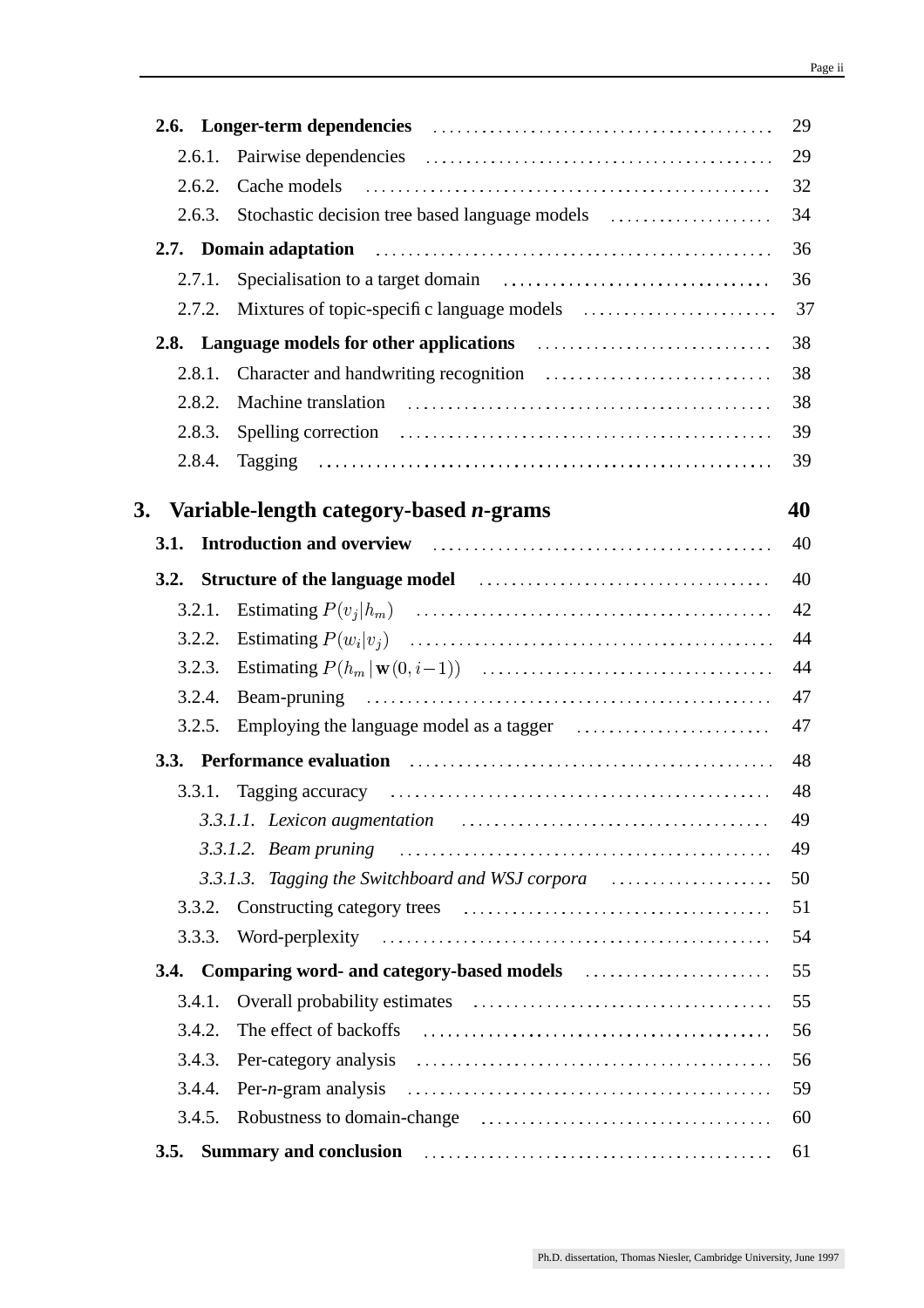**2.6. Longer-term dependencies** ........ 29

2.6.1. Pairwise dependencies ........ 29

2.6.2. Cache models ........ 32

2.6.3. Stochastic decision tree based language models ........ 34

**2.7. Domain adaptation** ........ 36

2.7.1. Specialisation to a target domain ........ 36

2.7.2. Mixtures of topic-specific language models ........ 37

**2.8. Language models for other applications** ........ 38

2.8.1. Character and handwriting recognition ........ 38

2.8.2. Machine translation ........ 38

2.8.3. Spelling correction ........ 39

2.8.4. Tagging ........ 39

## 3. Variable-length category-based *n*-grams ........ 40

**3.1. Introduction and overview** ........ 40

**3.2. Structure of the language model** ........ 40

3.2.1. Estimating $P(v_j|h_m)$ ........ 42

3.2.2. Estimating $P(w_i|v_j)$ ........ 44

3.2.3. Estimating $P(h_m\,|\,\mathbf{w}(0,i-1))$ ........ 44

3.2.4. Beam-pruning ........ 47

3.2.5. Employing the language model as a tagger ........ 47

**3.3. Performance evaluation** ........ 48

3.3.1. Tagging accuracy ........ 48

*3.3.1.1. Lexicon augmentation* ........ 49

*3.3.1.2. Beam pruning* ........ 49

*3.3.1.3. Tagging the Switchboard and WSJ corpora* ........ 50

3.3.2. Constructing category trees ........ 51

3.3.3. Word-perplexity ........ 54

**3.4. Comparing word- and category-based models** ........ 55

3.4.1. Overall probability estimates ........ 55

3.4.2. The effect of backoffs ........ 56

3.4.3. Per-category analysis ........ 56

3.4.4. Per-*n*-gram analysis ........ 59

3.4.5. Robustness to domain-change ........ 60

**3.5. Summary and conclusion** ........ 61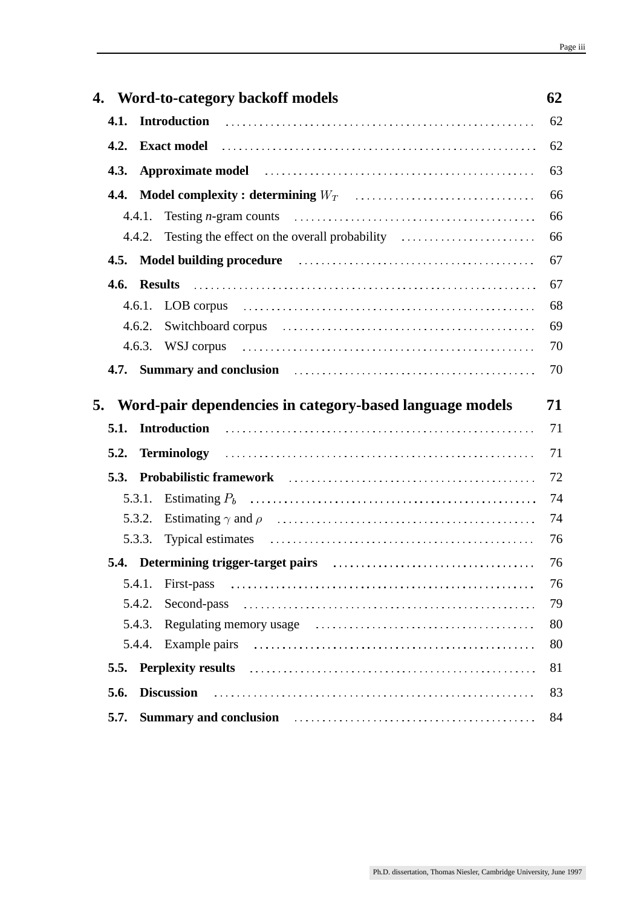**4. Word-to-category backoff models** **62**

**4.1. Introduction** . . . . . . . . . . . . . . . . . . . . . . . . 62

**4.2. Exact model** . . . . . . . . . . . . . . . . . . . . . . . . 62

**4.3. Approximate model** . . . . . . . . . . . . . . . . . . . . . . . . 63

**4.4. Model complexity : determining $W_T$** . . . . . . . . . . . . . . . . . . . . . . . . 66

4.4.1. Testing *n*-gram counts . . . . . . . . . . . . . . . . . . . . . . . . 66

4.4.2. Testing the effect on the overall probability . . . . . . . . . . . . . . . . . . . . . . . . 66

**4.5. Model building procedure** . . . . . . . . . . . . . . . . . . . . . . . . 67

**4.6. Results** . . . . . . . . . . . . . . . . . . . . . . . . 67

4.6.1. LOB corpus . . . . . . . . . . . . . . . . . . . . . . . . 68

4.6.2. Switchboard corpus . . . . . . . . . . . . . . . . . . . . . . . . 69

4.6.3. WSJ corpus . . . . . . . . . . . . . . . . . . . . . . . . 70

**4.7. Summary and conclusion** . . . . . . . . . . . . . . . . . . . . . . . . 70

**5. Word-pair dependencies in category-based language models** **71**

**5.1. Introduction** . . . . . . . . . . . . . . . . . . . . . . . . 71

**5.2. Terminology** . . . . . . . . . . . . . . . . . . . . . . . . 71

**5.3. Probabilistic framework** . . . . . . . . . . . . . . . . . . . . . . . . 72

5.3.1. Estimating $P_b$ . . . . . . . . . . . . . . . . . . . . . . . . 74

5.3.2. Estimating $\gamma$ and $\rho$ . . . . . . . . . . . . . . . . . . . . . . . . 74

5.3.3. Typical estimates . . . . . . . . . . . . . . . . . . . . . . . . 76

**5.4. Determining trigger-target pairs** . . . . . . . . . . . . . . . . . . . . . . . . 76

5.4.1. First-pass . . . . . . . . . . . . . . . . . . . . . . . . 76

5.4.2. Second-pass . . . . . . . . . . . . . . . . . . . . . . . . 79

5.4.3. Regulating memory usage . . . . . . . . . . . . . . . . . . . . . . . . 80

5.4.4. Example pairs . . . . . . . . . . . . . . . . . . . . . . . . 80

**5.5. Perplexity results** . . . . . . . . . . . . . . . . . . . . . . . . 81

**5.6. Discussion** . . . . . . . . . . . . . . . . . . . . . . . . 83

**5.7. Summary and conclusion** . . . . . . . . . . . . . . . . . . . . . . . . 84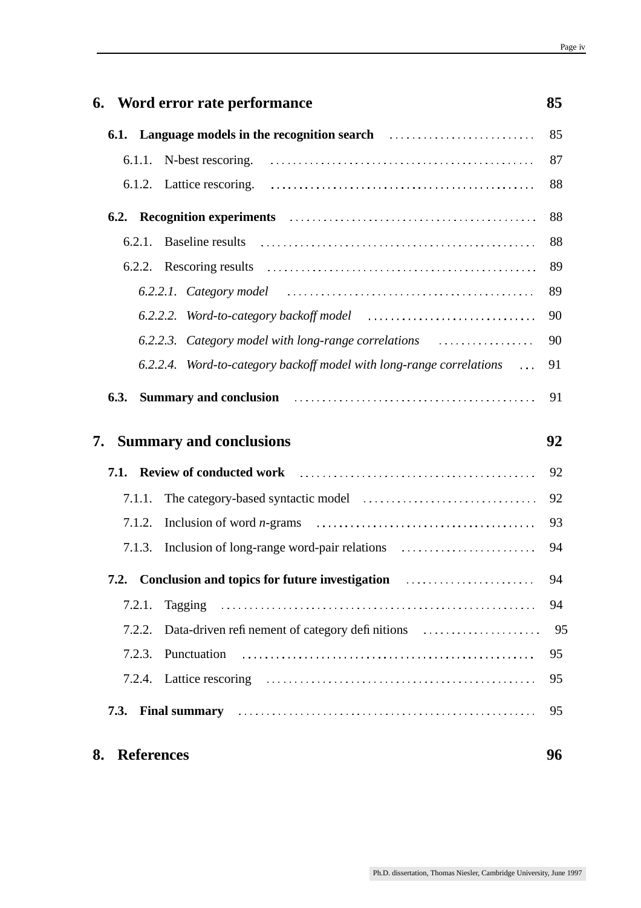**6. Word error rate performance** **85**

**6.1. Language models in the recognition search** . . . . . . . . . . 85

6.1.1. N-best rescoring. . . . . . . . . . 87

6.1.2. Lattice rescoring. . . . . . . . . . 88

**6.2. Recognition experiments** . . . . . . . . . . 88

6.2.1. Baseline results . . . . . . . . . . 88

6.2.2. Rescoring results . . . . . . . . . . 89

*6.2.2.1. Category model* . . . . . . . . . . 89

*6.2.2.2. Word-to-category backoff model* . . . . . . . . . . 90

*6.2.2.3. Category model with long-range correlations* . . . . . . . . . . 90

*6.2.2.4. Word-to-category backoff model with long-range correlations* . . . 91

**6.3. Summary and conclusion** . . . . . . . . . . 91

**7. Summary and conclusions** **92**

**7.1. Review of conducted work** . . . . . . . . . . 92

7.1.1. The category-based syntactic model . . . . . . . . . . 92

7.1.2. Inclusion of word *n*-grams . . . . . . . . . . 93

7.1.3. Inclusion of long-range word-pair relations . . . . . . . . . . 94

**7.2. Conclusion and topics for future investigation** . . . . . . . . . . 94

7.2.1. Tagging . . . . . . . . . . 94

7.2.2. Data-driven refinement of category definitions . . . . . . . . . . 95

7.2.3. Punctuation . . . . . . . . . . 95

7.2.4. Lattice rescoring . . . . . . . . . . 95

**7.3. Final summary** . . . . . . . . . . 95

**8. References** **96**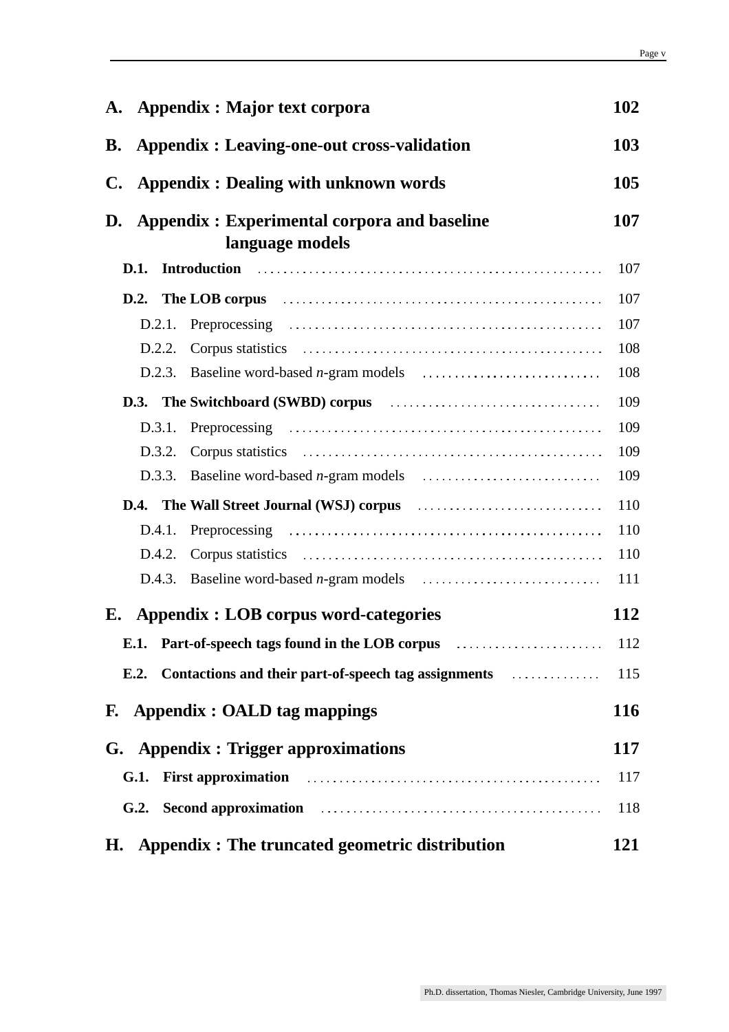**A. Appendix : Major text corpora** 102

**B. Appendix : Leaving-one-out cross-validation** 103

**C. Appendix : Dealing with unknown words** 105

**D. Appendix : Experimental corpora and baseline language models** 107

- **D.1. Introduction** . . . . . . . . . . . . 107
- **D.2. The LOB corpus** . . . . . . . . . . . . 107
  - D.2.1. Preprocessing . . . . . . . . . . . . 107
  - D.2.2. Corpus statistics . . . . . . . . . . . . 108
  - D.2.3. Baseline word-based *n*-gram models . . . . . . . . . . . . 108
- **D.3. The Switchboard (SWBD) corpus** . . . . . . . . . . . . 109
  - D.3.1. Preprocessing . . . . . . . . . . . . 109
  - D.3.2. Corpus statistics . . . . . . . . . . . . 109
  - D.3.3. Baseline word-based *n*-gram models . . . . . . . . . . . . 109
- **D.4. The Wall Street Journal (WSJ) corpus** . . . . . . . . . . . . 110
  - D.4.1. Preprocessing . . . . . . . . . . . . 110
  - D.4.2. Corpus statistics . . . . . . . . . . . . 110
  - D.4.3. Baseline word-based *n*-gram models . . . . . . . . . . . . 111

**E. Appendix : LOB corpus word-categories** 112

- **E.1. Part-of-speech tags found in the LOB corpus** . . . . . . . . . . . . 112
- **E.2. Contactions and their part-of-speech tag assignments** . . . . . . . . . . . . 115

**F. Appendix : OALD tag mappings** 116

**G. Appendix : Trigger approximations** 117

- **G.1. First approximation** . . . . . . . . . . . . 117
- **G.2. Second approximation** . . . . . . . . . . . . 118

**H. Appendix : The truncated geometric distribution** 121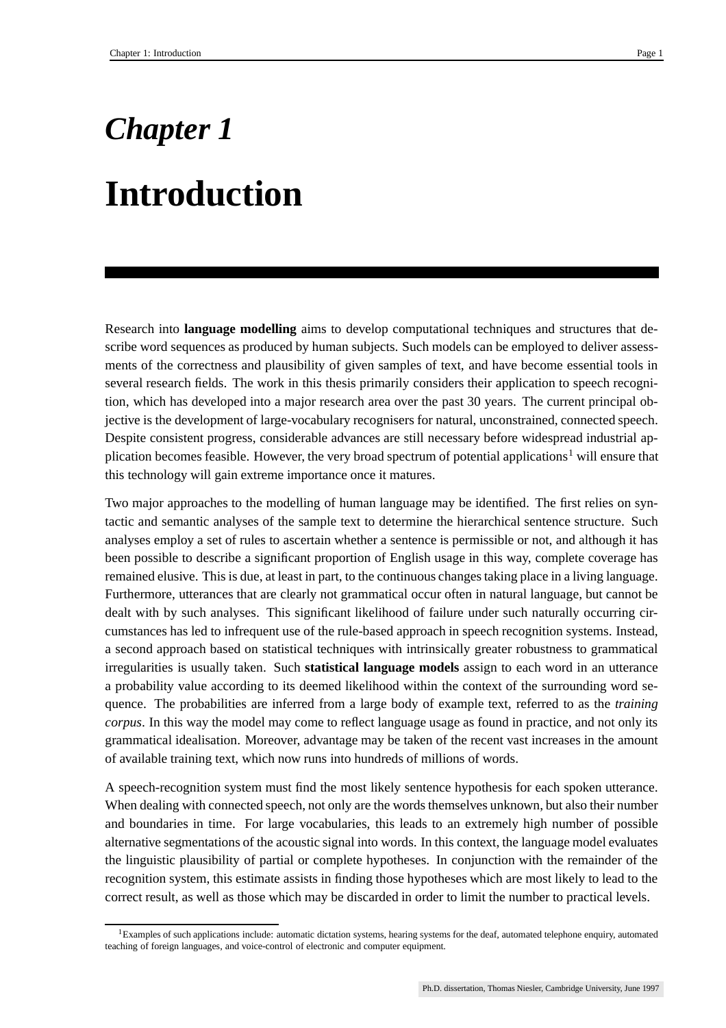# Chapter 1

# Introduction

Research into **language modelling** aims to develop computational techniques and structures that describe word sequences as produced by human subjects. Such models can be employed to deliver assessments of the correctness and plausibility of given samples of text, and have become essential tools in several research fields. The work in this thesis primarily considers their application to speech recognition, which has developed into a major research area over the past 30 years. The current principal objective is the development of large-vocabulary recognisers for natural, unconstrained, connected speech. Despite consistent progress, considerable advances are still necessary before widespread industrial application becomes feasible. However, the very broad spectrum of potential applications[1] will ensure that this technology will gain extreme importance once it matures.

Two major approaches to the modelling of human language may be identified. The first relies on syntactic and semantic analyses of the sample text to determine the hierarchical sentence structure. Such analyses employ a set of rules to ascertain whether a sentence is permissible or not, and although it has been possible to describe a significant proportion of English usage in this way, complete coverage has remained elusive. This is due, at least in part, to the continuous changes taking place in a living language. Furthermore, utterances that are clearly not grammatical occur often in natural language, but cannot be dealt with by such analyses. This significant likelihood of failure under such naturally occurring circumstances has led to infrequent use of the rule-based approach in speech recognition systems. Instead, a second approach based on statistical techniques with intrinsically greater robustness to grammatical irregularities is usually taken. Such **statistical language models** assign to each word in an utterance a probability value according to its deemed likelihood within the context of the surrounding word sequence. The probabilities are inferred from a large body of example text, referred to as the *training corpus*. In this way the model may come to reflect language usage as found in practice, and not only its grammatical idealisation. Moreover, advantage may be taken of the recent vast increases in the amount of available training text, which now runs into hundreds of millions of words.

A speech-recognition system must find the most likely sentence hypothesis for each spoken utterance. When dealing with connected speech, not only are the words themselves unknown, but also their number and boundaries in time. For large vocabularies, this leads to an extremely high number of possible alternative segmentations of the acoustic signal into words. In this context, the language model evaluates the linguistic plausibility of partial or complete hypotheses. In conjunction with the remainder of the recognition system, this estimate assists in finding those hypotheses which are most likely to lead to the correct result, as well as those which may be discarded in order to limit the number to practical levels.

[1] Examples of such applications include: automatic dictation systems, hearing systems for the deaf, automated telephone enquiry, automated teaching of foreign languages, and voice-control of electronic and computer equipment.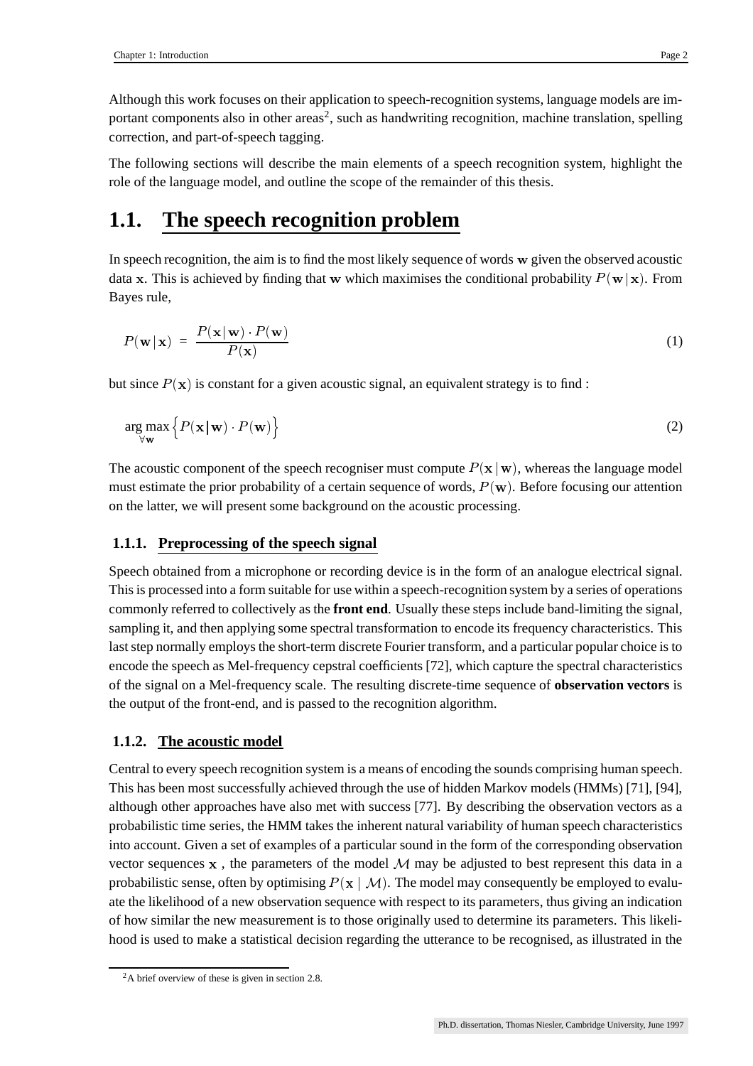Although this work focuses on their application to speech-recognition systems, language models are important components also in other areas[2], such as handwriting recognition, machine translation, spelling correction, and part-of-speech tagging.

The following sections will describe the main elements of a speech recognition system, highlight the role of the language model, and outline the scope of the remainder of this thesis.

# 1.1. The speech recognition problem

In speech recognition, the aim is to find the most likely sequence of words $\mathbf{w}$ given the observed acoustic data $\mathbf{x}$. This is achieved by finding that $\mathbf{w}$ which maximises the conditional probability $P(\mathbf{w} \mid \mathbf{x})$. From Bayes rule,

$$P(\mathbf{w} \mid \mathbf{x}) = \frac{P(\mathbf{x} \mid \mathbf{w}) \cdot P(\mathbf{w})}{P(\mathbf{x})} \tag{1}$$

but since $P(\mathbf{x})$ is constant for a given acoustic signal, an equivalent strategy is to find :

$$\arg\max_{\forall \mathbf{w}} \left\{ P(\mathbf{x} \mid \mathbf{w}) \cdot P(\mathbf{w}) \right\} \tag{2}$$

The acoustic component of the speech recogniser must compute $P(\mathbf{x} \mid \mathbf{w})$, whereas the language model must estimate the prior probability of a certain sequence of words, $P(\mathbf{w})$. Before focusing our attention on the latter, we will present some background on the acoustic processing.

## 1.1.1. Preprocessing of the speech signal

Speech obtained from a microphone or recording device is in the form of an analogue electrical signal. This is processed into a form suitable for use within a speech-recognition system by a series of operations commonly referred to collectively as the **front end**. Usually these steps include band-limiting the signal, sampling it, and then applying some spectral transformation to encode its frequency characteristics. This last step normally employs the short-term discrete Fourier transform, and a particular popular choice is to encode the speech as Mel-frequency cepstral coefficients [72], which capture the spectral characteristics of the signal on a Mel-frequency scale. The resulting discrete-time sequence of **observation vectors** is the output of the front-end, and is passed to the recognition algorithm.

## 1.1.2. The acoustic model

Central to every speech recognition system is a means of encoding the sounds comprising human speech. This has been most successfully achieved through the use of hidden Markov models (HMMs) [71], [94], although other approaches have also met with success [77]. By describing the observation vectors as a probabilistic time series, the HMM takes the inherent natural variability of human speech characteristics into account. Given a set of examples of a particular sound in the form of the corresponding observation vector sequences $\mathbf{x}$ , the parameters of the model $\mathcal{M}$ may be adjusted to best represent this data in a probabilistic sense, often by optimising $P(\mathbf{x} \mid \mathcal{M})$. The model may consequently be employed to evaluate the likelihood of a new observation sequence with respect to its parameters, thus giving an indication of how similar the new measurement is to those originally used to determine its parameters. This likelihood is used to make a statistical decision regarding the utterance to be recognised, as illustrated in the

[2] A brief overview of these is given in section 2.8.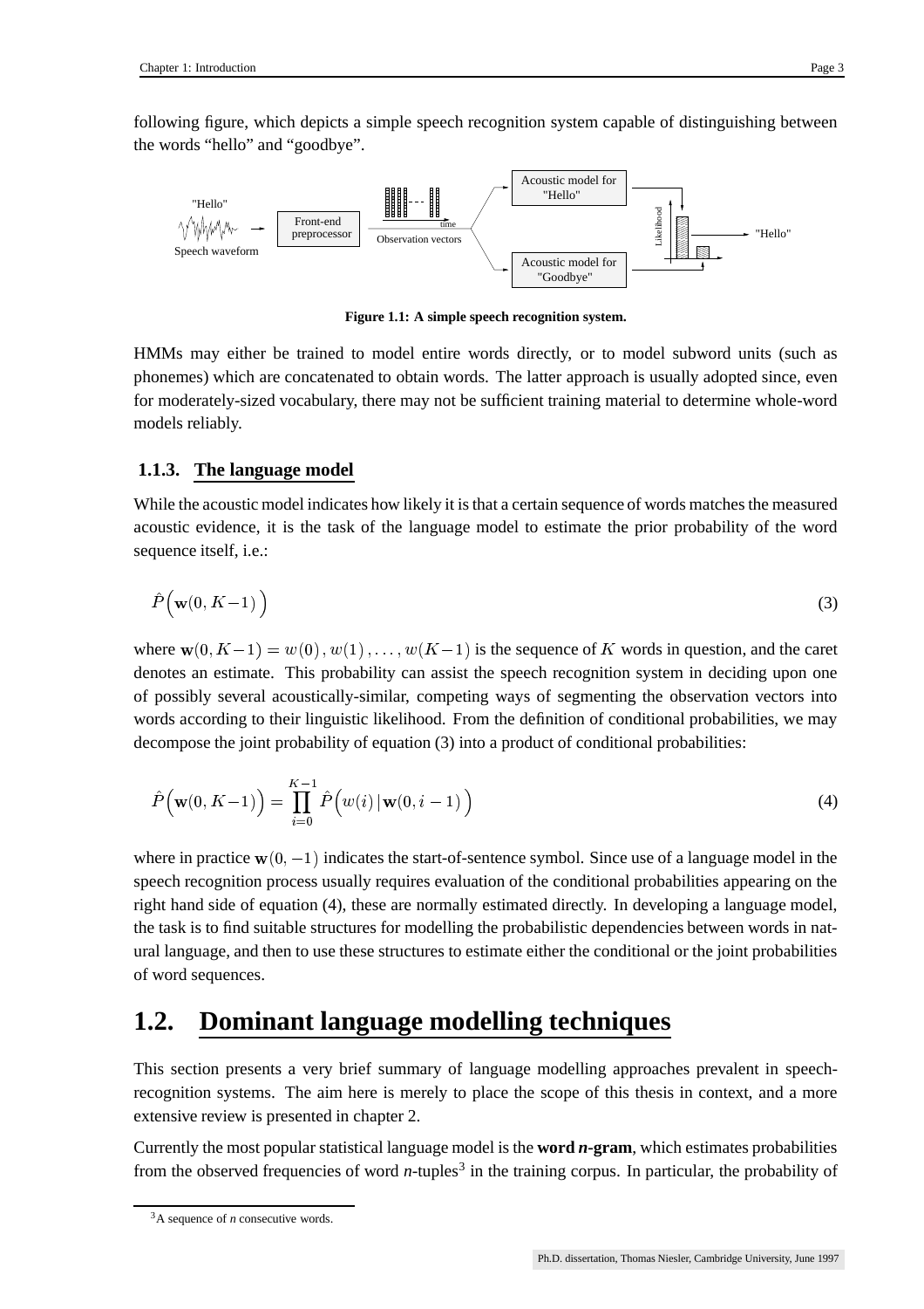following figure, which depicts a simple speech recognition system capable of distinguishing between the words "hello" and "goodbye".

**Figure 1.1: A simple speech recognition system.**

HMMs may either be trained to model entire words directly, or to model subword units (such as phonemes) which are concatenated to obtain words. The latter approach is usually adopted since, even for moderately-sized vocabulary, there may not be sufficient training material to determine whole-word models reliably.

### 1.1.3. The language model

While the acoustic model indicates how likely it is that a certain sequence of words matches the measured acoustic evidence, it is the task of the language model to estimate the prior probability of the word sequence itself, i.e.:

$$\hat{P}\Big(\mathbf{w}(0, K-1)\Big) \tag{3}$$

where $\mathbf{w}(0, K-1) = w(0), w(1), \ldots, w(K-1)$ is the sequence of $K$ words in question, and the caret denotes an estimate. This probability can assist the speech recognition system in deciding upon one of possibly several acoustically-similar, competing ways of segmenting the observation vectors into words according to their linguistic likelihood. From the definition of conditional probabilities, we may decompose the joint probability of equation (3) into a product of conditional probabilities:

$$\hat{P}\Big(\mathbf{w}(0, K-1)\Big) = \prod_{i=0}^{K-1} \hat{P}\Big(w(i)\,|\,\mathbf{w}(0, i-1)\Big) \tag{4}$$

where in practice $\mathbf{w}(0, -1)$ indicates the start-of-sentence symbol. Since use of a language model in the speech recognition process usually requires evaluation of the conditional probabilities appearing on the right hand side of equation (4), these are normally estimated directly. In developing a language model, the task is to find suitable structures for modelling the probabilistic dependencies between words in natural language, and then to use these structures to estimate either the conditional or the joint probabilities of word sequences.

## 1.2. Dominant language modelling techniques

This section presents a very brief summary of language modelling approaches prevalent in speech-recognition systems. The aim here is merely to place the scope of this thesis in context, and a more extensive review is presented in chapter 2.

Currently the most popular statistical language model is the **word *n*-gram**, which estimates probabilities from the observed frequencies of word *n*-tuples[3] in the training corpus. In particular, the probability of

[3] A sequence of *n* consecutive words.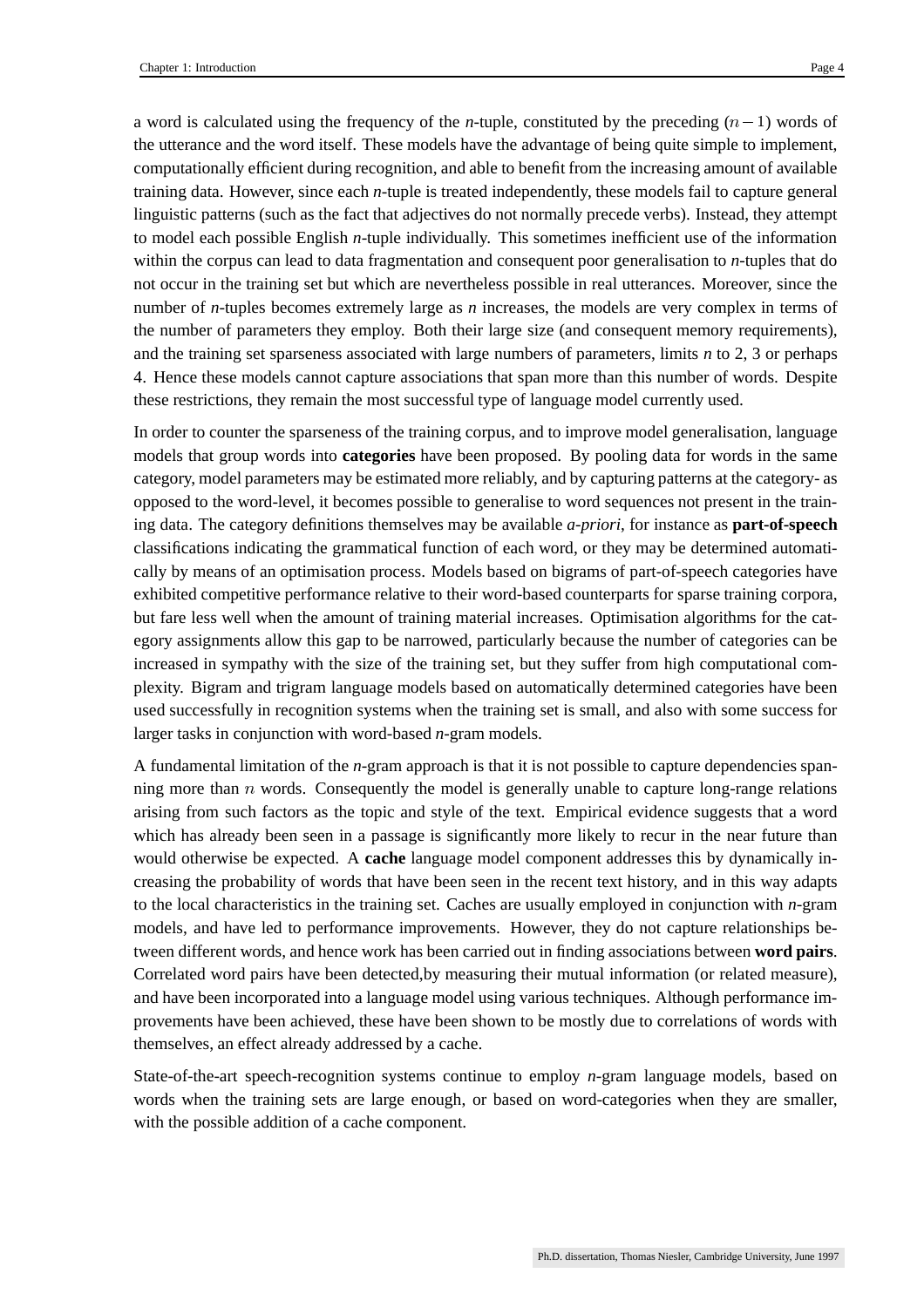a word is calculated using the frequency of the *n*-tuple, constituted by the preceding $(n-1)$ words of the utterance and the word itself. These models have the advantage of being quite simple to implement, computationally efficient during recognition, and able to benefit from the increasing amount of available training data. However, since each *n*-tuple is treated independently, these models fail to capture general linguistic patterns (such as the fact that adjectives do not normally precede verbs). Instead, they attempt to model each possible English *n*-tuple individually. This sometimes inefficient use of the information within the corpus can lead to data fragmentation and consequent poor generalisation to *n*-tuples that do not occur in the training set but which are nevertheless possible in real utterances. Moreover, since the number of *n*-tuples becomes extremely large as *n* increases, the models are very complex in terms of the number of parameters they employ. Both their large size (and consequent memory requirements), and the training set sparseness associated with large numbers of parameters, limits *n* to 2, 3 or perhaps 4. Hence these models cannot capture associations that span more than this number of words. Despite these restrictions, they remain the most successful type of language model currently used.

In order to counter the sparseness of the training corpus, and to improve model generalisation, language models that group words into **categories** have been proposed. By pooling data for words in the same category, model parameters may be estimated more reliably, and by capturing patterns at the category- as opposed to the word-level, it becomes possible to generalise to word sequences not present in the training data. The category definitions themselves may be available *a-priori*, for instance as **part-of-speech** classifications indicating the grammatical function of each word, or they may be determined automatically by means of an optimisation process. Models based on bigrams of part-of-speech categories have exhibited competitive performance relative to their word-based counterparts for sparse training corpora, but fare less well when the amount of training material increases. Optimisation algorithms for the category assignments allow this gap to be narrowed, particularly because the number of categories can be increased in sympathy with the size of the training set, but they suffer from high computational complexity. Bigram and trigram language models based on automatically determined categories have been used successfully in recognition systems when the training set is small, and also with some success for larger tasks in conjunction with word-based *n*-gram models.

A fundamental limitation of the *n*-gram approach is that it is not possible to capture dependencies spanning more than $n$ words. Consequently the model is generally unable to capture long-range relations arising from such factors as the topic and style of the text. Empirical evidence suggests that a word which has already been seen in a passage is significantly more likely to recur in the near future than would otherwise be expected. A **cache** language model component addresses this by dynamically increasing the probability of words that have been seen in the recent text history, and in this way adapts to the local characteristics in the training set. Caches are usually employed in conjunction with *n*-gram models, and have led to performance improvements. However, they do not capture relationships between different words, and hence work has been carried out in finding associations between **word pairs**. Correlated word pairs have been detected,by measuring their mutual information (or related measure), and have been incorporated into a language model using various techniques. Although performance improvements have been achieved, these have been shown to be mostly due to correlations of words with themselves, an effect already addressed by a cache.

State-of-the-art speech-recognition systems continue to employ *n*-gram language models, based on words when the training sets are large enough, or based on word-categories when they are smaller, with the possible addition of a cache component.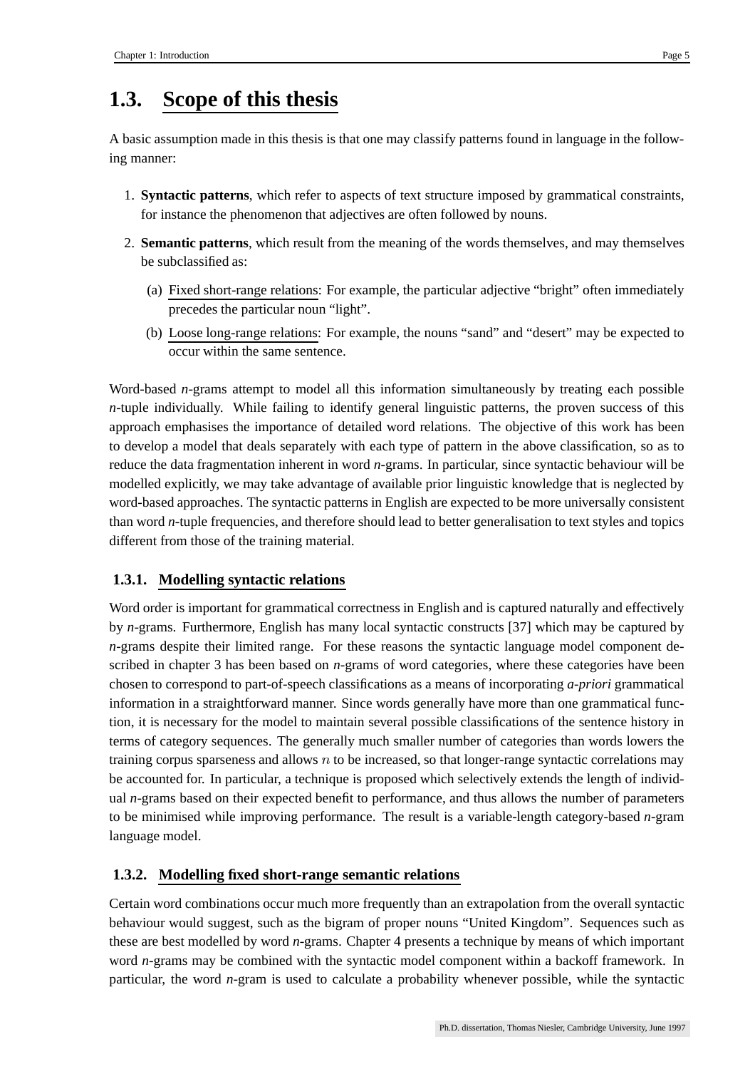## 1.3. Scope of this thesis

A basic assumption made in this thesis is that one may classify patterns found in language in the following manner:

1. **Syntactic patterns**, which refer to aspects of text structure imposed by grammatical constraints, for instance the phenomenon that adjectives are often followed by nouns.
2. **Semantic patterns**, which result from the meaning of the words themselves, and may themselves be subclassified as:
   (a) Fixed short-range relations: For example, the particular adjective "bright" often immediately precedes the particular noun "light".
   (b) Loose long-range relations: For example, the nouns "sand" and "desert" may be expected to occur within the same sentence.

Word-based *n*-grams attempt to model all this information simultaneously by treating each possible *n*-tuple individually. While failing to identify general linguistic patterns, the proven success of this approach emphasises the importance of detailed word relations. The objective of this work has been to develop a model that deals separately with each type of pattern in the above classification, so as to reduce the data fragmentation inherent in word *n*-grams. In particular, since syntactic behaviour will be modelled explicitly, we may take advantage of available prior linguistic knowledge that is neglected by word-based approaches. The syntactic patterns in English are expected to be more universally consistent than word *n*-tuple frequencies, and therefore should lead to better generalisation to text styles and topics different from those of the training material.

### 1.3.1. Modelling syntactic relations

Word order is important for grammatical correctness in English and is captured naturally and effectively by *n*-grams. Furthermore, English has many local syntactic constructs [37] which may be captured by *n*-grams despite their limited range. For these reasons the syntactic language model component described in chapter 3 has been based on *n*-grams of word categories, where these categories have been chosen to correspond to part-of-speech classifications as a means of incorporating *a-priori* grammatical information in a straightforward manner. Since words generally have more than one grammatical function, it is necessary for the model to maintain several possible classifications of the sentence history in terms of category sequences. The generally much smaller number of categories than words lowers the training corpus sparseness and allows $n$ to be increased, so that longer-range syntactic correlations may be accounted for. In particular, a technique is proposed which selectively extends the length of individual *n*-grams based on their expected benefit to performance, and thus allows the number of parameters to be minimised while improving performance. The result is a variable-length category-based *n*-gram language model.

### 1.3.2. Modelling fixed short-range semantic relations

Certain word combinations occur much more frequently than an extrapolation from the overall syntactic behaviour would suggest, such as the bigram of proper nouns "United Kingdom". Sequences such as these are best modelled by word *n*-grams. Chapter 4 presents a technique by means of which important word *n*-grams may be combined with the syntactic model component within a backoff framework. In particular, the word *n*-gram is used to calculate a probability whenever possible, while the syntactic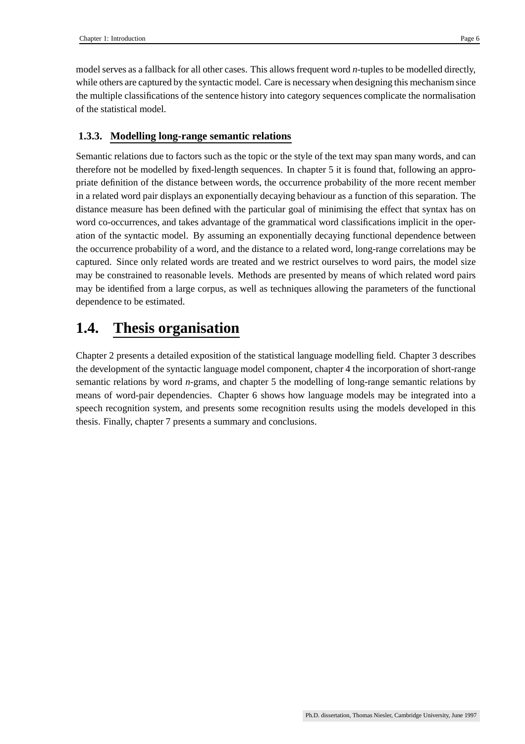model serves as a fallback for all other cases. This allows frequent word *n*-tuples to be modelled directly, while others are captured by the syntactic model. Care is necessary when designing this mechanism since the multiple classifications of the sentence history into category sequences complicate the normalisation of the statistical model.

### 1.3.3. Modelling long-range semantic relations

Semantic relations due to factors such as the topic or the style of the text may span many words, and can therefore not be modelled by fixed-length sequences. In chapter 5 it is found that, following an appropriate definition of the distance between words, the occurrence probability of the more recent member in a related word pair displays an exponentially decaying behaviour as a function of this separation. The distance measure has been defined with the particular goal of minimising the effect that syntax has on word co-occurrences, and takes advantage of the grammatical word classifications implicit in the operation of the syntactic model. By assuming an exponentially decaying functional dependence between the occurrence probability of a word, and the distance to a related word, long-range correlations may be captured. Since only related words are treated and we restrict ourselves to word pairs, the model size may be constrained to reasonable levels. Methods are presented by means of which related word pairs may be identified from a large corpus, as well as techniques allowing the parameters of the functional dependence to be estimated.

## 1.4. Thesis organisation

Chapter 2 presents a detailed exposition of the statistical language modelling field. Chapter 3 describes the development of the syntactic language model component, chapter 4 the incorporation of short-range semantic relations by word *n*-grams, and chapter 5 the modelling of long-range semantic relations by means of word-pair dependencies. Chapter 6 shows how language models may be integrated into a speech recognition system, and presents some recognition results using the models developed in this thesis. Finally, chapter 7 presents a summary and conclusions.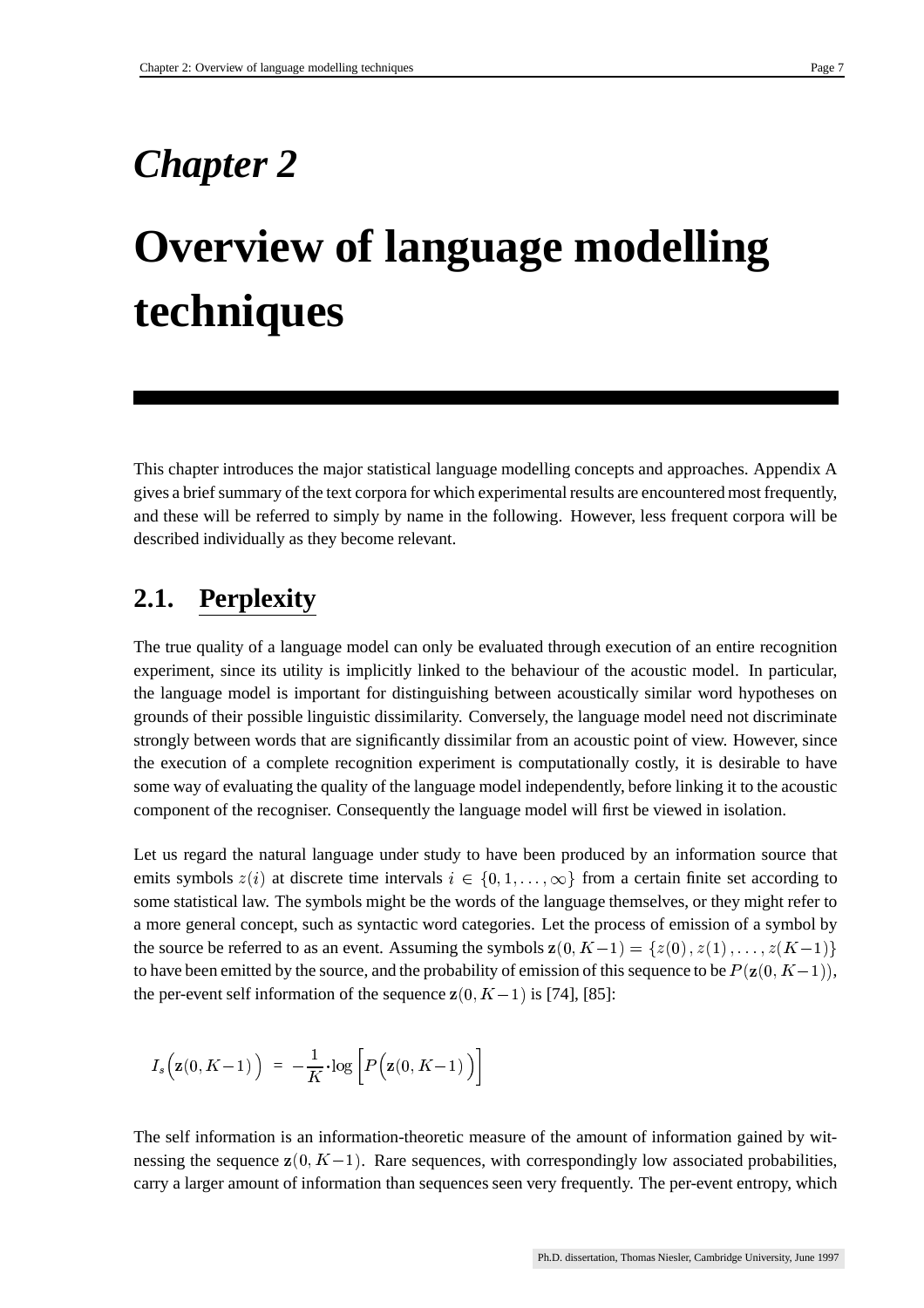# *Chapter 2*

# Overview of language modelling techniques

This chapter introduces the major statistical language modelling concepts and approaches. Appendix A gives a brief summary of the text corpora for which experimental results are encountered most frequently, and these will be referred to simply by name in the following. However, less frequent corpora will be described individually as they become relevant.

## 2.1. Perplexity

The true quality of a language model can only be evaluated through execution of an entire recognition experiment, since its utility is implicitly linked to the behaviour of the acoustic model. In particular, the language model is important for distinguishing between acoustically similar word hypotheses on grounds of their possible linguistic dissimilarity. Conversely, the language model need not discriminate strongly between words that are significantly dissimilar from an acoustic point of view. However, since the execution of a complete recognition experiment is computationally costly, it is desirable to have some way of evaluating the quality of the language model independently, before linking it to the acoustic component of the recogniser. Consequently the language model will first be viewed in isolation.

Let us regard the natural language under study to have been produced by an information source that emits symbols $z(i)$ at discrete time intervals $i \in \{0, 1, \ldots, \infty\}$ from a certain finite set according to some statistical law. The symbols might be the words of the language themselves, or they might refer to a more general concept, such as syntactic word categories. Let the process of emission of a symbol by the source be referred to as an event. Assuming the symbols $\mathbf{z}(0, K-1) = \{z(0), z(1), \ldots, z(K-1)\}$ to have been emitted by the source, and the probability of emission of this sequence to be $P(\mathbf{z}(0, K-1))$, the per-event self information of the sequence $\mathbf{z}(0, K-1)$ is [74], [85]:

$$I_s\Big(\mathbf{z}(0, K-1)\Big) = -\frac{1}{K} \cdot \log\left[P\Big(\mathbf{z}(0, K-1)\Big)\right]$$

The self information is an information-theoretic measure of the amount of information gained by witnessing the sequence $\mathbf{z}(0, K-1)$. Rare sequences, with correspondingly low associated probabilities, carry a larger amount of information than sequences seen very frequently. The per-event entropy, which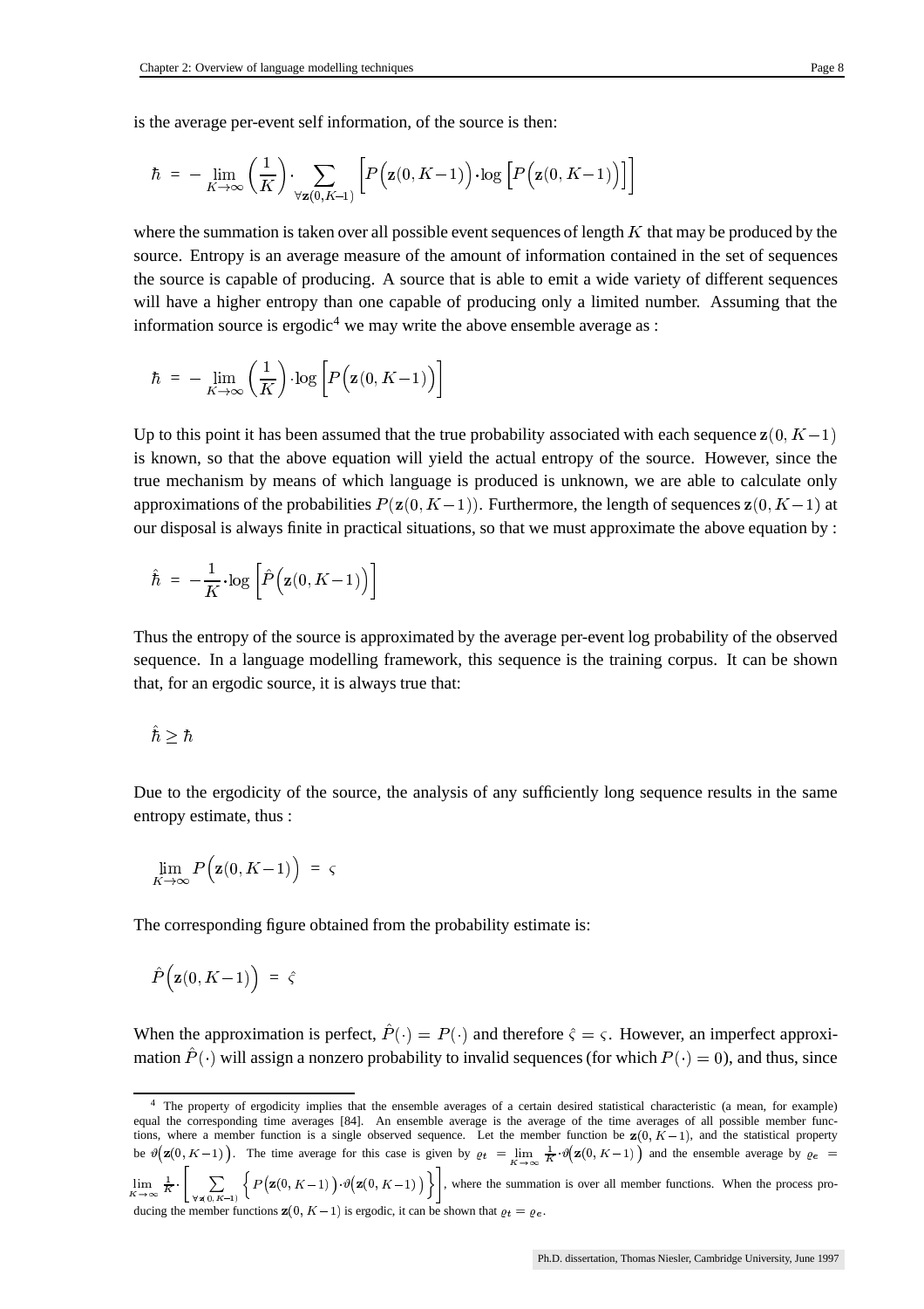is the average per-event self information, of the source is then:

$$\hbar \;=\; -\lim_{K\to\infty}\left(\frac{1}{K}\right)\cdot\sum_{\forall \mathbf{z}(0,K-1)}\left[P\Big(\mathbf{z}(0,K-1)\Big)\cdot\log\left[P\Big(\mathbf{z}(0,K-1)\Big)\right]\right]$$

where the summation is taken over all possible event sequences of length $K$ that may be produced by the source. Entropy is an average measure of the amount of information contained in the set of sequences the source is capable of producing. A source that is able to emit a wide variety of different sequences will have a higher entropy than one capable of producing only a limited number. Assuming that the information source is ergodic[4] we may write the above ensemble average as :

$$\hbar \;=\; -\lim_{K\to\infty}\left(\frac{1}{K}\right)\cdot\log\left[P\Big(\mathbf{z}(0,K-1)\Big)\right]$$

Up to this point it has been assumed that the true probability associated with each sequence $\mathbf{z}(0,K-1)$ is known, so that the above equation will yield the actual entropy of the source. However, since the true mechanism by means of which language is produced is unknown, we are able to calculate only approximations of the probabilities $P(\mathbf{z}(0,K-1))$. Furthermore, the length of sequences $\mathbf{z}(0,K-1)$ at our disposal is always finite in practical situations, so that we must approximate the above equation by :

$$\hat{\hbar} \;=\; -\frac{1}{K}\cdot\log\left[\hat{P}\Big(\mathbf{z}(0,K-1)\Big)\right]$$

Thus the entropy of the source is approximated by the average per-event log probability of the observed sequence. In a language modelling framework, this sequence is the training corpus. It can be shown that, for an ergodic source, it is always true that:

$$\hat{\hbar} \geq \hbar$$

Due to the ergodicity of the source, the analysis of any sufficiently long sequence results in the same entropy estimate, thus :

$$\lim_{K\to\infty} P\Big(\mathbf{z}(0,K-1)\Big) \;=\; \varsigma$$

The corresponding figure obtained from the probability estimate is:

$$\hat{P}\Big(\mathbf{z}(0,K-1)\Big) \;=\; \hat{\varsigma}$$

When the approximation is perfect, $\hat{P}(\cdot) = P(\cdot)$ and therefore $\hat{\varsigma} = \varsigma$. However, an imperfect approximation $\hat{P}(\cdot)$ will assign a nonzero probability to invalid sequences (for which $P(\cdot) = 0$), and thus, since

---

[4] The property of ergodicity implies that the ensemble averages of a certain desired statistical characteristic (a mean, for example) equal the corresponding time averages [84]. An ensemble average is the average of the time averages of all possible member functions, where a member function is a single observed sequence. Let the member function be $\mathbf{z}(0,K-1)$, and the statistical property be $\vartheta\big(\mathbf{z}(0,K-1)\big)$. The time average for this case is given by $\varrho_t = \lim_{K\to\infty}\frac{1}{K}\cdot\vartheta\big(\mathbf{z}(0,K-1)\big)$ and the ensemble average by $\varrho_e = \lim_{K\to\infty}\frac{1}{K}\cdot\left[\sum_{\forall \mathbf{z}(0,K-1)}\left\{P\big(\mathbf{z}(0,K-1)\big)\cdot\vartheta\big(\mathbf{z}(0,K-1)\big)\right\}\right]$, where the summation is over all member functions. When the process producing the member functions $\mathbf{z}(0,K-1)$ is ergodic, it can be shown that $\varrho_t = \varrho_e$.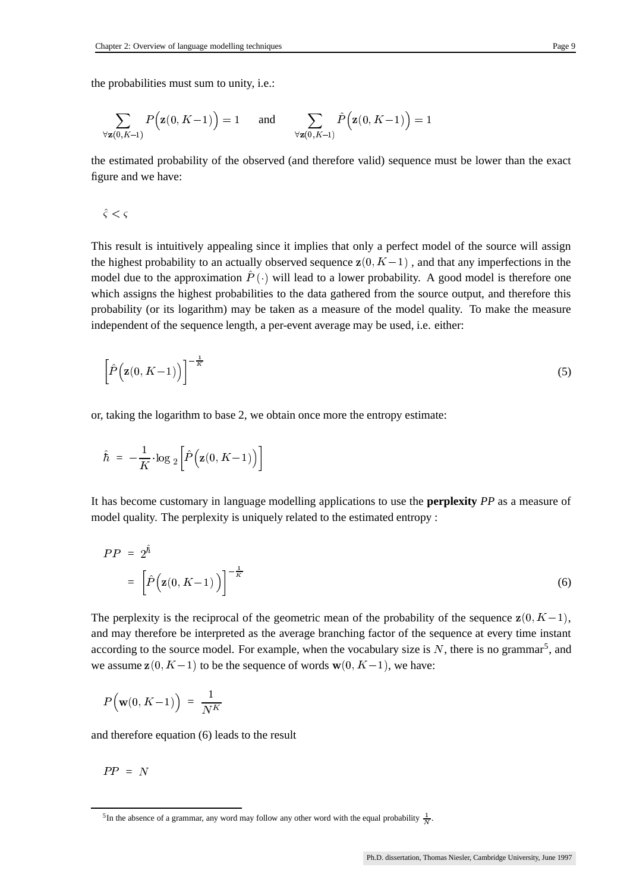the probabilities must sum to unity, i.e.:

$$\sum_{\forall \mathbf{z}(0,K-1)} P\Big(\mathbf{z}(0,K-1)\Big) = 1 \quad \text{and} \quad \sum_{\forall \mathbf{z}(0,K-1)} \hat{P}\Big(\mathbf{z}(0,K-1)\Big) = 1$$

the estimated probability of the observed (and therefore valid) sequence must be lower than the exact figure and we have:

$$\hat{\varsigma} < \varsigma$$

This result is intuitively appealing since it implies that only a perfect model of the source will assign the highest probability to an actually observed sequence $\mathbf{z}(0,K-1)$ , and that any imperfections in the model due to the approximation $\hat{P}(\cdot)$ will lead to a lower probability. A good model is therefore one which assigns the highest probabilities to the data gathered from the source output, and therefore this probability (or its logarithm) may be taken as a measure of the model quality. To make the measure independent of the sequence length, a per-event average may be used, i.e. either:

$$\left[\hat{P}\Big(\mathbf{z}(0,K-1)\Big)\right]^{-\frac{1}{K}} \tag{5}$$

or, taking the logarithm to base 2, we obtain once more the entropy estimate:

$$\hat{\hbar} \;=\; -\frac{1}{K}\cdot\log_{2}\left[\hat{P}\Big(\mathbf{z}(0,K-1)\Big)\right]$$

It has become customary in language modelling applications to use the **perplexity** *PP* as a measure of model quality. The perplexity is uniquely related to the estimated entropy :

$$\begin{aligned} PP \;&=\; 2^{\hat{\hbar}} \\ &=\; \left[\hat{P}\Big(\mathbf{z}(0,K-1)\Big)\right]^{-\frac{1}{K}} \end{aligned} \tag{6}$$

The perplexity is the reciprocal of the geometric mean of the probability of the sequence $\mathbf{z}(0,K-1)$, and may therefore be interpreted as the average branching factor of the sequence at every time instant according to the source model. For example, when the vocabulary size is $N$, there is no grammar[5], and we assume $\mathbf{z}(0,K-1)$ to be the sequence of words $\mathbf{w}(0,K-1)$, we have:

$$P\Big(\mathbf{w}(0,K-1)\Big) \;=\; \frac{1}{N^K}$$

and therefore equation (6) leads to the result

$$PP \;=\; N$$

[5]In the absence of a grammar, any word may follow any other word with the equal probability $\frac{1}{N}$.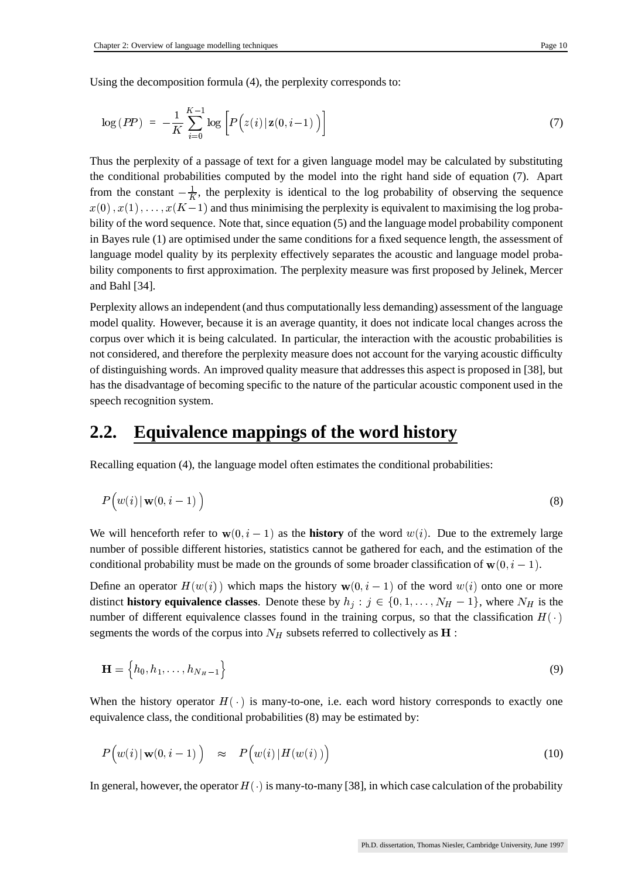Using the decomposition formula (4), the perplexity corresponds to:

$$\log(PP) \;=\; -\frac{1}{K}\sum_{i=0}^{K-1}\log\left[P\Big(z(i)\,|\,\mathbf{z}(0,i-1)\,\Big)\right] \tag{7}$$

Thus the perplexity of a passage of text for a given language model may be calculated by substituting the conditional probabilities computed by the model into the right hand side of equation (7). Apart from the constant $-\frac{1}{K}$, the perplexity is identical to the log probability of observing the sequence $x(0)\,,x(1)\,,\ldots,x(K-1)$ and thus minimising the perplexity is equivalent to maximising the log probability of the word sequence. Note that, since equation (5) and the language model probability component in Bayes rule (1) are optimised under the same conditions for a fixed sequence length, the assessment of language model quality by its perplexity effectively separates the acoustic and language model probability components to first approximation. The perplexity measure was first proposed by Jelinek, Mercer and Bahl [34].

Perplexity allows an independent (and thus computationally less demanding) assessment of the language model quality. However, because it is an average quantity, it does not indicate local changes across the corpus over which it is being calculated. In particular, the interaction with the acoustic probabilities is not considered, and therefore the perplexity measure does not account for the varying acoustic difficulty of distinguishing words. An improved quality measure that addresses this aspect is proposed in [38], but has the disadvantage of becoming specific to the nature of the particular acoustic component used in the speech recognition system.

## 2.2. Equivalence mappings of the word history

Recalling equation (4), the language model often estimates the conditional probabilities:

$$P\Big(w(i)\,|\,\mathbf{w}(0,i-1)\,\Big) \tag{8}$$

We will henceforth refer to $\mathbf{w}(0,i-1)$ as the **history** of the word $w(i)$. Due to the extremely large number of possible different histories, statistics cannot be gathered for each, and the estimation of the conditional probability must be made on the grounds of some broader classification of $\mathbf{w}(0,i-1)$.

Define an operator $H(w(i)\,)$ which maps the history $\mathbf{w}(0,i-1)$ of the word $w(i)$ onto one or more distinct **history equivalence classes**. Denote these by $h_j : j \in \{0,1,\ldots,N_H-1\}$, where $N_H$ is the number of different equivalence classes found in the training corpus, so that the classification $H(\,\cdot\,)$ segments the words of the corpus into $N_H$ subsets referred to collectively as $\mathbf{H}$ :

$$\mathbf{H} = \Big\{h_0, h_1, \ldots, h_{N_H-1}\Big\} \tag{9}$$

When the history operator $H(\,\cdot\,)$ is many-to-one, i.e. each word history corresponds to exactly one equivalence class, the conditional probabilities (8) may be estimated by:

$$P\Big(w(i)\,|\,\mathbf{w}(0,i-1)\,\Big) \quad \approx \quad P\Big(w(i)\,|\,H(w(i)\,)\Big) \tag{10}$$

In general, however, the operator $H(\,\cdot\,)$ is many-to-many [38], in which case calculation of the probability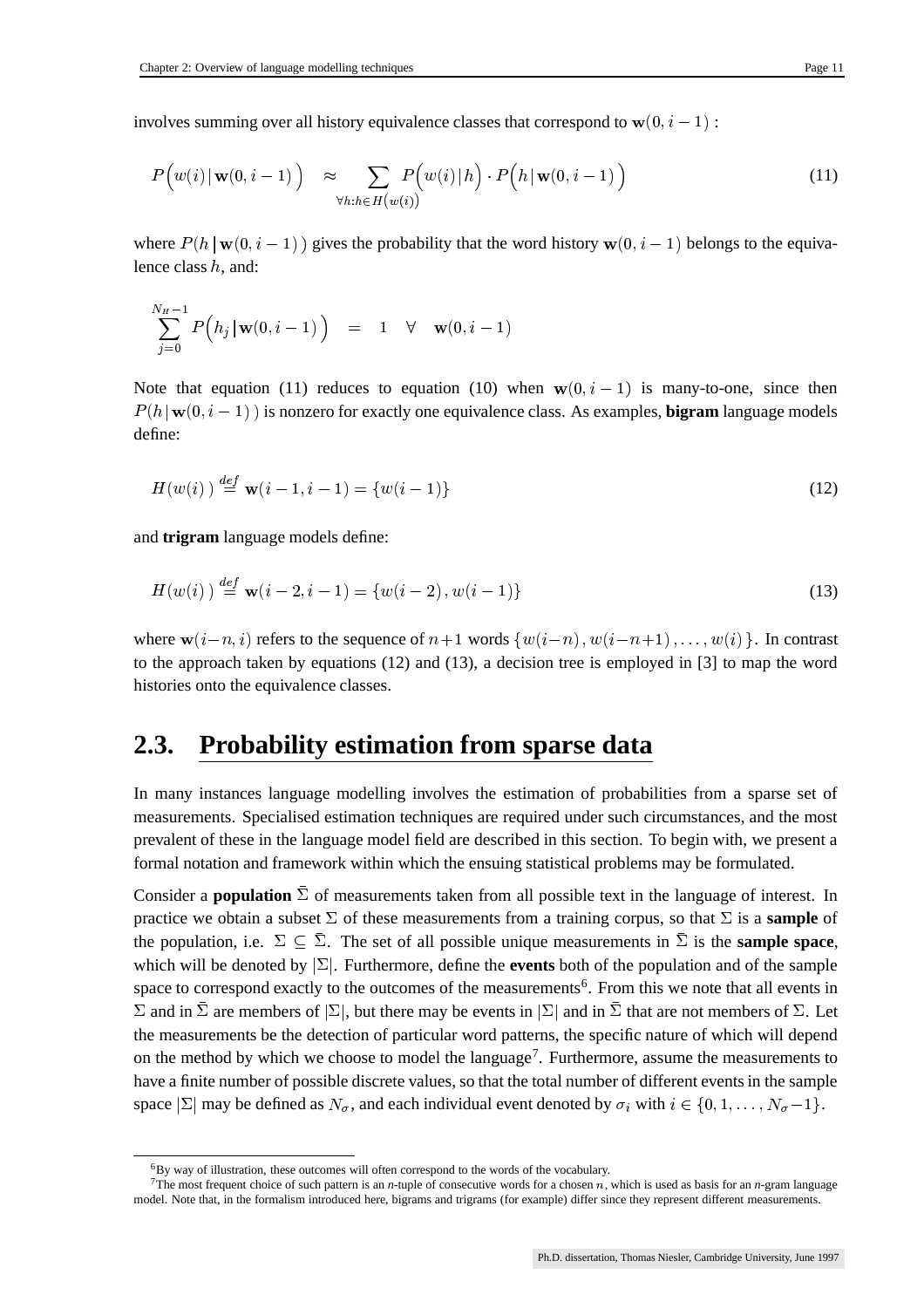involves summing over all history equivalence classes that correspond to $\mathbf{w}(0, i-1)$ :

$$P\Big(w(i)\,|\,\mathbf{w}(0,i-1)\Big) \approx \sum_{\forall h: h \in H\big(w(i)\big)} P\Big(w(i)\,|\,h\Big) \cdot P\Big(h\,|\,\mathbf{w}(0,i-1)\Big) \tag{11}$$

where $P(h\,|\,\mathbf{w}(0,i-1))$ gives the probability that the word history $\mathbf{w}(0, i-1)$ belongs to the equivalence class $h$, and:

$$\sum_{j=0}^{N_H-1} P\Big(h_j\,|\,\mathbf{w}(0,i-1)\Big) = 1 \quad \forall \quad \mathbf{w}(0,i-1)$$

Note that equation (11) reduces to equation (10) when $\mathbf{w}(0, i-1)$ is many-to-one, since then $P(h\,|\,\mathbf{w}(0,i-1))$ is nonzero for exactly one equivalence class. As examples, **bigram** language models define:

$$H(w(i)) \stackrel{def}{=} \mathbf{w}(i-1, i-1) = \{w(i-1)\} \tag{12}$$

and **trigram** language models define:

$$H(w(i)) \stackrel{def}{=} \mathbf{w}(i-2, i-1) = \{w(i-2), w(i-1)\} \tag{13}$$

where $\mathbf{w}(i-n, i)$ refers to the sequence of $n+1$ words $\{w(i-n), w(i-n+1), \ldots, w(i)\}$. In contrast to the approach taken by equations (12) and (13), a decision tree is employed in [3] to map the word histories onto the equivalence classes.

## 2.3. Probability estimation from sparse data

In many instances language modelling involves the estimation of probabilities from a sparse set of measurements. Specialised estimation techniques are required under such circumstances, and the most prevalent of these in the language model field are described in this section. To begin with, we present a formal notation and framework within which the ensuing statistical problems may be formulated.

Consider a **population** $\bar{\Sigma}$ of measurements taken from all possible text in the language of interest. In practice we obtain a subset $\Sigma$ of these measurements from a training corpus, so that $\Sigma$ is a **sample** of the population, i.e. $\Sigma \subseteq \bar{\Sigma}$. The set of all possible unique measurements in $\bar{\Sigma}$ is the **sample space**, which will be denoted by $|\Sigma|$. Furthermore, define the **events** both of the population and of the sample space to correspond exactly to the outcomes of the measurements[6]. From this we note that all events in $\Sigma$ and in $\bar{\Sigma}$ are members of $|\Sigma|$, but there may be events in $|\Sigma|$ and in $\bar{\Sigma}$ that are not members of $\Sigma$. Let the measurements be the detection of particular word patterns, the specific nature of which will depend on the method by which we choose to model the language[7]. Furthermore, assume the measurements to have a finite number of possible discrete values, so that the total number of different events in the sample space $|\Sigma|$ may be defined as $N_\sigma$, and each individual event denoted by $\sigma_i$ with $i \in \{0, 1, \ldots, N_\sigma - 1\}$.

---

[6] By way of illustration, these outcomes will often correspond to the words of the vocabulary.

[7] The most frequent choice of such pattern is an *n*-tuple of consecutive words for a chosen $n$, which is used as basis for an *n*-gram language model. Note that, in the formalism introduced here, bigrams and trigrams (for example) differ since they represent different measurements.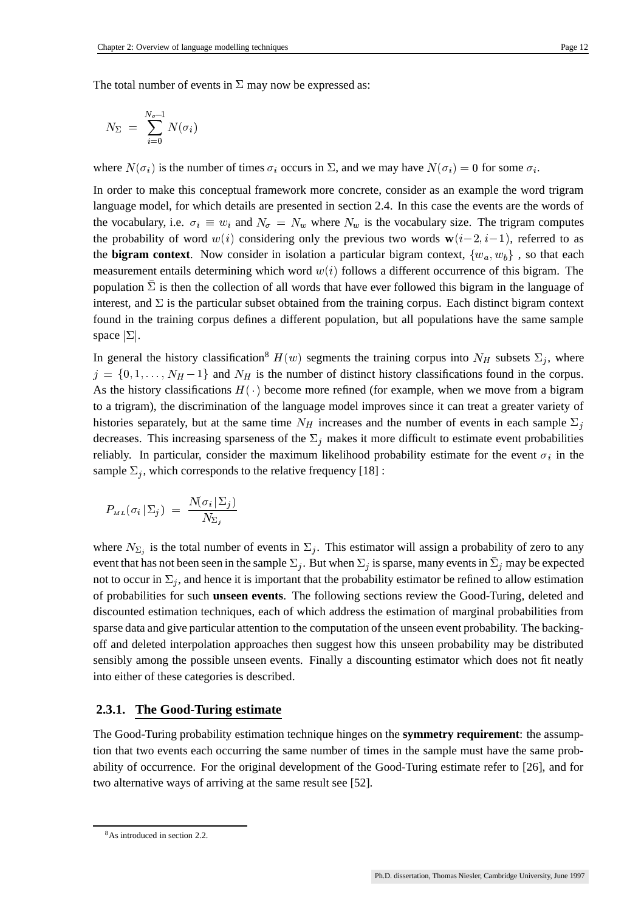The total number of events in $\Sigma$ may now be expressed as:

$$N_\Sigma \;=\; \sum_{i=0}^{N_\sigma - 1} N(\sigma_i)$$

where $N(\sigma_i)$ is the number of times $\sigma_i$ occurs in $\Sigma$, and we may have $N(\sigma_i) = 0$ for some $\sigma_i$.

In order to make this conceptual framework more concrete, consider as an example the word trigram language model, for which details are presented in section 2.4. In this case the events are the words of the vocabulary, i.e. $\sigma_i \equiv w_i$ and $N_\sigma = N_w$ where $N_w$ is the vocabulary size. The trigram computes the probability of word $w(i)$ considering only the previous two words $\mathbf{w}(i-2, i-1)$, referred to as the **bigram context**. Now consider in isolation a particular bigram context, $\{w_a, w_b\}$ , so that each measurement entails determining which word $w(i)$ follows a different occurrence of this bigram. The population $\bar{\Sigma}$ is then the collection of all words that have ever followed this bigram in the language of interest, and $\Sigma$ is the particular subset obtained from the training corpus. Each distinct bigram context found in the training corpus defines a different population, but all populations have the same sample space $|\Sigma|$.

In general the history classification[8] $H(w)$ segments the training corpus into $N_H$ subsets $\Sigma_j$, where $j = \{0, 1, \ldots, N_H - 1\}$ and $N_H$ is the number of distinct history classifications found in the corpus. As the history classifications $H(\cdot)$ become more refined (for example, when we move from a bigram to a trigram), the discrimination of the language model improves since it can treat a greater variety of histories separately, but at the same time $N_H$ increases and the number of events in each sample $\Sigma_j$ decreases. This increasing sparseness of the $\Sigma_j$ makes it more difficult to estimate event probabilities reliably. In particular, consider the maximum likelihood probability estimate for the event $\sigma_i$ in the sample $\Sigma_j$, which corresponds to the relative frequency [18] :

$$P_{ML}(\sigma_i \,|\, \Sigma_j) \;=\; \frac{N(\sigma_i \,|\, \Sigma_j)}{N_{\Sigma_j}}$$

where $N_{\Sigma_j}$ is the total number of events in $\Sigma_j$. This estimator will assign a probability of zero to any event that has not been seen in the sample $\Sigma_j$. But when $\Sigma_j$ is sparse, many events in $\bar{\Sigma}_j$ may be expected not to occur in $\Sigma_j$, and hence it is important that the probability estimator be refined to allow estimation of probabilities for such **unseen events**. The following sections review the Good-Turing, deleted and discounted estimation techniques, each of which address the estimation of marginal probabilities from sparse data and give particular attention to the computation of the unseen event probability. The backing-off and deleted interpolation approaches then suggest how this unseen probability may be distributed sensibly among the possible unseen events. Finally a discounting estimator which does not fit neatly into either of these categories is described.

### 2.3.1. The Good-Turing estimate

The Good-Turing probability estimation technique hinges on the **symmetry requirement**: the assumption that two events each occurring the same number of times in the sample must have the same probability of occurrence. For the original development of the Good-Turing estimate refer to [26], and for two alternative ways of arriving at the same result see [52].

---

[8] As introduced in section 2.2.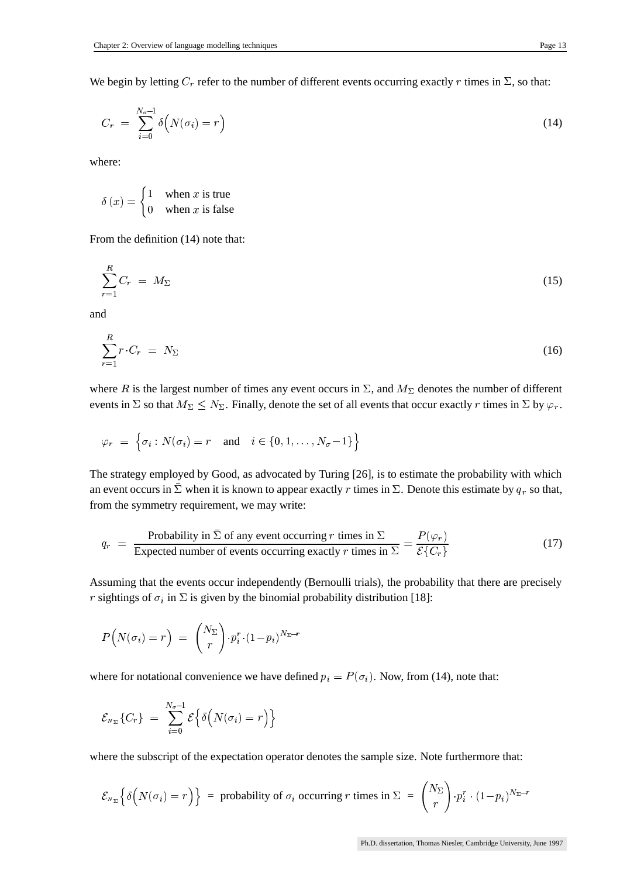We begin by letting $C_r$ refer to the number of different events occurring exactly $r$ times in $\Sigma$, so that:

$$C_r \;=\; \sum_{i=0}^{N_\sigma - 1} \delta\Big(N(\sigma_i) = r\Big) \tag{14}$$

where:

$$\delta\,(x) = \begin{cases} 1 & \text{when } x \text{ is true} \\ 0 & \text{when } x \text{ is false} \end{cases}$$

From the definition (14) note that:

$$\sum_{r=1}^{R} C_r \;=\; M_\Sigma \tag{15}$$

and

$$\sum_{r=1}^{R} r \cdot C_r \;=\; N_\Sigma \tag{16}$$

where $R$ is the largest number of times any event occurs in $\Sigma$, and $M_\Sigma$ denotes the number of different events in $\Sigma$ so that $M_\Sigma \leq N_\Sigma$. Finally, denote the set of all events that occur exactly $r$ times in $\Sigma$ by $\varphi_r$.

$$\varphi_r \;=\; \Big\{ \sigma_i : N(\sigma_i) = r \quad \text{and} \quad i \in \{0, 1, \ldots, N_\sigma - 1\} \Big\}$$

The strategy employed by Good, as advocated by Turing [26], is to estimate the probability with which an event occurs in $\bar{\Sigma}$ when it is known to appear exactly $r$ times in $\Sigma$. Denote this estimate by $q_r$ so that, from the symmetry requirement, we may write:

$$q_r \;=\; \frac{\text{Probability in } \bar{\Sigma} \text{ of any event occurring } r \text{ times in } \Sigma}{\text{Expected number of events occurring exactly } r \text{ times in } \Sigma} = \frac{P(\varphi_r)}{\mathcal{E}\{C_r\}} \tag{17}$$

Assuming that the events occur independently (Bernoulli trials), the probability that there are precisely $r$ sightings of $\sigma_i$ in $\Sigma$ is given by the binomial probability distribution [18]:

$$P\Big(N(\sigma_i) = r\Big) \;=\; \binom{N_\Sigma}{r} \cdot p_i^r \cdot (1 - p_i)^{N_\Sigma - r}$$

where for notational convenience we have defined $p_i = P(\sigma_i)$. Now, from (14), note that:

$$\mathcal{E}_{N_\Sigma}\{C_r\} \;=\; \sum_{i=0}^{N_\sigma - 1} \mathcal{E}\Big\{\delta\Big(N(\sigma_i) = r\Big)\Big\}$$

where the subscript of the expectation operator denotes the sample size. Note furthermore that:

$$\mathcal{E}_{N_\Sigma}\Big\{\delta\Big(N(\sigma_i) = r\Big)\Big\} \;=\; \text{probability of } \sigma_i \text{ occurring } r \text{ times in } \Sigma \;=\; \binom{N_\Sigma}{r} \cdot p_i^r \cdot (1 - p_i)^{N_\Sigma - r}$$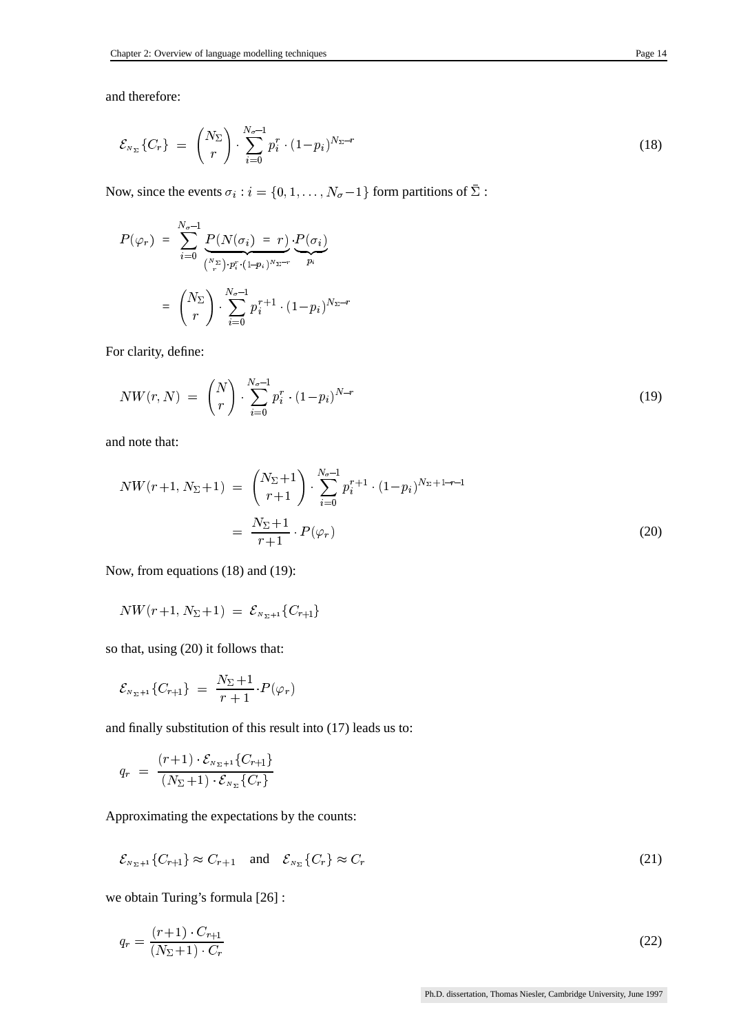and therefore:

$$\mathcal{E}_{N_\Sigma}\{C_r\} \;=\; \binom{N_\Sigma}{r} \cdot \sum_{i=0}^{N_\sigma-1} p_i^r \cdot (1-p_i)^{N_\Sigma-r} \tag{18}$$

Now, since the events $\sigma_i : i = \{0, 1, \ldots, N_\sigma - 1\}$ form partitions of $\bar{\Sigma}$ :

$$\begin{aligned}
P(\varphi_r) \;&=\; \sum_{i=0}^{N_\sigma-1} \underbrace{P(N(\sigma_i) \;=\; r)}_{\binom{N_\Sigma}{r}\cdot p_i^r\cdot(1-p_i)^{N_\Sigma-r}} \cdot \underbrace{P(\sigma_i)}_{p_i} \\
&=\; \binom{N_\Sigma}{r} \cdot \sum_{i=0}^{N_\sigma-1} p_i^{r+1} \cdot (1-p_i)^{N_\Sigma-r}
\end{aligned}$$

For clarity, define:

$$NW(r, N) \;=\; \binom{N}{r} \cdot \sum_{i=0}^{N_\sigma-1} p_i^r \cdot (1-p_i)^{N-r} \tag{19}$$

and note that:

$$\begin{aligned}
NW(r+1,\, N_\Sigma+1) \;&=\; \binom{N_\Sigma+1}{r+1} \cdot \sum_{i=0}^{N_\sigma-1} p_i^{r+1} \cdot (1-p_i)^{N_\Sigma+1-r-1} \\
&=\; \frac{N_\Sigma+1}{r+1} \cdot P(\varphi_r)
\end{aligned} \tag{20}$$

Now, from equations (18) and (19):

$$NW(r+1,\, N_\Sigma+1) \;=\; \mathcal{E}_{N_\Sigma+1}\{C_{r+1}\}$$

so that, using (20) it follows that:

$$\mathcal{E}_{N_\Sigma+1}\{C_{r+1}\} \;=\; \frac{N_\Sigma+1}{r+1} \cdot P(\varphi_r)$$

and finally substitution of this result into (17) leads us to:

$$q_r \;=\; \frac{(r+1) \cdot \mathcal{E}_{N_\Sigma+1}\{C_{r+1}\}}{(N_\Sigma+1) \cdot \mathcal{E}_{N_\Sigma}\{C_r\}}$$

Approximating the expectations by the counts:

$$\mathcal{E}_{N_\Sigma+1}\{C_{r+1}\} \approx C_{r+1} \quad \text{and} \quad \mathcal{E}_{N_\Sigma}\{C_r\} \approx C_r \tag{21}$$

we obtain Turing's formula [26] :

$$q_r = \frac{(r+1) \cdot C_{r+1}}{(N_\Sigma+1) \cdot C_r} \tag{22}$$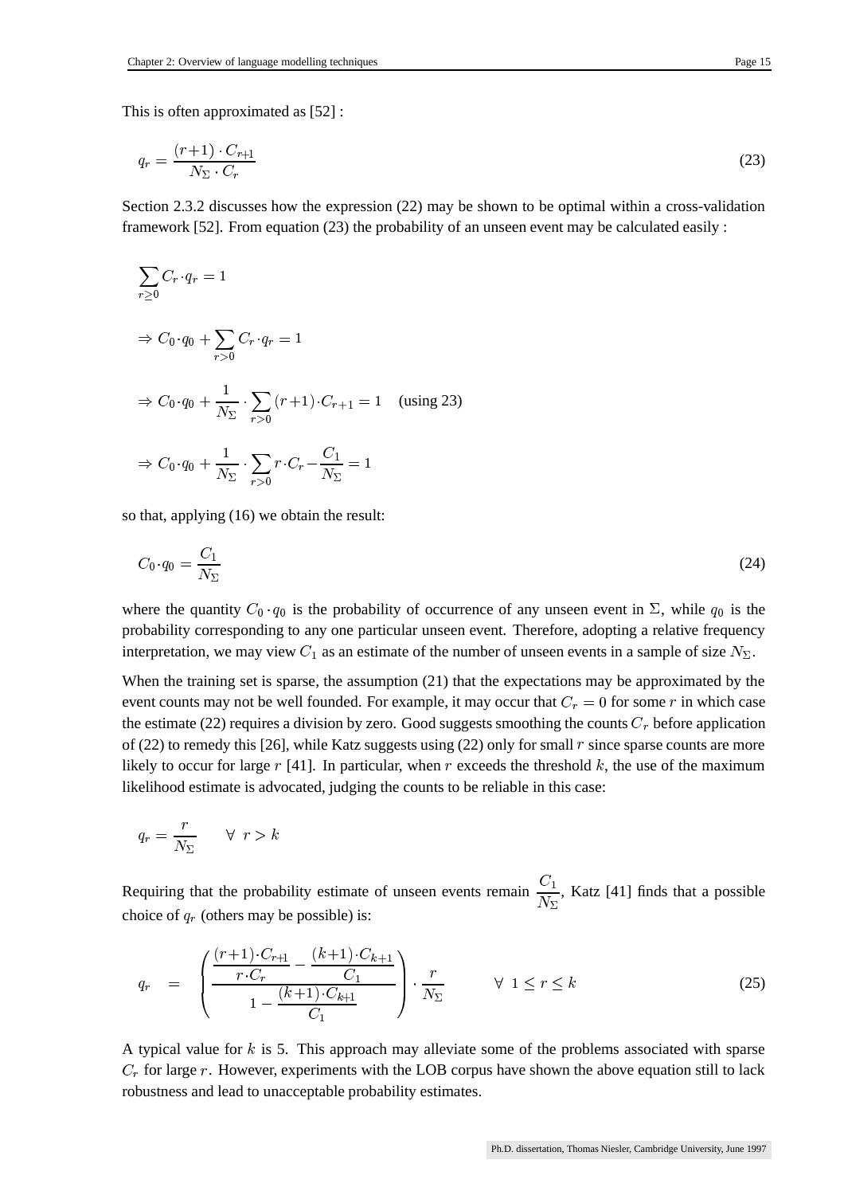This is often approximated as [52] :

$$q_r = \frac{(r+1) \cdot C_{r+1}}{N_\Sigma \cdot C_r} \tag{23}$$

Section 2.3.2 discusses how the expression (22) may be shown to be optimal within a cross-validation framework [52]. From equation (23) the probability of an unseen event may be calculated easily :

$$\sum_{r \geq 0} C_r \cdot q_r = 1$$

$$\Rightarrow C_0 \cdot q_0 + \sum_{r>0} C_r \cdot q_r = 1$$

$$\Rightarrow C_0 \cdot q_0 + \frac{1}{N_\Sigma} \cdot \sum_{r>0} (r+1) \cdot C_{r+1} = 1 \quad \text{(using 23)}$$

$$\Rightarrow C_0 \cdot q_0 + \frac{1}{N_\Sigma} \cdot \sum_{r>0} r \cdot C_r - \frac{C_1}{N_\Sigma} = 1$$

so that, applying (16) we obtain the result:

$$C_0 \cdot q_0 = \frac{C_1}{N_\Sigma} \tag{24}$$

where the quantity $C_0 \cdot q_0$ is the probability of occurrence of any unseen event in $\Sigma$, while $q_0$ is the probability corresponding to any one particular unseen event. Therefore, adopting a relative frequency interpretation, we may view $C_1$ as an estimate of the number of unseen events in a sample of size $N_\Sigma$.

When the training set is sparse, the assumption (21) that the expectations may be approximated by the event counts may not be well founded. For example, it may occur that $C_r = 0$ for some $r$ in which case the estimate (22) requires a division by zero. Good suggests smoothing the counts $C_r$ before application of (22) to remedy this [26], while Katz suggests using (22) only for small $r$ since sparse counts are more likely to occur for large $r$ [41]. In particular, when $r$ exceeds the threshold $k$, the use of the maximum likelihood estimate is advocated, judging the counts to be reliable in this case:

$$q_r = \frac{r}{N_\Sigma} \qquad \forall \;\; r > k$$

Requiring that the probability estimate of unseen events remain $\frac{C_1}{N_\Sigma}$, Katz [41] finds that a possible choice of $q_r$ (others may be possible) is:

$$q_r \quad = \quad \left( \frac{\frac{(r+1) \cdot C_{r+1}}{r \cdot C_r} - \frac{(k+1) \cdot C_{k+1}}{C_1}}{1 - \frac{(k+1) \cdot C_{k+1}}{C_1}} \right) \cdot \frac{r}{N_\Sigma} \qquad \forall \;\; 1 \leq r \leq k \tag{25}$$

A typical value for $k$ is 5. This approach may alleviate some of the problems associated with sparse $C_r$ for large $r$. However, experiments with the LOB corpus have shown the above equation still to lack robustness and lead to unacceptable probability estimates.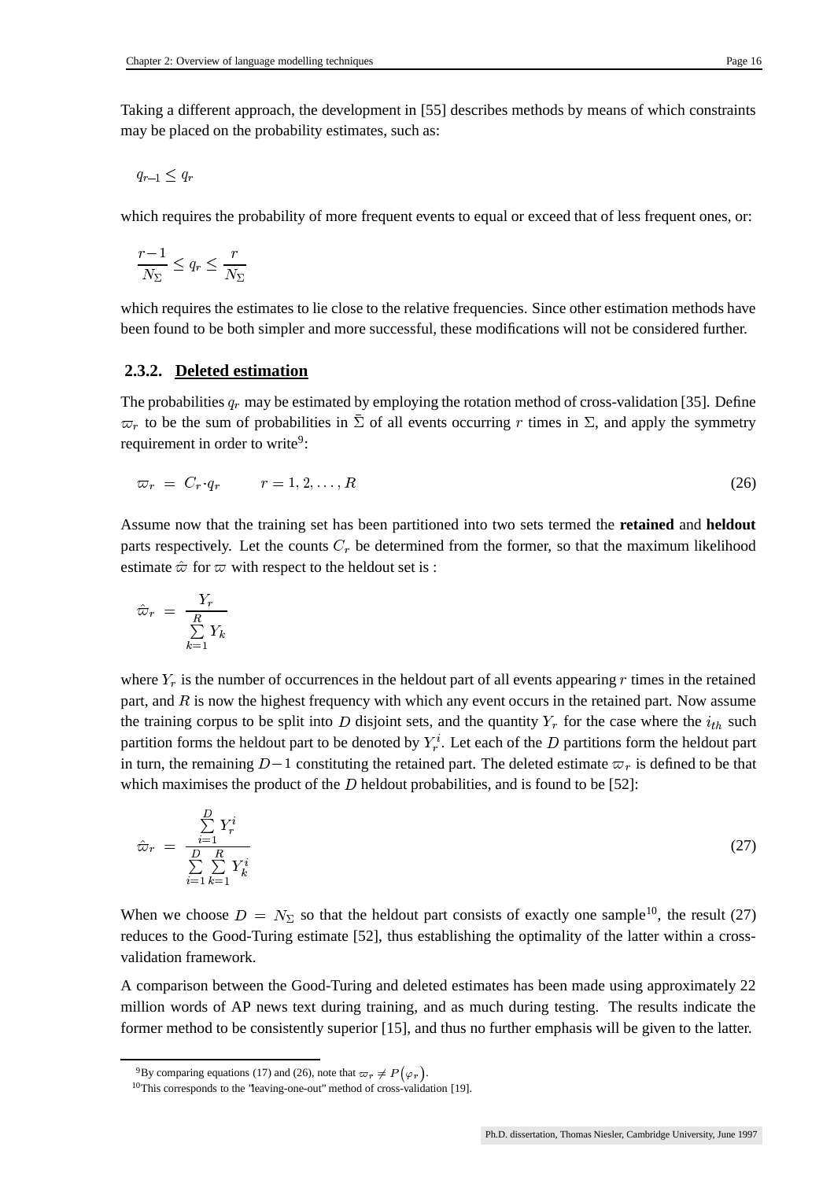Taking a different approach, the development in [55] describes methods by means of which constraints may be placed on the probability estimates, such as:

$$q_{r-1} \leq q_r$$

which requires the probability of more frequent events to equal or exceed that of less frequent ones, or:

$$\frac{r-1}{N_\Sigma} \leq q_r \leq \frac{r}{N_\Sigma}$$

which requires the estimates to lie close to the relative frequencies. Since other estimation methods have been found to be both simpler and more successful, these modifications will not be considered further.

### 2.3.2. Deleted estimation

The probabilities $q_r$ may be estimated by employing the rotation method of cross-validation [35]. Define $\varpi_r$ to be the sum of probabilities in $\bar{\Sigma}$ of all events occurring $r$ times in $\Sigma$, and apply the symmetry requirement in order to write[9]:

$$\varpi_r = C_r \cdot q_r \qquad r = 1, 2, \ldots, R \tag{26}$$

Assume now that the training set has been partitioned into two sets termed the **retained** and **heldout** parts respectively. Let the counts $C_r$ be determined from the former, so that the maximum likelihood estimate $\hat{\varpi}$ for $\varpi$ with respect to the heldout set is :

$$\hat{\varpi}_r = \frac{Y_r}{\sum\limits_{k=1}^{R} Y_k}$$

where $Y_r$ is the number of occurrences in the heldout part of all events appearing $r$ times in the retained part, and $R$ is now the highest frequency with which any event occurs in the retained part. Now assume the training corpus to be split into $D$ disjoint sets, and the quantity $Y_r$ for the case where the $i_{th}$ such partition forms the heldout part to be denoted by $Y_r^i$. Let each of the $D$ partitions form the heldout part in turn, the remaining $D-1$ constituting the retained part. The deleted estimate $\varpi_r$ is defined to be that which maximises the product of the $D$ heldout probabilities, and is found to be [52]:

$$\hat{\varpi}_r = \frac{\sum\limits_{i=1}^{D} Y_r^i}{\sum\limits_{i=1}^{D} \sum\limits_{k=1}^{R} Y_k^i} \tag{27}$$

When we choose $D = N_\Sigma$ so that the heldout part consists of exactly one sample[10], the result (27) reduces to the Good-Turing estimate [52], thus establishing the optimality of the latter within a cross-validation framework.

A comparison between the Good-Turing and deleted estimates has been made using approximately 22 million words of AP news text during training, and as much during testing. The results indicate the former method to be consistently superior [15], and thus no further emphasis will be given to the latter.

---

[9] By comparing equations (17) and (26), note that $\varpi_r \neq P(\varphi_r)$.

[10] This corresponds to the "leaving-one-out" method of cross-validation [19].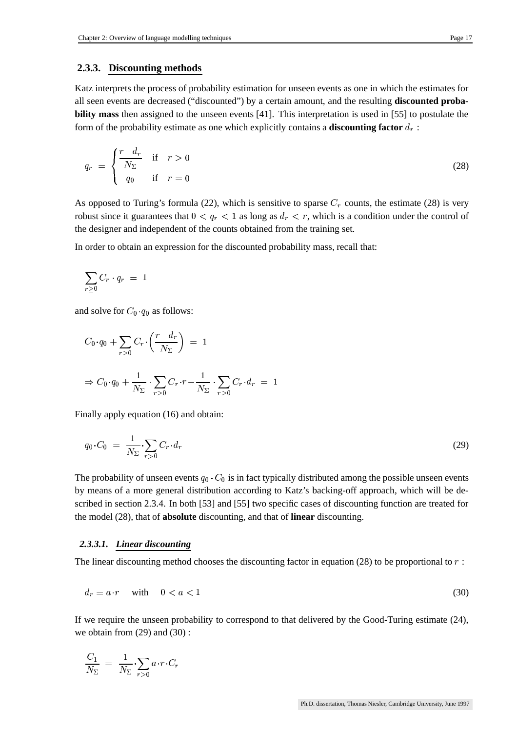### 2.3.3. Discounting methods

Katz interprets the process of probability estimation for unseen events as one in which the estimates for all seen events are decreased ("discounted") by a certain amount, and the resulting **discounted probability mass** then assigned to the unseen events [41]. This interpretation is used in [55] to postulate the form of the probability estimate as one which explicitly contains a **discounting factor** $d_r$ :

$$q_r = \begin{cases} \dfrac{r-d_r}{N_\Sigma} & \text{if} \quad r > 0 \\ q_0 & \text{if} \quad r = 0 \end{cases} \tag{28}$$

As opposed to Turing's formula (22), which is sensitive to sparse $C_r$ counts, the estimate (28) is very robust since it guarantees that $0 < q_r < 1$ as long as $d_r < r$, which is a condition under the control of the designer and independent of the counts obtained from the training set.

In order to obtain an expression for the discounted probability mass, recall that:

$$\sum_{r \geq 0} C_r \cdot q_r = 1$$

and solve for $C_0 \cdot q_0$ as follows:

$$C_0 \cdot q_0 + \sum_{r>0} C_r \cdot \left( \frac{r-d_r}{N_\Sigma} \right) = 1$$

$$\Rightarrow C_0 \cdot q_0 + \frac{1}{N_\Sigma} \cdot \sum_{r>0} C_r \cdot r - \frac{1}{N_\Sigma} \cdot \sum_{r>0} C_r \cdot d_r = 1$$

Finally apply equation (16) and obtain:

$$q_0 \cdot C_0 = \frac{1}{N_\Sigma} \cdot \sum_{r>0} C_r \cdot d_r \tag{29}$$

The probability of unseen events $q_0 \cdot C_0$ is in fact typically distributed among the possible unseen events by means of a more general distribution according to Katz's backing-off approach, which will be described in section 2.3.4. In both [53] and [55] two specific cases of discounting function are treated for the model (28), that of **absolute** discounting, and that of **linear** discounting.

#### *2.3.3.1. Linear discounting*

The linear discounting method chooses the discounting factor in equation (28) to be proportional to $r$ :

$$d_r = a \cdot r \quad \text{with} \quad 0 < a < 1 \tag{30}$$

If we require the unseen probability to correspond to that delivered by the Good-Turing estimate (24), we obtain from (29) and (30) :

$$\frac{C_1}{N_\Sigma} = \frac{1}{N_\Sigma} \cdot \sum_{r>0} a \cdot r \cdot C_r$$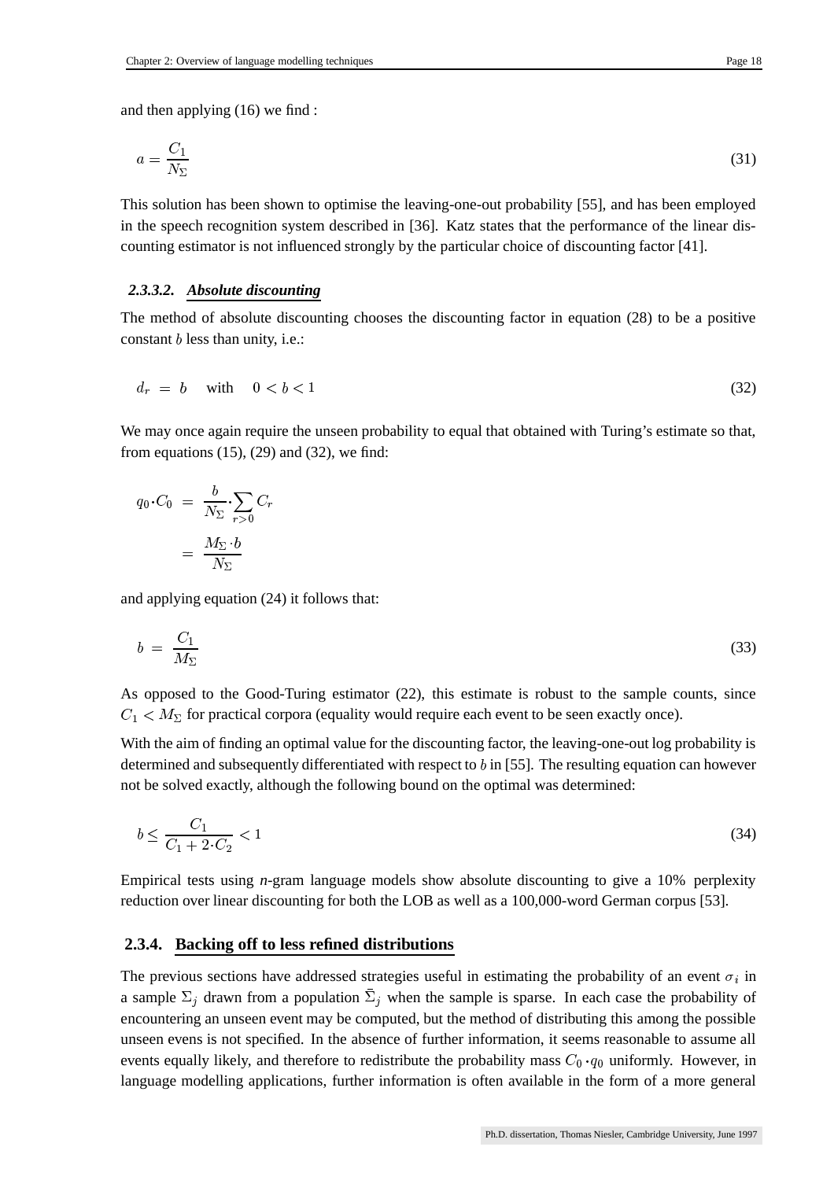and then applying (16) we find :

$$a = \frac{C_1}{N_\Sigma} \tag{31}$$

This solution has been shown to optimise the leaving-one-out probability [55], and has been employed in the speech recognition system described in [36]. Katz states that the performance of the linear discounting estimator is not influenced strongly by the particular choice of discounting factor [41].

#### 2.3.3.2. ***Absolute discounting***

The method of absolute discounting chooses the discounting factor in equation (28) to be a positive constant $b$ less than unity, i.e.:

$$d_r \ = \ b \quad \text{with} \quad 0 < b < 1 \tag{32}$$

We may once again require the unseen probability to equal that obtained with Turing's estimate so that, from equations (15), (29) and (32), we find:

$$\begin{aligned} q_0 \cdot C_0 \ &= \ \frac{b}{N_\Sigma} \cdot \sum_{r>0} C_r \\ &= \ \frac{M_\Sigma \cdot b}{N_\Sigma} \end{aligned}$$

and applying equation (24) it follows that:

$$b \ = \ \frac{C_1}{M_\Sigma} \tag{33}$$

As opposed to the Good-Turing estimator (22), this estimate is robust to the sample counts, since $C_1 < M_\Sigma$ for practical corpora (equality would require each event to be seen exactly once).

With the aim of finding an optimal value for the discounting factor, the leaving-one-out log probability is determined and subsequently differentiated with respect to $b$ in [55]. The resulting equation can however not be solved exactly, although the following bound on the optimal was determined:

$$b \leq \frac{C_1}{C_1 + 2 \cdot C_2} < 1 \tag{34}$$

Empirical tests using *n*-gram language models show absolute discounting to give a 10% perplexity reduction over linear discounting for both the LOB as well as a 100,000-word German corpus [53].

### 2.3.4. **Backing off to less refined distributions**

The previous sections have addressed strategies useful in estimating the probability of an event $\sigma_i$ in a sample $\Sigma_j$ drawn from a population $\bar{\Sigma}_j$ when the sample is sparse. In each case the probability of encountering an unseen event may be computed, but the method of distributing this among the possible unseen evens is not specified. In the absence of further information, it seems reasonable to assume all events equally likely, and therefore to redistribute the probability mass $C_0 \cdot q_0$ uniformly. However, in language modelling applications, further information is often available in the form of a more general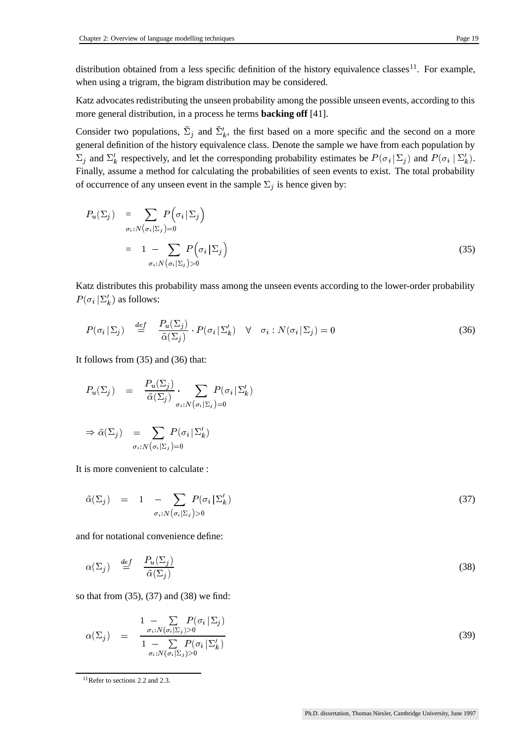distribution obtained from a less specific definition of the history equivalence classes[11]. For example, when using a trigram, the bigram distribution may be considered.

Katz advocates redistributing the unseen probability among the possible unseen events, according to this more general distribution, in a process he terms **backing off** [41].

Consider two populations, $\bar{\Sigma}_j$ and $\bar{\Sigma}'_k$, the first based on a more specific and the second on a more general definition of the history equivalence class. Denote the sample we have from each population by $\Sigma_j$ and $\Sigma'_k$ respectively, and let the corresponding probability estimates be $P(\sigma_i | \Sigma_j)$ and $P(\sigma_i | \Sigma'_k)$. Finally, assume a method for calculating the probabilities of seen events to exist. The total probability of occurrence of any unseen event in the sample $\Sigma_j$ is hence given by:

$$
\begin{aligned}
P_u(\Sigma_j) &= \sum_{\sigma_i : N(\sigma_i | \Sigma_j) = 0} P\left(\sigma_i | \Sigma_j\right) \\
&= 1 - \sum_{\sigma_i : N(\sigma_i | \Sigma_j) > 0} P\left(\sigma_i | \Sigma_j\right)
\end{aligned}
\tag{35}
$$

Katz distributes this probability mass among the unseen events according to the lower-order probability $P(\sigma_i | \Sigma'_k)$ as follows:

$$
P(\sigma_i | \Sigma_j) \stackrel{def}{=} \frac{P_u(\Sigma_j)}{\tilde{\alpha}(\Sigma_j)} \cdot P(\sigma_i | \Sigma'_k) \quad \forall \quad \sigma_i : N(\sigma_i | \Sigma_j) = 0 \tag{36}
$$

It follows from (35) and (36) that:

$$
P_u(\Sigma_j) = \frac{P_u(\Sigma_j)}{\tilde{\alpha}(\Sigma_j)} \cdot \sum_{\sigma_i : N(\sigma_i | \Sigma_j) = 0} P(\sigma_i | \Sigma'_k)
$$

$$
\Rightarrow \tilde{\alpha}(\Sigma_j) = \sum_{\sigma_i : N(\sigma_i | \Sigma_j) = 0} P(\sigma_i | \Sigma'_k)
$$

It is more convenient to calculate :

$$
\tilde{\alpha}(\Sigma_j) = 1 - \sum_{\sigma_i : N(\sigma_i | \Sigma_j) > 0} P(\sigma_i | \Sigma'_k) \tag{37}
$$

and for notational convenience define:

$$
\alpha(\Sigma_j) \stackrel{def}{=} \frac{P_u(\Sigma_j)}{\tilde{\alpha}(\Sigma_j)} \tag{38}
$$

so that from (35), (37) and (38) we find:

$$
\alpha(\Sigma_j) = \frac{1 - \sum_{\sigma_i : N(\sigma_i | \Sigma_j) > 0} P(\sigma_i | \Sigma_j)}{1 - \sum_{\sigma_i : N(\sigma_i | \Sigma_j) > 0} P(\sigma_i | \Sigma'_k)} \tag{39}
$$

[11] Refer to sections 2.2 and 2.3.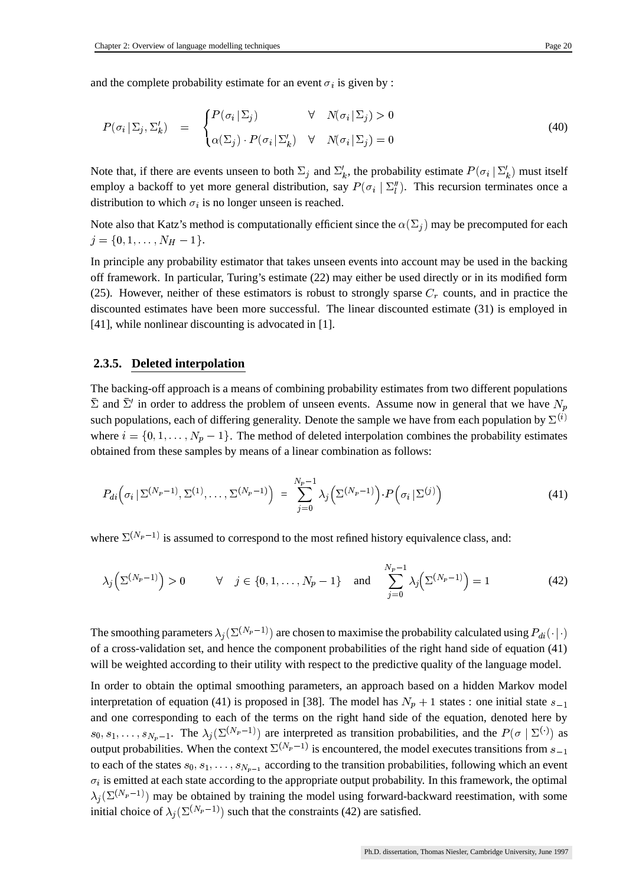and the complete probability estimate for an event $\sigma_i$ is given by :

$$P(\sigma_i \,|\, \Sigma_j, \Sigma'_k) \quad = \quad \begin{cases} P(\sigma_i \,|\, \Sigma_j) & \forall \quad N(\sigma_i \,|\, \Sigma_j) > 0 \\ \alpha(\Sigma_j) \cdot P(\sigma_i \,|\, \Sigma'_k) & \forall \quad N(\sigma_i \,|\, \Sigma_j) = 0 \end{cases} \tag{40}$$

Note that, if there are events unseen to both $\Sigma_j$ and $\Sigma'_k$, the probability estimate $P(\sigma_i \mid \Sigma'_k)$ must itself employ a backoff to yet more general distribution, say $P(\sigma_i \mid \Sigma''_l)$. This recursion terminates once a distribution to which $\sigma_i$ is no longer unseen is reached.

Note also that Katz's method is computationally efficient since the $\alpha(\Sigma_j)$ may be precomputed for each $j = \{0, 1, \ldots, N_H - 1\}$.

In principle any probability estimator that takes unseen events into account may be used in the backing off framework. In particular, Turing's estimate (22) may either be used directly or in its modified form (25). However, neither of these estimators is robust to strongly sparse $C_r$ counts, and in practice the discounted estimates have been more successful. The linear discounted estimate (31) is employed in [41], while nonlinear discounting is advocated in [1].

### 2.3.5. Deleted interpolation

The backing-off approach is a means of combining probability estimates from two different populations $\bar{\Sigma}$ and $\bar{\Sigma}'$ in order to address the problem of unseen events. Assume now in general that we have $N_p$ such populations, each of differing generality. Denote the sample we have from each population by $\Sigma^{(i)}$ where $i = \{0, 1, \ldots, N_p - 1\}$. The method of deleted interpolation combines the probability estimates obtained from these samples by means of a linear combination as follows:

$$P_{di}\Big(\sigma_i \,|\, \Sigma^{(N_p-1)}, \Sigma^{(1)}, \ldots, \Sigma^{(N_p-1)}\Big) \;=\; \sum_{j=0}^{N_p-1} \lambda_j\Big(\Sigma^{(N_p-1)}\Big) \cdot P\Big(\sigma_i \,|\, \Sigma^{(j)}\Big) \tag{41}$$

where $\Sigma^{(N_p-1)}$ is assumed to correspond to the most refined history equivalence class, and:

$$\lambda_j\Big(\Sigma^{(N_p-1)}\Big) > 0 \qquad \forall \quad j \in \{0, 1, \ldots, N_p - 1\} \quad \text{and} \quad \sum_{j=0}^{N_p-1} \lambda_j\Big(\Sigma^{(N_p-1)}\Big) = 1 \tag{42}$$

The smoothing parameters $\lambda_j(\Sigma^{(N_p-1)})$ are chosen to maximise the probability calculated using $P_{di}(\cdot \,|\, \cdot)$ of a cross-validation set, and hence the component probabilities of the right hand side of equation (41) will be weighted according to their utility with respect to the predictive quality of the language model.

In order to obtain the optimal smoothing parameters, an approach based on a hidden Markov model interpretation of equation (41) is proposed in [38]. The model has $N_p + 1$ states : one initial state $s_{-1}$ and one corresponding to each of the terms on the right hand side of the equation, denoted here by $s_0, s_1, \ldots, s_{N_p-1}$. The $\lambda_j(\Sigma^{(N_p-1)})$ are interpreted as transition probabilities, and the $P(\sigma \mid \Sigma^{(\cdot)})$ as output probabilities. When the context $\Sigma^{(N_p-1)}$ is encountered, the model executes transitions from $s_{-1}$ to each of the states $s_0, s_1, \ldots, s_{N_{p-1}}$ according to the transition probabilities, following which an event $\sigma_i$ is emitted at each state according to the appropriate output probability. In this framework, the optimal $\lambda_j(\Sigma^{(N_p-1)})$ may be obtained by training the model using forward-backward reestimation, with some initial choice of $\lambda_j(\Sigma^{(N_p-1)})$ such that the constraints (42) are satisfied.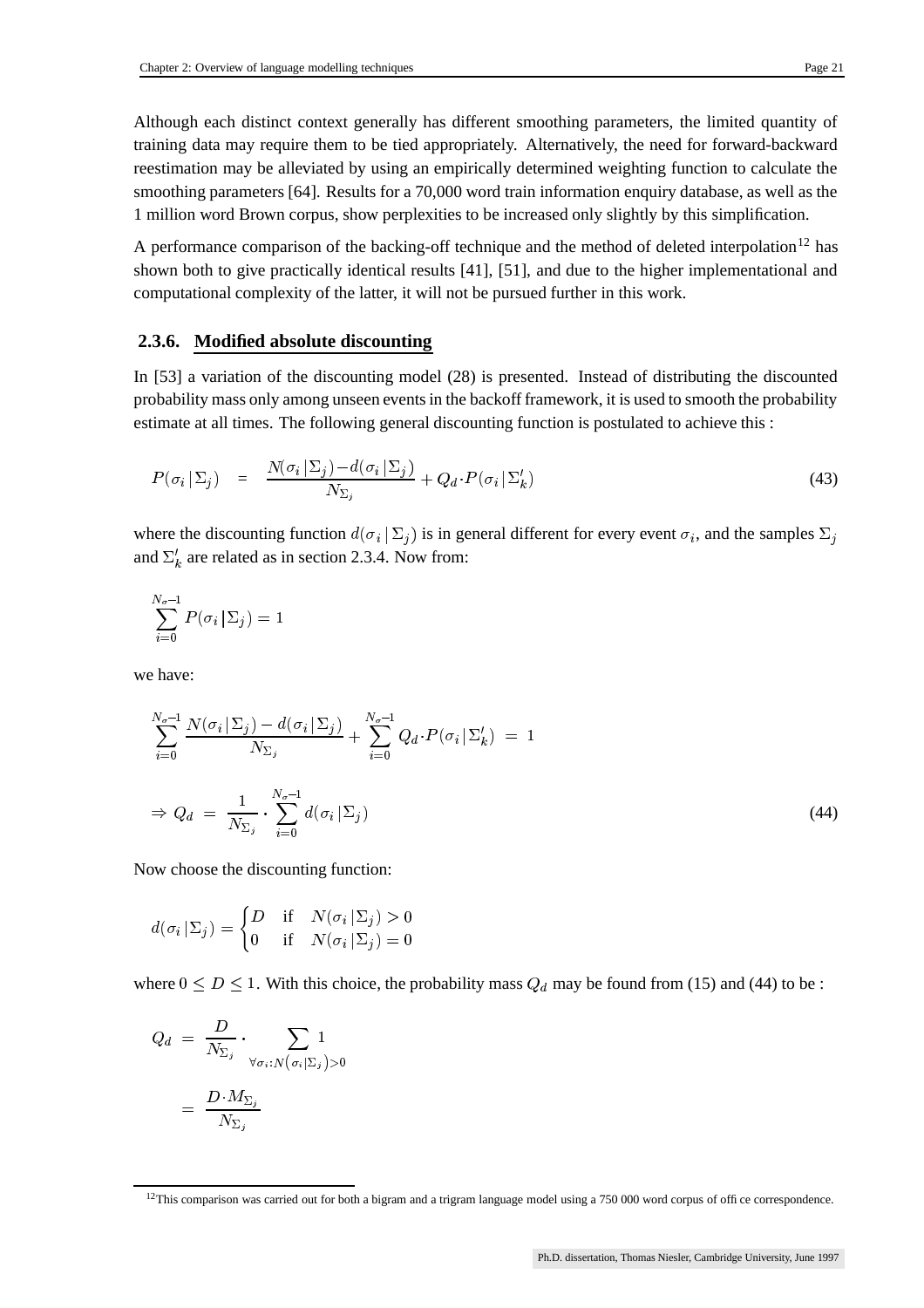Although each distinct context generally has different smoothing parameters, the limited quantity of training data may require them to be tied appropriately. Alternatively, the need for forward-backward reestimation may be alleviated by using an empirically determined weighting function to calculate the smoothing parameters [64]. Results for a 70,000 word train information enquiry database, as well as the 1 million word Brown corpus, show perplexities to be increased only slightly by this simplification.

A performance comparison of the backing-off technique and the method of deleted interpolation[12] has shown both to give practically identical results [41], [51], and due to the higher implementational and computational complexity of the latter, it will not be pursued further in this work.

### 2.3.6. Modified absolute discounting

In [53] a variation of the discounting model (28) is presented. Instead of distributing the discounted probability mass only among unseen events in the backoff framework, it is used to smooth the probability estimate at all times. The following general discounting function is postulated to achieve this :

$$P(\sigma_i \,|\, \Sigma_j) \;=\; \frac{N(\sigma_i \,|\, \Sigma_j) - d(\sigma_i \,|\, \Sigma_j)}{N_{\Sigma_j}} + Q_d \cdot P(\sigma_i \,|\, \Sigma'_k) \tag{43}$$

where the discounting function $d(\sigma_i \,|\, \Sigma_j)$ is in general different for every event $\sigma_i$, and the samples $\Sigma_j$ and $\Sigma'_k$ are related as in section 2.3.4. Now from:

$$\sum_{i=0}^{N_\sigma - 1} P(\sigma_i \,|\, \Sigma_j) = 1$$

we have:

$$\sum_{i=0}^{N_\sigma - 1} \frac{N(\sigma_i \,|\, \Sigma_j) - d(\sigma_i \,|\, \Sigma_j)}{N_{\Sigma_j}} + \sum_{i=0}^{N_\sigma - 1} Q_d \cdot P(\sigma_i \,|\, \Sigma'_k) \;=\; 1$$

$$\Rightarrow Q_d \;=\; \frac{1}{N_{\Sigma_j}} \cdot \sum_{i=0}^{N_\sigma - 1} d(\sigma_i \,|\, \Sigma_j) \tag{44}$$

Now choose the discounting function:

$$d(\sigma_i \,|\, \Sigma_j) = \begin{cases} D & \text{if} \quad N(\sigma_i \,|\, \Sigma_j) > 0 \\ 0 & \text{if} \quad N(\sigma_i \,|\, \Sigma_j) = 0 \end{cases}$$

where $0 \leq D \leq 1$. With this choice, the probability mass $Q_d$ may be found from (15) and (44) to be :

$$\begin{aligned} Q_d \;&=\; \frac{D}{N_{\Sigma_j}} \cdot \sum_{\forall \sigma_i : N(\sigma_i | \Sigma_j) > 0} 1 \\ &=\; \frac{D \cdot M_{\Sigma_j}}{N_{\Sigma_j}} \end{aligned}$$

[12] This comparison was carried out for both a bigram and a trigram language model using a 750 000 word corpus of office correspondence.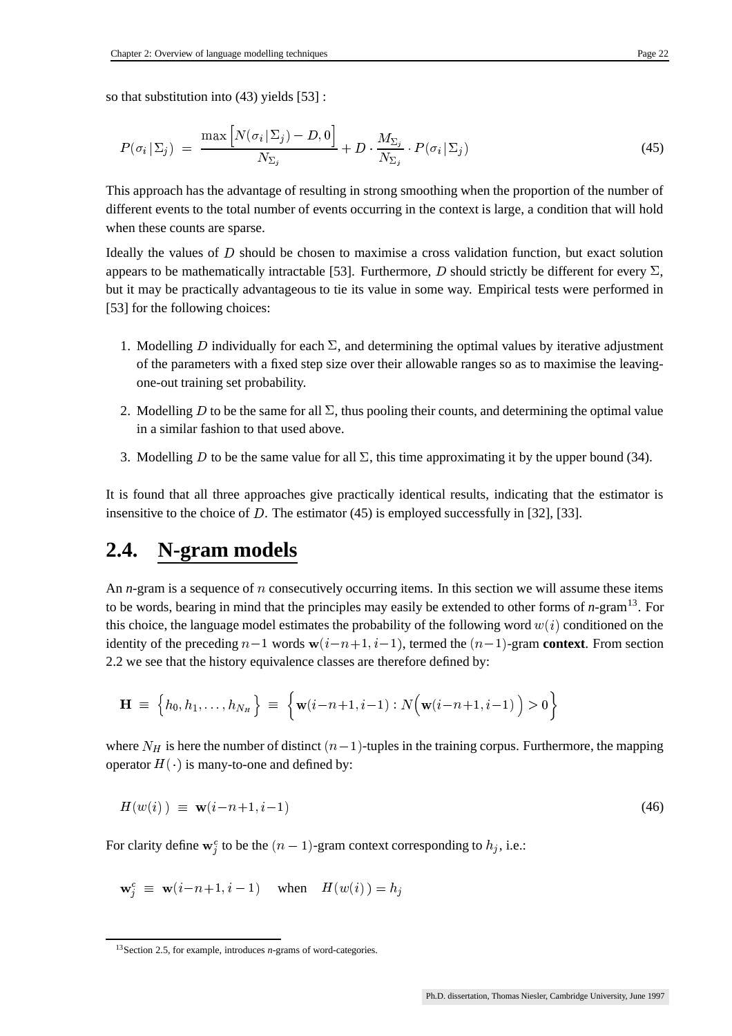so that substitution into (43) yields [53] :

$$P(\sigma_i \,|\, \Sigma_j) \;=\; \frac{\max\Big[N(\sigma_i \,|\, \Sigma_j) - D, 0\Big]}{N_{\Sigma_j}} + D \cdot \frac{M_{\Sigma_i}}{N_{\Sigma_j}} \cdot P(\sigma_i \,|\, \Sigma_j) \tag{45}$$

This approach has the advantage of resulting in strong smoothing when the proportion of the number of different events to the total number of events occurring in the context is large, a condition that will hold when these counts are sparse.

Ideally the values of $D$ should be chosen to maximise a cross validation function, but exact solution appears to be mathematically intractable [53]. Furthermore, $D$ should strictly be different for every $\Sigma$, but it may be practically advantageous to tie its value in some way. Empirical tests were performed in [53] for the following choices:

1. Modelling $D$ individually for each $\Sigma$, and determining the optimal values by iterative adjustment of the parameters with a fixed step size over their allowable ranges so as to maximise the leaving-one-out training set probability.
2. Modelling $D$ to be the same for all $\Sigma$, thus pooling their counts, and determining the optimal value in a similar fashion to that used above.
3. Modelling $D$ to be the same value for all $\Sigma$, this time approximating it by the upper bound (34).

It is found that all three approaches give practically identical results, indicating that the estimator is insensitive to the choice of $D$. The estimator (45) is employed successfully in [32], [33].

## 2.4. N-gram models

An *n*-gram is a sequence of $n$ consecutively occurring items. In this section we will assume these items to be words, bearing in mind that the principles may easily be extended to other forms of *n*-gram[13]. For this choice, the language model estimates the probability of the following word $w(i)$ conditioned on the identity of the preceding $n-1$ words $\mathbf{w}(i-n+1, i-1)$, termed the $(n-1)$-gram **context**. From section 2.2 we see that the history equivalence classes are therefore defined by:

$$\mathbf{H} \;\equiv\; \Big\{h_0, h_1, \ldots, h_{N_H}\Big\} \;\equiv\; \Big\{\mathbf{w}(i-n+1, i-1) : N\Big(\mathbf{w}(i-n+1, i-1)\Big) > 0\Big\}$$

where $N_H$ is here the number of distinct $(n-1)$-tuples in the training corpus. Furthermore, the mapping operator $H(\cdot)$ is many-to-one and defined by:

$$H(w(i)) \;\equiv\; \mathbf{w}(i-n+1, i-1) \tag{46}$$

For clarity define $\mathbf{w}_j^c$ to be the $(n-1)$-gram context corresponding to $h_j$, i.e.:

$$\mathbf{w}_j^c \;\equiv\; \mathbf{w}(i-n+1, i-1) \quad \text{when} \quad H(w(i)) = h_j$$

[13] Section 2.5, for example, introduces *n*-grams of word-categories.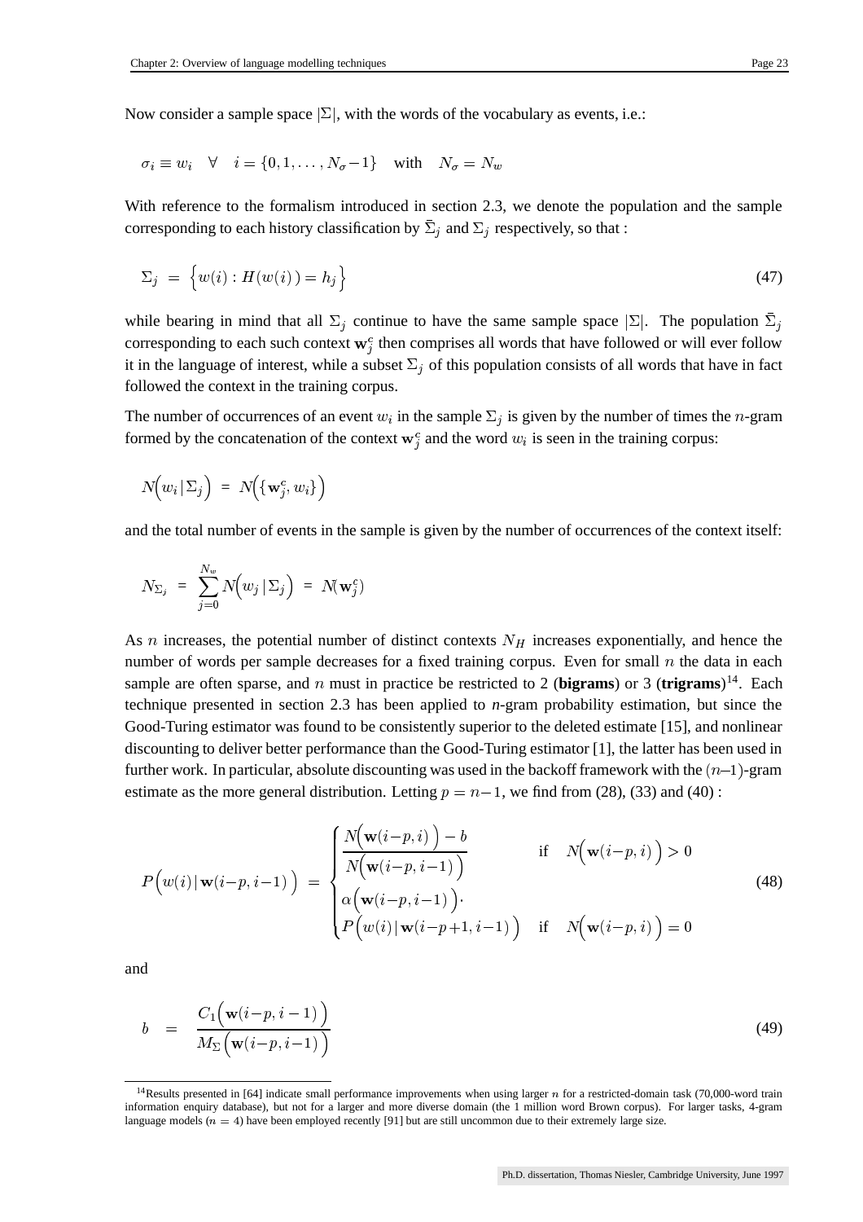Now consider a sample space $|\Sigma|$, with the words of the vocabulary as events, i.e.:

$$\sigma_i \equiv w_i \quad \forall \quad i = \{0, 1, \ldots, N_\sigma - 1\} \quad \text{with} \quad N_\sigma = N_w$$

With reference to the formalism introduced in section 2.3, we denote the population and the sample corresponding to each history classification by $\bar{\Sigma}_j$ and $\Sigma_j$ respectively, so that :

$$\Sigma_j \;=\; \Big\{ w(i) : H(w(i)) = h_j \Big\} \tag{47}$$

while bearing in mind that all $\Sigma_j$ continue to have the same sample space $|\Sigma|$. The population $\bar{\Sigma}_j$ corresponding to each such context $\mathbf{w}_j^c$ then comprises all words that have followed or will ever follow it in the language of interest, while a subset $\Sigma_j$ of this population consists of all words that have in fact followed the context in the training corpus.

The number of occurrences of an event $w_i$ in the sample $\Sigma_j$ is given by the number of times the $n$-gram formed by the concatenation of the context $\mathbf{w}_j^c$ and the word $w_i$ is seen in the training corpus:

$$N\Big(w_i \,|\, \Sigma_j\Big) \;=\; N\Big(\{\mathbf{w}_j^c, w_i\}\Big)$$

and the total number of events in the sample is given by the number of occurrences of the context itself:

$$N_{\Sigma_j} \;=\; \sum_{j=0}^{N_w} N\Big(w_j \,|\, \Sigma_j\Big) \;=\; N(\mathbf{w}_j^c)$$

As $n$ increases, the potential number of distinct contexts $N_H$ increases exponentially, and hence the number of words per sample decreases for a fixed training corpus. Even for small $n$ the data in each sample are often sparse, and $n$ must in practice be restricted to 2 (**bigrams**) or 3 (**trigrams**)[14]. Each technique presented in section 2.3 has been applied to *n*-gram probability estimation, but since the Good-Turing estimator was found to be consistently superior to the deleted estimate [15], and nonlinear discounting to deliver better performance than the Good-Turing estimator [1], the latter has been used in further work. In particular, absolute discounting was used in the backoff framework with the $(n{-}1)$-gram estimate as the more general distribution. Letting $p = n - 1$, we find from (28), (33) and (40) :

$$P\Big(w(i) \,|\, \mathbf{w}(i-p, i-1)\Big) \;=\; \begin{cases} \dfrac{N\Big(\mathbf{w}(i-p, i)\Big) - b}{N\Big(\mathbf{w}(i-p, i-1)\Big)} & \text{if} \quad N\Big(\mathbf{w}(i-p, i)\Big) > 0 \\[2ex] \alpha\Big(\mathbf{w}(i-p, i-1)\Big) \cdot \\ P\Big(w(i) \,|\, \mathbf{w}(i-p+1, i-1)\Big) & \text{if} \quad N\Big(\mathbf{w}(i-p, i)\Big) = 0 \end{cases} \tag{48}$$

and

$$b \;=\; \frac{C_1\Big(\mathbf{w}(i-p, i-1)\Big)}{M_\Sigma\Big(\mathbf{w}(i-p, i-1)\Big)} \tag{49}$$

---

[14] Results presented in [64] indicate small performance improvements when using larger $n$ for a restricted-domain task (70,000-word train information enquiry database), but not for a larger and more diverse domain (the 1 million word Brown corpus). For larger tasks, 4-gram language models ($n = 4$) have been employed recently [91] but are still uncommon due to their extremely large size.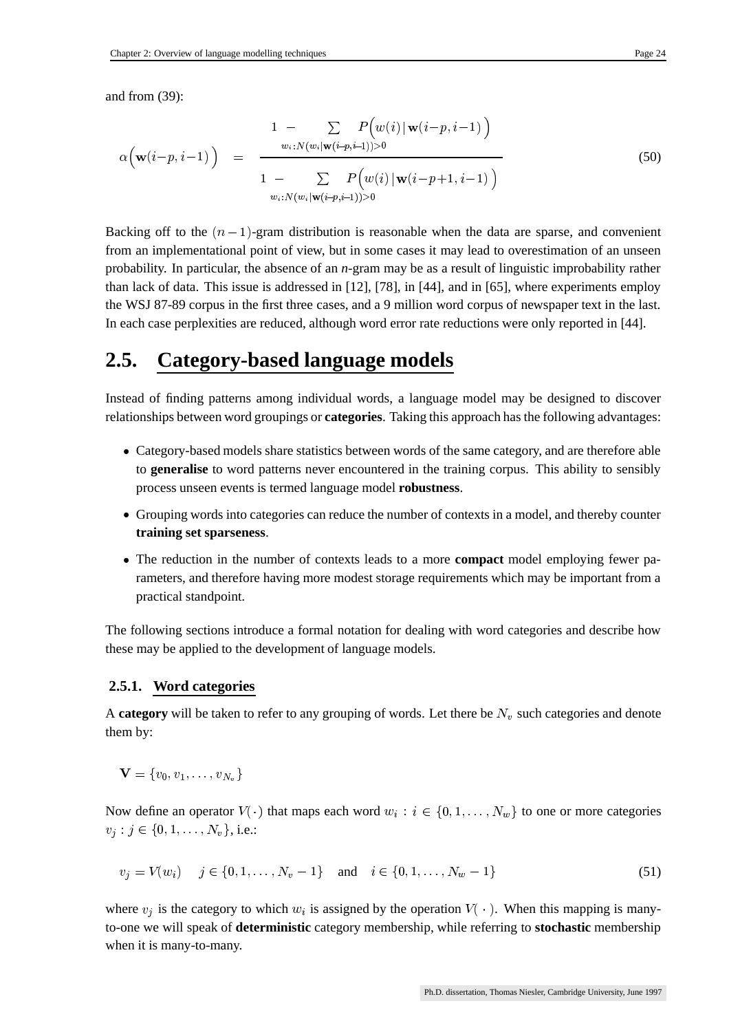and from (39):

$$\alpha\Big(\mathbf{w}(i-p,i-1)\Big) \quad = \quad \frac{1 \; - \sum\limits_{w_i : N(w_i|\mathbf{w}(i-p,i-1))>0} P\Big(w(i)\,|\,\mathbf{w}(i-p,i-1)\Big)}{1 \; - \sum\limits_{w_i : N(w_i|\mathbf{w}(i-p,i-1))>0} P\Big(w(i)\,|\,\mathbf{w}(i-p+1,i-1)\Big)} \tag{50}$$

Backing off to the $(n-1)$-gram distribution is reasonable when the data are sparse, and convenient from an implementational point of view, but in some cases it may lead to overestimation of an unseen probability. In particular, the absence of an *n*-gram may be as a result of linguistic improbability rather than lack of data. This issue is addressed in [12], [78], in [44], and in [65], where experiments employ the WSJ 87-89 corpus in the first three cases, and a 9 million word corpus of newspaper text in the last. In each case perplexities are reduced, although word error rate reductions were only reported in [44].

# 2.5. Category-based language models

Instead of finding patterns among individual words, a language model may be designed to discover relationships between word groupings or **categories**. Taking this approach has the following advantages:

- Category-based models share statistics between words of the same category, and are therefore able to **generalise** to word patterns never encountered in the training corpus. This ability to sensibly process unseen events is termed language model **robustness**.
- Grouping words into categories can reduce the number of contexts in a model, and thereby counter **training set sparseness**.
- The reduction in the number of contexts leads to a more **compact** model employing fewer parameters, and therefore having more modest storage requirements which may be important from a practical standpoint.

The following sections introduce a formal notation for dealing with word categories and describe how these may be applied to the development of language models.

## 2.5.1. Word categories

A **category** will be taken to refer to any grouping of words. Let there be $N_v$ such categories and denote them by:

$$\mathbf{V} = \{v_0, v_1, \ldots, v_{N_v}\}$$

Now define an operator $V(\cdot)$ that maps each word $w_i : i \in \{0, 1, \ldots, N_w\}$ to one or more categories $v_j : j \in \{0, 1, \ldots, N_v\}$, i.e.:

$$v_j = V(w_i) \quad j \in \{0, 1, \ldots, N_v - 1\} \quad \text{and} \quad i \in \{0, 1, \ldots, N_w - 1\} \tag{51}$$

where $v_j$ is the category to which $w_i$ is assigned by the operation $V(\,\cdot\,)$. When this mapping is many-to-one we will speak of **deterministic** category membership, while referring to **stochastic** membership when it is many-to-many.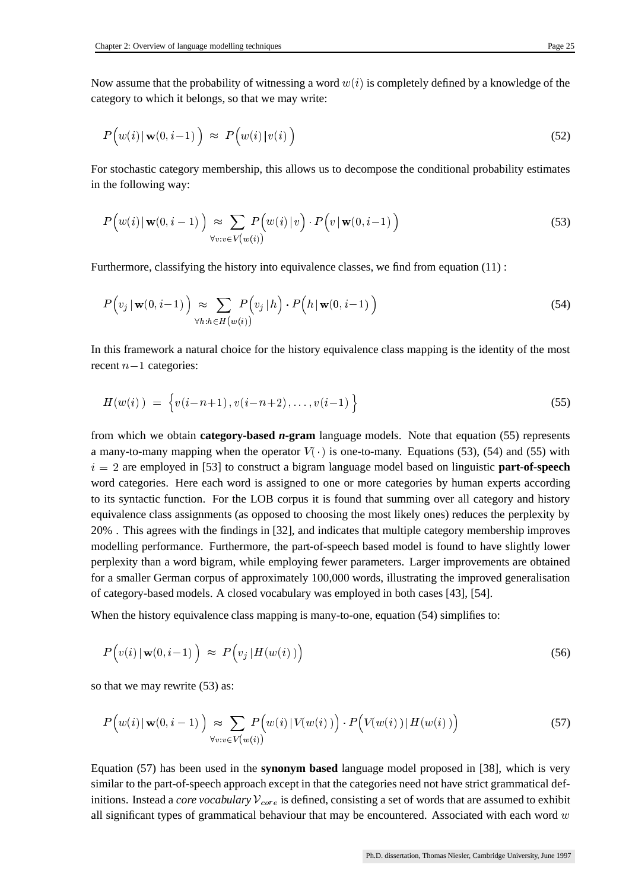Now assume that the probability of witnessing a word $w(i)$ is completely defined by a knowledge of the category to which it belongs, so that we may write:

$$P\Big(w(i)\,|\,\mathbf{w}(0,i\!-\!1)\Big) \;\approx\; P\Big(w(i)\,|\,v(i)\Big) \tag{52}$$

For stochastic category membership, this allows us to decompose the conditional probability estimates in the following way:

$$P\Big(w(i)\,|\,\mathbf{w}(0,i-1)\Big) \;\approx \sum_{\forall v: v\in V\left(w(i)\right)} P\Big(w(i)\,|\,v\Big)\cdot P\Big(v\,|\,\mathbf{w}(0,i\!-\!1)\Big) \tag{53}$$

Furthermore, classifying the history into equivalence classes, we find from equation (11) :

$$P\Big(v_j\,|\,\mathbf{w}(0,i\!-\!1)\Big) \;\approx \sum_{\forall h: h\in H\left(w(i)\right)} P\Big(v_j\,|\,h\Big)\cdot P\Big(h\,|\,\mathbf{w}(0,i\!-\!1)\Big) \tag{54}$$

In this framework a natural choice for the history equivalence class mapping is the identity of the most recent $n\!-\!1$ categories:

$$H(w(i)\,) \;=\; \Big\{v(i\!-\!n\!+\!1)\,,v(i\!-\!n\!+\!2),\ldots,v(i\!-\!1)\,\Big\} \tag{55}$$

from which we obtain **category-based *n*-gram** language models. Note that equation (55) represents a many-to-many mapping when the operator $V(\cdot)$ is one-to-many. Equations (53), (54) and (55) with $i = 2$ are employed in [53] to construct a bigram language model based on linguistic **part-of-speech** word categories. Here each word is assigned to one or more categories by human experts according to its syntactic function. For the LOB corpus it is found that summing over all category and history equivalence class assignments (as opposed to choosing the most likely ones) reduces the perplexity by 20% . This agrees with the findings in [32], and indicates that multiple category membership improves modelling performance. Furthermore, the part-of-speech based model is found to have slightly lower perplexity than a word bigram, while employing fewer parameters. Larger improvements are obtained for a smaller German corpus of approximately 100,000 words, illustrating the improved generalisation of category-based models. A closed vocabulary was employed in both cases [43], [54].

When the history equivalence class mapping is many-to-one, equation (54) simplifies to:

$$P\Big(v(i)\,|\,\mathbf{w}(0,i\!-\!1)\Big) \;\approx\; P\Big(v_j\,|\,H(w(i)\,)\Big) \tag{56}$$

so that we may rewrite (53) as:

$$P\Big(w(i)\,|\,\mathbf{w}(0,i-1)\Big) \;\approx \sum_{\forall v: v\in V\left(w(i)\right)} P\Big(w(i)\,|\,V(w(i)\,)\Big)\cdot P\Big(V(w(i)\,)\,|\,H(w(i)\,)\Big) \tag{57}$$

Equation (57) has been used in the **synonym based** language model proposed in [38], which is very similar to the part-of-speech approach except in that the categories need not have strict grammatical definitions. Instead a *core vocabulary* $\mathcal{V}_{core}$ is defined, consisting a set of words that are assumed to exhibit all significant types of grammatical behaviour that may be encountered. Associated with each word $w$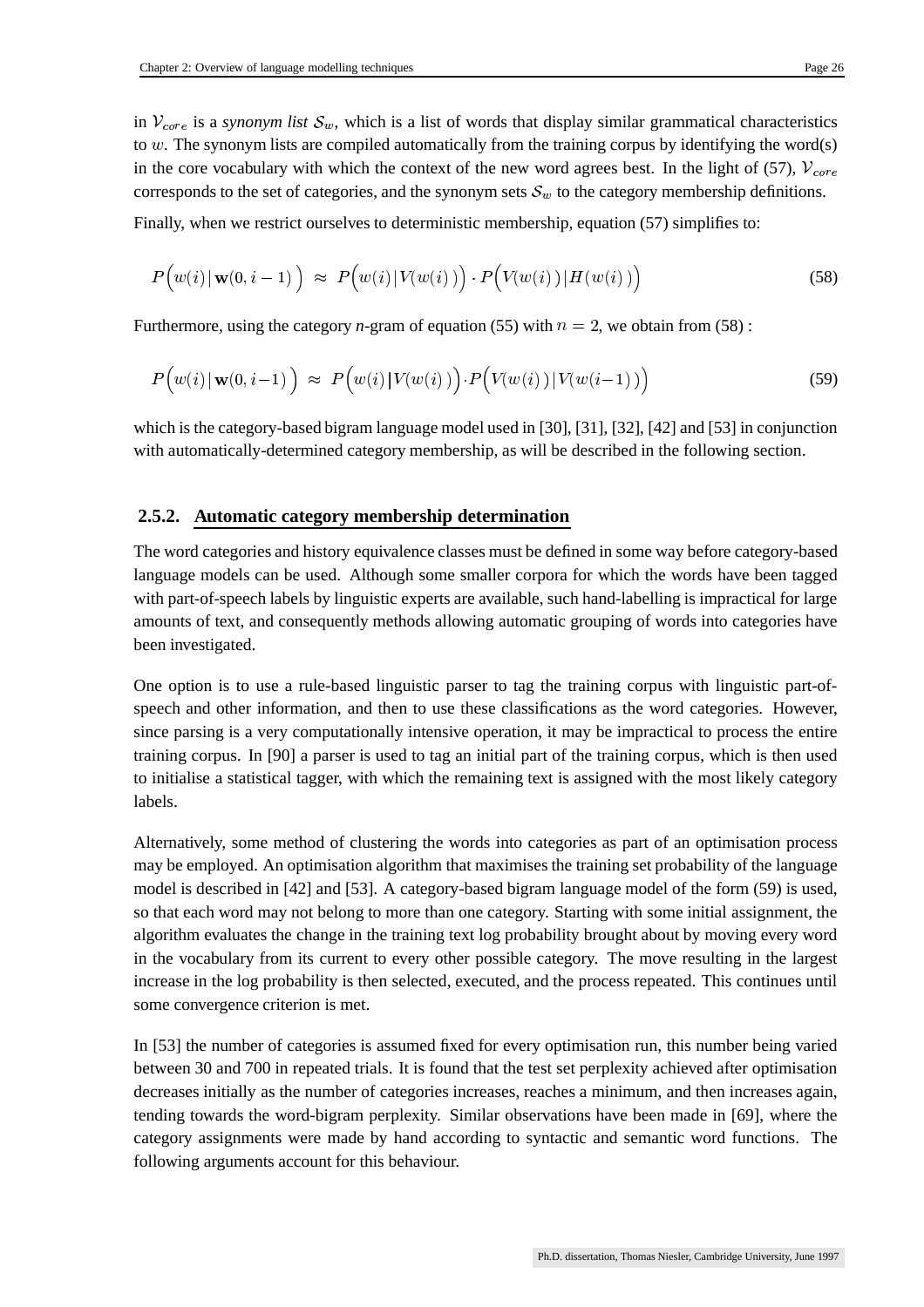in $\mathcal{V}_{core}$ is a *synonym list* $\mathcal{S}_w$, which is a list of words that display similar grammatical characteristics to $w$. The synonym lists are compiled automatically from the training corpus by identifying the word(s) in the core vocabulary with which the context of the new word agrees best. In the light of (57), $\mathcal{V}_{core}$ corresponds to the set of categories, and the synonym sets $\mathcal{S}_w$ to the category membership definitions.

Finally, when we restrict ourselves to deterministic membership, equation (57) simplifies to:

$$P\Big(w(i)\,|\,\mathbf{w}(0,i-1)\Big) \;\approx\; P\Big(w(i)\,|\,V(w(i))\Big)\cdot P\Big(V(w(i))\,|\,H(w(i))\Big) \tag{58}$$

Furthermore, using the category *n*-gram of equation (55) with $n = 2$, we obtain from (58) :

$$P\Big(w(i)\,|\,\mathbf{w}(0,i-1)\Big) \;\approx\; P\Big(w(i)\,|\,V(w(i))\Big)\cdot P\Big(V(w(i))\,|\,V(w(i-1))\Big) \tag{59}$$

which is the category-based bigram language model used in [30], [31], [32], [42] and [53] in conjunction with automatically-determined category membership, as will be described in the following section.

### 2.5.2. Automatic category membership determination

The word categories and history equivalence classes must be defined in some way before category-based language models can be used. Although some smaller corpora for which the words have been tagged with part-of-speech labels by linguistic experts are available, such hand-labelling is impractical for large amounts of text, and consequently methods allowing automatic grouping of words into categories have been investigated.

One option is to use a rule-based linguistic parser to tag the training corpus with linguistic part-of-speech and other information, and then to use these classifications as the word categories. However, since parsing is a very computationally intensive operation, it may be impractical to process the entire training corpus. In [90] a parser is used to tag an initial part of the training corpus, which is then used to initialise a statistical tagger, with which the remaining text is assigned with the most likely category labels.

Alternatively, some method of clustering the words into categories as part of an optimisation process may be employed. An optimisation algorithm that maximises the training set probability of the language model is described in [42] and [53]. A category-based bigram language model of the form (59) is used, so that each word may not belong to more than one category. Starting with some initial assignment, the algorithm evaluates the change in the training text log probability brought about by moving every word in the vocabulary from its current to every other possible category. The move resulting in the largest increase in the log probability is then selected, executed, and the process repeated. This continues until some convergence criterion is met.

In [53] the number of categories is assumed fixed for every optimisation run, this number being varied between 30 and 700 in repeated trials. It is found that the test set perplexity achieved after optimisation decreases initially as the number of categories increases, reaches a minimum, and then increases again, tending towards the word-bigram perplexity. Similar observations have been made in [69], where the category assignments were made by hand according to syntactic and semantic word functions. The following arguments account for this behaviour.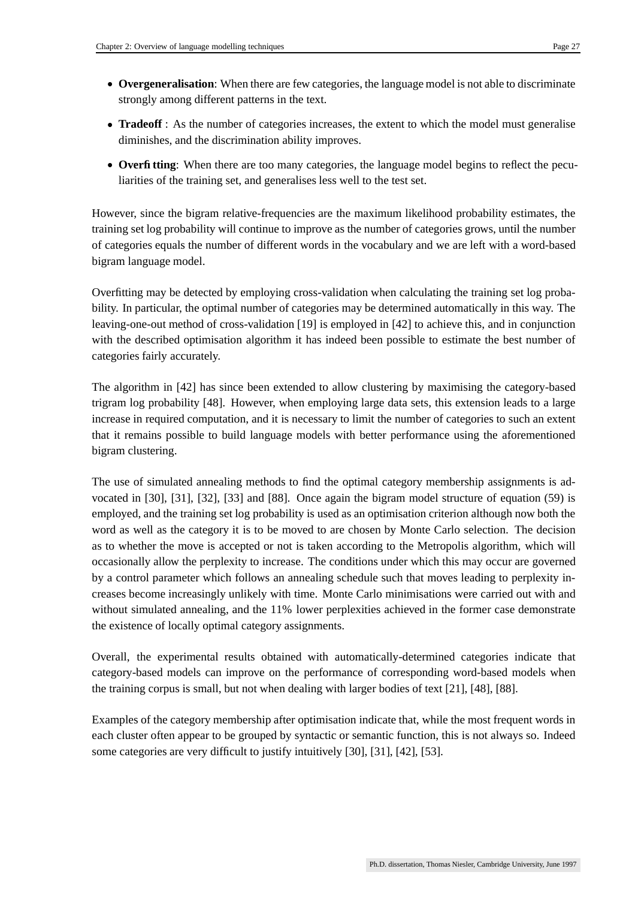- **Overgeneralisation**: When there are few categories, the language model is not able to discriminate strongly among different patterns in the text.
- **Tradeoff** : As the number of categories increases, the extent to which the model must generalise diminishes, and the discrimination ability improves.
- **Overfitting**: When there are too many categories, the language model begins to reflect the peculiarities of the training set, and generalises less well to the test set.

However, since the bigram relative-frequencies are the maximum likelihood probability estimates, the training set log probability will continue to improve as the number of categories grows, until the number of categories equals the number of different words in the vocabulary and we are left with a word-based bigram language model.

Overfitting may be detected by employing cross-validation when calculating the training set log probability. In particular, the optimal number of categories may be determined automatically in this way. The leaving-one-out method of cross-validation [19] is employed in [42] to achieve this, and in conjunction with the described optimisation algorithm it has indeed been possible to estimate the best number of categories fairly accurately.

The algorithm in [42] has since been extended to allow clustering by maximising the category-based trigram log probability [48]. However, when employing large data sets, this extension leads to a large increase in required computation, and it is necessary to limit the number of categories to such an extent that it remains possible to build language models with better performance using the aforementioned bigram clustering.

The use of simulated annealing methods to find the optimal category membership assignments is advocated in [30], [31], [32], [33] and [88]. Once again the bigram model structure of equation (59) is employed, and the training set log probability is used as an optimisation criterion although now both the word as well as the category it is to be moved to are chosen by Monte Carlo selection. The decision as to whether the move is accepted or not is taken according to the Metropolis algorithm, which will occasionally allow the perplexity to increase. The conditions under which this may occur are governed by a control parameter which follows an annealing schedule such that moves leading to perplexity increases become increasingly unlikely with time. Monte Carlo minimisations were carried out with and without simulated annealing, and the 11% lower perplexities achieved in the former case demonstrate the existence of locally optimal category assignments.

Overall, the experimental results obtained with automatically-determined categories indicate that category-based models can improve on the performance of corresponding word-based models when the training corpus is small, but not when dealing with larger bodies of text [21], [48], [88].

Examples of the category membership after optimisation indicate that, while the most frequent words in each cluster often appear to be grouped by syntactic or semantic function, this is not always so. Indeed some categories are very difficult to justify intuitively [30], [31], [42], [53].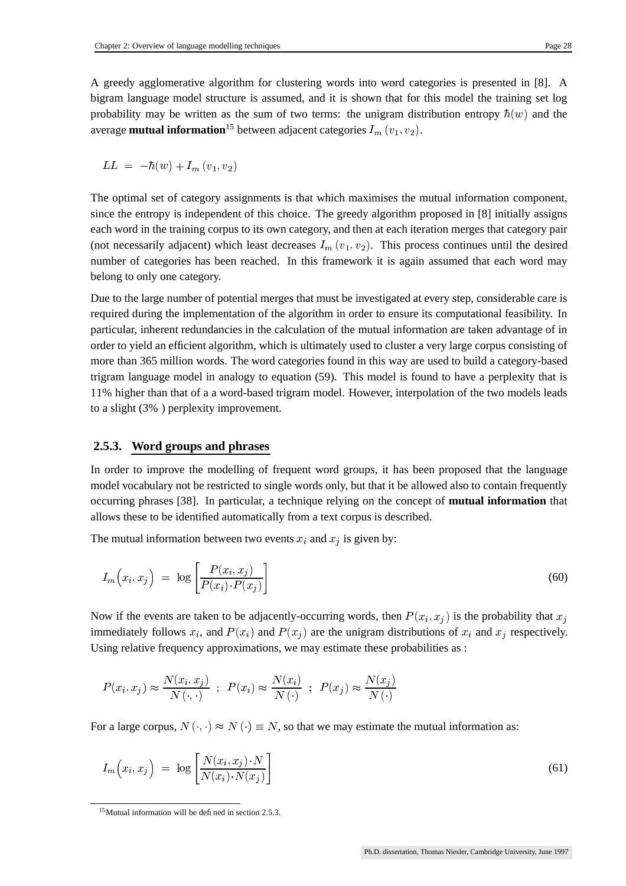A greedy agglomerative algorithm for clustering words into word categories is presented in [8]. A bigram language model structure is assumed, and it is shown that for this model the training set log probability may be written as the sum of two terms: the unigram distribution entropy $\hbar(w)$ and the average **mutual information**[15] between adjacent categories $I_m(v_1, v_2)$.

$$LL = -\hbar(w) + I_m(v_1, v_2)$$

The optimal set of category assignments is that which maximises the mutual information component, since the entropy is independent of this choice. The greedy algorithm proposed in [8] initially assigns each word in the training corpus to its own category, and then at each iteration merges that category pair (not necessarily adjacent) which least decreases $I_m(v_1, v_2)$. This process continues until the desired number of categories has been reached. In this framework it is again assumed that each word may belong to only one category.

Due to the large number of potential merges that must be investigated at every step, considerable care is required during the implementation of the algorithm in order to ensure its computational feasibility. In particular, inherent redundancies in the calculation of the mutual information are taken advantage of in order to yield an efficient algorithm, which is ultimately used to cluster a very large corpus consisting of more than 365 million words. The word categories found in this way are used to build a category-based trigram language model in analogy to equation (59). This model is found to have a perplexity that is 11% higher than that of a a word-based trigram model. However, interpolation of the two models leads to a slight (3% ) perplexity improvement.

### 2.5.3. Word groups and phrases

In order to improve the modelling of frequent word groups, it has been proposed that the language model vocabulary not be restricted to single words only, but that it be allowed also to contain frequently occurring phrases [38]. In particular, a technique relying on the concept of **mutual information** that allows these to be identified automatically from a text corpus is described.

The mutual information between two events $x_i$ and $x_j$ is given by:

$$I_m\left(x_i, x_j\right) = \log\left[\frac{P(x_i, x_j)}{P(x_i)\cdot P(x_j)}\right] \tag{60}$$

Now if the events are taken to be adjacently-occurring words, then $P(x_i, x_j)$ is the probability that $x_j$ immediately follows $x_i$, and $P(x_i)$ and $P(x_j)$ are the unigram distributions of $x_i$ and $x_j$ respectively. Using relative frequency approximations, we may estimate these probabilities as :

$$P(x_i, x_j) \approx \frac{N(x_i, x_j)}{N(\cdot,\cdot)} \;\; ; \;\; P(x_i) \approx \frac{N(x_i)}{N(\cdot)} \;\; ; \;\; P(x_j) \approx \frac{N(x_j)}{N(\cdot)}$$

For a large corpus, $N(\cdot,\cdot) \approx N(\cdot) \equiv N$, so that we may estimate the mutual information as:

$$I_m\left(x_i, x_j\right) = \log\left[\frac{N(x_i, x_j)\cdot N}{N(x_i)\cdot N(x_j)}\right] \tag{61}$$

[15] Mutual information will be defined in section 2.5.3.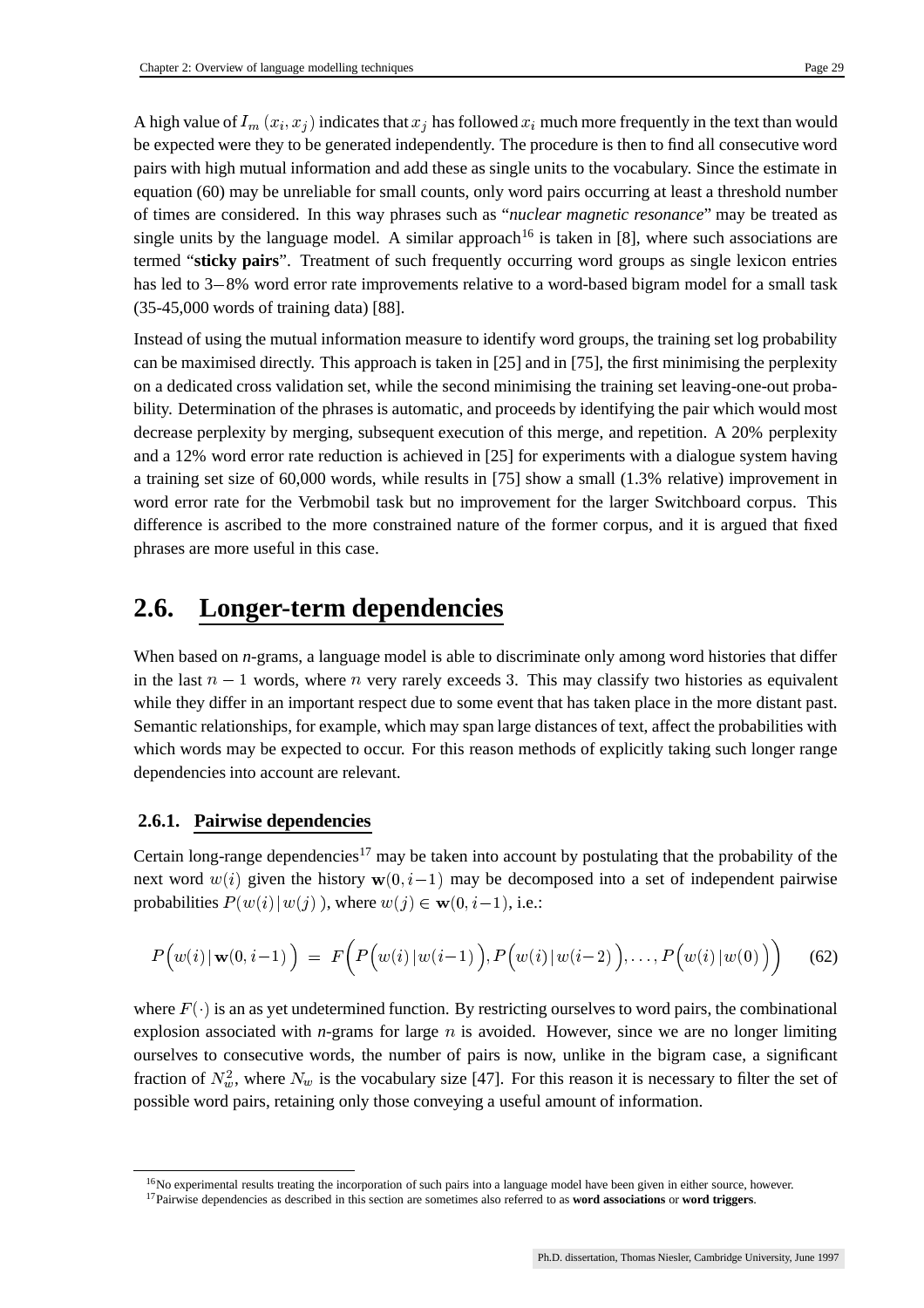A high value of $I_m(x_i, x_j)$ indicates that $x_j$ has followed $x_i$ much more frequently in the text than would be expected were they to be generated independently. The procedure is then to find all consecutive word pairs with high mutual information and add these as single units to the vocabulary. Since the estimate in equation (60) may be unreliable for small counts, only word pairs occurring at least a threshold number of times are considered. In this way phrases such as "*nuclear magnetic resonance*" may be treated as single units by the language model. A similar approach[16] is taken in [8], where such associations are termed "**sticky pairs**". Treatment of such frequently occurring word groups as single lexicon entries has led to 3−8% word error rate improvements relative to a word-based bigram model for a small task (35-45,000 words of training data) [88].

Instead of using the mutual information measure to identify word groups, the training set log probability can be maximised directly. This approach is taken in [25] and in [75], the first minimising the perplexity on a dedicated cross validation set, while the second minimising the training set leaving-one-out probability. Determination of the phrases is automatic, and proceeds by identifying the pair which would most decrease perplexity by merging, subsequent execution of this merge, and repetition. A 20% perplexity and a 12% word error rate reduction is achieved in [25] for experiments with a dialogue system having a training set size of 60,000 words, while results in [75] show a small (1.3% relative) improvement in word error rate for the Verbmobil task but no improvement for the larger Switchboard corpus. This difference is ascribed to the more constrained nature of the former corpus, and it is argued that fixed phrases are more useful in this case.

## 2.6. Longer-term dependencies

When based on *n*-grams, a language model is able to discriminate only among word histories that differ in the last $n-1$ words, where $n$ very rarely exceeds 3. This may classify two histories as equivalent while they differ in an important respect due to some event that has taken place in the more distant past. Semantic relationships, for example, which may span large distances of text, affect the probabilities with which words may be expected to occur. For this reason methods of explicitly taking such longer range dependencies into account are relevant.

### 2.6.1. Pairwise dependencies

Certain long-range dependencies[17] may be taken into account by postulating that the probability of the next word $w(i)$ given the history $\mathbf{w}(0, i-1)$ may be decomposed into a set of independent pairwise probabilities $P(w(i) \mid w(j))$, where $w(j) \in \mathbf{w}(0, i-1)$, i.e.:

$$P\Big(w(i) \mid \mathbf{w}(0, i-1)\Big) = F\bigg(P\Big(w(i) \mid w(i-1)\Big), P\Big(w(i) \mid w(i-2)\Big), \ldots, P\Big(w(i) \mid w(0)\Big)\bigg) \quad (62)$$

where $F(\cdot)$ is an as yet undetermined function. By restricting ourselves to word pairs, the combinational explosion associated with *n*-grams for large $n$ is avoided. However, since we are no longer limiting ourselves to consecutive words, the number of pairs is now, unlike in the bigram case, a significant fraction of $N_w^2$, where $N_w$ is the vocabulary size [47]. For this reason it is necessary to filter the set of possible word pairs, retaining only those conveying a useful amount of information.

---

[16] No experimental results treating the incorporation of such pairs into a language model have been given in either source, however.

[17] Pairwise dependencies as described in this section are sometimes also referred to as **word associations** or **word triggers**.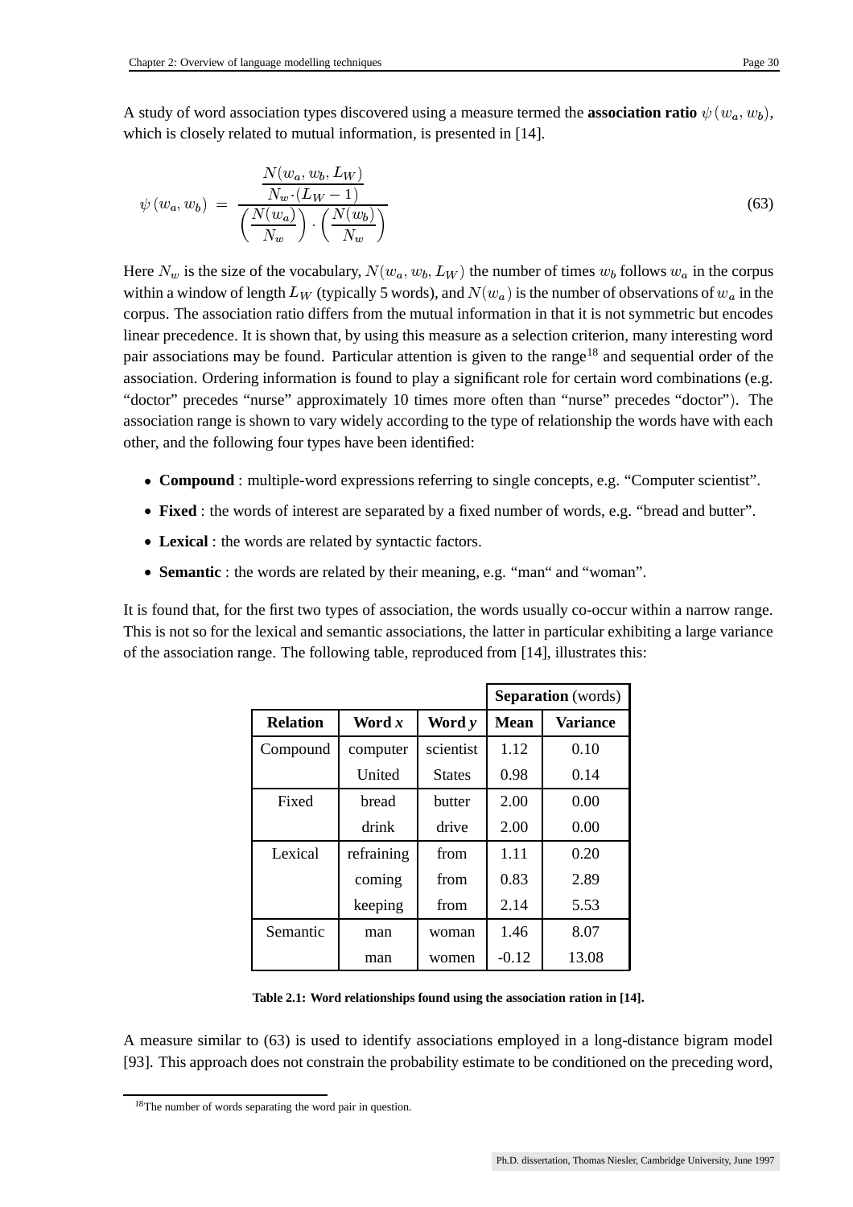A study of word association types discovered using a measure termed the **association ratio** $\psi(w_a, w_b)$, which is closely related to mutual information, is presented in [14].

$$\psi(w_a, w_b) = \frac{\dfrac{N(w_a, w_b, L_W)}{N_w \cdot (L_W - 1)}}{\left(\dfrac{N(w_a)}{N_w}\right) \cdot \left(\dfrac{N(w_b)}{N_w}\right)} \tag{63}$$

Here $N_w$ is the size of the vocabulary, $N(w_a, w_b, L_W)$ the number of times $w_b$ follows $w_a$ in the corpus within a window of length $L_W$ (typically 5 words), and $N(w_a)$ is the number of observations of $w_a$ in the corpus. The association ratio differs from the mutual information in that it is not symmetric but encodes linear precedence. It is shown that, by using this measure as a selection criterion, many interesting word pair associations may be found. Particular attention is given to the range[18] and sequential order of the association. Ordering information is found to play a significant role for certain word combinations (e.g. "doctor" precedes "nurse" approximately 10 times more often than "nurse" precedes "doctor"). The association range is shown to vary widely according to the type of relationship the words have with each other, and the following four types have been identified:

- **Compound** : multiple-word expressions referring to single concepts, e.g. "Computer scientist".
- **Fixed** : the words of interest are separated by a fixed number of words, e.g. "bread and butter".
- **Lexical** : the words are related by syntactic factors.
- **Semantic** : the words are related by their meaning, e.g. "man" and "woman".

It is found that, for the first two types of association, the words usually co-occur within a narrow range. This is not so for the lexical and semantic associations, the latter in particular exhibiting a large variance of the association range. The following table, reproduced from [14], illustrates this:

| | | | **Separation** (words) | |
|---|---|---|---|---|
| **Relation** | **Word *x*** | **Word *y*** | **Mean** | **Variance** |
| Compound | computer | scientist | 1.12 | 0.10 |
| | United | States | 0.98 | 0.14 |
| Fixed | bread | butter | 2.00 | 0.00 |
| | drink | drive | 2.00 | 0.00 |
| Lexical | refraining | from | 1.11 | 0.20 |
| | coming | from | 0.83 | 2.89 |
| | keeping | from | 2.14 | 5.53 |
| Semantic | man | woman | 1.46 | 8.07 |
| | man | women | -0.12 | 13.08 |

**Table 2.1: Word relationships found using the association ration in [14].**

A measure similar to (63) is used to identify associations employed in a long-distance bigram model [93]. This approach does not constrain the probability estimate to be conditioned on the preceding word,

[18] The number of words separating the word pair in question.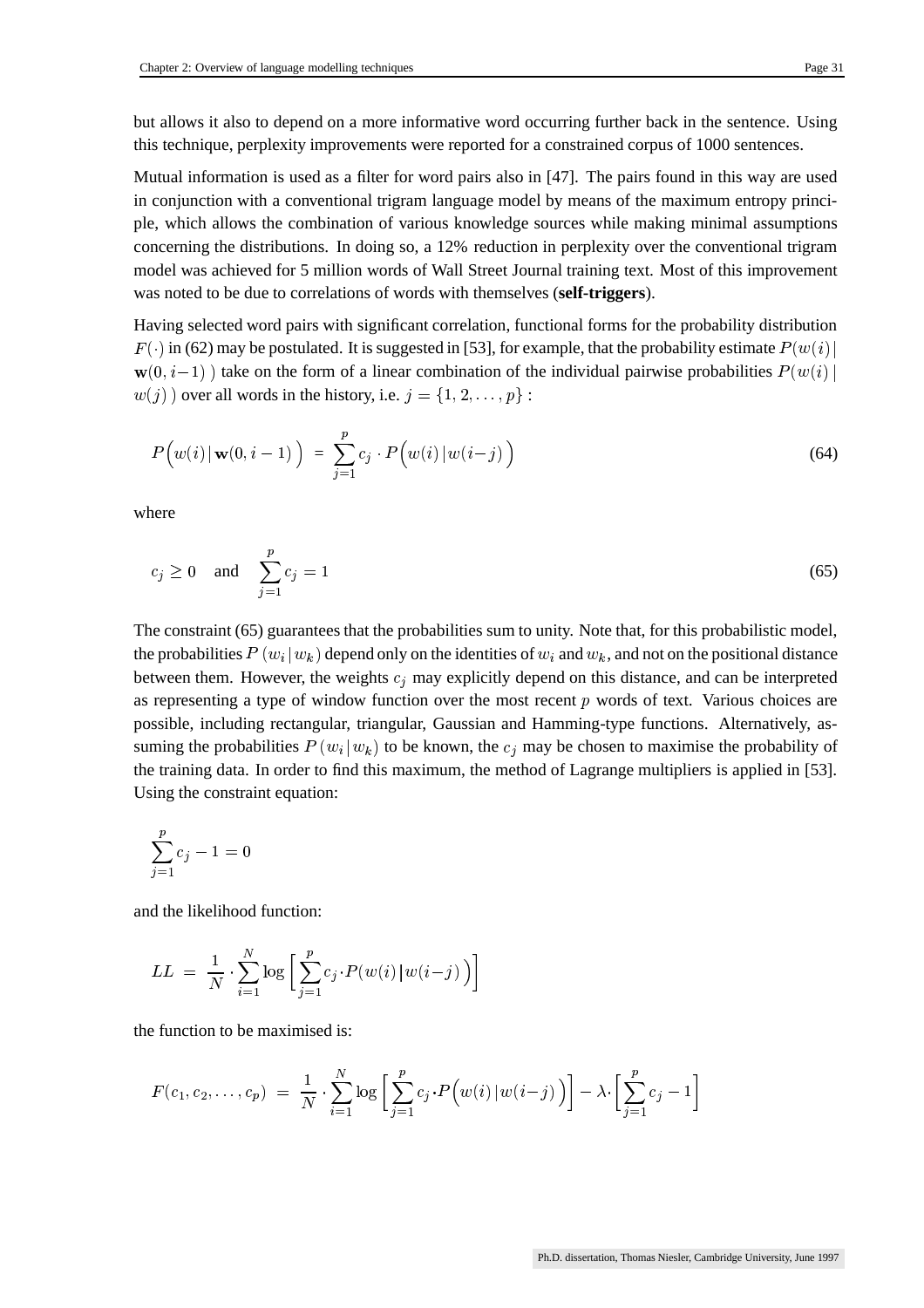but allows it also to depend on a more informative word occurring further back in the sentence. Using this technique, perplexity improvements were reported for a constrained corpus of 1000 sentences.

Mutual information is used as a filter for word pairs also in [47]. The pairs found in this way are used in conjunction with a conventional trigram language model by means of the maximum entropy principle, which allows the combination of various knowledge sources while making minimal assumptions concerning the distributions. In doing so, a 12% reduction in perplexity over the conventional trigram model was achieved for 5 million words of Wall Street Journal training text. Most of this improvement was noted to be due to correlations of words with themselves (**self-triggers**).

Having selected word pairs with significant correlation, functional forms for the probability distribution $F(\cdot)$ in (62) may be postulated. It is suggested in [53], for example, that the probability estimate $P(w(i) \,|\, \mathbf{w}(0, i-1))$ take on the form of a linear combination of the individual pairwise probabilities $P(w(i) \,|\, w(j))$ over all words in the history, i.e. $j = \{1, 2, \ldots, p\}$ :

$$P\Big(w(i) \,|\, \mathbf{w}(0, i-1)\Big) \;=\; \sum_{j=1}^{p} c_j \cdot P\Big(w(i) \,|\, w(i-j)\Big) \tag{64}$$

where

$$c_j \geq 0 \quad \text{and} \quad \sum_{j=1}^{p} c_j = 1 \tag{65}$$

The constraint (65) guarantees that the probabilities sum to unity. Note that, for this probabilistic model, the probabilities $P(w_i \,|\, w_k)$ depend only on the identities of $w_i$ and $w_k$, and not on the positional distance between them. However, the weights $c_j$ may explicitly depend on this distance, and can be interpreted as representing a type of window function over the most recent $p$ words of text. Various choices are possible, including rectangular, triangular, Gaussian and Hamming-type functions. Alternatively, assuming the probabilities $P(w_i \,|\, w_k)$ to be known, the $c_j$ may be chosen to maximise the probability of the training data. In order to find this maximum, the method of Lagrange multipliers is applied in [53]. Using the constraint equation:

$$\sum_{j=1}^{p} c_j - 1 = 0$$

and the likelihood function:

$$LL \;=\; \frac{1}{N} \cdot \sum_{i=1}^{N} \log\Big[ \sum_{j=1}^{p} c_j \cdot P(w(i) \,|\, w(i-j)\,) \Big]$$

the function to be maximised is:

$$F(c_1, c_2, \ldots, c_p) \;=\; \frac{1}{N} \cdot \sum_{i=1}^{N} \log\Big[ \sum_{j=1}^{p} c_j \cdot P\Big(w(i) \,|\, w(i-j)\Big) \Big] - \lambda \cdot \Big[ \sum_{j=1}^{p} c_j - 1 \Big]$$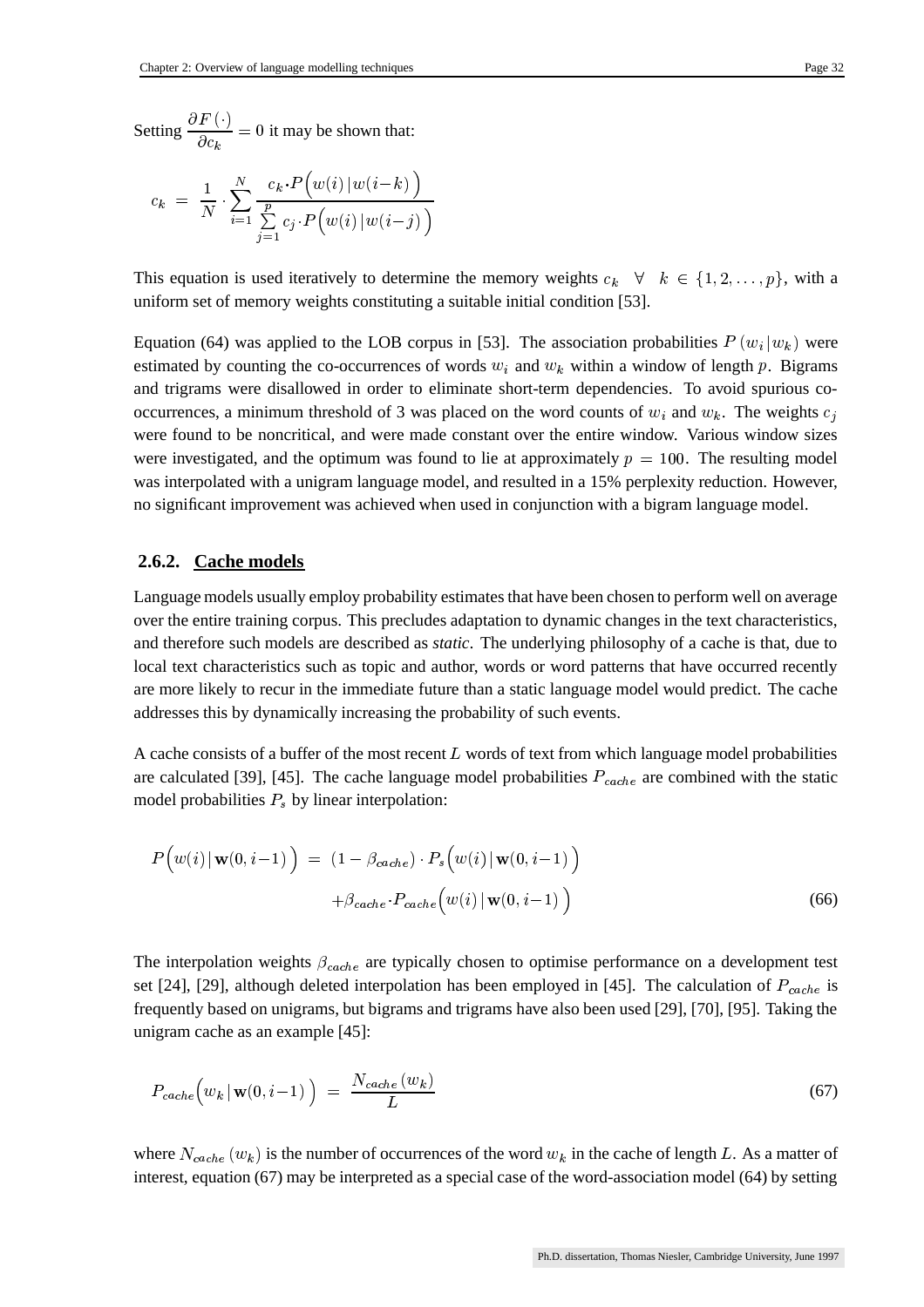Setting $\frac{\partial F(\cdot)}{\partial c_k} = 0$ it may be shown that:

$$c_k = \frac{1}{N} \cdot \sum_{i=1}^{N} \frac{c_k \cdot P\Big(w(i)\,|\,w(i-k)\Big)}{\sum_{j=1}^{p} c_j \cdot P\Big(w(i)\,|\,w(i-j)\Big)}$$

This equation is used iteratively to determine the memory weights $c_k \quad \forall \quad k \in \{1, 2, \ldots, p\}$, with a uniform set of memory weights constituting a suitable initial condition [53].

Equation (64) was applied to the LOB corpus in [53]. The association probabilities $P(w_i|w_k)$ were estimated by counting the co-occurrences of words $w_i$ and $w_k$ within a window of length $p$. Bigrams and trigrams were disallowed in order to eliminate short-term dependencies. To avoid spurious co-occurrences, a minimum threshold of 3 was placed on the word counts of $w_i$ and $w_k$. The weights $c_j$ were found to be noncritical, and were made constant over the entire window. Various window sizes were investigated, and the optimum was found to lie at approximately $p = 100$. The resulting model was interpolated with a unigram language model, and resulted in a 15% perplexity reduction. However, no significant improvement was achieved when used in conjunction with a bigram language model.

### 2.6.2. Cache models

Language models usually employ probability estimates that have been chosen to perform well on average over the entire training corpus. This precludes adaptation to dynamic changes in the text characteristics, and therefore such models are described as *static*. The underlying philosophy of a cache is that, due to local text characteristics such as topic and author, words or word patterns that have occurred recently are more likely to recur in the immediate future than a static language model would predict. The cache addresses this by dynamically increasing the probability of such events.

A cache consists of a buffer of the most recent $L$ words of text from which language model probabilities are calculated [39], [45]. The cache language model probabilities $P_{cache}$ are combined with the static model probabilities $P_s$ by linear interpolation:

$$P\Big(w(i)\,|\,\mathbf{w}(0,i-1)\Big) = (1-\beta_{cache}) \cdot P_s\Big(w(i)\,|\,\mathbf{w}(0,i-1)\Big) + \beta_{cache} \cdot P_{cache}\Big(w(i)\,|\,\mathbf{w}(0,i-1)\Big) \tag{66}$$

The interpolation weights $\beta_{cache}$ are typically chosen to optimise performance on a development test set [24], [29], although deleted interpolation has been employed in [45]. The calculation of $P_{cache}$ is frequently based on unigrams, but bigrams and trigrams have also been used [29], [70], [95]. Taking the unigram cache as an example [45]:

$$P_{cache}\Big(w_k\,|\,\mathbf{w}(0,i-1)\Big) = \frac{N_{cache}(w_k)}{L} \tag{67}$$

where $N_{cache}(w_k)$ is the number of occurrences of the word $w_k$ in the cache of length $L$. As a matter of interest, equation (67) may be interpreted as a special case of the word-association model (64) by setting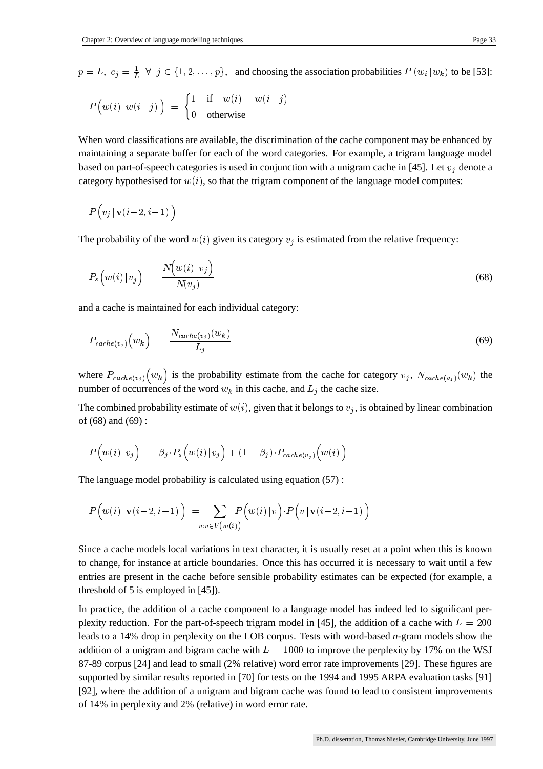$p = L,\ c_j = \frac{1}{L}\ \forall\ j \in \{1, 2, \ldots, p\}$, and choosing the association probabilities $P(w_i \,|\, w_k)$ to be [53]:

$$P\Big(w(i)\,|\,w(i-j)\Big) \;=\; \begin{cases} 1 & \text{if} \quad w(i) = w(i-j) \\ 0 & \text{otherwise} \end{cases}$$

When word classifications are available, the discrimination of the cache component may be enhanced by maintaining a separate buffer for each of the word categories. For example, a trigram language model based on part-of-speech categories is used in conjunction with a unigram cache in [45]. Let $v_j$ denote a category hypothesised for $w(i)$, so that the trigram component of the language model computes:

$$P\Big(v_j\,|\,\mathbf{v}(i-2, i-1)\Big)$$

The probability of the word $w(i)$ given its category $v_j$ is estimated from the relative frequency:

$$P_s\Big(w(i)\,|\,v_j\Big) \;=\; \frac{N\Big(w(i)\,|\,v_j\Big)}{N(v_j)} \tag{68}$$

and a cache is maintained for each individual category:

$$P_{cache(v_j)}\Big(w_k\Big) \;=\; \frac{N_{cache(v_j)}(w_k)}{L_j} \tag{69}$$

where $P_{cache(v_j)}\Big(w_k\Big)$ is the probability estimate from the cache for category $v_j$, $N_{cache(v_j)}(w_k)$ the number of occurrences of the word $w_k$ in this cache, and $L_j$ the cache size.

The combined probability estimate of $w(i)$, given that it belongs to $v_j$, is obtained by linear combination of (68) and (69) :

$$P\Big(w(i)\,|\,v_j\Big) \;=\; \beta_j \cdot P_s\Big(w(i)\,|\,v_j\Big) + (1-\beta_j)\cdot P_{cache(v_j)}\Big(w(i)\Big)$$

The language model probability is calculated using equation (57) :

$$P\Big(w(i)\,|\,\mathbf{v}(i-2, i-1)\Big) \;=\; \sum_{v:v\in V(w(i))} P\Big(w(i)\,|\,v\Big)\cdot P\Big(v\,|\,\mathbf{v}(i-2, i-1)\Big)$$

Since a cache models local variations in text character, it is usually reset at a point when this is known to change, for instance at article boundaries. Once this has occurred it is necessary to wait until a few entries are present in the cache before sensible probability estimates can be expected (for example, a threshold of 5 is employed in [45]).

In practice, the addition of a cache component to a language model has indeed led to significant perplexity reduction. For the part-of-speech trigram model in [45], the addition of a cache with $L = 200$ leads to a 14% drop in perplexity on the LOB corpus. Tests with word-based *n*-gram models show the addition of a unigram and bigram cache with $L = 1000$ to improve the perplexity by 17% on the WSJ 87-89 corpus [24] and lead to small (2% relative) word error rate improvements [29]. These figures are supported by similar results reported in [70] for tests on the 1994 and 1995 ARPA evaluation tasks [91] [92], where the addition of a unigram and bigram cache was found to lead to consistent improvements of 14% in perplexity and 2% (relative) in word error rate.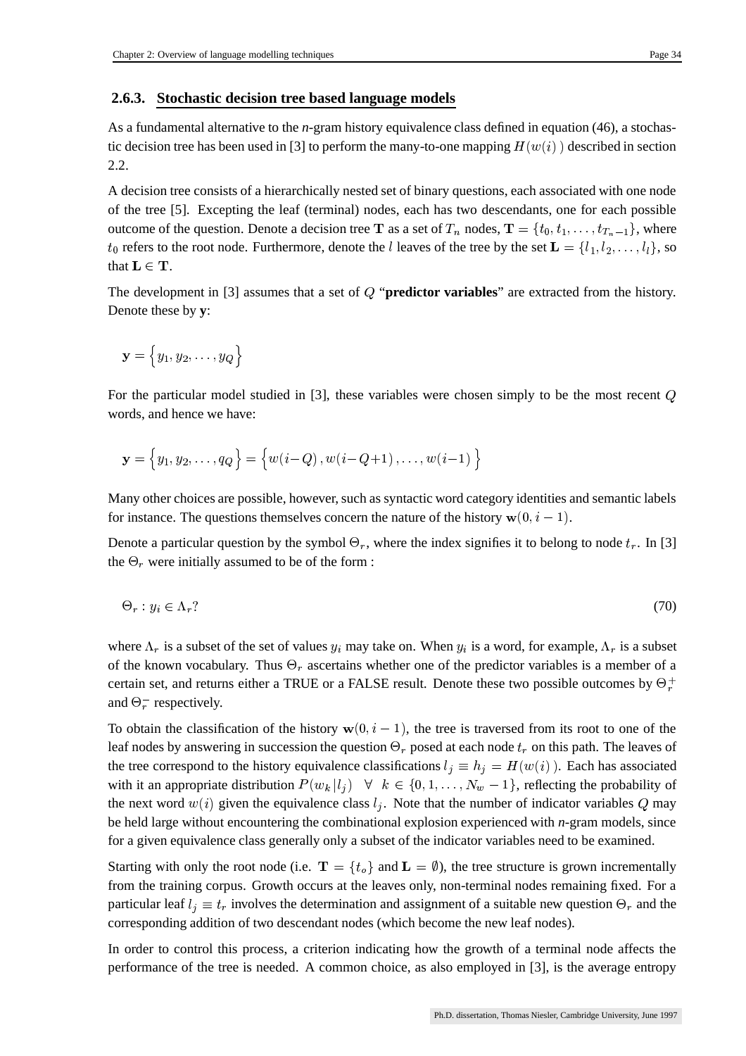### 2.6.3. Stochastic decision tree based language models

As a fundamental alternative to the *n*-gram history equivalence class defined in equation (46), a stochastic decision tree has been used in [3] to perform the many-to-one mapping $H(w(i))$ described in section 2.2.

A decision tree consists of a hierarchically nested set of binary questions, each associated with one node of the tree [5]. Excepting the leaf (terminal) nodes, each has two descendants, one for each possible outcome of the question. Denote a decision tree $\mathbf{T}$ as a set of $T_n$ nodes, $\mathbf{T} = \{t_0, t_1, \ldots, t_{T_n - 1}\}$, where $t_0$ refers to the root node. Furthermore, denote the $l$ leaves of the tree by the set $\mathbf{L} = \{l_1, l_2, \ldots, l_l\}$, so that $\mathbf{L} \in \mathbf{T}$.

The development in [3] assumes that a set of $Q$ "**predictor variables**" are extracted from the history. Denote these by $\mathbf{y}$:

$$\mathbf{y} = \left\{ y_1, y_2, \ldots, y_Q \right\}$$

For the particular model studied in [3], these variables were chosen simply to be the most recent $Q$ words, and hence we have:

$$\mathbf{y} = \left\{ y_1, y_2, \ldots, q_Q \right\} = \left\{ w(i-Q), w(i-Q+1), \ldots, w(i-1) \right\}$$

Many other choices are possible, however, such as syntactic word category identities and semantic labels for instance. The questions themselves concern the nature of the history $\mathbf{w}(0, i-1)$.

Denote a particular question by the symbol $\Theta_r$, where the index signifies it to belong to node $t_r$. In [3] the $\Theta_r$ were initially assumed to be of the form :

$$\Theta_r : y_i \in \Lambda_r? \tag{70}$$

where $\Lambda_r$ is a subset of the set of values $y_i$ may take on. When $y_i$ is a word, for example, $\Lambda_r$ is a subset of the known vocabulary. Thus $\Theta_r$ ascertains whether one of the predictor variables is a member of a certain set, and returns either a TRUE or a FALSE result. Denote these two possible outcomes by $\Theta_r^+$ and $\Theta_r^-$ respectively.

To obtain the classification of the history $\mathbf{w}(0, i-1)$, the tree is traversed from its root to one of the leaf nodes by answering in succession the question $\Theta_r$ posed at each node $t_r$ on this path. The leaves of the tree correspond to the history equivalence classifications $l_j \equiv h_j = H(w(i))$. Each has associated with it an appropriate distribution $P(w_k | l_j) \quad \forall \;\; k \in \{0, 1, \ldots, N_w - 1\}$, reflecting the probability of the next word $w(i)$ given the equivalence class $l_j$. Note that the number of indicator variables $Q$ may be held large without encountering the combinational explosion experienced with *n*-gram models, since for a given equivalence class generally only a subset of the indicator variables need to be examined.

Starting with only the root node (i.e. $\mathbf{T} = \{t_o\}$ and $\mathbf{L} = \emptyset$), the tree structure is grown incrementally from the training corpus. Growth occurs at the leaves only, non-terminal nodes remaining fixed. For a particular leaf $l_j \equiv t_r$ involves the determination and assignment of a suitable new question $\Theta_r$ and the corresponding addition of two descendant nodes (which become the new leaf nodes).

In order to control this process, a criterion indicating how the growth of a terminal node affects the performance of the tree is needed. A common choice, as also employed in [3], is the average entropy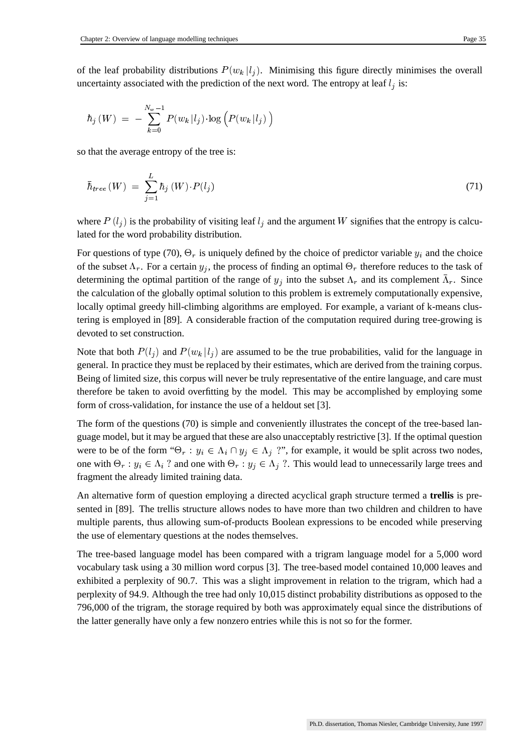of the leaf probability distributions $P(w_k | l_j)$. Minimising this figure directly minimises the overall uncertainty associated with the prediction of the next word. The entropy at leaf $l_j$ is:

$$\hbar_j(W) = -\sum_{k=0}^{N_w-1} P(w_k | l_j) \cdot \log\Big(P(w_k | l_j)\Big)$$

so that the average entropy of the tree is:

$$\bar{\hbar}_{tree}(W) = \sum_{j=1}^{L} \hbar_j(W) \cdot P(l_j) \tag{71}$$

where $P(l_j)$ is the probability of visiting leaf $l_j$ and the argument $W$ signifies that the entropy is calculated for the word probability distribution.

For questions of type (70), $\Theta_r$ is uniquely defined by the choice of predictor variable $y_i$ and the choice of the subset $\Lambda_r$. For a certain $y_j$, the process of finding an optimal $\Theta_r$ therefore reduces to the task of determining the optimal partition of the range of $y_j$ into the subset $\Lambda_r$ and its complement $\bar{\Lambda}_r$. Since the calculation of the globally optimal solution to this problem is extremely computationally expensive, locally optimal greedy hill-climbing algorithms are employed. For example, a variant of k-means clustering is employed in [89]. A considerable fraction of the computation required during tree-growing is devoted to set construction.

Note that both $P(l_j)$ and $P(w_k | l_j)$ are assumed to be the true probabilities, valid for the language in general. In practice they must be replaced by their estimates, which are derived from the training corpus. Being of limited size, this corpus will never be truly representative of the entire language, and care must therefore be taken to avoid overfitting by the model. This may be accomplished by employing some form of cross-validation, for instance the use of a heldout set [3].

The form of the questions (70) is simple and conveniently illustrates the concept of the tree-based language model, but it may be argued that these are also unacceptably restrictive [3]. If the optimal question were to be of the form "$\Theta_r : y_i \in \Lambda_i \cap y_j \in \Lambda_j$ ?", for example, it would be split across two nodes, one with $\Theta_r : y_i \in \Lambda_i$ ? and one with $\Theta_r : y_j \in \Lambda_j$ ?. This would lead to unnecessarily large trees and fragment the already limited training data.

An alternative form of question employing a directed acyclical graph structure termed a **trellis** is presented in [89]. The trellis structure allows nodes to have more than two children and children to have multiple parents, thus allowing sum-of-products Boolean expressions to be encoded while preserving the use of elementary questions at the nodes themselves.

The tree-based language model has been compared with a trigram language model for a 5,000 word vocabulary task using a 30 million word corpus [3]. The tree-based model contained 10,000 leaves and exhibited a perplexity of 90.7. This was a slight improvement in relation to the trigram, which had a perplexity of 94.9. Although the tree had only 10,015 distinct probability distributions as opposed to the 796,000 of the trigram, the storage required by both was approximately equal since the distributions of the latter generally have only a few nonzero entries while this is not so for the former.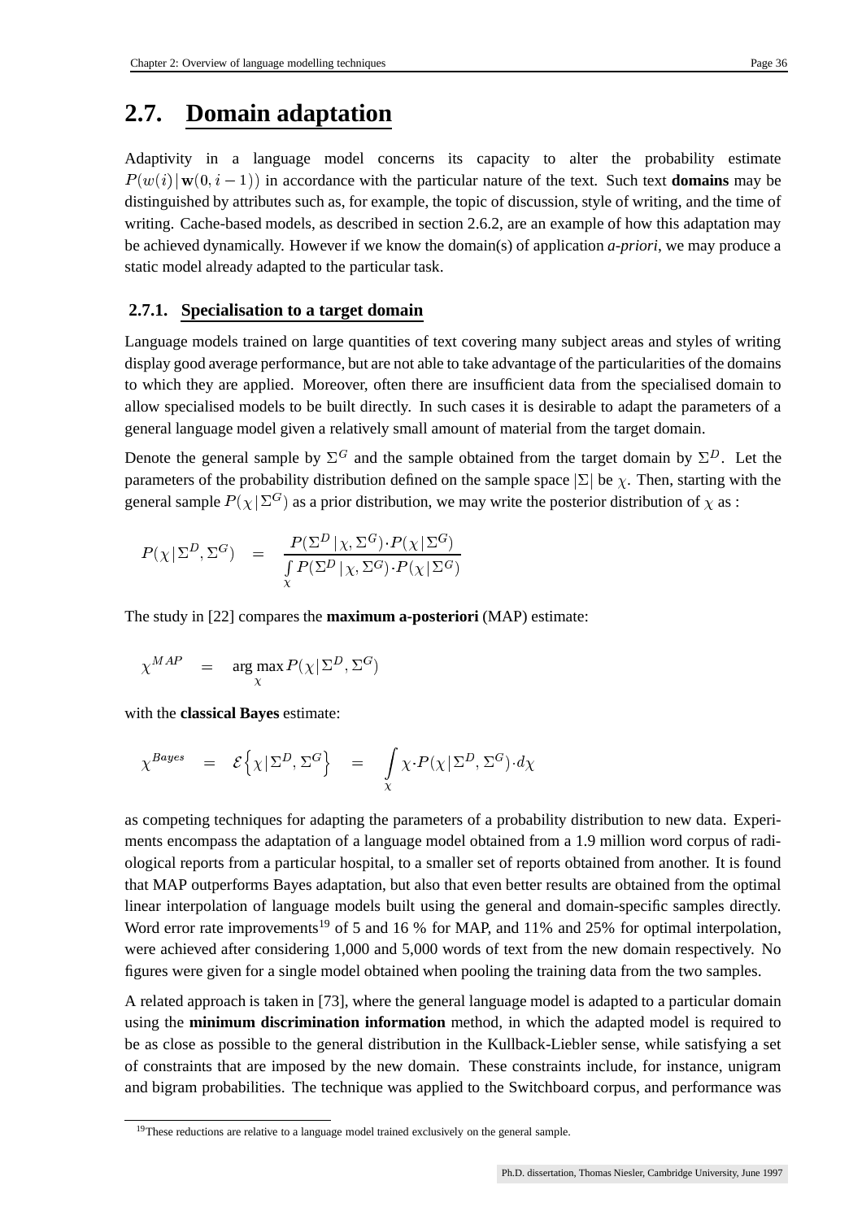## 2.7. Domain adaptation

Adaptivity in a language model concerns its capacity to alter the probability estimate $P(w(i)\,|\,\mathbf{w}(0,i-1))$ in accordance with the particular nature of the text. Such text **domains** may be distinguished by attributes such as, for example, the topic of discussion, style of writing, and the time of writing. Cache-based models, as described in section 2.6.2, are an example of how this adaptation may be achieved dynamically. However if we know the domain(s) of application *a-priori*, we may produce a static model already adapted to the particular task.

### 2.7.1. Specialisation to a target domain

Language models trained on large quantities of text covering many subject areas and styles of writing display good average performance, but are not able to take advantage of the particularities of the domains to which they are applied. Moreover, often there are insufficient data from the specialised domain to allow specialised models to be built directly. In such cases it is desirable to adapt the parameters of a general language model given a relatively small amount of material from the target domain.

Denote the general sample by $\Sigma^G$ and the sample obtained from the target domain by $\Sigma^D$. Let the parameters of the probability distribution defined on the sample space $|\Sigma|$ be $\chi$. Then, starting with the general sample $P(\chi\,|\,\Sigma^G)$ as a prior distribution, we may write the posterior distribution of $\chi$ as :

$$P(\chi\,|\,\Sigma^D,\Sigma^G) \quad = \quad \frac{P(\Sigma^D\,|\,\chi,\Sigma^G)\cdot P(\chi\,|\,\Sigma^G)}{\int_{\chi} P(\Sigma^D\,|\,\chi,\Sigma^G)\cdot P(\chi\,|\,\Sigma^G)}$$

The study in [22] compares the **maximum a-posteriori** (MAP) estimate:

$$\chi^{MAP} \quad = \quad \arg\max_{\chi} P(\chi\,|\,\Sigma^D,\Sigma^G)$$

with the **classical Bayes** estimate:

$$\chi^{Bayes} \quad = \quad \mathcal{E}\left\{\chi\,|\,\Sigma^D,\Sigma^G\right\} \quad = \quad \int_{\chi} \chi\cdot P(\chi\,|\,\Sigma^D,\Sigma^G)\cdot d\chi$$

as competing techniques for adapting the parameters of a probability distribution to new data. Experiments encompass the adaptation of a language model obtained from a 1.9 million word corpus of radiological reports from a particular hospital, to a smaller set of reports obtained from another. It is found that MAP outperforms Bayes adaptation, but also that even better results are obtained from the optimal linear interpolation of language models built using the general and domain-specific samples directly. Word error rate improvements[19] of 5 and 16 % for MAP, and 11% and 25% for optimal interpolation, were achieved after considering 1,000 and 5,000 words of text from the new domain respectively. No figures were given for a single model obtained when pooling the training data from the two samples.

A related approach is taken in [73], where the general language model is adapted to a particular domain using the **minimum discrimination information** method, in which the adapted model is required to be as close as possible to the general distribution in the Kullback-Liebler sense, while satisfying a set of constraints that are imposed by the new domain. These constraints include, for instance, unigram and bigram probabilities. The technique was applied to the Switchboard corpus, and performance was

[19] These reductions are relative to a language model trained exclusively on the general sample.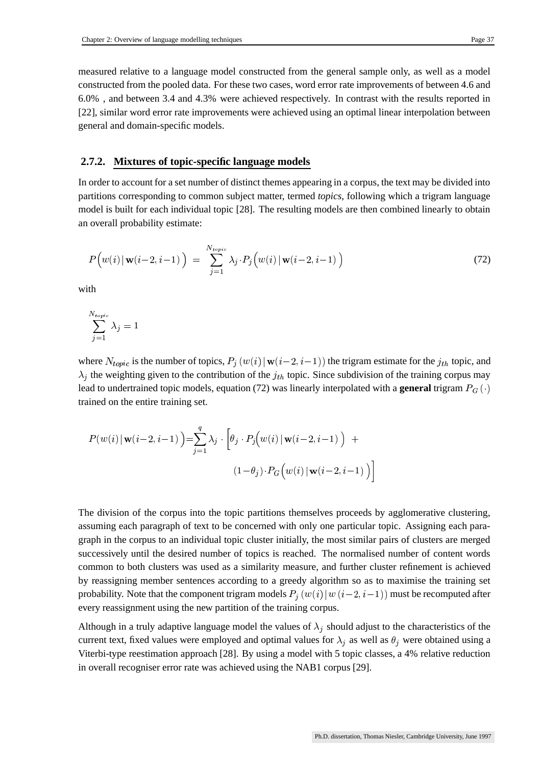measured relative to a language model constructed from the general sample only, as well as a model constructed from the pooled data. For these two cases, word error rate improvements of between 4.6 and 6.0% , and between 3.4 and 4.3% were achieved respectively. In contrast with the results reported in [22], similar word error rate improvements were achieved using an optimal linear interpolation between general and domain-specific models.

### 2.7.2. Mixtures of topic-specific language models

In order to account for a set number of distinct themes appearing in a corpus, the text may be divided into partitions corresponding to common subject matter, termed *topics*, following which a trigram language model is built for each individual topic [28]. The resulting models are then combined linearly to obtain an overall probability estimate:

$$P\Big(w(i)\,|\,\mathbf{w}(i-2,i-1)\Big) \;=\; \sum_{j=1}^{N_{topic}} \lambda_j \cdot P_j\Big(w(i)\,|\,\mathbf{w}(i-2,i-1)\Big) \tag{72}$$

with

$$\sum_{j=1}^{N_{topic}} \lambda_j = 1$$

where $N_{topic}$ is the number of topics, $P_j\left(w(i)\,|\,\mathbf{w}(i-2,i-1)\right)$ the trigram estimate for the $j_{th}$ topic, and $\lambda_j$ the weighting given to the contribution of the $j_{th}$ topic. Since subdivision of the training corpus may lead to undertrained topic models, equation (72) was linearly interpolated with a **general** trigram $P_G(\cdot)$ trained on the entire training set.

$$P(w(i)\,|\,\mathbf{w}(i-2,i-1)\Big) = \sum_{j=1}^{q} \lambda_j \cdot \Big[\theta_j \cdot P_j\Big(w(i)\,|\,\mathbf{w}(i-2,i-1)\Big) \;+\; (1-\theta_j)\cdot P_G\Big(w(i)\,|\,\mathbf{w}(i-2,i-1)\Big)\Big]$$

The division of the corpus into the topic partitions themselves proceeds by agglomerative clustering, assuming each paragraph of text to be concerned with only one particular topic. Assigning each paragraph in the corpus to an individual topic cluster initially, the most similar pairs of clusters are merged successively until the desired number of topics is reached. The normalised number of content words common to both clusters was used as a similarity measure, and further cluster refinement is achieved by reassigning member sentences according to a greedy algorithm so as to maximise the training set probability. Note that the component trigram models $P_j\left(w(i)\,|\,w(i-2,i-1)\right)$ must be recomputed after every reassignment using the new partition of the training corpus.

Although in a truly adaptive language model the values of $\lambda_j$ should adjust to the characteristics of the current text, fixed values were employed and optimal values for $\lambda_j$ as well as $\theta_j$ were obtained using a Viterbi-type reestimation approach [28]. By using a model with 5 topic classes, a 4% relative reduction in overall recogniser error rate was achieved using the NAB1 corpus [29].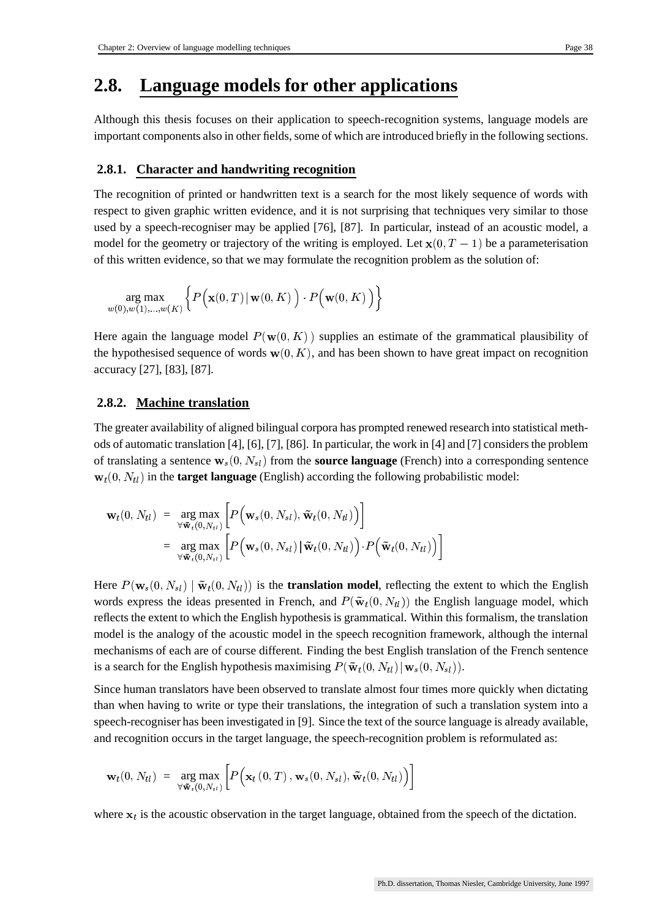## 2.8. Language models for other applications

Although this thesis focuses on their application to speech-recognition systems, language models are important components also in other fields, some of which are introduced briefly in the following sections.

### 2.8.1. Character and handwriting recognition

The recognition of printed or handwritten text is a search for the most likely sequence of words with respect to given graphic written evidence, and it is not surprising that techniques very similar to those used by a speech-recogniser may be applied [76], [87]. In particular, instead of an acoustic model, a model for the geometry or trajectory of the writing is employed. Let $\mathbf{x}(0, T-1)$ be a parameterisation of this written evidence, so that we may formulate the recognition problem as the solution of:

$$\underset{w(0),w(1),\ldots,w(K)}{\arg\max} \left\{ P\Big(\mathbf{x}(0,T)\,|\,\mathbf{w}(0,K)\Big) \cdot P\Big(\mathbf{w}(0,K)\Big) \right\}$$

Here again the language model $P(\mathbf{w}(0,K))$ supplies an estimate of the grammatical plausibility of the hypothesised sequence of words $\mathbf{w}(0,K)$, and has been shown to have great impact on recognition accuracy [27], [83], [87].

### 2.8.2. Machine translation

The greater availability of aligned bilingual corpora has prompted renewed research into statistical methods of automatic translation [4], [6], [7], [86]. In particular, the work in [4] and [7] considers the problem of translating a sentence $\mathbf{w}_s(0, N_{sl})$ from the **source language** (French) into a corresponding sentence $\mathbf{w}_t(0, N_{tl})$ in the **target language** (English) according the following probabilistic model:

$$\begin{aligned}
\mathbf{w}_t(0,N_{tl}) &= \underset{\forall \tilde{\mathbf{w}}_t(0,N_{tl})}{\arg\max} \left[ P\Big(\mathbf{w}_s(0,N_{sl}), \tilde{\mathbf{w}}_t(0,N_{tl})\Big) \right] \\
&= \underset{\forall \tilde{\mathbf{w}}_t(0,N_{tl})}{\arg\max} \left[ P\Big(\mathbf{w}_s(0,N_{sl})\,|\,\tilde{\mathbf{w}}_t(0,N_{tl})\Big) \cdot P\Big(\tilde{\mathbf{w}}_t(0,N_{tl})\Big) \right]
\end{aligned}$$

Here $P(\mathbf{w}_s(0,N_{sl}) \mid \tilde{\mathbf{w}}_t(0,N_{tl}))$ is the **translation model**, reflecting the extent to which the English words express the ideas presented in French, and $P(\tilde{\mathbf{w}}_t(0,N_{tl}))$ the English language model, which reflects the extent to which the English hypothesis is grammatical. Within this formalism, the translation model is the analogy of the acoustic model in the speech recognition framework, although the internal mechanisms of each are of course different. Finding the best English translation of the French sentence is a search for the English hypothesis maximising $P(\tilde{\mathbf{w}}_t(0,N_{tl})\,|\,\mathbf{w}_s(0,N_{sl}))$.

Since human translators have been observed to translate almost four times more quickly when dictating than when having to write or type their translations, the integration of such a translation system into a speech-recogniser has been investigated in [9]. Since the text of the source language is already available, and recognition occurs in the target language, the speech-recognition problem is reformulated as:

$$\mathbf{w}_t(0,N_{tl}) = \underset{\forall \tilde{\mathbf{w}}_t(0,N_{tl})}{\arg\max} \left[ P\Big(\mathbf{x}_t(0,T), \mathbf{w}_s(0,N_{sl}), \tilde{\mathbf{w}}_t(0,N_{tl})\Big) \right]$$

where $\mathbf{x}_t$ is the acoustic observation in the target language, obtained from the speech of the dictation.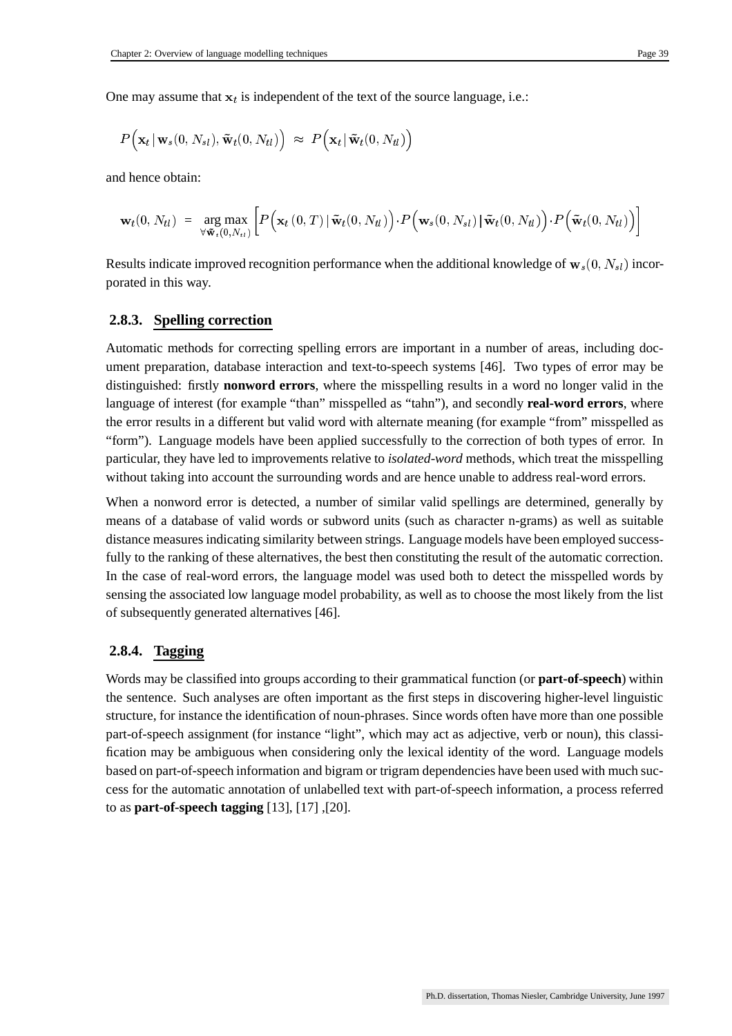One may assume that $\mathbf{x}_t$ is independent of the text of the source language, i.e.:

$$P\Big(\mathbf{x}_t \,|\, \mathbf{w}_s(0, N_{sl}), \tilde{\mathbf{w}}_t(0, N_{tl})\Big) \;\approx\; P\Big(\mathbf{x}_t \,|\, \tilde{\mathbf{w}}_t(0, N_{tl})\Big)$$

and hence obtain:

$$\mathbf{w}_t(0, N_{tl}) \;=\; \underset{\forall \tilde{\mathbf{w}}_t(0,N_{tl})}{\arg\max} \Big[ P\Big(\mathbf{x}_t\,(0, T) \,|\, \tilde{\mathbf{w}}_t(0, N_{tl})\Big) \cdot P\Big(\mathbf{w}_s(0, N_{sl}) \,|\, \tilde{\mathbf{w}}_t(0, N_{tl})\Big) \cdot P\Big(\tilde{\mathbf{w}}_t(0, N_{tl})\Big) \Big]$$

Results indicate improved recognition performance when the additional knowledge of $\mathbf{w}_s(0, N_{sl})$ incorporated in this way.

### 2.8.3. Spelling correction

Automatic methods for correcting spelling errors are important in a number of areas, including document preparation, database interaction and text-to-speech systems [46]. Two types of error may be distinguished: firstly **nonword errors**, where the misspelling results in a word no longer valid in the language of interest (for example "than" misspelled as "tahn"), and secondly **real-word errors**, where the error results in a different but valid word with alternate meaning (for example "from" misspelled as "form"). Language models have been applied successfully to the correction of both types of error. In particular, they have led to improvements relative to *isolated-word* methods, which treat the misspelling without taking into account the surrounding words and are hence unable to address real-word errors.

When a nonword error is detected, a number of similar valid spellings are determined, generally by means of a database of valid words or subword units (such as character n-grams) as well as suitable distance measures indicating similarity between strings. Language models have been employed successfully to the ranking of these alternatives, the best then constituting the result of the automatic correction. In the case of real-word errors, the language model was used both to detect the misspelled words by sensing the associated low language model probability, as well as to choose the most likely from the list of subsequently generated alternatives [46].

### 2.8.4. Tagging

Words may be classified into groups according to their grammatical function (or **part-of-speech**) within the sentence. Such analyses are often important as the first steps in discovering higher-level linguistic structure, for instance the identification of noun-phrases. Since words often have more than one possible part-of-speech assignment (for instance "light", which may act as adjective, verb or noun), this classification may be ambiguous when considering only the lexical identity of the word. Language models based on part-of-speech information and bigram or trigram dependencies have been used with much success for the automatic annotation of unlabelled text with part-of-speech information, a process referred to as **part-of-speech tagging** [13], [17] ,[20].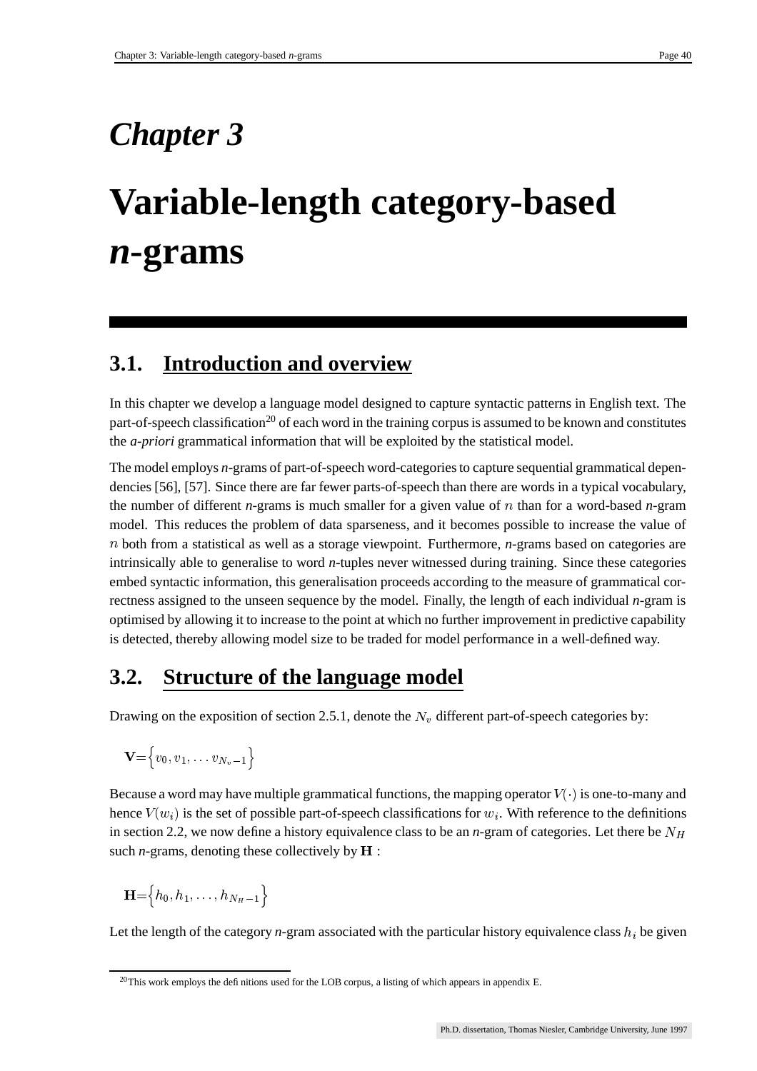# Chapter 3

# Variable-length category-based *n*-grams

## 3.1. Introduction and overview

In this chapter we develop a language model designed to capture syntactic patterns in English text. The part-of-speech classification[20] of each word in the training corpus is assumed to be known and constitutes the *a-priori* grammatical information that will be exploited by the statistical model.

The model employs *n*-grams of part-of-speech word-categories to capture sequential grammatical dependencies [56], [57]. Since there are far fewer parts-of-speech than there are words in a typical vocabulary, the number of different *n*-grams is much smaller for a given value of $n$ than for a word-based *n*-gram model. This reduces the problem of data sparseness, and it becomes possible to increase the value of $n$ both from a statistical as well as a storage viewpoint. Furthermore, *n*-grams based on categories are intrinsically able to generalise to word *n*-tuples never witnessed during training. Since these categories embed syntactic information, this generalisation proceeds according to the measure of grammatical correctness assigned to the unseen sequence by the model. Finally, the length of each individual *n*-gram is optimised by allowing it to increase to the point at which no further improvement in predictive capability is detected, thereby allowing model size to be traded for model performance in a well-defined way.

## 3.2. Structure of the language model

Drawing on the exposition of section 2.5.1, denote the $N_v$ different part-of-speech categories by:

$$\mathbf{V} = \left\{ v_0, v_1, \ldots v_{N_v - 1} \right\}$$

Because a word may have multiple grammatical functions, the mapping operator $V(\cdot)$ is one-to-many and hence $V(w_i)$ is the set of possible part-of-speech classifications for $w_i$. With reference to the definitions in section 2.2, we now define a history equivalence class to be an *n*-gram of categories. Let there be $N_H$ such *n*-grams, denoting these collectively by $\mathbf{H}$ :

$$\mathbf{H} = \left\{ h_0, h_1, \ldots, h_{N_H - 1} \right\}$$

Let the length of the category *n*-gram associated with the particular history equivalence class $h_i$ be given

[20] This work employs the definitions used for the LOB corpus, a listing of which appears in appendix E.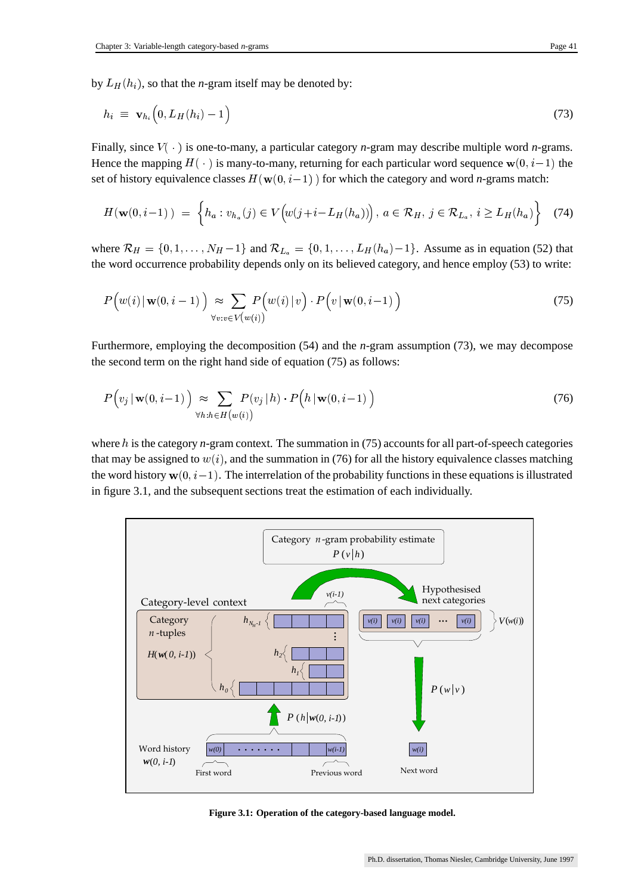by $L_H(h_i)$, so that the *n*-gram itself may be denoted by:

$$h_i \;\equiv\; \mathbf{v}_{h_i}\Big(0, L_H(h_i) - 1\Big) \tag{73}$$

Finally, since $V(\,\cdot\,)$ is one-to-many, a particular category *n*-gram may describe multiple word *n*-grams. Hence the mapping $H(\,\cdot\,)$ is many-to-many, returning for each particular word sequence $\mathbf{w}(0, i-1)$ the set of history equivalence classes $H(\mathbf{w}(0, i-1)\,)$ for which the category and word *n*-grams match:

$$H(\mathbf{w}(0,i-1)\,) \;=\; \Big\{ h_a : v_{h_a}(j) \in V\Big(w(j+i-L_H(h_a))\Big),\; a \in \mathcal{R}_H,\; j \in \mathcal{R}_{L_a},\; i \geq L_H(h_a) \Big\} \tag{74}$$

where $\mathcal{R}_H = \{0, 1, \ldots, N_H - 1\}$ and $\mathcal{R}_{L_a} = \{0, 1, \ldots, L_H(h_a) - 1\}$. Assume as in equation (52) that the word occurrence probability depends only on its believed category, and hence employ (53) to write:

$$P\Big(w(i)\,|\,\mathbf{w}(0, i-1)\,\Big) \;\approx \sum_{\forall v : v \in V\left(w(i)\right)} P\Big(w(i)\,|\,v\Big) \cdot P\Big(v\,|\,\mathbf{w}(0, i-1)\,\Big) \tag{75}$$

Furthermore, employing the decomposition (54) and the *n*-gram assumption (73), we may decompose the second term on the right hand side of equation (75) as follows:

$$P\Big(v_j\,|\,\mathbf{w}(0, i-1)\,\Big) \;\approx \sum_{\forall h : h \in H\left(w(i)\right)} P(v_j\,|\,h) \cdot P\Big(h\,|\,\mathbf{w}(0, i-1)\,\Big) \tag{76}$$

where $h$ is the category *n*-gram context. The summation in (75) accounts for all part-of-speech categories that may be assigned to $w(i)$, and the summation in (76) for all the history equivalence classes matching the word history $\mathbf{w}(0, i-1)$. The interrelation of the probability functions in these equations is illustrated in figure 3.1, and the subsequent sections treat the estimation of each individually.

**Figure 3.1: Operation of the category-based language model.**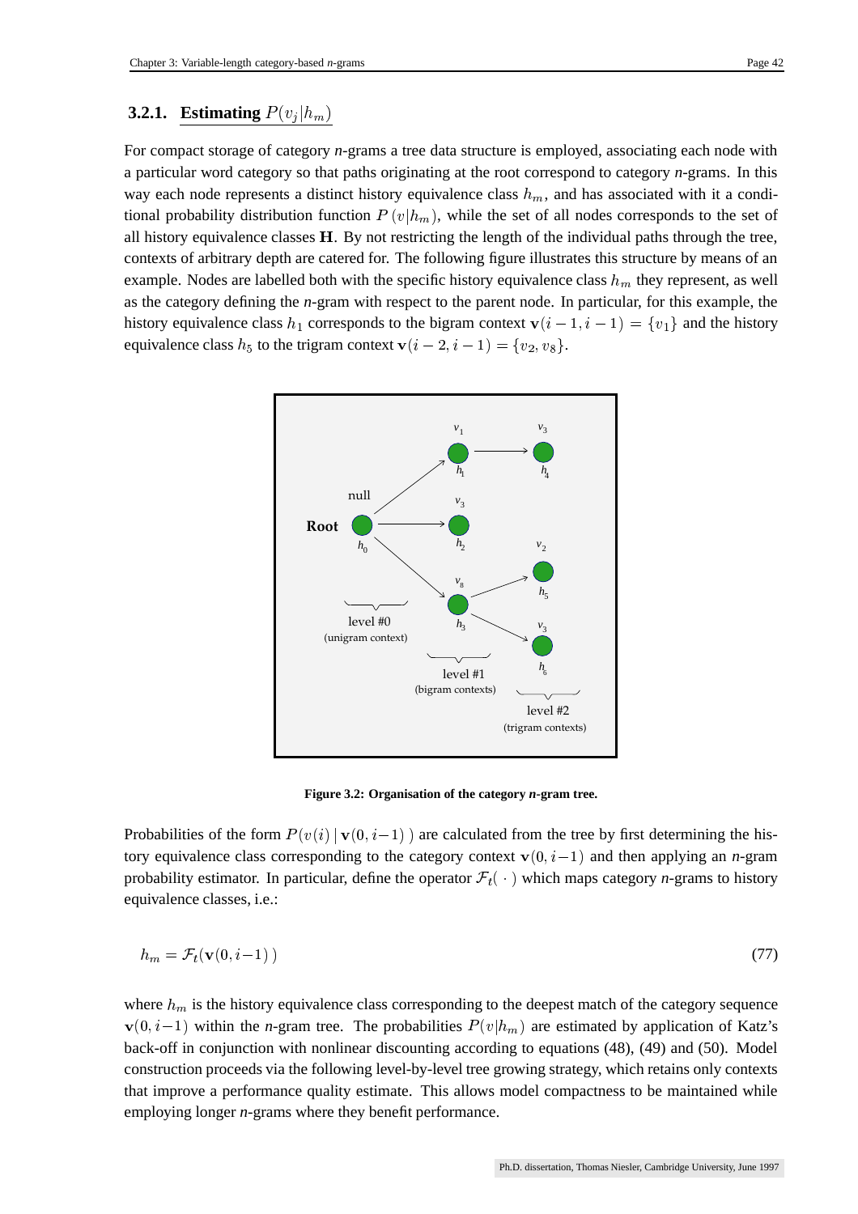### 3.2.1. Estimating $P(v_j|h_m)$

For compact storage of category *n*-grams a tree data structure is employed, associating each node with a particular word category so that paths originating at the root correspond to category *n*-grams. In this way each node represents a distinct history equivalence class $h_m$, and has associated with it a conditional probability distribution function $P(v|h_m)$, while the set of all nodes corresponds to the set of all history equivalence classes $\mathbf{H}$. By not restricting the length of the individual paths through the tree, contexts of arbitrary depth are catered for. The following figure illustrates this structure by means of an example. Nodes are labelled both with the specific history equivalence class $h_m$ they represent, as well as the category defining the *n*-gram with respect to the parent node. In particular, for this example, the history equivalence class $h_1$ corresponds to the bigram context $\mathbf{v}(i-1, i-1) = \{v_1\}$ and the history equivalence class $h_5$ to the trigram context $\mathbf{v}(i-2, i-1) = \{v_2, v_8\}$.

**Figure 3.2: Organisation of the category *n*-gram tree.**

Probabilities of the form $P(v(i)\,|\,\mathbf{v}(0, i-1)\,)$ are calculated from the tree by first determining the history equivalence class corresponding to the category context $\mathbf{v}(0, i-1)$ and then applying an *n*-gram probability estimator. In particular, define the operator $\mathcal{F}_t(\,\cdot\,)$ which maps category *n*-grams to history equivalence classes, i.e.:

$$h_m = \mathcal{F}_t(\mathbf{v}(0, i-1)\,) \tag{77}$$

where $h_m$ is the history equivalence class corresponding to the deepest match of the category sequence $\mathbf{v}(0, i-1)$ within the *n*-gram tree. The probabilities $P(v|h_m)$ are estimated by application of Katz's back-off in conjunction with nonlinear discounting according to equations (48), (49) and (50). Model construction proceeds via the following level-by-level tree growing strategy, which retains only contexts that improve a performance quality estimate. This allows model compactness to be maintained while employing longer *n*-grams where they benefit performance.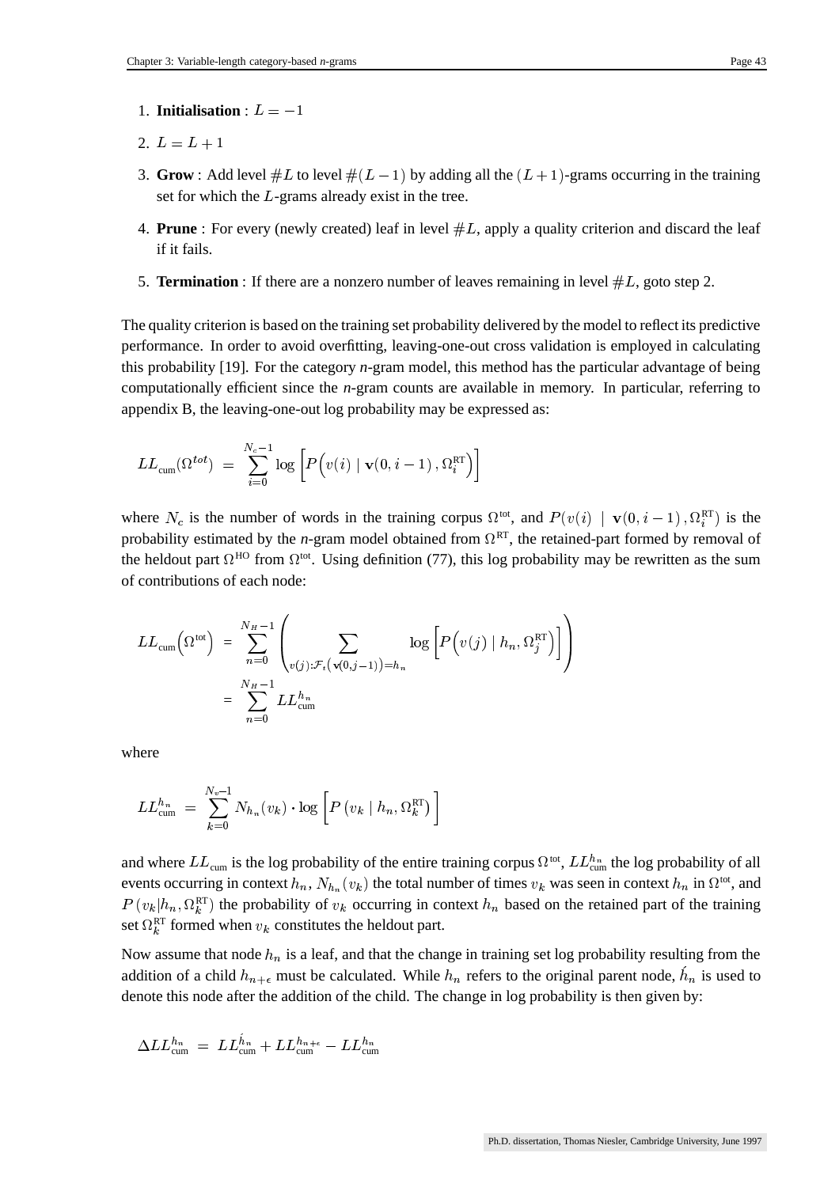1. **Initialisation** : $L = -1$
2. $L = L + 1$
3. **Grow** : Add level $\#L$ to level $\#(L-1)$ by adding all the $(L+1)$-grams occurring in the training set for which the $L$-grams already exist in the tree.
4. **Prune** : For every (newly created) leaf in level $\#L$, apply a quality criterion and discard the leaf if it fails.
5. **Termination** : If there are a nonzero number of leaves remaining in level $\#L$, goto step 2.

The quality criterion is based on the training set probability delivered by the model to reflect its predictive performance. In order to avoid overfitting, leaving-one-out cross validation is employed in calculating this probability [19]. For the category *n*-gram model, this method has the particular advantage of being computationally efficient since the *n*-gram counts are available in memory. In particular, referring to appendix B, the leaving-one-out log probability may be expressed as:

$$LL_{\text{cum}}(\Omega^{tot}) \;=\; \sum_{i=0}^{N_c - 1} \log \left[ P\Big(v(i) \mid \mathbf{v}(0, i-1)\,, \Omega_i^{\text{RT}}\Big)\right]$$

where $N_c$ is the number of words in the training corpus $\Omega^{\text{tot}}$, and $P(v(i) \mid \mathbf{v}(0, i-1)\,, \Omega_i^{\text{RT}})$ is the probability estimated by the *n*-gram model obtained from $\Omega^{\text{RT}}$, the retained-part formed by removal of the heldout part $\Omega^{\text{HO}}$ from $\Omega^{\text{tot}}$. Using definition (77), this log probability may be rewritten as the sum of contributions of each node:

$$\begin{aligned} LL_{\text{cum}}\Big(\Omega^{\text{tot}}\Big) \;&=\; \sum_{n=0}^{N_H - 1} \left( \sum_{v(j) : \mathcal{F}_t\big(\mathbf{v}(0, j-1)\big) = h_n} \log \left[ P\Big(v(j) \mid h_n, \Omega_j^{\text{RT}}\Big)\right] \right) \\ &=\; \sum_{n=0}^{N_H - 1} LL_{\text{cum}}^{h_n} \end{aligned}$$

where

$$LL_{\text{cum}}^{h_n} \;=\; \sum_{k=0}^{N_v - 1} N_{h_n}(v_k) \cdot \log \left[ P\left(v_k \mid h_n, \Omega_k^{\text{RT}}\right)\right]$$

and where $LL_{\text{cum}}$ is the log probability of the entire training corpus $\Omega^{\text{tot}}$, $LL_{\text{cum}}^{h_n}$ the log probability of all events occurring in context $h_n$, $N_{h_n}(v_k)$ the total number of times $v_k$ was seen in context $h_n$ in $\Omega^{\text{tot}}$, and $P\left(v_k | h_n, \Omega_k^{\text{RT}}\right)$ the probability of $v_k$ occurring in context $h_n$ based on the retained part of the training set $\Omega_k^{\text{RT}}$ formed when $v_k$ constitutes the heldout part.

Now assume that node $h_n$ is a leaf, and that the change in training set log probability resulting from the addition of a child $h_{n+\epsilon}$ must be calculated. While $h_n$ refers to the original parent node, $\acute{h}_n$ is used to denote this node after the addition of the child. The change in log probability is then given by:

$$\Delta LL_{\text{cum}}^{h_n} \;=\; LL_{\text{cum}}^{\acute{h}_n} + LL_{\text{cum}}^{h_{n+\epsilon}} - LL_{\text{cum}}^{h_n}$$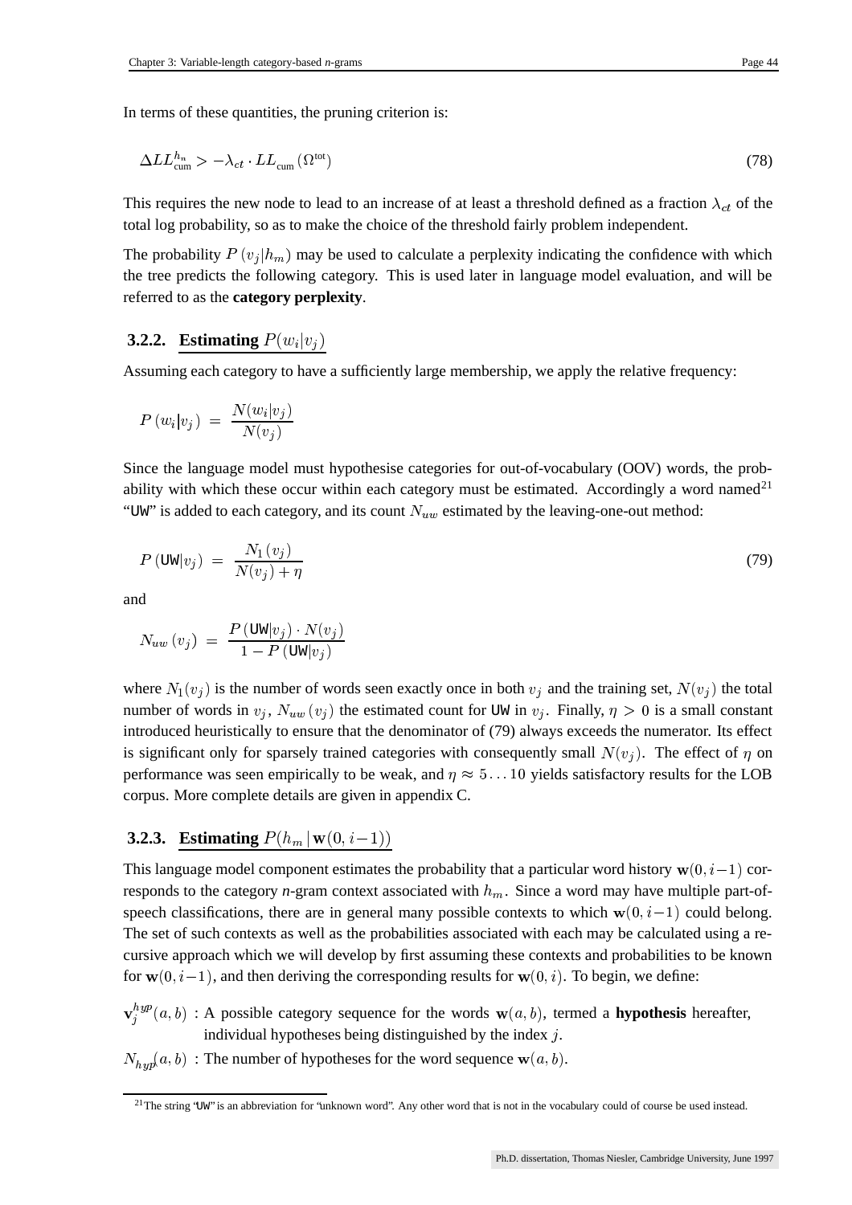In terms of these quantities, the pruning criterion is:

$$\Delta LL^{h_n}_{\text{cum}} > -\lambda_{ct} \cdot LL_{\text{cum}}\left(\Omega^{\text{tot}}\right) \tag{78}$$

This requires the new node to lead to an increase of at least a threshold defined as a fraction $\lambda_{ct}$ of the total log probability, so as to make the choice of the threshold fairly problem independent.

The probability $P\left(v_j|h_m\right)$ may be used to calculate a perplexity indicating the confidence with which the tree predicts the following category. This is used later in language model evaluation, and will be referred to as the **category perplexity**.

### 3.2.2. Estimating $P(w_i|v_j)$

Assuming each category to have a sufficiently large membership, we apply the relative frequency:

$$P\left(w_i|v_j\right) = \frac{N(w_i|v_j)}{N(v_j)}$$

Since the language model must hypothesise categories for out-of-vocabulary (OOV) words, the probability with which these occur within each category must be estimated. Accordingly a word named[21] "UW" is added to each category, and its count $N_{uw}$ estimated by the leaving-one-out method:

$$P\left(\text{UW}|v_j\right) = \frac{N_1\left(v_j\right)}{N(v_j) + \eta} \tag{79}$$

and

$$N_{uw}\left(v_j\right) = \frac{P\left(\text{UW}|v_j\right) \cdot N(v_j)}{1 - P\left(\text{UW}|v_j\right)}$$

where $N_1(v_j)$ is the number of words seen exactly once in both $v_j$ and the training set, $N(v_j)$ the total number of words in $v_j$, $N_{uw}\left(v_j\right)$ the estimated count for UW in $v_j$. Finally, $\eta > 0$ is a small constant introduced heuristically to ensure that the denominator of (79) always exceeds the numerator. Its effect is significant only for sparsely trained categories with consequently small $N(v_j)$. The effect of $\eta$ on performance was seen empirically to be weak, and $\eta \approx 5 \ldots 10$ yields satisfactory results for the LOB corpus. More complete details are given in appendix C.

### 3.2.3. Estimating $P(h_m \,|\, \mathbf{w}(0, i-1))$

This language model component estimates the probability that a particular word history $\mathbf{w}(0, i-1)$ corresponds to the category *n*-gram context associated with $h_m$. Since a word may have multiple part-of-speech classifications, there are in general many possible contexts to which $\mathbf{w}(0, i-1)$ could belong. The set of such contexts as well as the probabilities associated with each may be calculated using a recursive approach which we will develop by first assuming these contexts and probabilities to be known for $\mathbf{w}(0, i-1)$, and then deriving the corresponding results for $\mathbf{w}(0, i)$. To begin, we define:

- $\mathbf{v}_j^{hyp}(a, b)$ : A possible category sequence for the words $\mathbf{w}(a, b)$, termed a **hypothesis** hereafter, individual hypotheses being distinguished by the index $j$.
- $N_{hyp}(a, b)$ : The number of hypotheses for the word sequence $\mathbf{w}(a, b)$.

[21] The string "UW" is an abbreviation for "unknown word". Any other word that is not in the vocabulary could of course be used instead.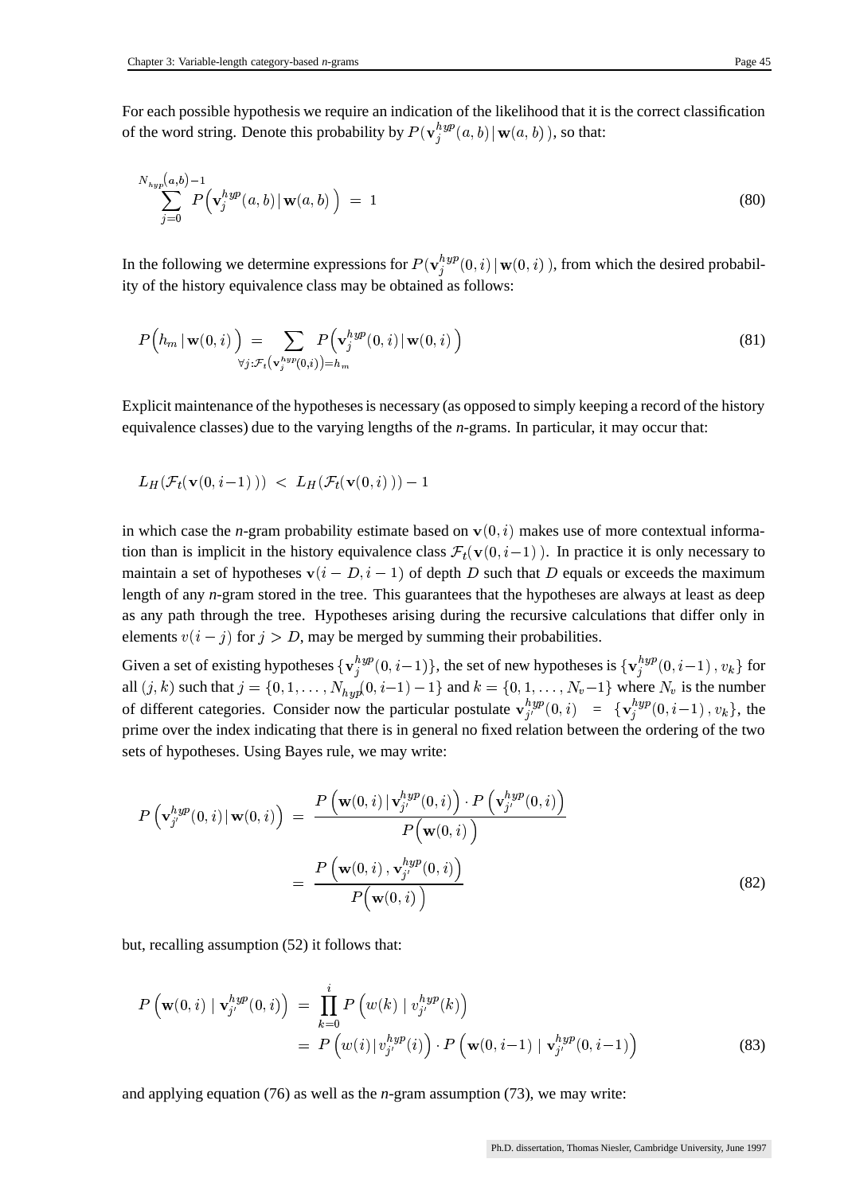For each possible hypothesis we require an indication of the likelihood that it is the correct classification of the word string. Denote this probability by $P(\mathbf{v}_j^{hyp}(a,b)\,|\,\mathbf{w}(a,b)\,)$, so that:

$$\sum_{j=0}^{N_{hyp}(a,b)-1} P\Big(\mathbf{v}_j^{hyp}(a,b)\,|\,\mathbf{w}(a,b)\,\Big) \;=\; 1 \tag{80}$$

In the following we determine expressions for $P(\mathbf{v}_j^{hyp}(0,i)\,|\,\mathbf{w}(0,i)\,)$, from which the desired probability of the history equivalence class may be obtained as follows:

$$P\Big(h_m\,|\,\mathbf{w}(0,i)\,\Big) \;=\; \sum_{\forall j:\mathcal{F}_t\left(\mathbf{v}_j^{hyp}(0,i)\right)=h_m} P\Big(\mathbf{v}_j^{hyp}(0,i)\,|\,\mathbf{w}(0,i)\,\Big) \tag{81}$$

Explicit maintenance of the hypotheses is necessary (as opposed to simply keeping a record of the history equivalence classes) due to the varying lengths of the *n*-grams. In particular, it may occur that:

$$L_H(\mathcal{F}_t(\mathbf{v}(0,i{-}1)\,))\;<\;L_H(\mathcal{F}_t(\mathbf{v}(0,i)\,))-1$$

in which case the *n*-gram probability estimate based on $\mathbf{v}(0,i)$ makes use of more contextual information than is implicit in the history equivalence class $\mathcal{F}_t(\mathbf{v}(0,i{-}1)\,)$. In practice it is only necessary to maintain a set of hypotheses $\mathbf{v}(i-D,i-1)$ of depth $D$ such that $D$ equals or exceeds the maximum length of any *n*-gram stored in the tree. This guarantees that the hypotheses are always at least as deep as any path through the tree. Hypotheses arising during the recursive calculations that differ only in elements $v(i-j)$ for $j > D$, may be merged by summing their probabilities.

Given a set of existing hypotheses $\{\mathbf{v}_j^{hyp}(0,i{-}1)\}$, the set of new hypotheses is $\{\mathbf{v}_j^{hyp}(0,i{-}1)\,,v_k\}$ for all $(j,k)$ such that $j=\{0,1,\ldots,N_{hyp}(0,i{-}1)-1\}$ and $k=\{0,1,\ldots,N_v{-}1\}$ where $N_v$ is the number of different categories. Consider now the particular postulate $\mathbf{v}_{j'}^{hyp}(0,i) \;=\; \{\mathbf{v}_j^{hyp}(0,i{-}1)\,,v_k\}$, the prime over the index indicating that there is in general no fixed relation between the ordering of the two sets of hypotheses. Using Bayes rule, we may write:

$$\begin{aligned}
P\left(\mathbf{v}_{j'}^{hyp}(0,i)\,|\,\mathbf{w}(0,i)\right) \;&=\; \frac{P\left(\mathbf{w}(0,i)\,|\,\mathbf{v}_{j'}^{hyp}(0,i)\right)\cdot P\left(\mathbf{v}_{j'}^{hyp}(0,i)\right)}{P\Big(\mathbf{w}(0,i)\,\Big)} \\
&=\; \frac{P\left(\mathbf{w}(0,i)\,,\mathbf{v}_{j'}^{hyp}(0,i)\right)}{P\Big(\mathbf{w}(0,i)\,\Big)}
\end{aligned} \tag{82}$$

but, recalling assumption (52) it follows that:

$$\begin{aligned}
P\left(\mathbf{w}(0,i)\,\mid\,\mathbf{v}_{j'}^{hyp}(0,i)\right) \;&=\; \prod_{k=0}^{i} P\left(w(k)\,\mid\,v_{j'}^{hyp}(k)\right) \\
&=\; P\left(w(i)\,|\,v_{j'}^{hyp}(i)\right)\cdot P\left(\mathbf{w}(0,i{-}1)\,\mid\,\mathbf{v}_{j'}^{hyp}(0,i{-}1)\right)
\end{aligned} \tag{83}$$

and applying equation (76) as well as the *n*-gram assumption (73), we may write: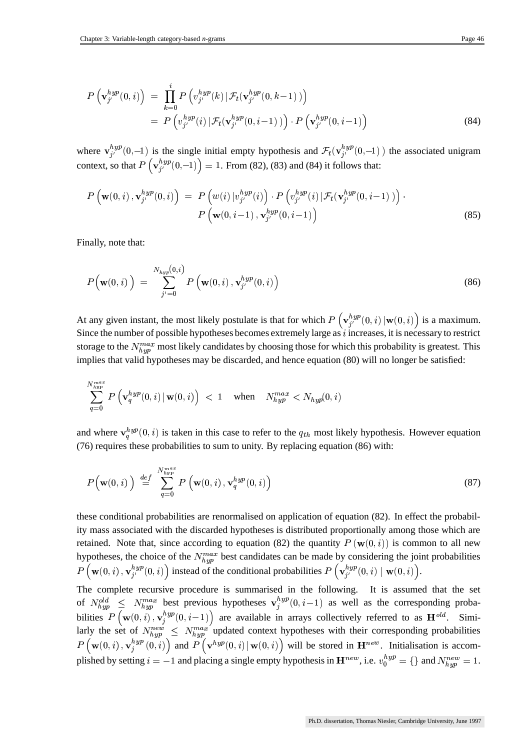$$P\left(\mathbf{v}_{j'}^{hyp}(0,i)\right) = \prod_{k=0}^{i} P\left(v_{j'}^{hyp}(k) \,|\, \mathcal{F}_t(\mathbf{v}_{j'}^{hyp}(0,k-1))\right)$$
$$= P\left(v_{j'}^{hyp}(i) \,|\, \mathcal{F}_t(\mathbf{v}_{j'}^{hyp}(0,i-1))\right) \cdot P\left(\mathbf{v}_{j'}^{hyp}(0,i-1)\right) \tag{84}$$

where $\mathbf{v}_{j'}^{hyp}(0,-1)$ is the single initial empty hypothesis and $\mathcal{F}_t(\mathbf{v}_{j'}^{hyp}(0,-1))$ the associated unigram context, so that $P\left(\mathbf{v}_{j'}^{hyp}(0,-1)\right) = 1$. From (82), (83) and (84) it follows that:

$$P\left(\mathbf{w}(0,i), \mathbf{v}_{j'}^{hyp}(0,i)\right) = P\left(w(i) \,|\, v_{j'}^{hyp}(i)\right) \cdot P\left(v_{j'}^{hyp}(i) \,|\, \mathcal{F}_t(\mathbf{v}_{j'}^{hyp}(0,i-1))\right) \cdot$$
$$P\left(\mathbf{w}(0,i-1), \mathbf{v}_{j'}^{hyp}(0,i-1)\right) \tag{85}$$

Finally, note that:

$$P\Big(\mathbf{w}(0,i)\Big) = \sum_{j'=0}^{N_{hyp}(0,i)} P\left(\mathbf{w}(0,i), \mathbf{v}_{j'}^{hyp}(0,i)\right) \tag{86}$$

At any given instant, the most likely postulate is that for which $P\left(\mathbf{v}_{j'}^{hyp}(0,i) \,|\, \mathbf{w}(0,i)\right)$ is a maximum. Since the number of possible hypotheses becomes extremely large as $i$ increases, it is necessary to restrict storage to the $N_{hyp}^{max}$ most likely candidates by choosing those for which this probability is greatest. This implies that valid hypotheses may be discarded, and hence equation (80) will no longer be satisfied:

$$\sum_{q=0}^{N_{hyp}^{max}} P\left(\mathbf{v}_{q}^{hyp}(0,i) \,|\, \mathbf{w}(0,i)\right) < 1 \quad \text{when} \quad N_{hyp}^{max} < N_{hyp}(0,i)$$

and where $\mathbf{v}_{q}^{hyp}(0,i)$ is taken in this case to refer to the $q_{th}$ most likely hypothesis. However equation (76) requires these probabilities to sum to unity. By replacing equation (86) with:

$$P\Big(\mathbf{w}(0,i)\Big) \stackrel{def}{=} \sum_{q=0}^{N_{hyp}^{max}} P\left(\mathbf{w}(0,i), \mathbf{v}_{q}^{hyp}(0,i)\right) \tag{87}$$

these conditional probabilities are renormalised on application of equation (82). In effect the probability mass associated with the discarded hypotheses is distributed proportionally among those which are retained. Note that, since according to equation (82) the quantity $P\left(\mathbf{w}(0,i)\right)$ is common to all new hypotheses, the choice of the $N_{hyp}^{max}$ best candidates can be made by considering the joint probabilities $P\left(\mathbf{w}(0,i), \mathbf{v}_{j'}^{hyp}(0,i)\right)$ instead of the conditional probabilities $P\left(\mathbf{v}_{j'}^{hyp}(0,i) \mid \mathbf{w}(0,i)\right)$.

The complete recursive procedure is summarised in the following. It is assumed that the set of $N_{hyp}^{old} \leq N_{hyp}^{max}$ best previous hypotheses $\mathbf{v}_{j}^{hyp}(0,i-1)$ as well as the corresponding probabilities $P\left(\mathbf{w}(0,i), \mathbf{v}_{j}^{hyp}(0,i-1)\right)$ are available in arrays collectively referred to as $\mathbf{H}^{old}$. Similarly the set of $N_{hyp}^{new} \leq N_{hyp}^{max}$ updated context hypotheses with their corresponding probabilities $P\left(\mathbf{w}(0,i), \mathbf{v}_{j}^{hyp}(0,i)\right)$ and $P\left(\mathbf{v}^{hyp}(0,i) \,|\, \mathbf{w}(0,i)\right)$ will be stored in $\mathbf{H}^{new}$. Initialisation is accomplished by setting $i = -1$ and placing a single empty hypothesis in $\mathbf{H}^{new}$, i.e. $v_0^{hyp} = \{\}$ and $N_{hyp}^{new} = 1$.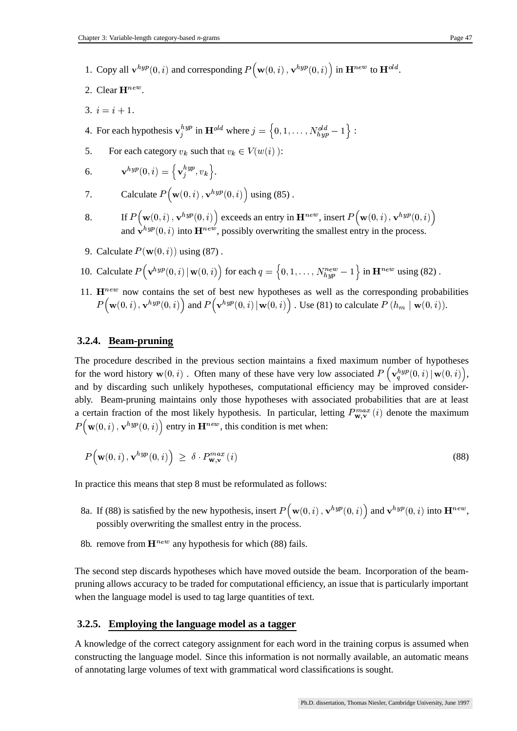1. Copy all $\mathbf{v}^{hyp}(0,i)$ and corresponding $P\Big(\mathbf{w}(0,i)\,,\mathbf{v}^{hyp}(0,i)\Big)$ in $\mathbf{H}^{new}$ to $\mathbf{H}^{old}$.
2. Clear $\mathbf{H}^{new}$.
3. $i = i+1$.
4. For each hypothesis $\mathbf{v}_j^{hyp}$ in $\mathbf{H}^{old}$ where $j = \Big\{0, 1, \ldots, N_{hyp}^{old}-1\Big\}$ :
5. For each category $v_k$ such that $v_k \in V(w(i))$:
6. $\mathbf{v}^{hyp}(0,i) = \Big\{\mathbf{v}_j^{hyp}, v_k\Big\}$.
7. Calculate $P\Big(\mathbf{w}(0,i)\,,\mathbf{v}^{hyp}(0,i)\Big)$ using (85) .
8. If $P\Big(\mathbf{w}(0,i)\,,\mathbf{v}^{hyp}(0,i)\Big)$ exceeds an entry in $\mathbf{H}^{new}$, insert $P\Big(\mathbf{w}(0,i)\,,\mathbf{v}^{hyp}(0,i)\Big)$ and $\mathbf{v}^{hyp}(0,i)$ into $\mathbf{H}^{new}$, possibly overwriting the smallest entry in the process.
9. Calculate $P(\mathbf{w}(0,i))$ using (87) .
10. Calculate $P\Big(\mathbf{v}^{hyp}(0,i)\,|\,\mathbf{w}(0,i)\Big)$ for each $q = \Big\{0, 1, \ldots, N_{hyp}^{new}-1\Big\}$ in $\mathbf{H}^{new}$ using (82) .
11. $\mathbf{H}^{new}$ now contains the set of best new hypotheses as well as the corresponding probabilities $P\Big(\mathbf{w}(0,i), \mathbf{v}^{hyp}(0,i)\Big)$ and $P\Big(\mathbf{v}^{hyp}(0,i)\,|\,\mathbf{w}(0,i)\Big)$ . Use (81) to calculate $P\left(h_m \mid \mathbf{w}(0,i)\right)$.

### 3.2.4. Beam-pruning

The procedure described in the previous section maintains a fixed maximum number of hypotheses for the word history $\mathbf{w}(0,i)$ . Often many of these have very low associated $P\left(\mathbf{v}_q^{hyp}(0,i)\,|\,\mathbf{w}(0,i)\right)$, and by discarding such unlikely hypotheses, computational efficiency may be improved considerably. Beam-pruning maintains only those hypotheses with associated probabilities that are at least a certain fraction of the most likely hypothesis. In particular, letting $P_{\mathbf{w},\mathbf{v}}^{max}(i)$ denote the maximum $P\Big(\mathbf{w}(0,i)\,,\mathbf{v}^{hyp}(0,i)\Big)$ entry in $\mathbf{H}^{new}$, this condition is met when:

$$P\Big(\mathbf{w}(0,i)\,,\mathbf{v}^{hyp}(0,i)\Big) \;\geq\; \delta \cdot P_{\mathbf{w},\mathbf{v}}^{max}(i) \tag{88}$$

In practice this means that step 8 must be reformulated as follows:

8a. If (88) is satisfied by the new hypothesis, insert $P\Big(\mathbf{w}(0,i)\,,\mathbf{v}^{hyp}(0,i)\Big)$ and $\mathbf{v}^{hyp}(0,i)$ into $\mathbf{H}^{new}$, possibly overwriting the smallest entry in the process.

8b. remove from $\mathbf{H}^{new}$ any hypothesis for which (88) fails.

The second step discards hypotheses which have moved outside the beam. Incorporation of the beam-pruning allows accuracy to be traded for computational efficiency, an issue that is particularly important when the language model is used to tag large quantities of text.

### 3.2.5. Employing the language model as a tagger

A knowledge of the correct category assignment for each word in the training corpus is assumed when constructing the language model. Since this information is not normally available, an automatic means of annotating large volumes of text with grammatical word classifications is sought.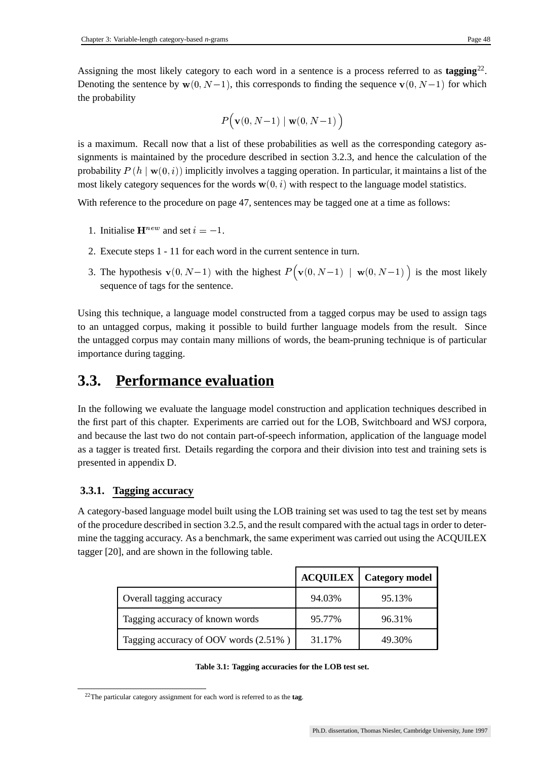Assigning the most likely category to each word in a sentence is a process referred to as **tagging**[22]. Denoting the sentence by $\mathbf{w}(0, N-1)$, this corresponds to finding the sequence $\mathbf{v}(0, N-1)$ for which the probability

$$P\Big(\mathbf{v}(0, N-1) \mid \mathbf{w}(0, N-1)\Big)$$

is a maximum. Recall now that a list of these probabilities as well as the corresponding category assignments is maintained by the procedure described in section 3.2.3, and hence the calculation of the probability $P(h \mid \mathbf{w}(0,i))$ implicitly involves a tagging operation. In particular, it maintains a list of the most likely category sequences for the words $\mathbf{w}(0,i)$ with respect to the language model statistics.

With reference to the procedure on page 47, sentences may be tagged one at a time as follows:

1. Initialise $\mathbf{H}^{new}$ and set $i = -1$.
2. Execute steps 1 - 11 for each word in the current sentence in turn.
3. The hypothesis $\mathbf{v}(0, N-1)$ with the highest $P\Big(\mathbf{v}(0, N-1) \mid \mathbf{w}(0, N-1)\Big)$ is the most likely sequence of tags for the sentence.

Using this technique, a language model constructed from a tagged corpus may be used to assign tags to an untagged corpus, making it possible to build further language models from the result. Since the untagged corpus may contain many millions of words, the beam-pruning technique is of particular importance during tagging.

## 3.3. Performance evaluation

In the following we evaluate the language model construction and application techniques described in the first part of this chapter. Experiments are carried out for the LOB, Switchboard and WSJ corpora, and because the last two do not contain part-of-speech information, application of the language model as a tagger is treated first. Details regarding the corpora and their division into test and training sets is presented in appendix D.

### 3.3.1. Tagging accuracy

A category-based language model built using the LOB training set was used to tag the test set by means of the procedure described in section 3.2.5, and the result compared with the actual tags in order to determine the tagging accuracy. As a benchmark, the same experiment was carried out using the ACQUILEX tagger [20], and are shown in the following table.

| | **ACQUILEX** | **Category model** |
|---|---|---|
| Overall tagging accuracy | 94.03% | 95.13% |
| Tagging accuracy of known words | 95.77% | 96.31% |
| Tagging accuracy of OOV words (2.51% ) | 31.17% | 49.30% |

**Table 3.1: Tagging accuracies for the LOB test set.**

[22] The particular category assignment for each word is referred to as the **tag**.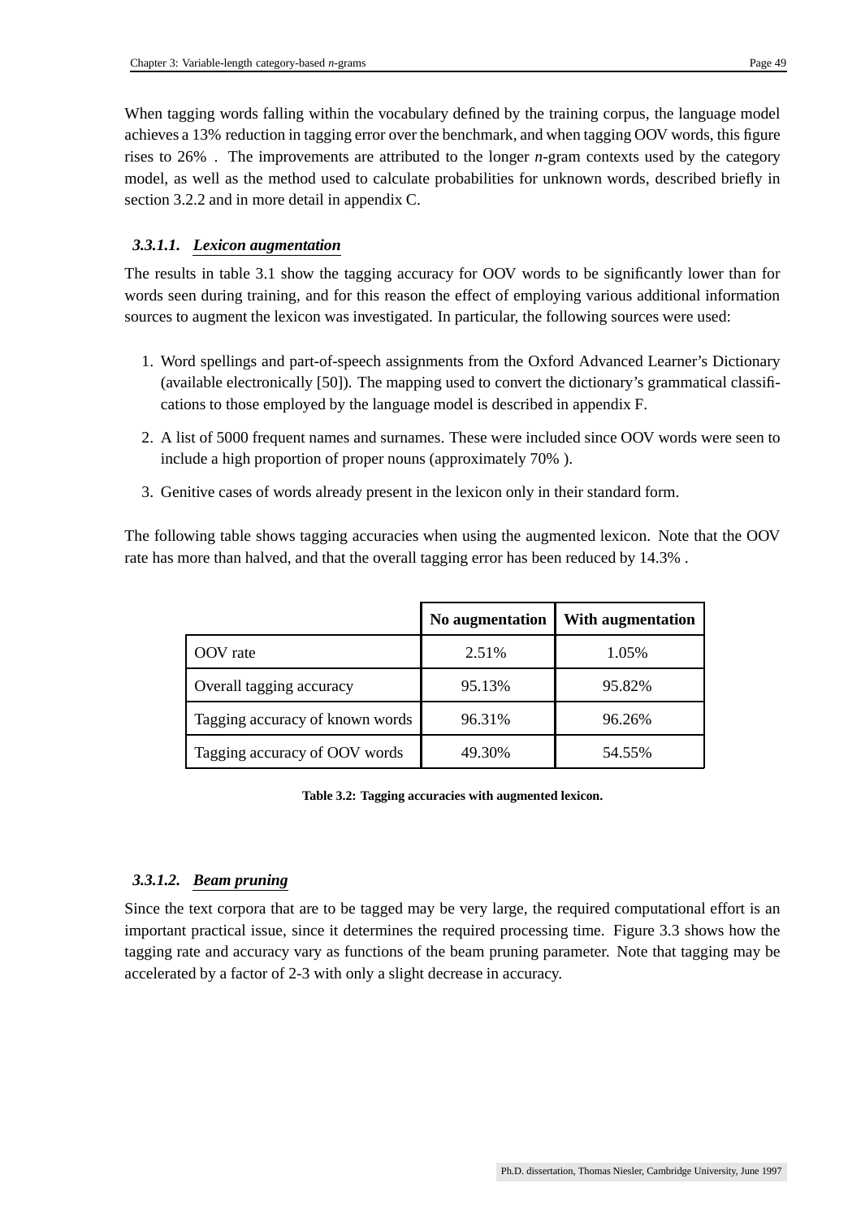When tagging words falling within the vocabulary defined by the training corpus, the language model achieves a 13% reduction in tagging error over the benchmark, and when tagging OOV words, this figure rises to 26% . The improvements are attributed to the longer *n*-gram contexts used by the category model, as well as the method used to calculate probabilities for unknown words, described briefly in section 3.2.2 and in more detail in appendix C.

#### 3.3.1.1. *Lexicon augmentation*

The results in table 3.1 show the tagging accuracy for OOV words to be significantly lower than for words seen during training, and for this reason the effect of employing various additional information sources to augment the lexicon was investigated. In particular, the following sources were used:

1. Word spellings and part-of-speech assignments from the Oxford Advanced Learner's Dictionary (available electronically [50]). The mapping used to convert the dictionary's grammatical classifications to those employed by the language model is described in appendix F.
2. A list of 5000 frequent names and surnames. These were included since OOV words were seen to include a high proportion of proper nouns (approximately 70% ).
3. Genitive cases of words already present in the lexicon only in their standard form.

The following table shows tagging accuracies when using the augmented lexicon. Note that the OOV rate has more than halved, and that the overall tagging error has been reduced by 14.3% .

| | **No augmentation** | **With augmentation** |
|---|---|---|
| OOV rate | 2.51% | 1.05% |
| Overall tagging accuracy | 95.13% | 95.82% |
| Tagging accuracy of known words | 96.31% | 96.26% |
| Tagging accuracy of OOV words | 49.30% | 54.55% |

**Table 3.2: Tagging accuracies with augmented lexicon.**

#### 3.3.1.2. *Beam pruning*

Since the text corpora that are to be tagged may be very large, the required computational effort is an important practical issue, since it determines the required processing time. Figure 3.3 shows how the tagging rate and accuracy vary as functions of the beam pruning parameter. Note that tagging may be accelerated by a factor of 2-3 with only a slight decrease in accuracy.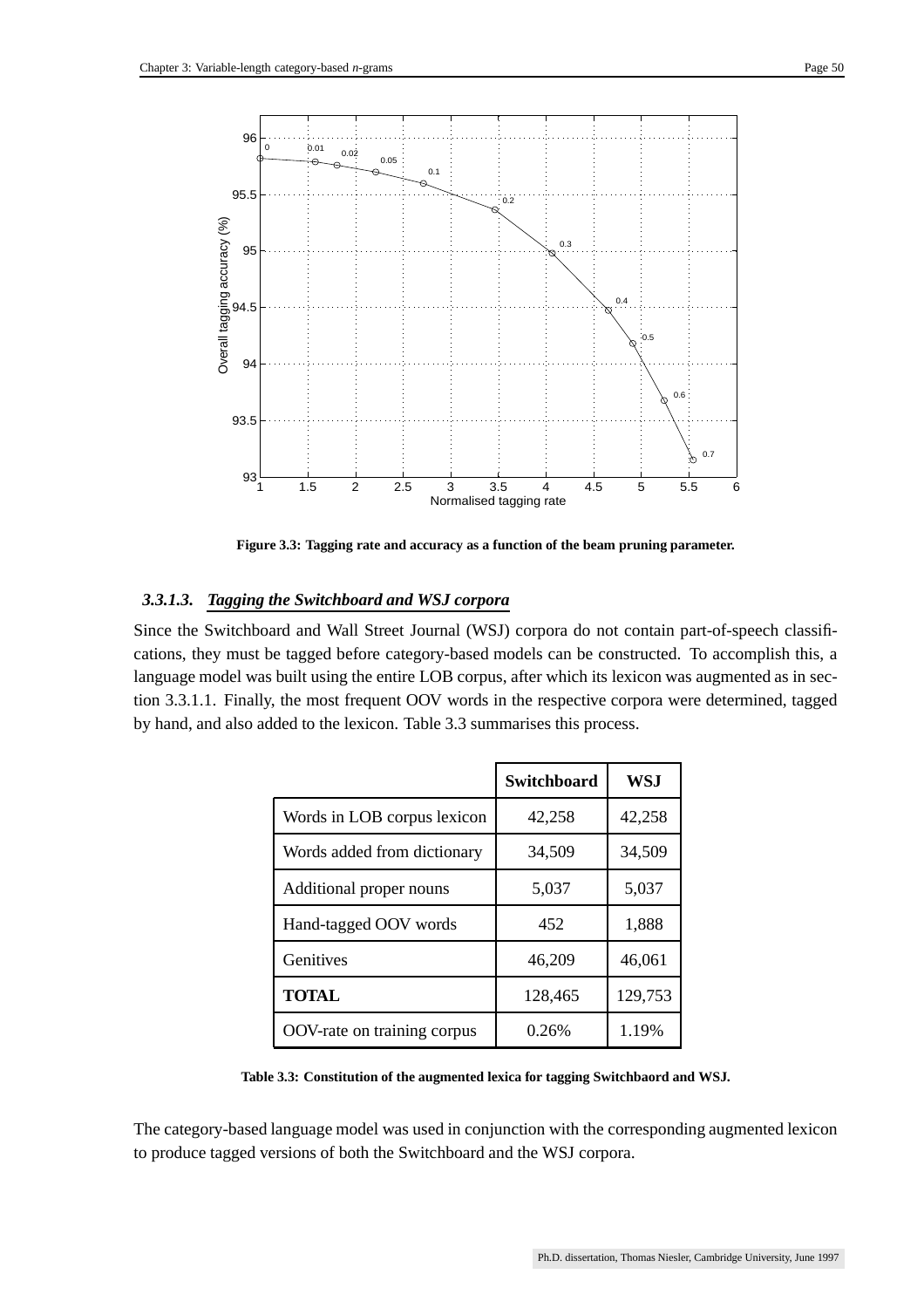Figure 3.3: Tagging rate and accuracy as a function of the beam pruning parameter.

### 3.3.1.3. *Tagging the Switchboard and WSJ corpora*

Since the Switchboard and Wall Street Journal (WSJ) corpora do not contain part-of-speech classifications, they must be tagged before category-based models can be constructed. To accomplish this, a language model was built using the entire LOB corpus, after which its lexicon was augmented as in section 3.3.1.1. Finally, the most frequent OOV words in the respective corpora were determined, tagged by hand, and also added to the lexicon. Table 3.3 summarises this process.

| | **Switchboard** | **WSJ** |
|---|---|---|
| Words in LOB corpus lexicon | 42,258 | 42,258 |
| Words added from dictionary | 34,509 | 34,509 |
| Additional proper nouns | 5,037 | 5,037 |
| Hand-tagged OOV words | 452 | 1,888 |
| Genitives | 46,209 | 46,061 |
| **TOTAL** | 128,465 | 129,753 |
| OOV-rate on training corpus | 0.26% | 1.19% |

**Table 3.3: Constitution of the augmented lexica for tagging Switchbaord and WSJ.**

The category-based language model was used in conjunction with the corresponding augmented lexicon to produce tagged versions of both the Switchboard and the WSJ corpora.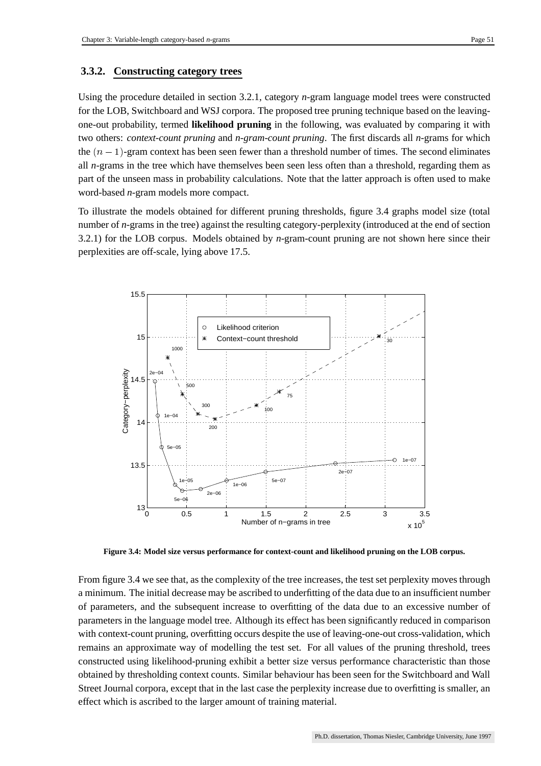### 3.3.2. Constructing category trees

Using the procedure detailed in section 3.2.1, category *n*-gram language model trees were constructed for the LOB, Switchboard and WSJ corpora. The proposed tree pruning technique based on the leaving-one-out probability, termed **likelihood pruning** in the following, was evaluated by comparing it with two others: *context-count pruning* and *n-gram-count pruning*. The first discards all *n*-grams for which the $(n-1)$-gram context has been seen fewer than a threshold number of times. The second eliminates all *n*-grams in the tree which have themselves been seen less often than a threshold, regarding them as part of the unseen mass in probability calculations. Note that the latter approach is often used to make word-based *n*-gram models more compact.

To illustrate the models obtained for different pruning thresholds, figure 3.4 graphs model size (total number of *n*-grams in the tree) against the resulting category-perplexity (introduced at the end of section 3.2.1) for the LOB corpus. Models obtained by *n*-gram-count pruning are not shown here since their perplexities are off-scale, lying above 17.5.

**Figure 3.4: Model size versus performance for context-count and likelihood pruning on the LOB corpus.**

From figure 3.4 we see that, as the complexity of the tree increases, the test set perplexity moves through a minimum. The initial decrease may be ascribed to underfitting of the data due to an insufficient number of parameters, and the subsequent increase to overfitting of the data due to an excessive number of parameters in the language model tree. Although its effect has been significantly reduced in comparison with context-count pruning, overfitting occurs despite the use of leaving-one-out cross-validation, which remains an approximate way of modelling the test set. For all values of the pruning threshold, trees constructed using likelihood-pruning exhibit a better size versus performance characteristic than those obtained by thresholding context counts. Similar behaviour has been seen for the Switchboard and Wall Street Journal corpora, except that in the last case the perplexity increase due to overfitting is smaller, an effect which is ascribed to the larger amount of training material.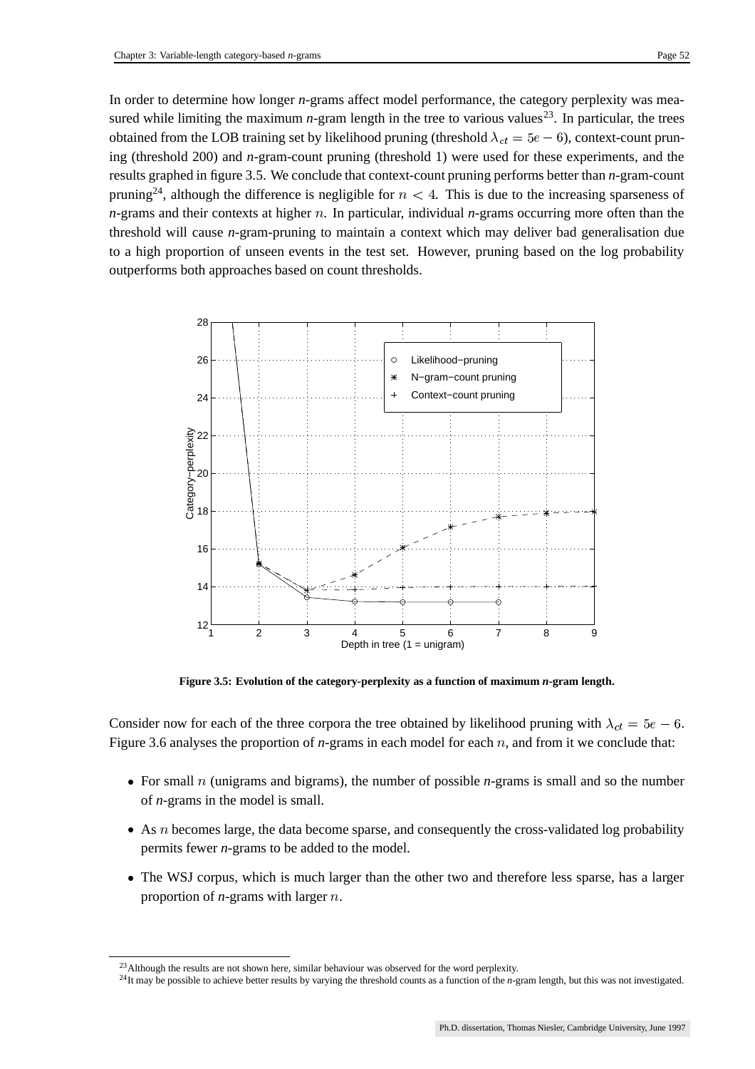In order to determine how longer *n*-grams affect model performance, the category perplexity was measured while limiting the maximum *n*-gram length in the tree to various values[23]. In particular, the trees obtained from the LOB training set by likelihood pruning (threshold $\lambda_{ct} = 5e-6$), context-count pruning (threshold 200) and *n*-gram-count pruning (threshold 1) were used for these experiments, and the results graphed in figure 3.5. We conclude that context-count pruning performs better than *n*-gram-count pruning[24], although the difference is negligible for $n < 4$. This is due to the increasing sparseness of *n*-grams and their contexts at higher $n$. In particular, individual *n*-grams occurring more often than the threshold will cause *n*-gram-pruning to maintain a context which may deliver bad generalisation due to a high proportion of unseen events in the test set. However, pruning based on the log probability outperforms both approaches based on count thresholds.

**Figure 3.5: Evolution of the category-perplexity as a function of maximum *n*-gram length.**

Consider now for each of the three corpora the tree obtained by likelihood pruning with $\lambda_{ct} = 5e-6$. Figure 3.6 analyses the proportion of *n*-grams in each model for each $n$, and from it we conclude that:

- For small $n$ (unigrams and bigrams), the number of possible *n*-grams is small and so the number of *n*-grams in the model is small.
- As $n$ becomes large, the data become sparse, and consequently the cross-validated log probability permits fewer *n*-grams to be added to the model.
- The WSJ corpus, which is much larger than the other two and therefore less sparse, has a larger proportion of *n*-grams with larger $n$.

[23] Although the results are not shown here, similar behaviour was observed for the word perplexity.

[24] It may be possible to achieve better results by varying the threshold counts as a function of the *n*-gram length, but this was not investigated.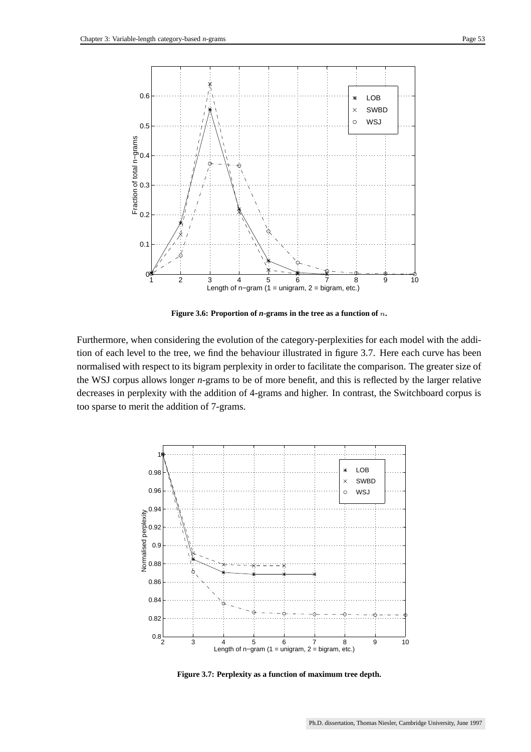**Figure 3.6: Proportion of *n*-grams in the tree as a function of $n$.**

Furthermore, when considering the evolution of the category-perplexities for each model with the addition of each level to the tree, we find the behaviour illustrated in figure 3.7. Here each curve has been normalised with respect to its bigram perplexity in order to facilitate the comparison. The greater size of the WSJ corpus allows longer *n*-grams to be of more benefit, and this is reflected by the larger relative decreases in perplexity with the addition of 4-grams and higher. In contrast, the Switchboard corpus is too sparse to merit the addition of 7-grams.

**Figure 3.7: Perplexity as a function of maximum tree depth.**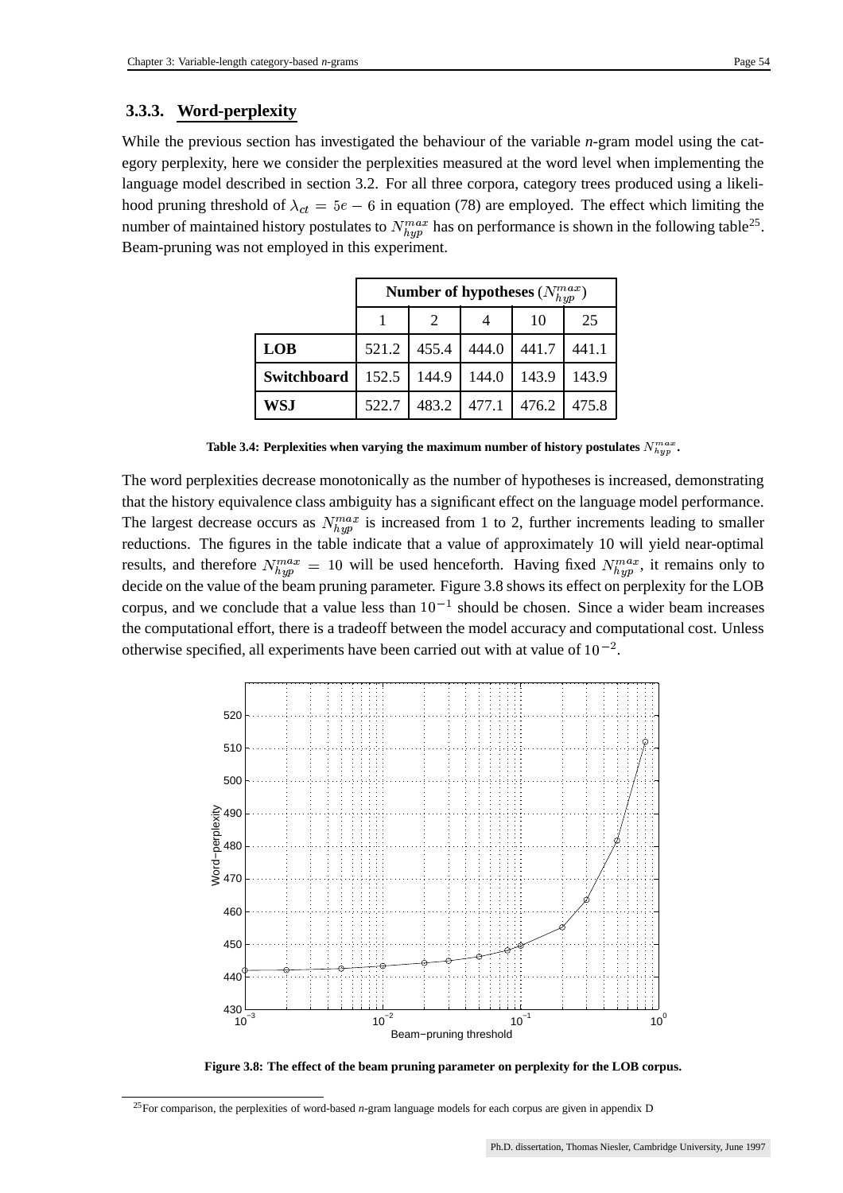### 3.3.3. Word-perplexity

While the previous section has investigated the behaviour of the variable *n*-gram model using the category perplexity, here we consider the perplexities measured at the word level when implementing the language model described in section 3.2. For all three corpora, category trees produced using a likelihood pruning threshold of $\lambda_{ct} = 5e-6$ in equation (78) are employed. The effect which limiting the number of maintained history postulates to $N_{hyp}^{max}$ has on performance is shown in the following table[25]. Beam-pruning was not employed in this experiment.

| | Number of hypotheses ($N_{hyp}^{max}$) | | | | |
|---|---|---|---|---|---|
| | 1 | 2 | 4 | 10 | 25 |
| **LOB** | 521.2 | 455.4 | 444.0 | 441.7 | 441.1 |
| **Switchboard** | 152.5 | 144.9 | 144.0 | 143.9 | 143.9 |
| **WSJ** | 522.7 | 483.2 | 477.1 | 476.2 | 475.8 |

**Table 3.4: Perplexities when varying the maximum number of history postulates $N_{hyp}^{max}$.**

The word perplexities decrease monotonically as the number of hypotheses is increased, demonstrating that the history equivalence class ambiguity has a significant effect on the language model performance. The largest decrease occurs as $N_{hyp}^{max}$ is increased from 1 to 2, further increments leading to smaller reductions. The figures in the table indicate that a value of approximately 10 will yield near-optimal results, and therefore $N_{hyp}^{max} = 10$ will be used henceforth. Having fixed $N_{hyp}^{max}$, it remains only to decide on the value of the beam pruning parameter. Figure 3.8 shows its effect on perplexity for the LOB corpus, and we conclude that a value less than $10^{-1}$ should be chosen. Since a wider beam increases the computational effort, there is a tradeoff between the model accuracy and computational cost. Unless otherwise specified, all experiments have been carried out with at value of $10^{-2}$.

**Figure 3.8: The effect of the beam pruning parameter on perplexity for the LOB corpus.**

[25] For comparison, the perplexities of word-based *n*-gram language models for each corpus are given in appendix D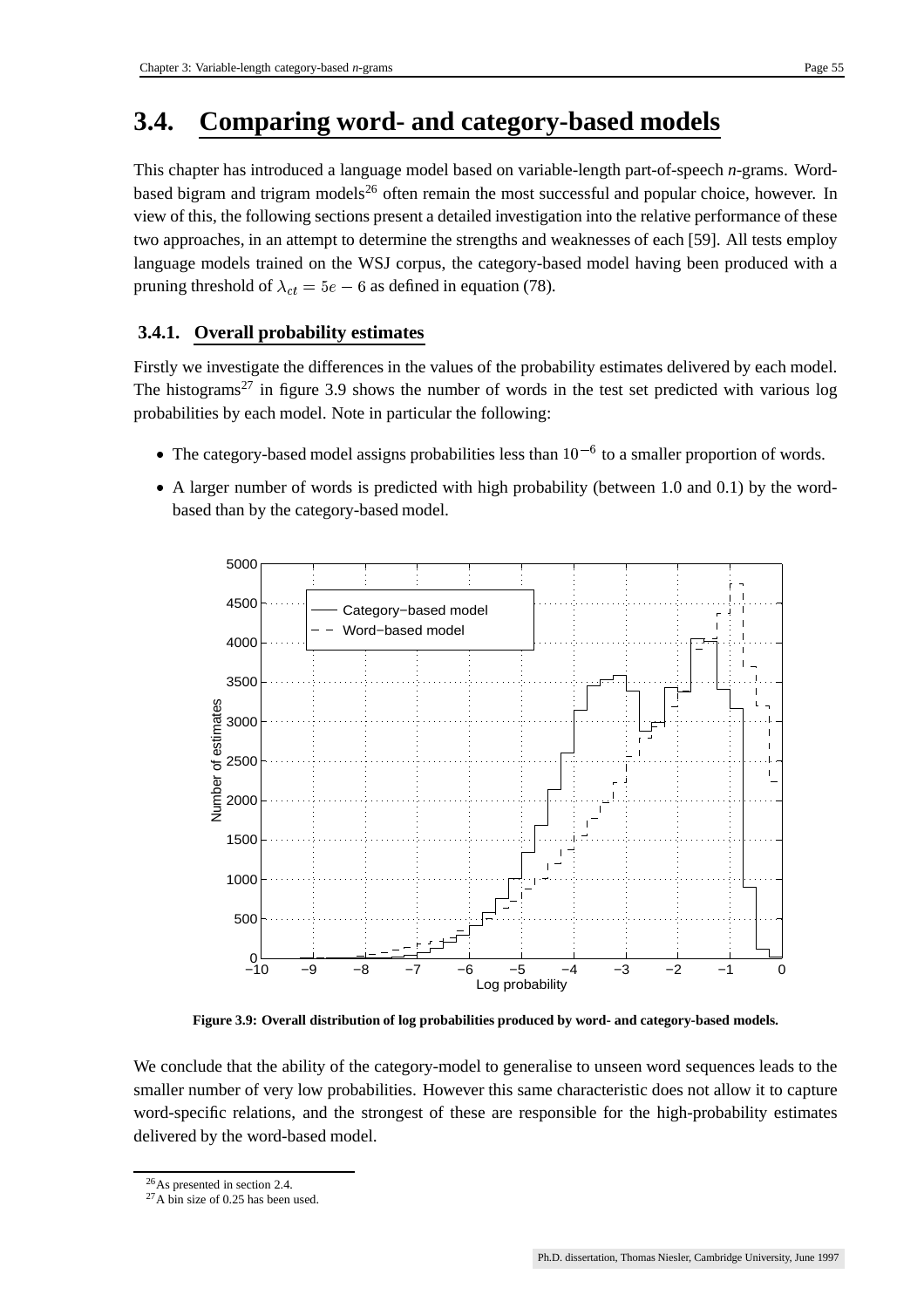# 3.4. Comparing word- and category-based models

This chapter has introduced a language model based on variable-length part-of-speech *n*-grams. Word-based bigram and trigram models[26] often remain the most successful and popular choice, however. In view of this, the following sections present a detailed investigation into the relative performance of these two approaches, in an attempt to determine the strengths and weaknesses of each [59]. All tests employ language models trained on the WSJ corpus, the category-based model having been produced with a pruning threshold of $\lambda_{ct} = 5e - 6$ as defined in equation (78).

## 3.4.1. Overall probability estimates

Firstly we investigate the differences in the values of the probability estimates delivered by each model. The histograms[27] in figure 3.9 shows the number of words in the test set predicted with various log probabilities by each model. Note in particular the following:

- The category-based model assigns probabilities less than $10^{-6}$ to a smaller proportion of words.
- A larger number of words is predicted with high probability (between 1.0 and 0.1) by the word-based than by the category-based model.

**Figure 3.9: Overall distribution of log probabilities produced by word- and category-based models.**

We conclude that the ability of the category-model to generalise to unseen word sequences leads to the smaller number of very low probabilities. However this same characteristic does not allow it to capture word-specific relations, and the strongest of these are responsible for the high-probability estimates delivered by the word-based model.

---

[26] As presented in section 2.4.

[27] A bin size of 0.25 has been used.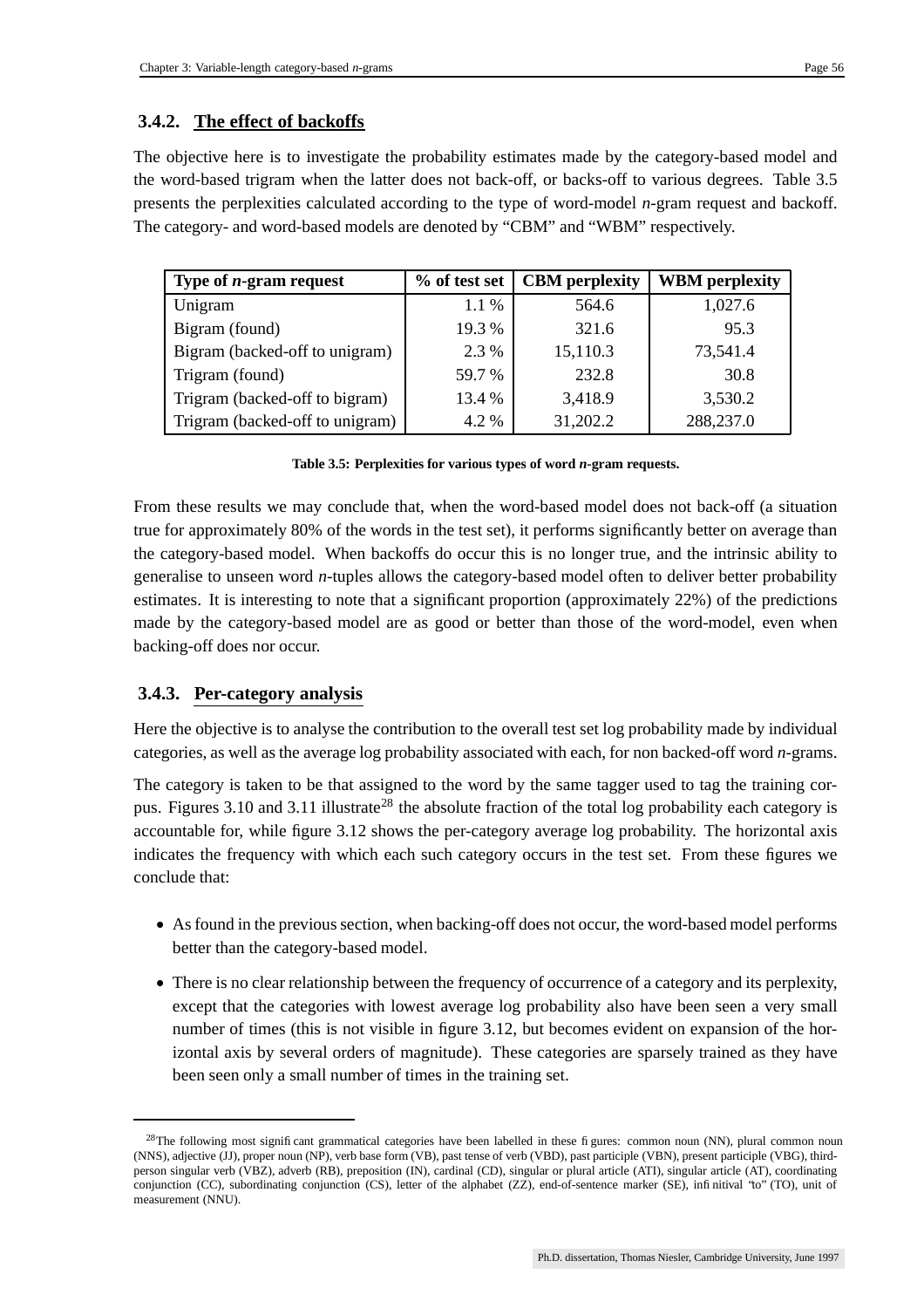### 3.4.2. The effect of backoffs

The objective here is to investigate the probability estimates made by the category-based model and the word-based trigram when the latter does not back-off, or backs-off to various degrees. Table 3.5 presents the perplexities calculated according to the type of word-model *n*-gram request and backoff. The category- and word-based models are denoted by "CBM" and "WBM" respectively.

| Type of *n*-gram request | % of test set | CBM perplexity | WBM perplexity |
|---|---|---|---|
| Unigram | 1.1 % | 564.6 | 1,027.6 |
| Bigram (found) | 19.3 % | 321.6 | 95.3 |
| Bigram (backed-off to unigram) | 2.3 % | 15,110.3 | 73,541.4 |
| Trigram (found) | 59.7 % | 232.8 | 30.8 |
| Trigram (backed-off to bigram) | 13.4 % | 3,418.9 | 3,530.2 |
| Trigram (backed-off to unigram) | 4.2 % | 31,202.2 | 288,237.0 |

**Table 3.5: Perplexities for various types of word *n*-gram requests.**

From these results we may conclude that, when the word-based model does not back-off (a situation true for approximately 80% of the words in the test set), it performs significantly better on average than the category-based model. When backoffs do occur this is no longer true, and the intrinsic ability to generalise to unseen word *n*-tuples allows the category-based model often to deliver better probability estimates. It is interesting to note that a significant proportion (approximately 22%) of the predictions made by the category-based model are as good or better than those of the word-model, even when backing-off does nor occur.

### 3.4.3. Per-category analysis

Here the objective is to analyse the contribution to the overall test set log probability made by individual categories, as well as the average log probability associated with each, for non backed-off word *n*-grams.

The category is taken to be that assigned to the word by the same tagger used to tag the training corpus. Figures 3.10 and 3.11 illustrate[28] the absolute fraction of the total log probability each category is accountable for, while figure 3.12 shows the per-category average log probability. The horizontal axis indicates the frequency with which each such category occurs in the test set. From these figures we conclude that:

- As found in the previous section, when backing-off does not occur, the word-based model performs better than the category-based model.
- There is no clear relationship between the frequency of occurrence of a category and its perplexity, except that the categories with lowest average log probability also have been seen a very small number of times (this is not visible in figure 3.12, but becomes evident on expansion of the horizontal axis by several orders of magnitude). These categories are sparsely trained as they have been seen only a small number of times in the training set.

[28] The following most significant grammatical categories have been labelled in these figures: common noun (NN), plural common noun (NNS), adjective (JJ), proper noun (NP), verb base form (VB), past tense of verb (VBD), past participle (VBN), present participle (VBG), third-person singular verb (VBZ), adverb (RB), preposition (IN), cardinal (CD), singular or plural article (ATI), singular article (AT), coordinating conjunction (CC), subordinating conjunction (CS), letter of the alphabet (ZZ), end-of-sentence marker (SE), infinitival "to" (TO), unit of measurement (NNU).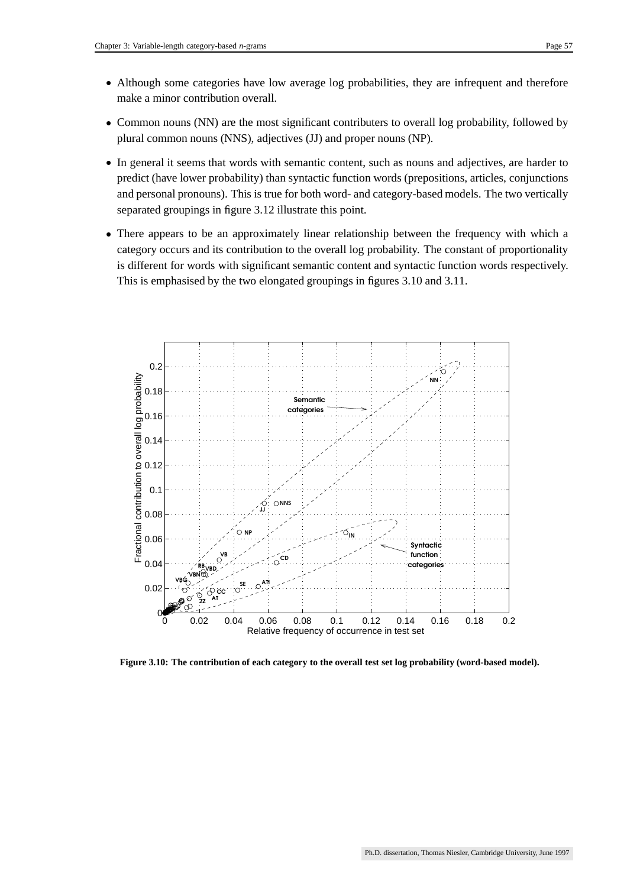- Although some categories have low average log probabilities, they are infrequent and therefore make a minor contribution overall.

- Common nouns (NN) are the most significant contributers to overall log probability, followed by plural common nouns (NNS), adjectives (JJ) and proper nouns (NP).

- In general it seems that words with semantic content, such as nouns and adjectives, are harder to predict (have lower probability) than syntactic function words (prepositions, articles, conjunctions and personal pronouns). This is true for both word- and category-based models. The two vertically separated groupings in figure 3.12 illustrate this point.

- There appears to be an approximately linear relationship between the frequency with which a category occurs and its contribution to the overall log probability. The constant of proportionality is different for words with significant semantic content and syntactic function words respectively. This is emphasised by the two elongated groupings in figures 3.10 and 3.11.

**Figure 3.10: The contribution of each category to the overall test set log probability (word-based model).**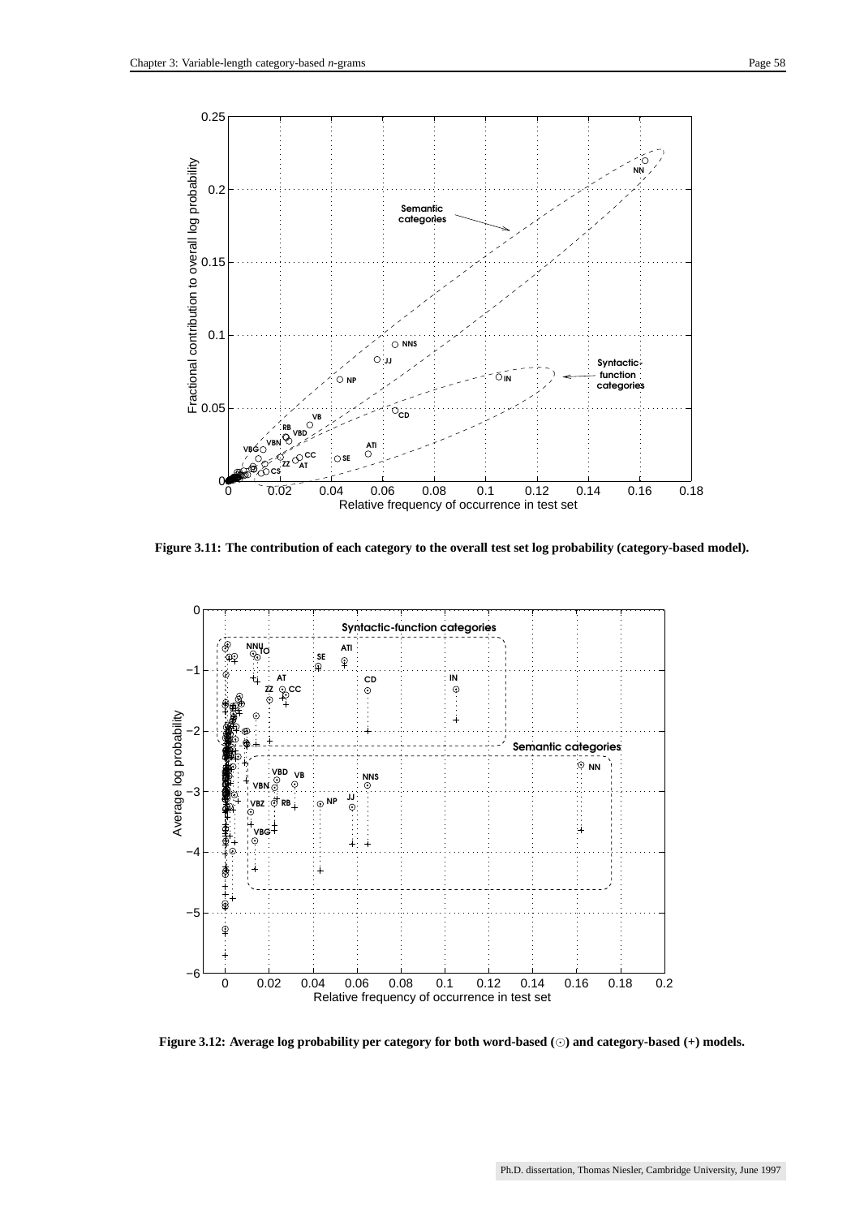**Figure 3.11: The contribution of each category to the overall test set log probability (category-based model).**

**Figure 3.12: Average log probability per category for both word-based (⊙) and category-based (+) models.**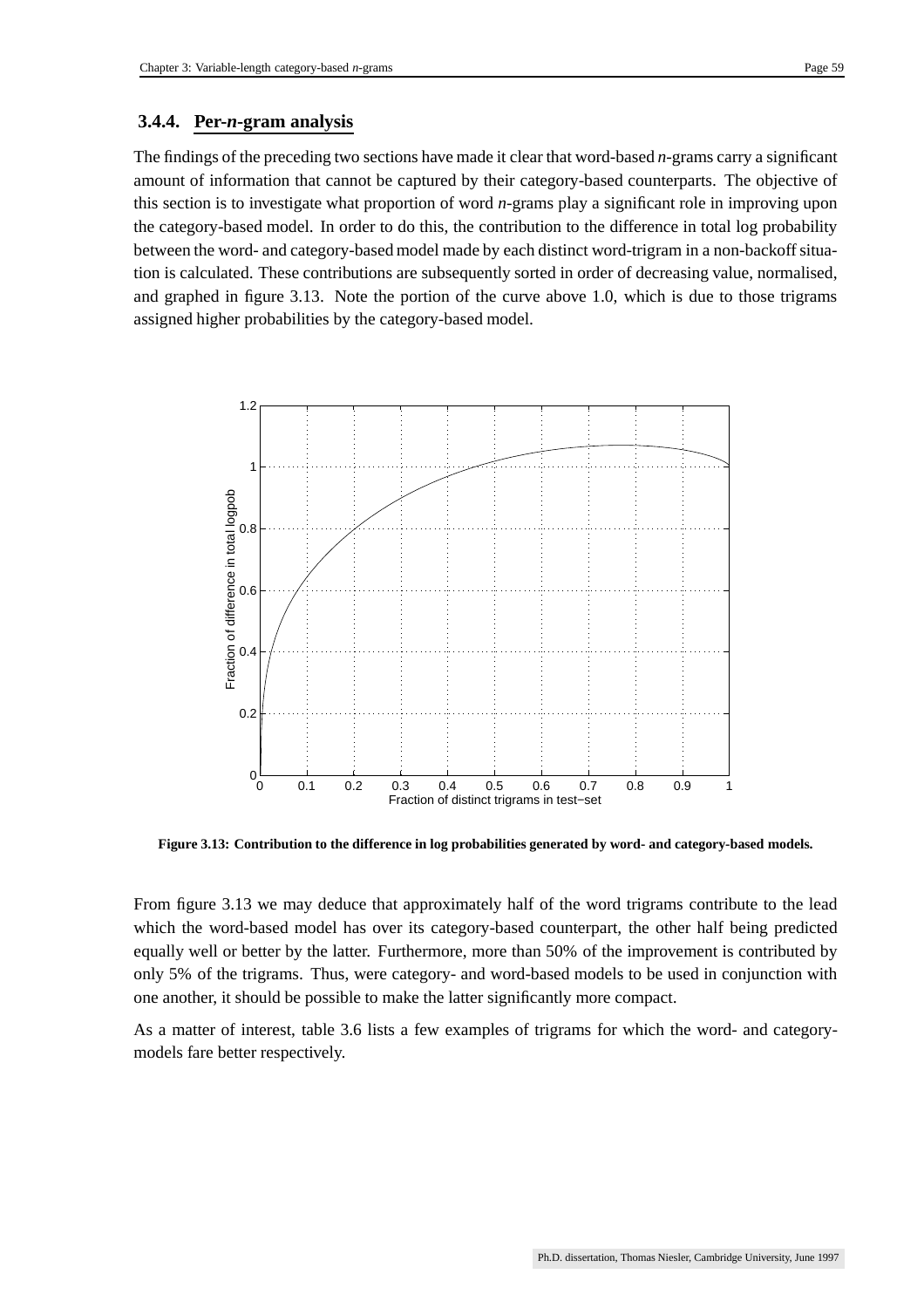### 3.4.4. Per-*n*-gram analysis

The findings of the preceding two sections have made it clear that word-based *n*-grams carry a significant amount of information that cannot be captured by their category-based counterparts. The objective of this section is to investigate what proportion of word *n*-grams play a significant role in improving upon the category-based model. In order to do this, the contribution to the difference in total log probability between the word- and category-based model made by each distinct word-trigram in a non-backoff situation is calculated. These contributions are subsequently sorted in order of decreasing value, normalised, and graphed in figure 3.13. Note the portion of the curve above 1.0, which is due to those trigrams assigned higher probabilities by the category-based model.

**Figure 3.13: Contribution to the difference in log probabilities generated by word- and category-based models.**

From figure 3.13 we may deduce that approximately half of the word trigrams contribute to the lead which the word-based model has over its category-based counterpart, the other half being predicted equally well or better by the latter. Furthermore, more than 50% of the improvement is contributed by only 5% of the trigrams. Thus, were category- and word-based models to be used in conjunction with one another, it should be possible to make the latter significantly more compact.

As a matter of interest, table 3.6 lists a few examples of trigrams for which the word- and category-models fare better respectively.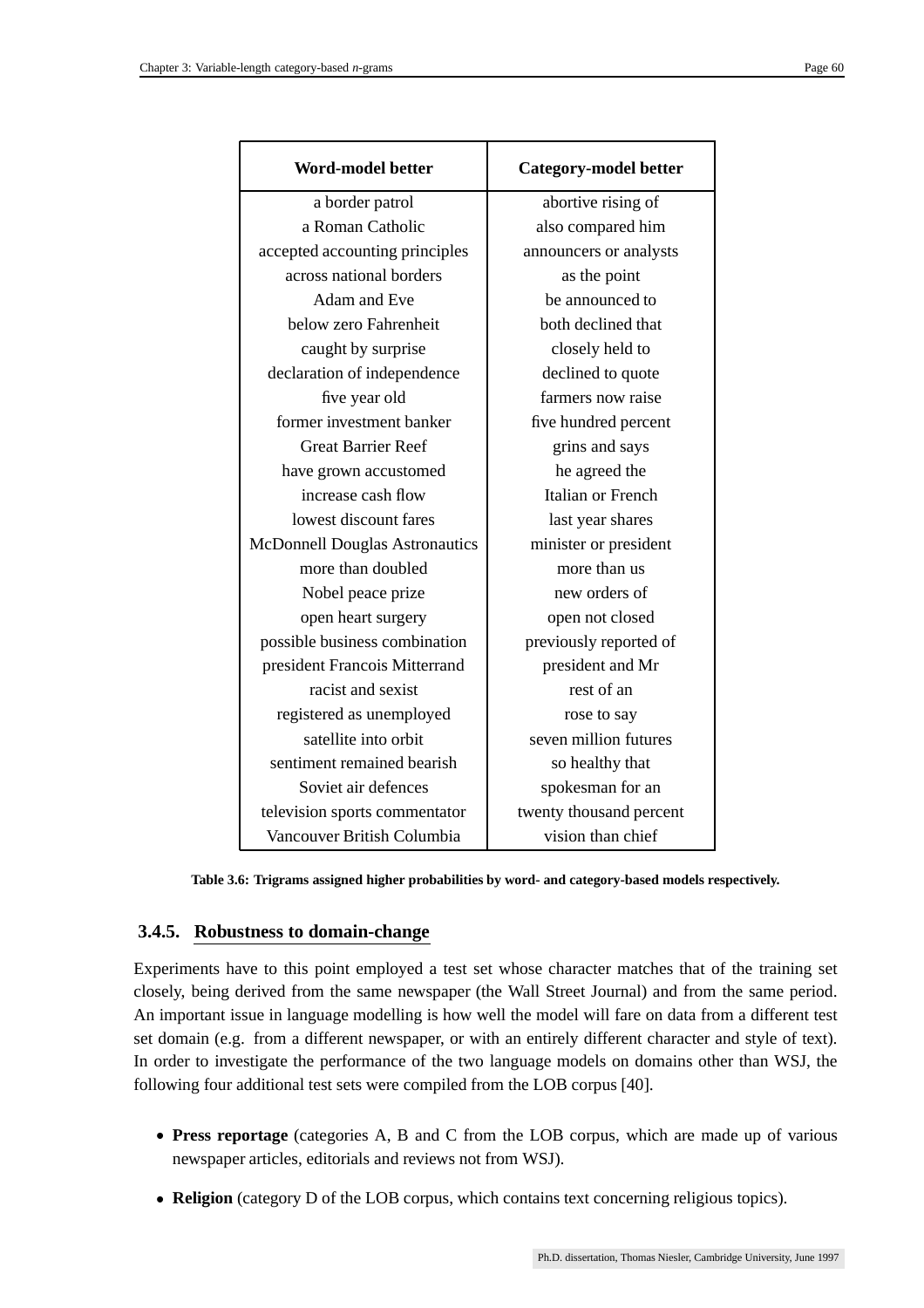| Word-model better | Category-model better |
|---|---|
| a border patrol | abortive rising of |
| a Roman Catholic | also compared him |
| accepted accounting principles | announcers or analysts |
| across national borders | as the point |
| Adam and Eve | be announced to |
| below zero Fahrenheit | both declined that |
| caught by surprise | closely held to |
| declaration of independence | declined to quote |
| five year old | farmers now raise |
| former investment banker | five hundred percent |
| Great Barrier Reef | grins and says |
| have grown accustomed | he agreed the |
| increase cash flow | Italian or French |
| lowest discount fares | last year shares |
| McDonnell Douglas Astronautics | minister or president |
| more than doubled | more than us |
| Nobel peace prize | new orders of |
| open heart surgery | open not closed |
| possible business combination | previously reported of |
| president Francois Mitterrand | president and Mr |
| racist and sexist | rest of an |
| registered as unemployed | rose to say |
| satellite into orbit | seven million futures |
| sentiment remained bearish | so healthy that |
| Soviet air defences | spokesman for an |
| television sports commentator | twenty thousand percent |
| Vancouver British Columbia | vision than chief |

**Table 3.6: Trigrams assigned higher probabilities by word- and category-based models respectively.**

### 3.4.5. Robustness to domain-change

Experiments have to this point employed a test set whose character matches that of the training set closely, being derived from the same newspaper (the Wall Street Journal) and from the same period. An important issue in language modelling is how well the model will fare on data from a different test set domain (e.g. from a different newspaper, or with an entirely different character and style of text). In order to investigate the performance of the two language models on domains other than WSJ, the following four additional test sets were compiled from the LOB corpus [40].

- **Press reportage** (categories A, B and C from the LOB corpus, which are made up of various newspaper articles, editorials and reviews not from WSJ).
- **Religion** (category D of the LOB corpus, which contains text concerning religious topics).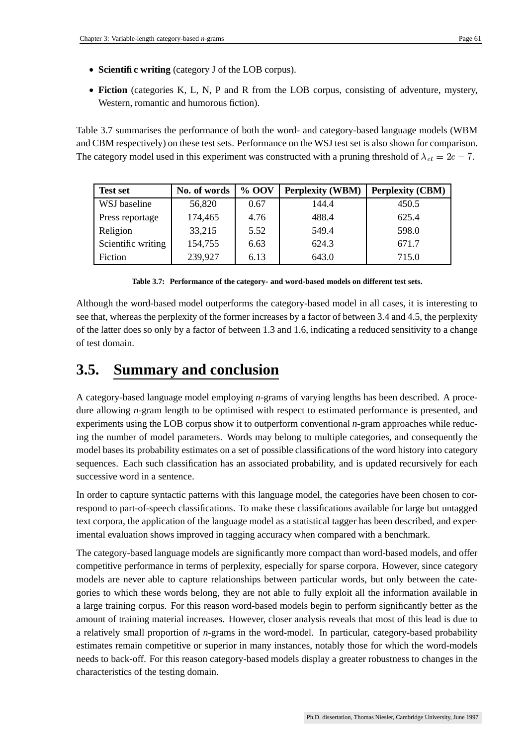- **Scientific writing** (category J of the LOB corpus).
- **Fiction** (categories K, L, N, P and R from the LOB corpus, consisting of adventure, mystery, Western, romantic and humorous fiction).

Table 3.7 summarises the performance of both the word- and category-based language models (WBM and CBM respectively) on these test sets. Performance on the WSJ test set is also shown for comparison. The category model used in this experiment was constructed with a pruning threshold of $\lambda_{ct} = 2e-7$.

| Test set | No. of words | % OOV | Perplexity (WBM) | Perplexity (CBM) |
|---|---|---|---|---|
| WSJ baseline | 56,820 | 0.67 | 144.4 | 450.5 |
| Press reportage | 174,465 | 4.76 | 488.4 | 625.4 |
| Religion | 33,215 | 5.52 | 549.4 | 598.0 |
| Scientific writing | 154,755 | 6.63 | 624.3 | 671.7 |
| Fiction | 239,927 | 6.13 | 643.0 | 715.0 |

**Table 3.7: Performance of the category- and word-based models on different test sets.**

Although the word-based model outperforms the category-based model in all cases, it is interesting to see that, whereas the perplexity of the former increases by a factor of between 3.4 and 4.5, the perplexity of the latter does so only by a factor of between 1.3 and 1.6, indicating a reduced sensitivity to a change of test domain.

## 3.5. Summary and conclusion

A category-based language model employing *n*-grams of varying lengths has been described. A procedure allowing *n*-gram length to be optimised with respect to estimated performance is presented, and experiments using the LOB corpus show it to outperform conventional *n*-gram approaches while reducing the number of model parameters. Words may belong to multiple categories, and consequently the model bases its probability estimates on a set of possible classifications of the word history into category sequences. Each such classification has an associated probability, and is updated recursively for each successive word in a sentence.

In order to capture syntactic patterns with this language model, the categories have been chosen to correspond to part-of-speech classifications. To make these classifications available for large but untagged text corpora, the application of the language model as a statistical tagger has been described, and experimental evaluation shows improved in tagging accuracy when compared with a benchmark.

The category-based language models are significantly more compact than word-based models, and offer competitive performance in terms of perplexity, especially for sparse corpora. However, since category models are never able to capture relationships between particular words, but only between the categories to which these words belong, they are not able to fully exploit all the information available in a large training corpus. For this reason word-based models begin to perform significantly better as the amount of training material increases. However, closer analysis reveals that most of this lead is due to a relatively small proportion of *n*-grams in the word-model. In particular, category-based probability estimates remain competitive or superior in many instances, notably those for which the word-models needs to back-off. For this reason category-based models display a greater robustness to changes in the characteristics of the testing domain.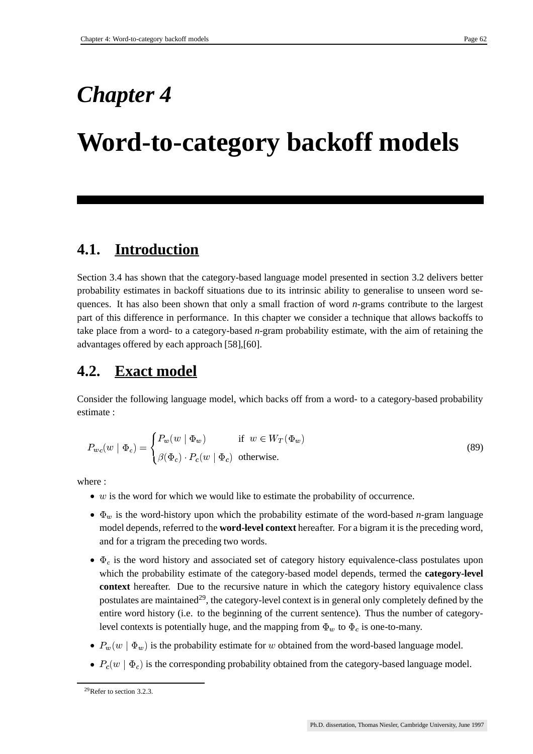# Chapter 4

# Word-to-category backoff models

## 4.1. Introduction

Section 3.4 has shown that the category-based language model presented in section 3.2 delivers better probability estimates in backoff situations due to its intrinsic ability to generalise to unseen word sequences. It has also been shown that only a small fraction of word *n*-grams contribute to the largest part of this difference in performance. In this chapter we consider a technique that allows backoffs to take place from a word- to a category-based *n*-gram probability estimate, with the aim of retaining the advantages offered by each approach [58],[60].

## 4.2. Exact model

Consider the following language model, which backs off from a word- to a category-based probability estimate :

$$P_{wc}(w \mid \Phi_c) = \begin{cases} P_w(w \mid \Phi_w) & \text{if } w \in W_T(\Phi_w) \\ \beta(\Phi_c) \cdot P_c(w \mid \Phi_c) & \text{otherwise.} \end{cases} \tag{89}$$

where :

- $w$ is the word for which we would like to estimate the probability of occurrence.
- $\Phi_w$ is the word-history upon which the probability estimate of the word-based *n*-gram language model depends, referred to the **word-level context** hereafter. For a bigram it is the preceding word, and for a trigram the preceding two words.
- $\Phi_c$ is the word history and associated set of category history equivalence-class postulates upon which the probability estimate of the category-based model depends, termed the **category-level context** hereafter. Due to the recursive nature in which the category history equivalence class postulates are maintained[29], the category-level context is in general only completely defined by the entire word history (i.e. to the beginning of the current sentence). Thus the number of category-level contexts is potentially huge, and the mapping from $\Phi_w$ to $\Phi_c$ is one-to-many.
- $P_w(w \mid \Phi_w)$ is the probability estimate for $w$ obtained from the word-based language model.
- $P_c(w \mid \Phi_c)$ is the corresponding probability obtained from the category-based language model.

[29]Refer to section 3.2.3.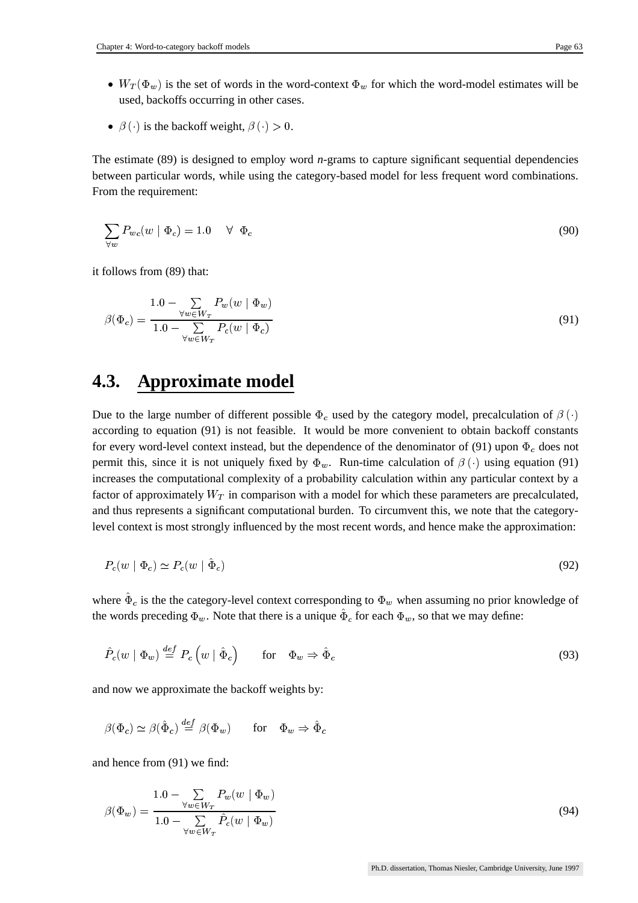- $W_T(\Phi_w)$ is the set of words in the word-context $\Phi_w$ for which the word-model estimates will be used, backoffs occurring in other cases.

- $\beta(\cdot)$ is the backoff weight, $\beta(\cdot) > 0$.

The estimate (89) is designed to employ word *n*-grams to capture significant sequential dependencies between particular words, while using the category-based model for less frequent word combinations. From the requirement:

$$\sum_{\forall w} P_{wc}(w \mid \Phi_c) = 1.0 \quad \forall \;\; \Phi_c \tag{90}$$

it follows from (89) that:

$$\beta(\Phi_c) = \frac{1.0 - \sum\limits_{\forall w \in W_T} P_w(w \mid \Phi_w)}{1.0 - \sum\limits_{\forall w \in W_T} P_c(w \mid \Phi_c)} \tag{91}$$

## 4.3. Approximate model

Due to the large number of different possible $\Phi_c$ used by the category model, precalculation of $\beta(\cdot)$ according to equation (91) is not feasible. It would be more convenient to obtain backoff constants for every word-level context instead, but the dependence of the denominator of (91) upon $\Phi_c$ does not permit this, since it is not uniquely fixed by $\Phi_w$. Run-time calculation of $\beta(\cdot)$ using equation (91) increases the computational complexity of a probability calculation within any particular context by a factor of approximately $W_T$ in comparison with a model for which these parameters are precalculated, and thus represents a significant computational burden. To circumvent this, we note that the category-level context is most strongly influenced by the most recent words, and hence make the approximation:

$$P_c(w \mid \Phi_c) \simeq P_c(w \mid \hat{\Phi}_c) \tag{92}$$

where $\hat{\Phi}_c$ is the the category-level context corresponding to $\Phi_w$ when assuming no prior knowledge of the words preceding $\Phi_w$. Note that there is a unique $\hat{\Phi}_c$ for each $\Phi_w$, so that we may define:

$$\hat{P}_c(w \mid \Phi_w) \stackrel{def}{=} P_c\left(w \mid \hat{\Phi}_c\right) \qquad \text{for} \quad \Phi_w \Rightarrow \hat{\Phi}_c \tag{93}$$

and now we approximate the backoff weights by:

$$\beta(\Phi_c) \simeq \beta(\hat{\Phi}_c) \stackrel{def}{=} \beta(\Phi_w) \qquad \text{for} \quad \Phi_w \Rightarrow \hat{\Phi}_c$$

and hence from (91) we find:

$$\beta(\Phi_w) = \frac{1.0 - \sum\limits_{\forall w \in W_T} P_w(w \mid \Phi_w)}{1.0 - \sum\limits_{\forall w \in W_T} \hat{P}_c(w \mid \Phi_w)} \tag{94}$$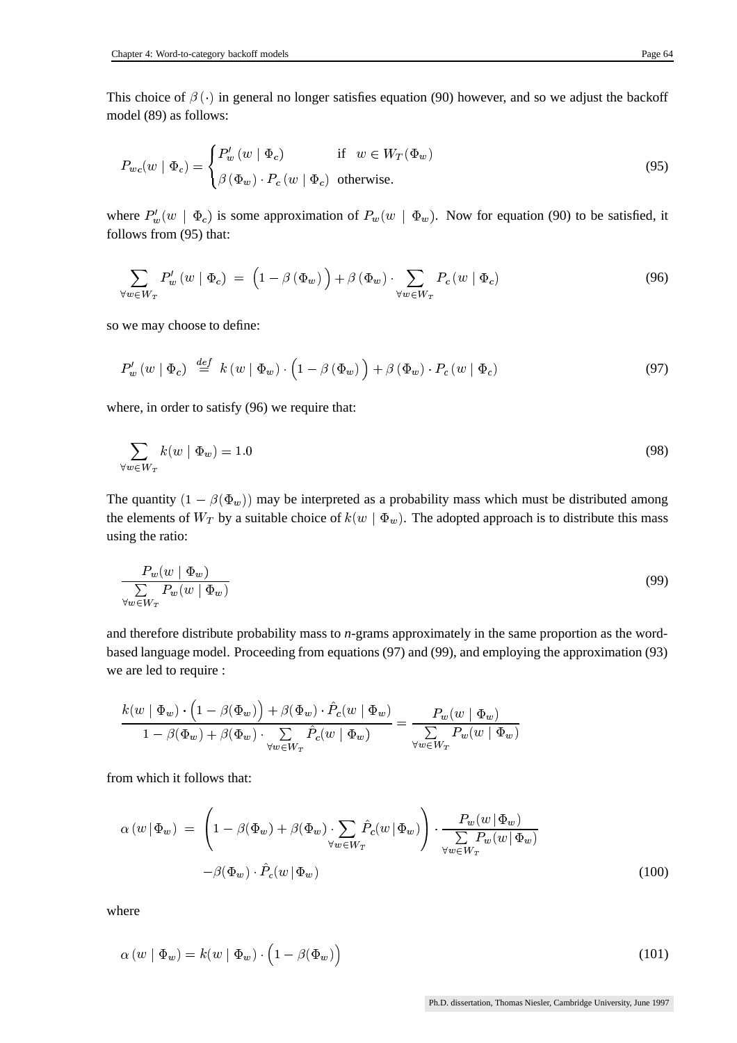This choice of $\beta(\cdot)$ in general no longer satisfies equation (90) however, and so we adjust the backoff model (89) as follows:

$$P_{wc}(w \mid \Phi_c) = \begin{cases} P'_w(w \mid \Phi_c) & \text{if } \; w \in W_T(\Phi_w) \\ \beta(\Phi_w) \cdot P_c(w \mid \Phi_c) & \text{otherwise.} \end{cases} \tag{95}$$

where $P'_w(w \mid \Phi_c)$ is some approximation of $P_w(w \mid \Phi_w)$. Now for equation (90) to be satisfied, it follows from (95) that:

$$\sum_{\forall w \in W_T} P'_w(w \mid \Phi_c) \;=\; \Big(1 - \beta(\Phi_w)\Big) + \beta(\Phi_w) \cdot \sum_{\forall w \in W_T} P_c(w \mid \Phi_c) \tag{96}$$

so we may choose to define:

$$P'_w(w \mid \Phi_c) \;\stackrel{def}{=}\; k(w \mid \Phi_w) \cdot \Big(1 - \beta(\Phi_w)\Big) + \beta(\Phi_w) \cdot P_c(w \mid \Phi_c) \tag{97}$$

where, in order to satisfy (96) we require that:

$$\sum_{\forall w \in W_T} k(w \mid \Phi_w) = 1.0 \tag{98}$$

The quantity $(1 - \beta(\Phi_w))$ may be interpreted as a probability mass which must be distributed among the elements of $W_T$ by a suitable choice of $k(w \mid \Phi_w)$. The adopted approach is to distribute this mass using the ratio:

$$\frac{P_w(w \mid \Phi_w)}{\sum\limits_{\forall w \in W_T} P_w(w \mid \Phi_w)} \tag{99}$$

and therefore distribute probability mass to *n*-grams approximately in the same proportion as the word-based language model. Proceeding from equations (97) and (99), and employing the approximation (93) we are led to require :

$$\frac{k(w \mid \Phi_w) \cdot \Big(1 - \beta(\Phi_w)\Big) + \beta(\Phi_w) \cdot \hat{P}_c(w \mid \Phi_w)}{1 - \beta(\Phi_w) + \beta(\Phi_w) \cdot \sum\limits_{\forall w \in W_T} \hat{P}_c(w \mid \Phi_w)} = \frac{P_w(w \mid \Phi_w)}{\sum\limits_{\forall w \in W_T} P_w(w \mid \Phi_w)}$$

from which it follows that:

$$\begin{aligned} \alpha(w \,|\, \Phi_w) \;=\; & \left(1 - \beta(\Phi_w) + \beta(\Phi_w) \cdot \sum_{\forall w \in W_T} \hat{P}_c(w \,|\, \Phi_w)\right) \cdot \frac{P_w(w \,|\, \Phi_w)}{\sum\limits_{\forall w \in W_T} P_w(w \,|\, \Phi_w)} \\ & - \beta(\Phi_w) \cdot \hat{P}_c(w \,|\, \Phi_w) \end{aligned} \tag{100}$$

where

$$\alpha(w \mid \Phi_w) = k(w \mid \Phi_w) \cdot \Big(1 - \beta(\Phi_w)\Big) \tag{101}$$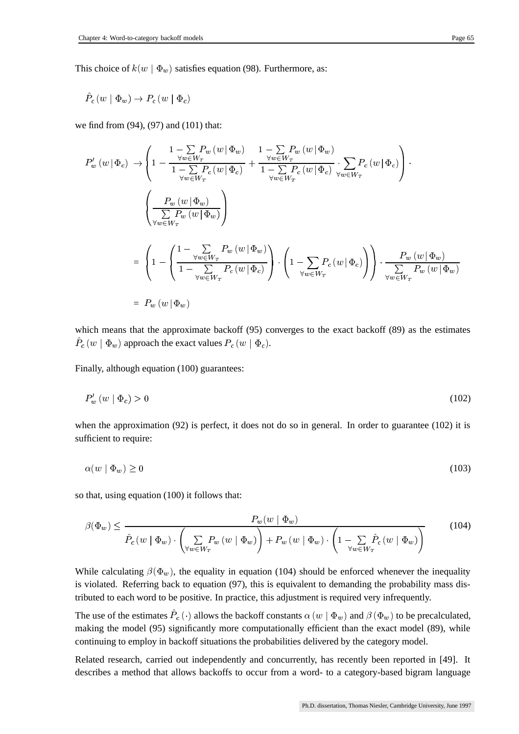This choice of $k(w \mid \Phi_w)$ satisfies equation (98). Furthermore, as:

$$\hat{P}_c\left(w \mid \Phi_w\right) \to P_c\left(w \mid \Phi_c\right)$$

we find from (94), (97) and (101) that:

$$
\begin{aligned}
P'_w\left(w \mid \Phi_c\right) \;&\to \left( 1 - \frac{1 - \sum\limits_{\forall w \in W_T} P_w\left(w \mid \Phi_w\right)}{1 - \sum\limits_{\forall w \in W_T} P_c\left(w \mid \Phi_c\right)} + \frac{1 - \sum\limits_{\forall w \in W_T} P_w\left(w \mid \Phi_w\right)}{1 - \sum\limits_{\forall w \in W_T} P_c\left(w \mid \Phi_c\right)} \cdot \sum_{\forall w \in W_T} P_c\left(w \mid \Phi_c\right) \right) \cdot \\
&\quad \left( \frac{P_w\left(w \mid \Phi_w\right)}{\sum\limits_{\forall w \in W_T} P_w\left(w \mid \Phi_w\right)} \right) \\
&= \left( 1 - \left( \frac{1 - \sum\limits_{\forall w \in W_T} P_w\left(w \mid \Phi_w\right)}{1 - \sum\limits_{\forall w \in W_T} P_c\left(w \mid \Phi_c\right)} \right) \cdot \left( 1 - \sum_{\forall w \in W_T} P_c\left(w \mid \Phi_c\right) \right) \right) \cdot \frac{P_w\left(w \mid \Phi_w\right)}{\sum\limits_{\forall w \in W_T} P_w\left(w \mid \Phi_w\right)} \\
&= P_w\left(w \mid \Phi_w\right)
\end{aligned}
$$

which means that the approximate backoff (95) converges to the exact backoff (89) as the estimates $\hat{P}_c\left(w \mid \Phi_w\right)$ approach the exact values $P_c\left(w \mid \Phi_c\right)$.

Finally, although equation (100) guarantees:

$$P'_w\left(w \mid \Phi_c\right) > 0 \tag{102}$$

when the approximation (92) is perfect, it does not do so in general. In order to guarantee (102) it is sufficient to require:

$$\alpha(w \mid \Phi_w) \geq 0 \tag{103}$$

so that, using equation (100) it follows that:

$$\beta(\Phi_w) \leq \frac{P_w(w \mid \Phi_w)}{\hat{P}_c\left(w \mid \Phi_w\right) \cdot \left( \sum\limits_{\forall w \in W_T} P_w\left(w \mid \Phi_w\right) \right) + P_w\left(w \mid \Phi_w\right) \cdot \left( 1 - \sum\limits_{\forall w \in W_T} \hat{P}_c\left(w \mid \Phi_w\right) \right)} \tag{104}$$

While calculating $\beta(\Phi_w)$, the equality in equation (104) should be enforced whenever the inequality is violated. Referring back to equation (97), this is equivalent to demanding the probability mass distributed to each word to be positive. In practice, this adjustment is required very infrequently.

The use of the estimates $\hat{P}_c\left(\cdot\right)$ allows the backoff constants $\alpha\left(w \mid \Phi_w\right)$ and $\beta\left(\Phi_w\right)$ to be precalculated, making the model (95) significantly more computationally efficient than the exact model (89), while continuing to employ in backoff situations the probabilities delivered by the category model.

Related research, carried out independently and concurrently, has recently been reported in [49]. It describes a method that allows backoffs to occur from a word- to a category-based bigram language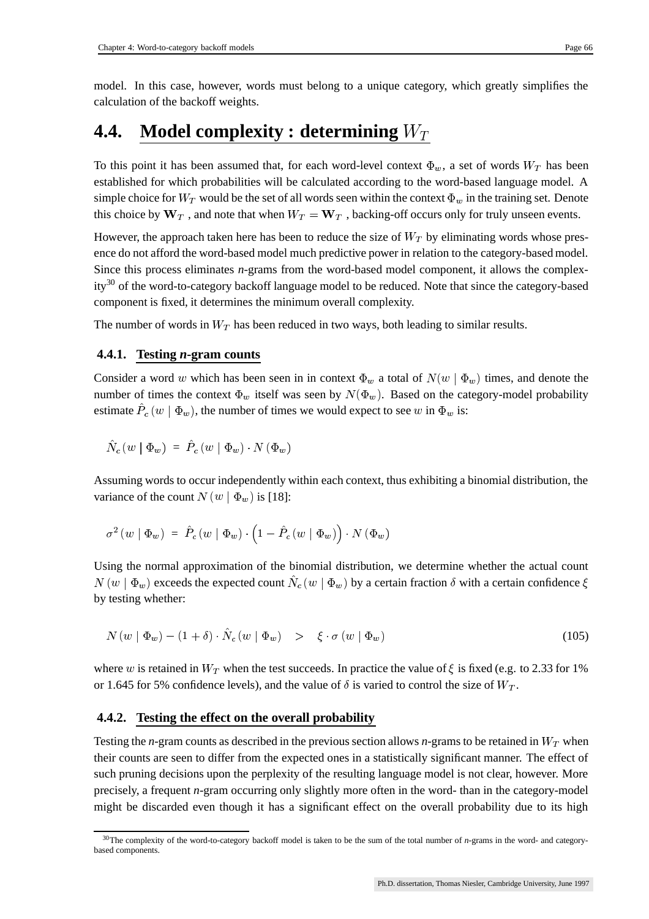model. In this case, however, words must belong to a unique category, which greatly simplifies the calculation of the backoff weights.

## 4.4. Model complexity : determining $W_T$

To this point it has been assumed that, for each word-level context $\Phi_w$, a set of words $W_T$ has been established for which probabilities will be calculated according to the word-based language model. A simple choice for $W_T$ would be the set of all words seen within the context $\Phi_w$ in the training set. Denote this choice by $\mathbf{W}_T$ , and note that when $W_T = \mathbf{W}_T$ , backing-off occurs only for truly unseen events.

However, the approach taken here has been to reduce the size of $W_T$ by eliminating words whose presence do not afford the word-based model much predictive power in relation to the category-based model. Since this process eliminates *n*-grams from the word-based model component, it allows the complexity[30] of the word-to-category backoff language model to be reduced. Note that since the category-based component is fixed, it determines the minimum overall complexity.

The number of words in $W_T$ has been reduced in two ways, both leading to similar results.

### 4.4.1. Testing *n*-gram counts

Consider a word $w$ which has been seen in in context $\Phi_w$ a total of $N(w \mid \Phi_w)$ times, and denote the number of times the context $\Phi_w$ itself was seen by $N(\Phi_w)$. Based on the category-model probability estimate $\hat{P}_c(w \mid \Phi_w)$, the number of times we would expect to see $w$ in $\Phi_w$ is:

$$\hat{N}_c(w \mid \Phi_w) \; = \; \hat{P}_c(w \mid \Phi_w) \cdot N(\Phi_w)$$

Assuming words to occur independently within each context, thus exhibiting a binomial distribution, the variance of the count $N(w \mid \Phi_w)$ is [18]:

$$\sigma^2(w \mid \Phi_w) \; = \; \hat{P}_c(w \mid \Phi_w) \cdot \left(1 - \hat{P}_c(w \mid \Phi_w)\right) \cdot N(\Phi_w)$$

Using the normal approximation of the binomial distribution, we determine whether the actual count $N(w \mid \Phi_w)$ exceeds the expected count $\hat{N}_c(w \mid \Phi_w)$ by a certain fraction $\delta$ with a certain confidence $\xi$ by testing whether:

$$N(w \mid \Phi_w) - (1+\delta) \cdot \hat{N}_c(w \mid \Phi_w) \quad > \quad \xi \cdot \sigma(w \mid \Phi_w) \tag{105}$$

where $w$ is retained in $W_T$ when the test succeeds. In practice the value of $\xi$ is fixed (e.g. to 2.33 for 1% or 1.645 for 5% confidence levels), and the value of $\delta$ is varied to control the size of $W_T$.

### 4.4.2. Testing the effect on the overall probability

Testing the *n*-gram counts as described in the previous section allows *n*-grams to be retained in $W_T$ when their counts are seen to differ from the expected ones in a statistically significant manner. The effect of such pruning decisions upon the perplexity of the resulting language model is not clear, however. More precisely, a frequent *n*-gram occurring only slightly more often in the word- than in the category-model might be discarded even though it has a significant effect on the overall probability due to its high

[30] The complexity of the word-to-category backoff model is taken to be the sum of the total number of *n*-grams in the word- and category-based components.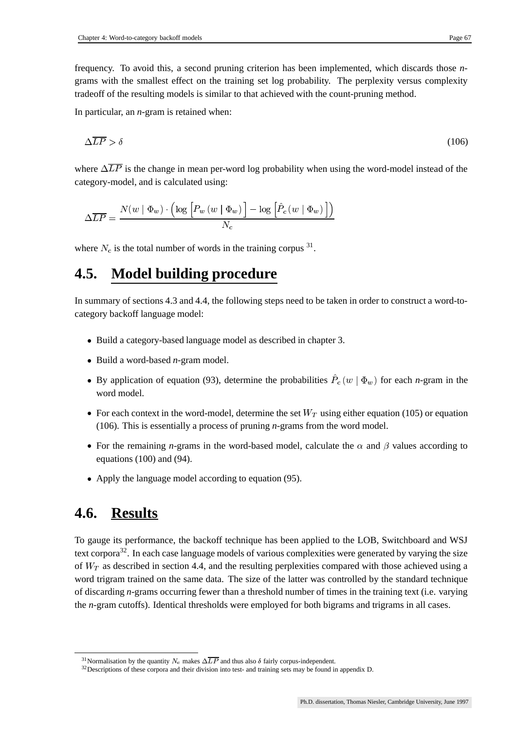frequency. To avoid this, a second pruning criterion has been implemented, which discards those *n*-grams with the smallest effect on the training set log probability. The perplexity versus complexity tradeoff of the resulting models is similar to that achieved with the count-pruning method.

In particular, an *n*-gram is retained when:

$$\Delta\overline{LP} > \delta \tag{106}$$

where $\Delta\overline{LP}$ is the change in mean per-word log probability when using the word-model instead of the category-model, and is calculated using:

$$\Delta\overline{LP} = \frac{N(w \mid \Phi_w) \cdot \left( \log \left[ P_w\left(w \mid \Phi_w\right) \right] - \log \left[ \hat{P}_c\left(w \mid \Phi_w\right) \right] \right)}{N_c}$$

where $N_c$ is the total number of words in the training corpus [31].

## 4.5. Model building procedure

In summary of sections 4.3 and 4.4, the following steps need to be taken in order to construct a word-to-category backoff language model:

- Build a category-based language model as described in chapter 3.
- Build a word-based *n*-gram model.
- By application of equation (93), determine the probabilities $\hat{P}_c\left(w \mid \Phi_w\right)$ for each *n*-gram in the word model.
- For each context in the word-model, determine the set $W_T$ using either equation (105) or equation (106). This is essentially a process of pruning *n*-grams from the word model.
- For the remaining *n*-grams in the word-based model, calculate the $\alpha$ and $\beta$ values according to equations (100) and (94).
- Apply the language model according to equation (95).

## 4.6. Results

To gauge its performance, the backoff technique has been applied to the LOB, Switchboard and WSJ text corpora[32]. In each case language models of various complexities were generated by varying the size of $W_T$ as described in section 4.4, and the resulting perplexities compared with those achieved using a word trigram trained on the same data. The size of the latter was controlled by the standard technique of discarding *n*-grams occurring fewer than a threshold number of times in the training text (i.e. varying the *n*-gram cutoffs). Identical thresholds were employed for both bigrams and trigrams in all cases.

---

[31] Normalisation by the quantity $N_c$ makes $\Delta\overline{LP}$ and thus also $\delta$ fairly corpus-independent.

[32] Descriptions of these corpora and their division into test- and training sets may be found in appendix D.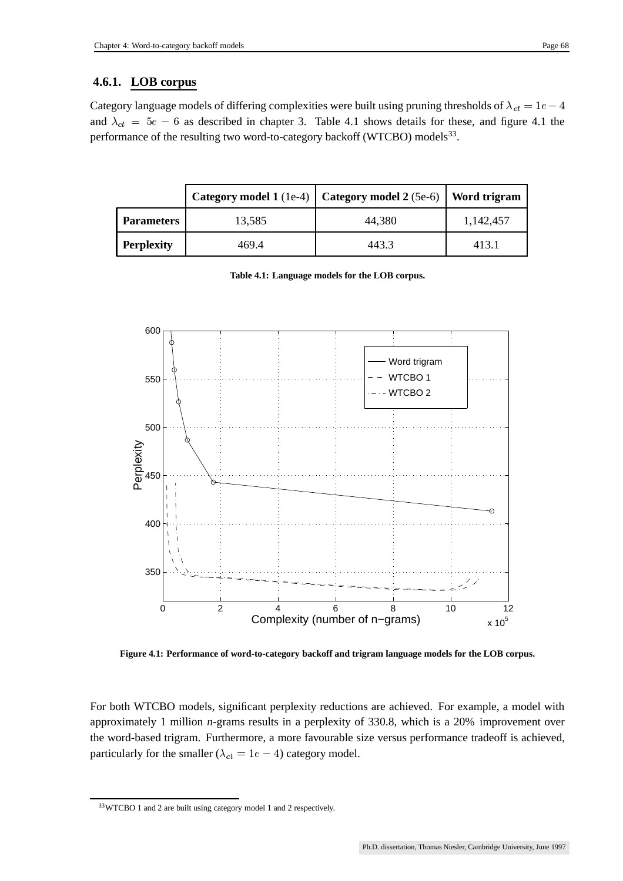### 4.6.1. LOB corpus

Category language models of differing complexities were built using pruning thresholds of $\lambda_{ct} = 1e-4$ and $\lambda_{ct} = 5e-6$ as described in chapter 3. Table 4.1 shows details for these, and figure 4.1 the performance of the resulting two word-to-category backoff (WTCBO) models[33].

| | **Category model 1** (1e-4) | **Category model 2** (5e-6) | **Word trigram** |
|---|---|---|---|
| **Parameters** | 13,585 | 44,380 | 1,142,457 |
| **Perplexity** | 469.4 | 443.3 | 413.1 |

**Table 4.1: Language models for the LOB corpus.**

**Figure 4.1: Performance of word-to-category backoff and trigram language models for the LOB corpus.**

For both WTCBO models, significant perplexity reductions are achieved. For example, a model with approximately 1 million *n*-grams results in a perplexity of 330.8, which is a 20% improvement over the word-based trigram. Furthermore, a more favourable size versus performance tradeoff is achieved, particularly for the smaller ($\lambda_{ct} = 1e-4$) category model.

[33] WTCBO 1 and 2 are built using category model 1 and 2 respectively.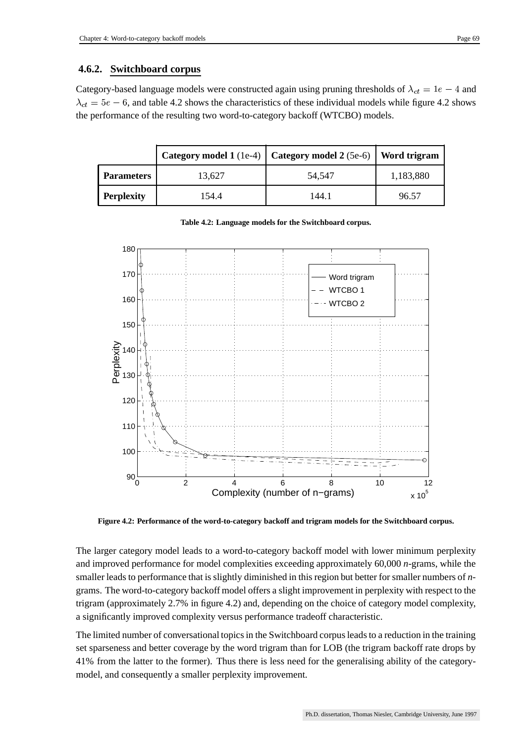### 4.6.2. Switchboard corpus

Category-based language models were constructed again using pruning thresholds of $\lambda_{ct} = 1e-4$ and $\lambda_{ct} = 5e-6$, and table 4.2 shows the characteristics of these individual models while figure 4.2 shows the performance of the resulting two word-to-category backoff (WTCBO) models.

| | **Category model 1** (1e-4) | **Category model 2** (5e-6) | **Word trigram** |
|---|---|---|---|
| **Parameters** | 13,627 | 54,547 | 1,183,880 |
| **Perplexity** | 154.4 | 144.1 | 96.57 |

**Table 4.2: Language models for the Switchboard corpus.**

**Figure 4.2: Performance of the word-to-category backoff and trigram models for the Switchboard corpus.**

The larger category model leads to a word-to-category backoff model with lower minimum perplexity and improved performance for model complexities exceeding approximately 60,000 *n*-grams, while the smaller leads to performance that is slightly diminished in this region but better for smaller numbers of *n*-grams. The word-to-category backoff model offers a slight improvement in perplexity with respect to the trigram (approximately 2.7% in figure 4.2) and, depending on the choice of category model complexity, a significantly improved complexity versus performance tradeoff characteristic.

The limited number of conversational topics in the Switchboard corpus leads to a reduction in the training set sparseness and better coverage by the word trigram than for LOB (the trigram backoff rate drops by 41% from the latter to the former). Thus there is less need for the generalising ability of the category-model, and consequently a smaller perplexity improvement.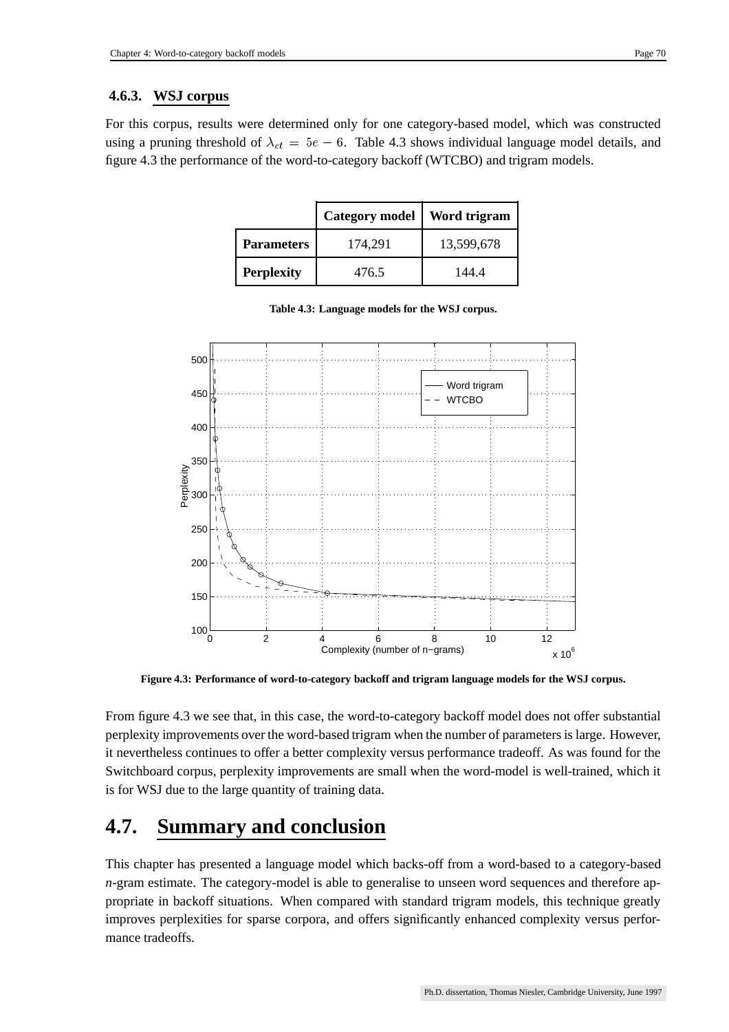### 4.6.3. WSJ corpus

For this corpus, results were determined only for one category-based model, which was constructed using a pruning threshold of $\lambda_{ct} = 5e - 6$. Table 4.3 shows individual language model details, and figure 4.3 the performance of the word-to-category backoff (WTCBO) and trigram models.

| | **Category model** | **Word trigram** |
|---|---|---|
| **Parameters** | 174,291 | 13,599,678 |
| **Perplexity** | 476.5 | 144.4 |

**Table 4.3: Language models for the WSJ corpus.**

**Figure 4.3: Performance of word-to-category backoff and trigram language models for the WSJ corpus.**

From figure 4.3 we see that, in this case, the word-to-category backoff model does not offer substantial perplexity improvements over the word-based trigram when the number of parameters is large. However, it nevertheless continues to offer a better complexity versus performance tradeoff. As was found for the Switchboard corpus, perplexity improvements are small when the word-model is well-trained, which it is for WSJ due to the large quantity of training data.

## 4.7. Summary and conclusion

This chapter has presented a language model which backs-off from a word-based to a category-based *n*-gram estimate. The category-model is able to generalise to unseen word sequences and therefore appropriate in backoff situations. When compared with standard trigram models, this technique greatly improves perplexities for sparse corpora, and offers significantly enhanced complexity versus performance tradeoffs.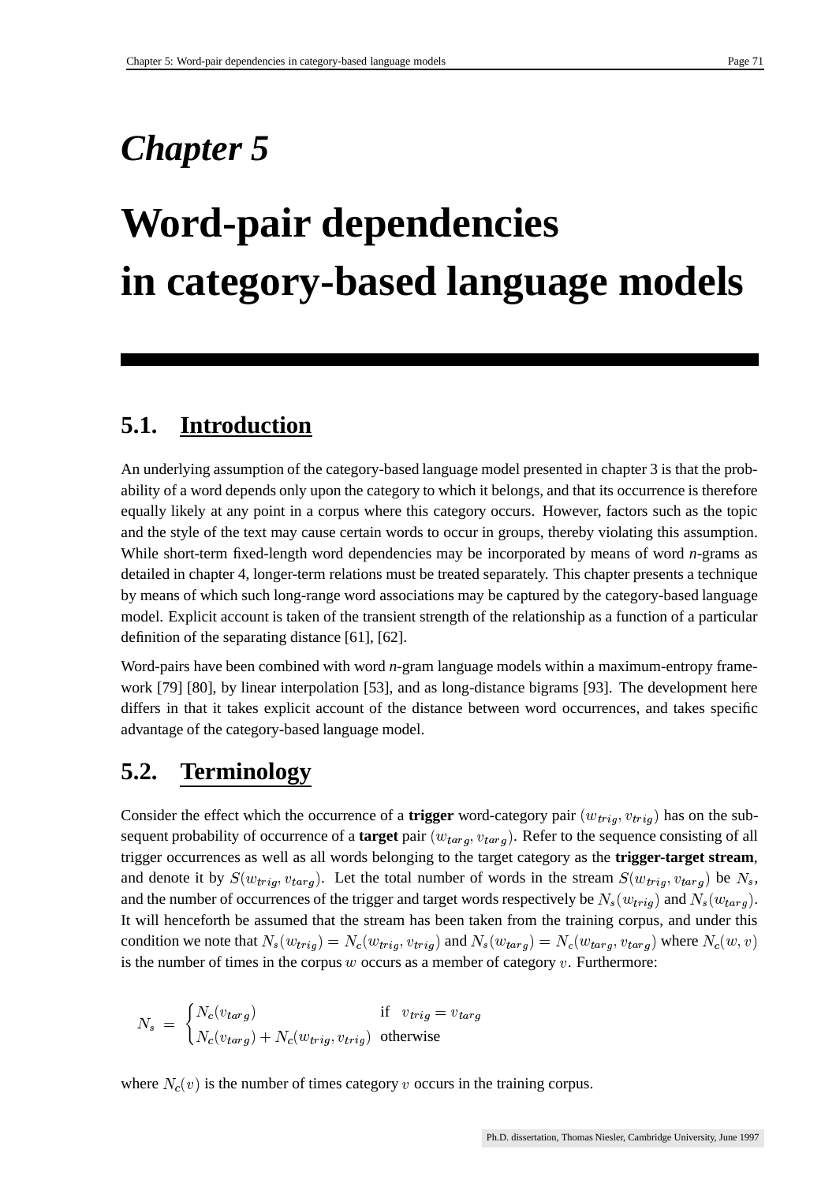# Chapter 5

# Word-pair dependencies in category-based language models

## 5.1. Introduction

An underlying assumption of the category-based language model presented in chapter 3 is that the probability of a word depends only upon the category to which it belongs, and that its occurrence is therefore equally likely at any point in a corpus where this category occurs. However, factors such as the topic and the style of the text may cause certain words to occur in groups, thereby violating this assumption. While short-term fixed-length word dependencies may be incorporated by means of word *n*-grams as detailed in chapter 4, longer-term relations must be treated separately. This chapter presents a technique by means of which such long-range word associations may be captured by the category-based language model. Explicit account is taken of the transient strength of the relationship as a function of a particular definition of the separating distance [61], [62].

Word-pairs have been combined with word *n*-gram language models within a maximum-entropy framework [79] [80], by linear interpolation [53], and as long-distance bigrams [93]. The development here differs in that it takes explicit account of the distance between word occurrences, and takes specific advantage of the category-based language model.

## 5.2. Terminology

Consider the effect which the occurrence of a **trigger** word-category pair $(w_{trig}, v_{trig})$ has on the subsequent probability of occurrence of a **target** pair $(w_{targ}, v_{targ})$. Refer to the sequence consisting of all trigger occurrences as well as all words belonging to the target category as the **trigger-target stream**, and denote it by $S(w_{trig}, v_{targ})$. Let the total number of words in the stream $S(w_{trig}, v_{targ})$ be $N_s$, and the number of occurrences of the trigger and target words respectively be $N_s(w_{trig})$ and $N_s(w_{targ})$. It will henceforth be assumed that the stream has been taken from the training corpus, and under this condition we note that $N_s(w_{trig}) = N_c(w_{trig}, v_{trig})$ and $N_s(w_{targ}) = N_c(w_{targ}, v_{targ})$ where $N_c(w, v)$ is the number of times in the corpus $w$ occurs as a member of category $v$. Furthermore:

$$N_s = \begin{cases} N_c(v_{targ}) & \text{if} \quad v_{trig} = v_{targ} \\ N_c(v_{targ}) + N_c(w_{trig}, v_{trig}) & \text{otherwise} \end{cases}$$

where $N_c(v)$ is the number of times category $v$ occurs in the training corpus.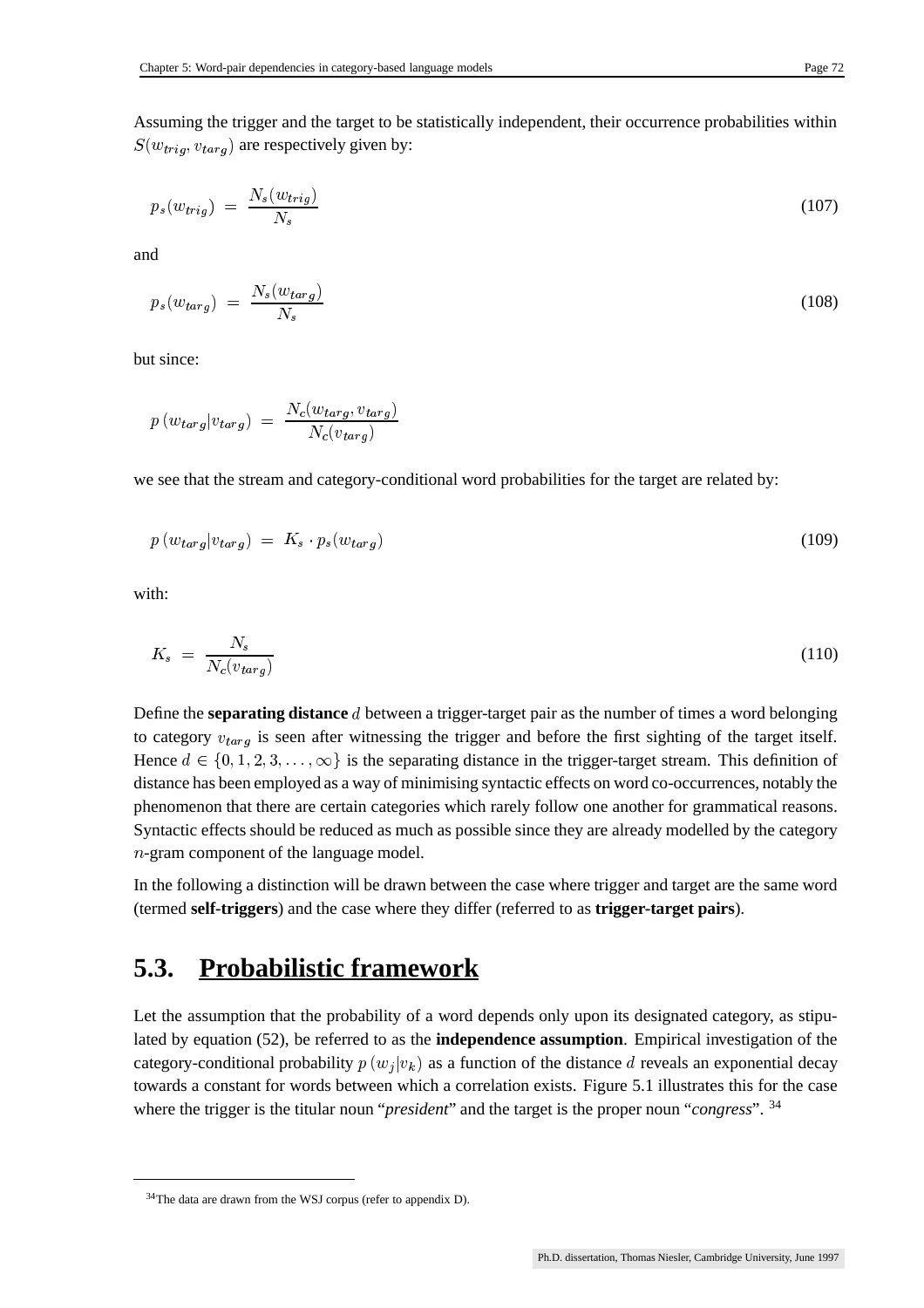Assuming the trigger and the target to be statistically independent, their occurrence probabilities within $S(w_{trig}, v_{targ})$ are respectively given by:

$$p_s(w_{trig}) \;=\; \frac{N_s(w_{trig})}{N_s} \tag{107}$$

and

$$p_s(w_{targ}) \;=\; \frac{N_s(w_{targ})}{N_s} \tag{108}$$

but since:

$$p\left(w_{targ}|v_{targ}\right) \;=\; \frac{N_c(w_{targ}, v_{targ})}{N_c(v_{targ})}$$

we see that the stream and category-conditional word probabilities for the target are related by:

$$p\left(w_{targ}|v_{targ}\right) \;=\; K_s \cdot p_s(w_{targ}) \tag{109}$$

with:

$$K_s \;=\; \frac{N_s}{N_c(v_{targ})} \tag{110}$$

Define the **separating distance** $d$ between a trigger-target pair as the number of times a word belonging to category $v_{targ}$ is seen after witnessing the trigger and before the first sighting of the target itself. Hence $d \in \{0, 1, 2, 3, \ldots, \infty\}$ is the separating distance in the trigger-target stream. This definition of distance has been employed as a way of minimising syntactic effects on word co-occurrences, notably the phenomenon that there are certain categories which rarely follow one another for grammatical reasons. Syntactic effects should be reduced as much as possible since they are already modelled by the category $n$-gram component of the language model.

In the following a distinction will be drawn between the case where trigger and target are the same word (termed **self-triggers**) and the case where they differ (referred to as **trigger-target pairs**).

## 5.3. Probabilistic framework

Let the assumption that the probability of a word depends only upon its designated category, as stipulated by equation (52), be referred to as the **independence assumption**. Empirical investigation of the category-conditional probability $p\left(w_j|v_k\right)$ as a function of the distance $d$ reveals an exponential decay towards a constant for words between which a correlation exists. Figure 5.1 illustrates this for the case where the trigger is the titular noun "*president*" and the target is the proper noun "*congress*". [34]

---

[34] The data are drawn from the WSJ corpus (refer to appendix D).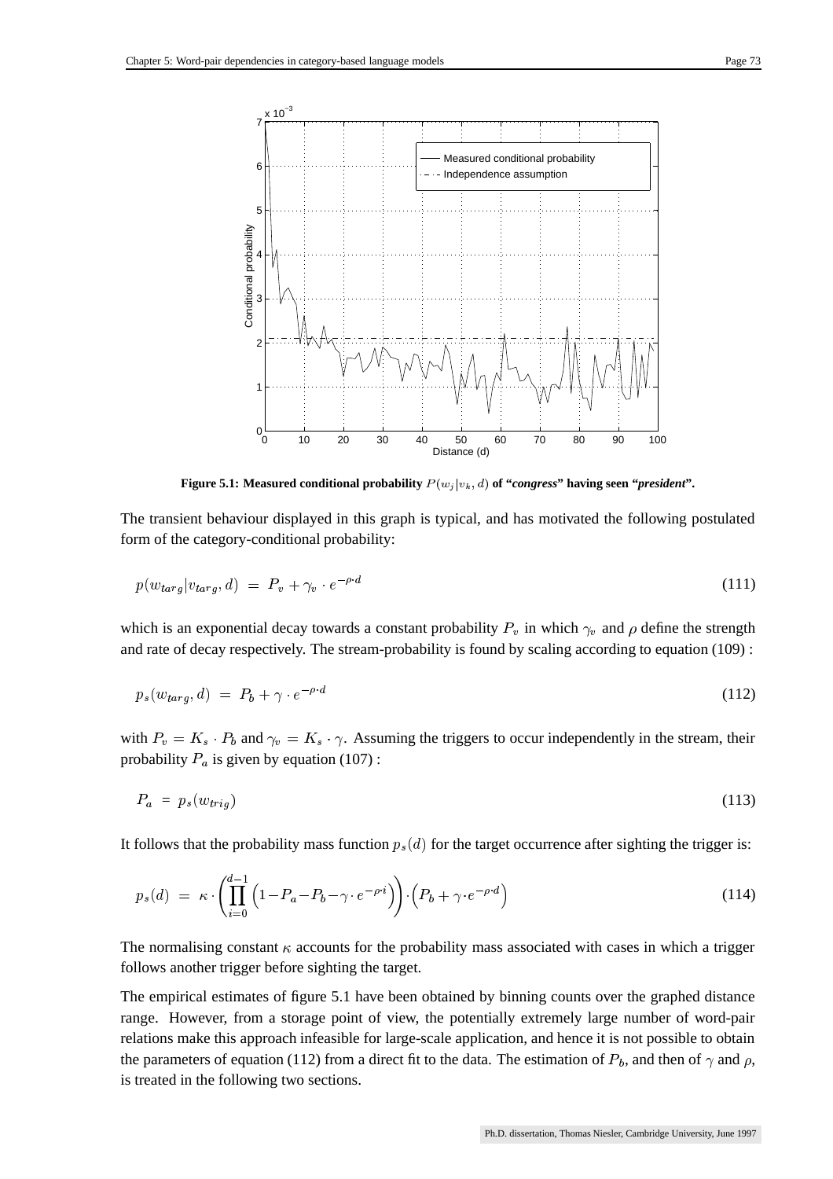**Figure 5.1: Measured conditional probability $P(w_j|v_k, d)$ of "*congress*" having seen "*president*".**

The transient behaviour displayed in this graph is typical, and has motivated the following postulated form of the category-conditional probability:

$$p(w_{targ}|v_{targ}, d) \;=\; P_v + \gamma_v \cdot e^{-\rho \cdot d} \tag{111}$$

which is an exponential decay towards a constant probability $P_v$ in which $\gamma_v$ and $\rho$ define the strength and rate of decay respectively. The stream-probability is found by scaling according to equation (109) :

$$p_s(w_{targ}, d) \;=\; P_b + \gamma \cdot e^{-\rho \cdot d} \tag{112}$$

with $P_v = K_s \cdot P_b$ and $\gamma_v = K_s \cdot \gamma$. Assuming the triggers to occur independently in the stream, their probability $P_a$ is given by equation (107) :

$$P_a \;=\; p_s(w_{trig}) \tag{113}$$

It follows that the probability mass function $p_s(d)$ for the target occurrence after sighting the trigger is:

$$p_s(d) \;=\; \kappa \cdot \left( \prod_{i=0}^{d-1} \left( 1 - P_a - P_b - \gamma \cdot e^{-\rho \cdot i} \right) \right) \cdot \left( P_b + \gamma \cdot e^{-\rho \cdot d} \right) \tag{114}$$

The normalising constant $\kappa$ accounts for the probability mass associated with cases in which a trigger follows another trigger before sighting the target.

The empirical estimates of figure 5.1 have been obtained by binning counts over the graphed distance range. However, from a storage point of view, the potentially extremely large number of word-pair relations make this approach infeasible for large-scale application, and hence it is not possible to obtain the parameters of equation (112) from a direct fit to the data. The estimation of $P_b$, and then of $\gamma$ and $\rho$, is treated in the following two sections.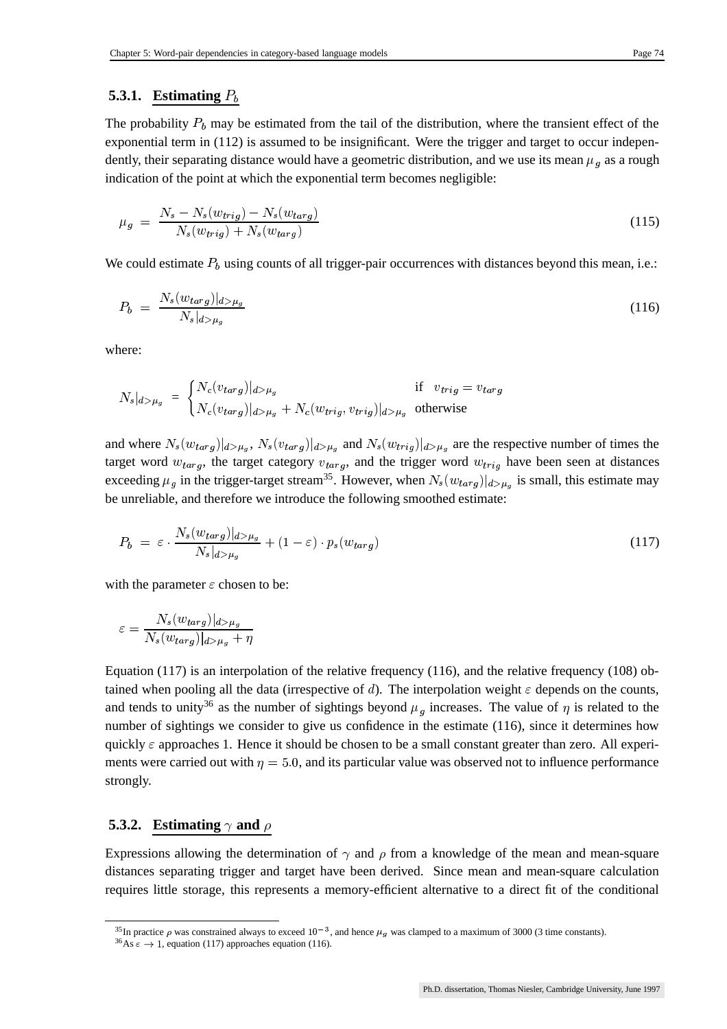### 5.3.1. Estimating $P_b$

The probability $P_b$ may be estimated from the tail of the distribution, where the transient effect of the exponential term in (112) is assumed to be insignificant. Were the trigger and target to occur independently, their separating distance would have a geometric distribution, and we use its mean $\mu_g$ as a rough indication of the point at which the exponential term becomes negligible:

$$\mu_g = \frac{N_s - N_s(w_{trig}) - N_s(w_{targ})}{N_s(w_{trig}) + N_s(w_{targ})} \tag{115}$$

We could estimate $P_b$ using counts of all trigger-pair occurrences with distances beyond this mean, i.e.:

$$P_b = \frac{N_s(w_{targ})|_{d>\mu_g}}{N_s|_{d>\mu_g}} \tag{116}$$

where:

$$N_s|_{d>\mu_g} = \begin{cases} N_c(v_{targ})|_{d>\mu_g} & \text{if} \quad v_{trig} = v_{targ} \\ N_c(v_{targ})|_{d>\mu_g} + N_c(w_{trig}, v_{trig})|_{d>\mu_g} & \text{otherwise} \end{cases}$$

and where $N_s(w_{targ})|_{d>\mu_g}$, $N_s(v_{targ})|_{d>\mu_g}$ and $N_s(w_{trig})|_{d>\mu_g}$ are the respective number of times the target word $w_{targ}$, the target category $v_{targ}$, and the trigger word $w_{trig}$ have been seen at distances exceeding $\mu_g$ in the trigger-target stream[35]. However, when $N_s(w_{targ})|_{d>\mu_g}$ is small, this estimate may be unreliable, and therefore we introduce the following smoothed estimate:

$$P_b = \varepsilon \cdot \frac{N_s(w_{targ})|_{d>\mu_g}}{N_s|_{d>\mu_g}} + (1 - \varepsilon) \cdot p_s(w_{targ}) \tag{117}$$

with the parameter $\varepsilon$ chosen to be:

$$\varepsilon = \frac{N_s(w_{targ})|_{d>\mu_g}}{N_s(w_{targ})|_{d>\mu_g} + \eta}$$

Equation (117) is an interpolation of the relative frequency (116), and the relative frequency (108) obtained when pooling all the data (irrespective of $d$). The interpolation weight $\varepsilon$ depends on the counts, and tends to unity[36] as the number of sightings beyond $\mu_g$ increases. The value of $\eta$ is related to the number of sightings we consider to give us confidence in the estimate (116), since it determines how quickly $\varepsilon$ approaches 1. Hence it should be chosen to be a small constant greater than zero. All experiments were carried out with $\eta = 5.0$, and its particular value was observed not to influence performance strongly.

### 5.3.2. Estimating $\gamma$ and $\rho$

Expressions allowing the determination of $\gamma$ and $\rho$ from a knowledge of the mean and mean-square distances separating trigger and target have been derived. Since mean and mean-square calculation requires little storage, this represents a memory-efficient alternative to a direct fit of the conditional

---

[35] In practice $\rho$ was constrained always to exceed $10^{-3}$, and hence $\mu_g$ was clamped to a maximum of 3000 (3 time constants).

[36] As $\varepsilon \to 1$, equation (117) approaches equation (116).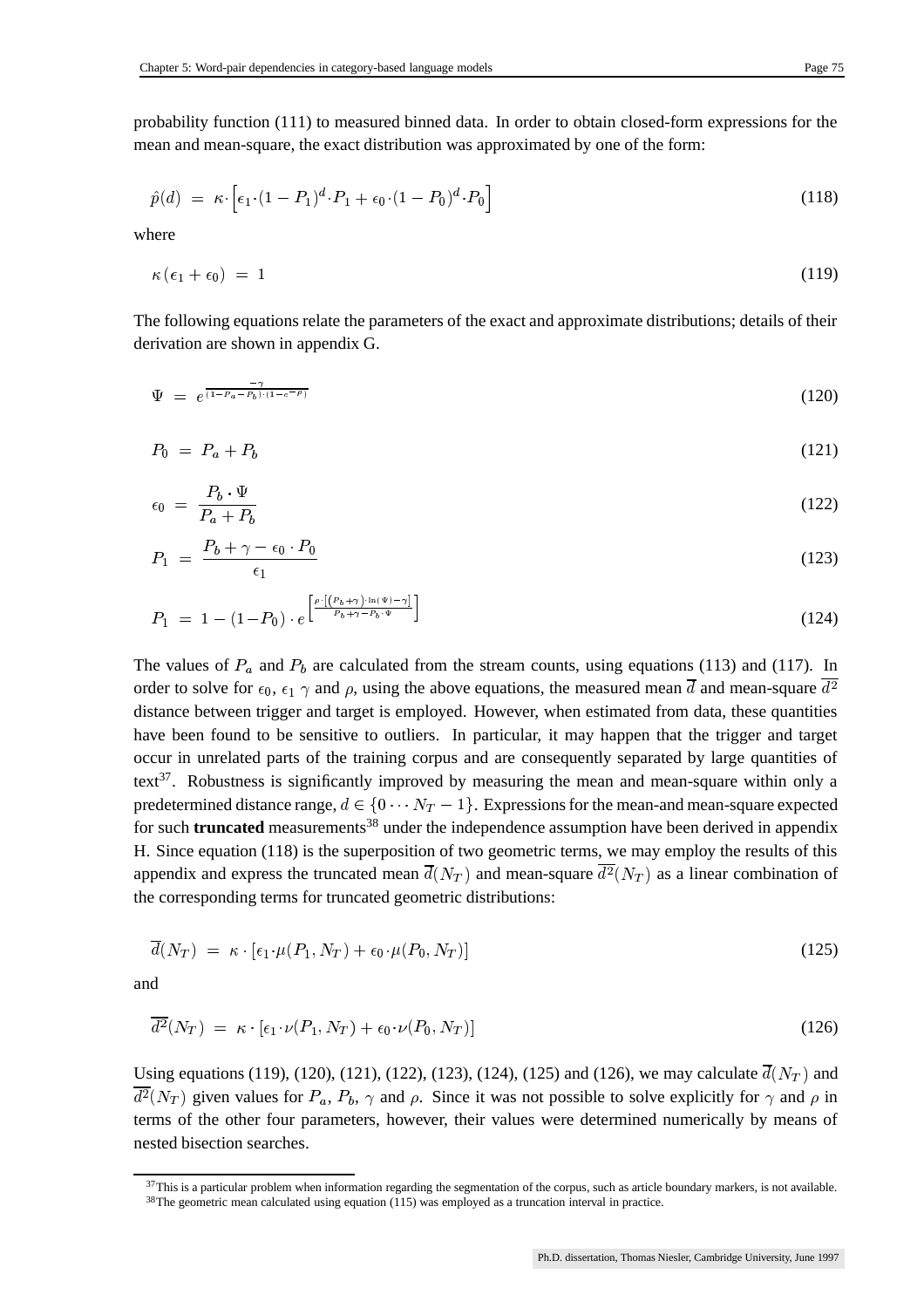probability function (111) to measured binned data. In order to obtain closed-form expressions for the mean and mean-square, the exact distribution was approximated by one of the form:

$$\hat{p}(d) = \kappa \cdot \left[ \epsilon_1 \cdot (1 - P_1)^d \cdot P_1 + \epsilon_0 \cdot (1 - P_0)^d \cdot P_0 \right] \tag{118}$$

where

$$\kappa(\epsilon_1 + \epsilon_0) = 1 \tag{119}$$

The following equations relate the parameters of the exact and approximate distributions; details of their derivation are shown in appendix G.

$$\Psi = e^{\frac{-\gamma}{(1-P_a-P_b)\cdot(1-e^{-\rho})}} \tag{120}$$

$$P_0 = P_a + P_b \tag{121}$$

$$\epsilon_0 = \frac{P_b \cdot \Psi}{P_a + P_b} \tag{122}$$

$$P_1 = \frac{P_b + \gamma - \epsilon_0 \cdot P_0}{\epsilon_1} \tag{123}$$

$$P_1 = 1 - (1 - P_0) \cdot e^{\left[ \frac{\rho \cdot \left[ (P_b + \gamma) \cdot \ln(\Psi) - \gamma \right]}{P_b + \gamma - P_b \cdot \Psi} \right]} \tag{124}$$

The values of $P_a$ and $P_b$ are calculated from the stream counts, using equations (113) and (117). In order to solve for $\epsilon_0$, $\epsilon_1$ $\gamma$ and $\rho$, using the above equations, the measured mean $\overline{d}$ and mean-square $\overline{d^2}$ distance between trigger and target is employed. However, when estimated from data, these quantities have been found to be sensitive to outliers. In particular, it may happen that the trigger and target occur in unrelated parts of the training corpus and are consequently separated by large quantities of text[37]. Robustness is significantly improved by measuring the mean and mean-square within only a predetermined distance range, $d \in \{0 \cdots N_T - 1\}$. Expressions for the mean-and mean-square expected for such **truncated** measurements[38] under the independence assumption have been derived in appendix H. Since equation (118) is the superposition of two geometric terms, we may employ the results of this appendix and express the truncated mean $\overline{d}(N_T)$ and mean-square $\overline{d^2}(N_T)$ as a linear combination of the corresponding terms for truncated geometric distributions:

$$\overline{d}(N_T) = \kappa \cdot [\epsilon_1 \cdot \mu(P_1, N_T) + \epsilon_0 \cdot \mu(P_0, N_T)] \tag{125}$$

and

$$\overline{d^2}(N_T) = \kappa \cdot [\epsilon_1 \cdot \nu(P_1, N_T) + \epsilon_0 \cdot \nu(P_0, N_T)] \tag{126}$$

Using equations (119), (120), (121), (122), (123), (124), (125) and (126), we may calculate $\overline{d}(N_T)$ and $\overline{d^2}(N_T)$ given values for $P_a$, $P_b$, $\gamma$ and $\rho$. Since it was not possible to solve explicitly for $\gamma$ and $\rho$ in terms of the other four parameters, however, their values were determined numerically by means of nested bisection searches.

---

[37] This is a particular problem when information regarding the segmentation of the corpus, such as article boundary markers, is not available.

[38] The geometric mean calculated using equation (115) was employed as a truncation interval in practice.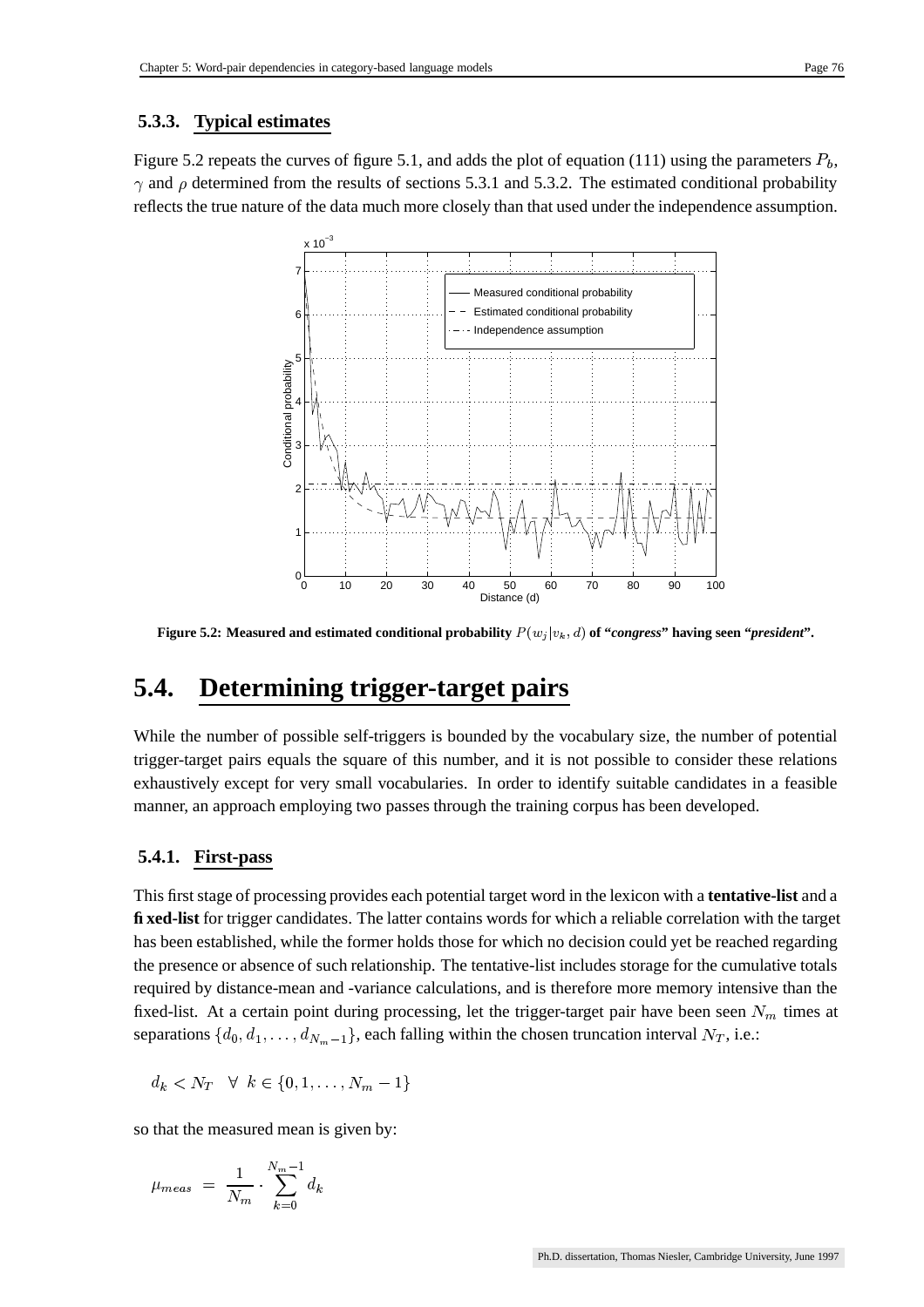### 5.3.3. Typical estimates

Figure 5.2 repeats the curves of figure 5.1, and adds the plot of equation (111) using the parameters $P_b$, $\gamma$ and $\rho$ determined from the results of sections 5.3.1 and 5.3.2. The estimated conditional probability reflects the true nature of the data much more closely than that used under the independence assumption.

**Figure 5.2: Measured and estimated conditional probability $P(w_j|v_k, d)$ of "*congress*" having seen "*president*".**

## 5.4. Determining trigger-target pairs

While the number of possible self-triggers is bounded by the vocabulary size, the number of potential trigger-target pairs equals the square of this number, and it is not possible to consider these relations exhaustively except for very small vocabularies. In order to identify suitable candidates in a feasible manner, an approach employing two passes through the training corpus has been developed.

### 5.4.1. First-pass

This first stage of processing provides each potential target word in the lexicon with a **tentative-list** and a **fixed-list** for trigger candidates. The latter contains words for which a reliable correlation with the target has been established, while the former holds those for which no decision could yet be reached regarding the presence or absence of such relationship. The tentative-list includes storage for the cumulative totals required by distance-mean and -variance calculations, and is therefore more memory intensive than the fixed-list. At a certain point during processing, let the trigger-target pair have been seen $N_m$ times at separations $\{d_0, d_1, \ldots, d_{N_m-1}\}$, each falling within the chosen truncation interval $N_T$, i.e.:

$$d_k < N_T \quad \forall \; k \in \{0, 1, \ldots, N_m - 1\}$$

so that the measured mean is given by:

$$\mu_{meas} \; = \; \frac{1}{N_m} \cdot \sum_{k=0}^{N_m-1} d_k$$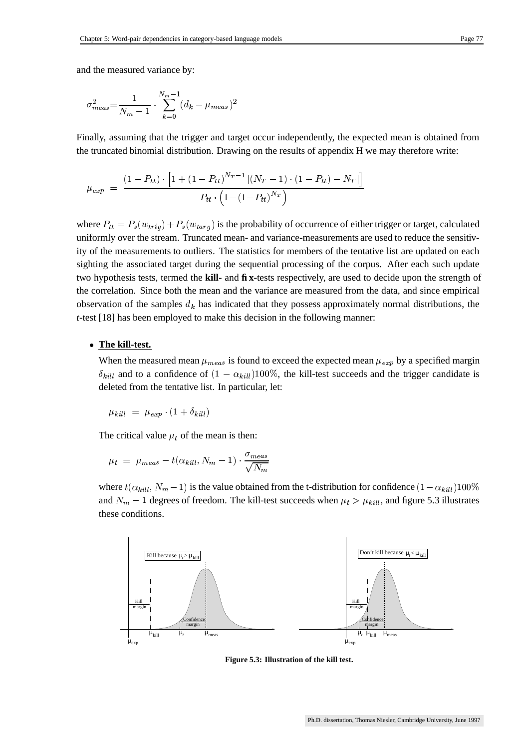and the measured variance by:

$$\sigma^2_{meas} = \frac{1}{N_m - 1} \cdot \sum_{k=0}^{N_m - 1} (d_k - \mu_{meas})^2$$

Finally, assuming that the trigger and target occur independently, the expected mean is obtained from the truncated binomial distribution. Drawing on the results of appendix H we may therefore write:

$$\mu_{exp} \;=\; \frac{(1 - P_{tt}) \cdot \left[1 + (1 - P_{tt})^{N_T - 1} \left[(N_T - 1) \cdot (1 - P_{tt}) - N_T\right]\right]}{P_{tt} \cdot \left(1 - (1 - P_{tt})^{N_T}\right)}$$

where $P_{tt} = P_s(w_{trig}) + P_s(w_{targ})$ is the probability of occurrence of either trigger or target, calculated uniformly over the stream. Truncated mean- and variance-measurements are used to reduce the sensitivity of the measurements to outliers. The statistics for members of the tentative list are updated on each sighting the associated target during the sequential processing of the corpus. After each such update two hypothesis tests, termed the **kill**- and **fix**-tests respectively, are used to decide upon the strength of the correlation. Since both the mean and the variance are measured from the data, and since empirical observation of the samples $d_k$ has indicated that they possess approximately normal distributions, the *t*-test [18] has been employed to make this decision in the following manner:

- **The kill-test.**

  When the measured mean $\mu_{meas}$ is found to exceed the expected mean $\mu_{exp}$ by a specified margin $\delta_{kill}$ and to a confidence of $(1 - \alpha_{kill})100\%$, the kill-test succeeds and the trigger candidate is deleted from the tentative list. In particular, let:

  $$\mu_{kill} \;=\; \mu_{exp} \cdot (1 + \delta_{kill})$$

  The critical value $\mu_t$ of the mean is then:

  $$\mu_t \;=\; \mu_{meas} - t(\alpha_{kill}, N_m - 1) \cdot \frac{\sigma_{meas}}{\sqrt{N_m}}$$

  where $t(\alpha_{kill}, N_m - 1)$ is the value obtained from the t-distribution for confidence $(1 - \alpha_{kill})100\%$ and $N_m - 1$ degrees of freedom. The kill-test succeeds when $\mu_t > \mu_{kill}$, and figure 5.3 illustrates these conditions.

**Figure 5.3: Illustration of the kill test.**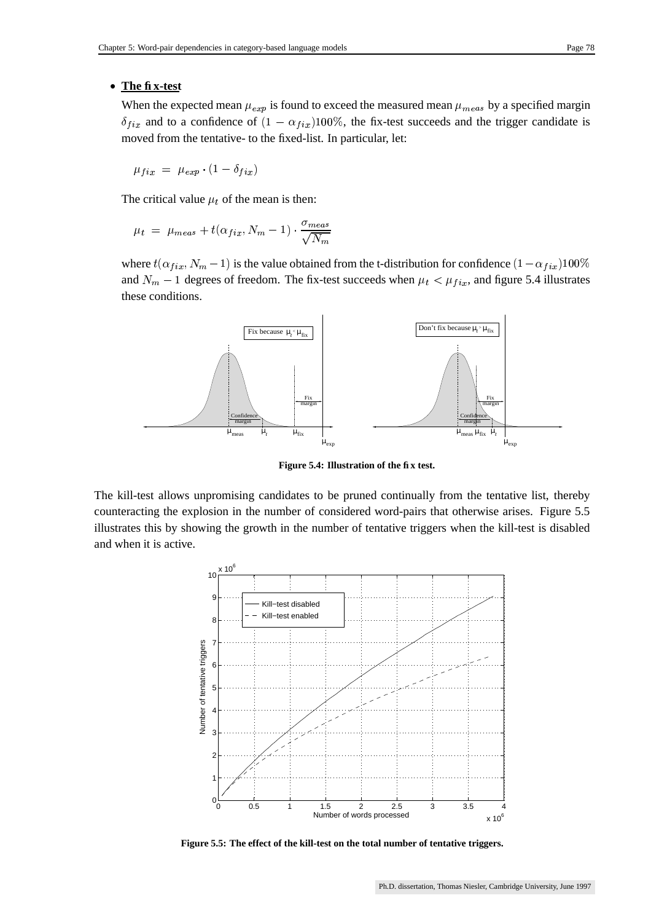- **The fix-test**

  When the expected mean $\mu_{exp}$ is found to exceed the measured mean $\mu_{meas}$ by a specified margin $\delta_{fix}$ and to a confidence of $(1 - \alpha_{fix})100\%$, the fix-test succeeds and the trigger candidate is moved from the tentative- to the fixed-list. In particular, let:

$$\mu_{fix} = \mu_{exp} \cdot (1 - \delta_{fix})$$

The critical value $\mu_t$ of the mean is then:

$$\mu_t = \mu_{meas} + t(\alpha_{fix}, N_m - 1) \cdot \frac{\sigma_{meas}}{\sqrt{N_m}}$$

where $t(\alpha_{fix}, N_m - 1)$ is the value obtained from the t-distribution for confidence $(1 - \alpha_{fix})100\%$ and $N_m - 1$ degrees of freedom. The fix-test succeeds when $\mu_t < \mu_{fix}$, and figure 5.4 illustrates these conditions.

**Figure 5.4: Illustration of the fix test.**

The kill-test allows unpromising candidates to be pruned continually from the tentative list, thereby counteracting the explosion in the number of considered word-pairs that otherwise arises. Figure 5.5 illustrates this by showing the growth in the number of tentative triggers when the kill-test is disabled and when it is active.

**Figure 5.5: The effect of the kill-test on the total number of tentative triggers.**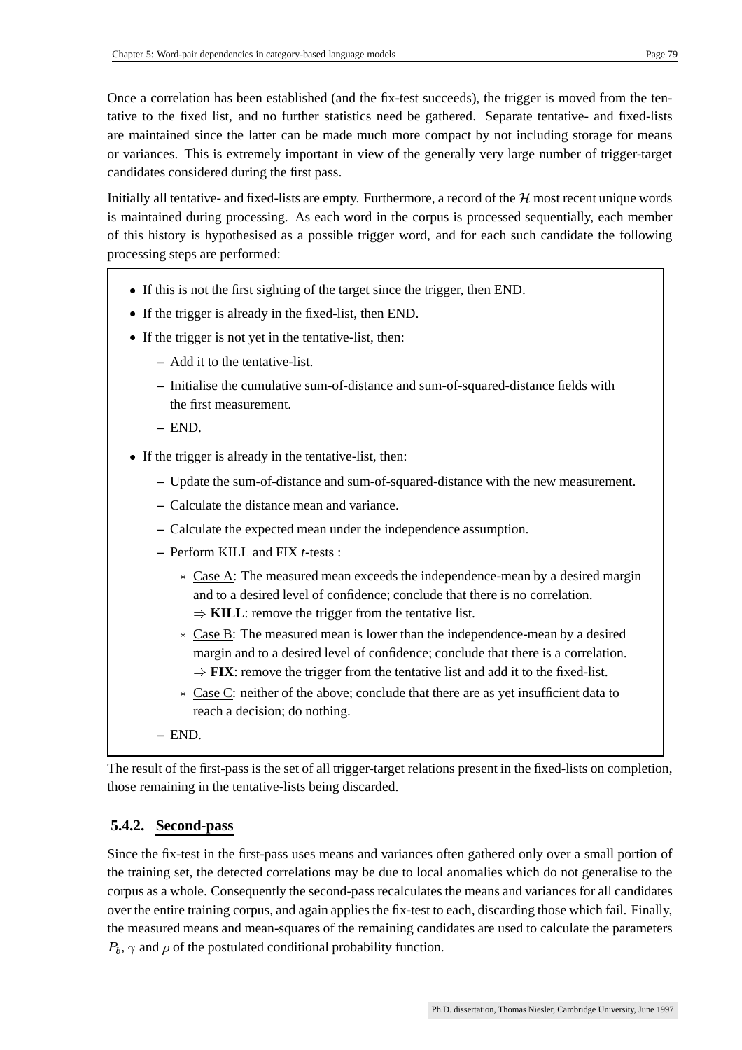Once a correlation has been established (and the fix-test succeeds), the trigger is moved from the tentative to the fixed list, and no further statistics need be gathered. Separate tentative- and fixed-lists are maintained since the latter can be made much more compact by not including storage for means or variances. This is extremely important in view of the generally very large number of trigger-target candidates considered during the first pass.

Initially all tentative- and fixed-lists are empty. Furthermore, a record of the $\mathcal{H}$ most recent unique words is maintained during processing. As each word in the corpus is processed sequentially, each member of this history is hypothesised as a possible trigger word, and for each such candidate the following processing steps are performed:

- If this is not the first sighting of the target since the trigger, then END.
- If the trigger is already in the fixed-list, then END.
- If the trigger is not yet in the tentative-list, then:
  - Add it to the tentative-list.
  - Initialise the cumulative sum-of-distance and sum-of-squared-distance fields with the first measurement.
  - END.
- If the trigger is already in the tentative-list, then:
  - Update the sum-of-distance and sum-of-squared-distance with the new measurement.
  - Calculate the distance mean and variance.
  - Calculate the expected mean under the independence assumption.
  - Perform KILL and FIX *t*-tests :
    - Case A: The measured mean exceeds the independence-mean by a desired margin and to a desired level of confidence; conclude that there is no correlation.
      $\Rightarrow$ **KILL**: remove the trigger from the tentative list.
    - Case B: The measured mean is lower than the independence-mean by a desired margin and to a desired level of confidence; conclude that there is a correlation.
      $\Rightarrow$ **FIX**: remove the trigger from the tentative list and add it to the fixed-list.
    - Case C: neither of the above; conclude that there are as yet insufficient data to reach a decision; do nothing.
  - END.

The result of the first-pass is the set of all trigger-target relations present in the fixed-lists on completion, those remaining in the tentative-lists being discarded.

### 5.4.2. Second-pass

Since the fix-test in the first-pass uses means and variances often gathered only over a small portion of the training set, the detected correlations may be due to local anomalies which do not generalise to the corpus as a whole. Consequently the second-pass recalculates the means and variances for all candidates over the entire training corpus, and again applies the fix-test to each, discarding those which fail. Finally, the measured means and mean-squares of the remaining candidates are used to calculate the parameters $P_b$, $\gamma$ and $\rho$ of the postulated conditional probability function.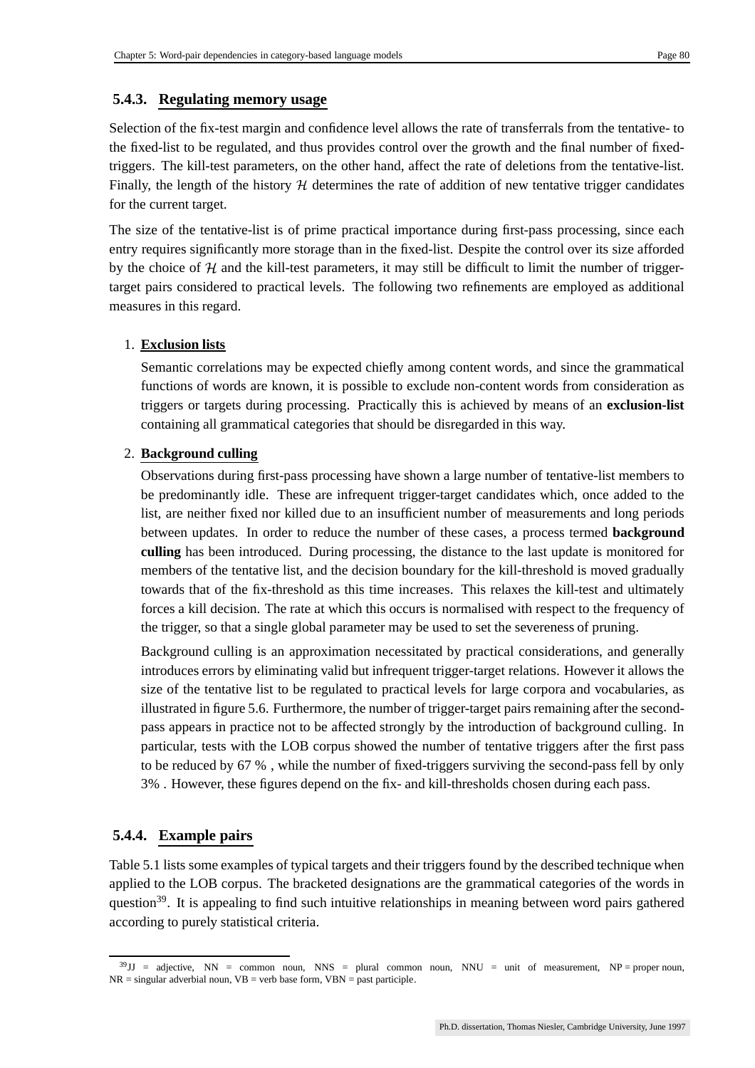### 5.4.3. Regulating memory usage

Selection of the fix-test margin and confidence level allows the rate of transferrals from the tentative- to the fixed-list to be regulated, and thus provides control over the growth and the final number of fixed-triggers. The kill-test parameters, on the other hand, affect the rate of deletions from the tentative-list. Finally, the length of the history $\mathcal{H}$ determines the rate of addition of new tentative trigger candidates for the current target.

The size of the tentative-list is of prime practical importance during first-pass processing, since each entry requires significantly more storage than in the fixed-list. Despite the control over its size afforded by the choice of $\mathcal{H}$ and the kill-test parameters, it may still be difficult to limit the number of trigger-target pairs considered to practical levels. The following two refinements are employed as additional measures in this regard.

1. **Exclusion lists**

   Semantic correlations may be expected chiefly among content words, and since the grammatical functions of words are known, it is possible to exclude non-content words from consideration as triggers or targets during processing. Practically this is achieved by means of an **exclusion-list** containing all grammatical categories that should be disregarded in this way.

2. **Background culling**

   Observations during first-pass processing have shown a large number of tentative-list members to be predominantly idle. These are infrequent trigger-target candidates which, once added to the list, are neither fixed nor killed due to an insufficient number of measurements and long periods between updates. In order to reduce the number of these cases, a process termed **background culling** has been introduced. During processing, the distance to the last update is monitored for members of the tentative list, and the decision boundary for the kill-threshold is moved gradually towards that of the fix-threshold as this time increases. This relaxes the kill-test and ultimately forces a kill decision. The rate at which this occurs is normalised with respect to the frequency of the trigger, so that a single global parameter may be used to set the severeness of pruning.

   Background culling is an approximation necessitated by practical considerations, and generally introduces errors by eliminating valid but infrequent trigger-target relations. However it allows the size of the tentative list to be regulated to practical levels for large corpora and vocabularies, as illustrated in figure 5.6. Furthermore, the number of trigger-target pairs remaining after the second-pass appears in practice not to be affected strongly by the introduction of background culling. In particular, tests with the LOB corpus showed the number of tentative triggers after the first pass to be reduced by 67 % , while the number of fixed-triggers surviving the second-pass fell by only 3% . However, these figures depend on the fix- and kill-thresholds chosen during each pass.

### 5.4.4. Example pairs

Table 5.1 lists some examples of typical targets and their triggers found by the described technique when applied to the LOB corpus. The bracketed designations are the grammatical categories of the words in question[39]. It is appealing to find such intuitive relationships in meaning between word pairs gathered according to purely statistical criteria.

[39] JJ = adjective, NN = common noun, NNS = plural common noun, NNU = unit of measurement, NP = proper noun, NR = singular adverbial noun, VB = verb base form, VBN = past participle.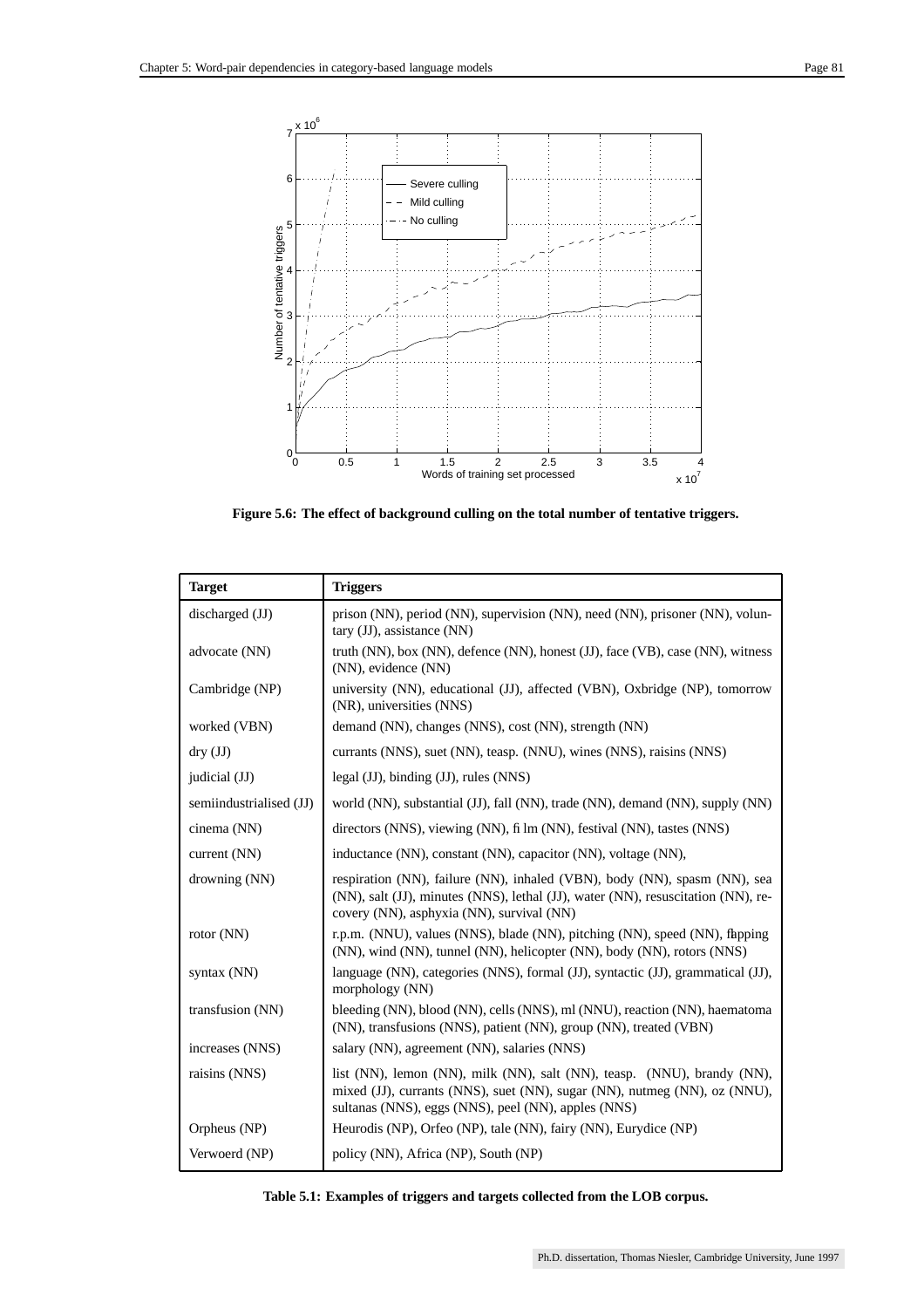Figure 5.6: **The effect of background culling on the total number of tentative triggers.**

| **Target** | **Triggers** |
|---|---|
| discharged (JJ) | prison (NN), period (NN), supervision (NN), need (NN), prisoner (NN), voluntary (JJ), assistance (NN) |
| advocate (NN) | truth (NN), box (NN), defence (NN), honest (JJ), face (VB), case (NN), witness (NN), evidence (NN) |
| Cambridge (NP) | university (NN), educational (JJ), affected (VBN), Oxbridge (NP), tomorrow (NR), universities (NNS) |
| worked (VBN) | demand (NN), changes (NNS), cost (NN), strength (NN) |
| dry (JJ) | currants (NNS), suet (NN), teasp. (NNU), wines (NNS), raisins (NNS) |
| judicial (JJ) | legal (JJ), binding (JJ), rules (NNS) |
| semiindustrialised (JJ) | world (NN), substantial (JJ), fall (NN), trade (NN), demand (NN), supply (NN) |
| cinema (NN) | directors (NNS), viewing (NN), film (NN), festival (NN), tastes (NNS) |
| current (NN) | inductance (NN), constant (NN), capacitor (NN), voltage (NN), |
| drowning (NN) | respiration (NN), failure (NN), inhaled (VBN), body (NN), spasm (NN), sea (NN), salt (JJ), minutes (NNS), lethal (JJ), water (NN), resuscitation (NN), recovery (NN), asphyxia (NN), survival (NN) |
| rotor (NN) | r.p.m. (NNU), values (NNS), blade (NN), pitching (NN), speed (NN), flapping (NN), wind (NN), tunnel (NN), helicopter (NN), body (NN), rotors (NNS) |
| syntax (NN) | language (NN), categories (NNS), formal (JJ), syntactic (JJ), grammatical (JJ), morphology (NN) |
| transfusion (NN) | bleeding (NN), blood (NN), cells (NNS), ml (NNU), reaction (NN), haematoma (NN), transfusions (NNS), patient (NN), group (NN), treated (VBN) |
| increases (NNS) | salary (NN), agreement (NN), salaries (NNS) |
| raisins (NNS) | list (NN), lemon (NN), milk (NN), salt (NN), teasp. (NNU), brandy (NN), mixed (JJ), currants (NNS), suet (NN), sugar (NN), nutmeg (NN), oz (NNU), sultanas (NNS), eggs (NNS), peel (NN), apples (NNS) |
| Orpheus (NP) | Heurodis (NP), Orfeo (NP), tale (NN), fairy (NN), Eurydice (NP) |
| Verwoerd (NP) | policy (NN), Africa (NP), South (NP) |

**Table 5.1: Examples of triggers and targets collected from the LOB corpus.**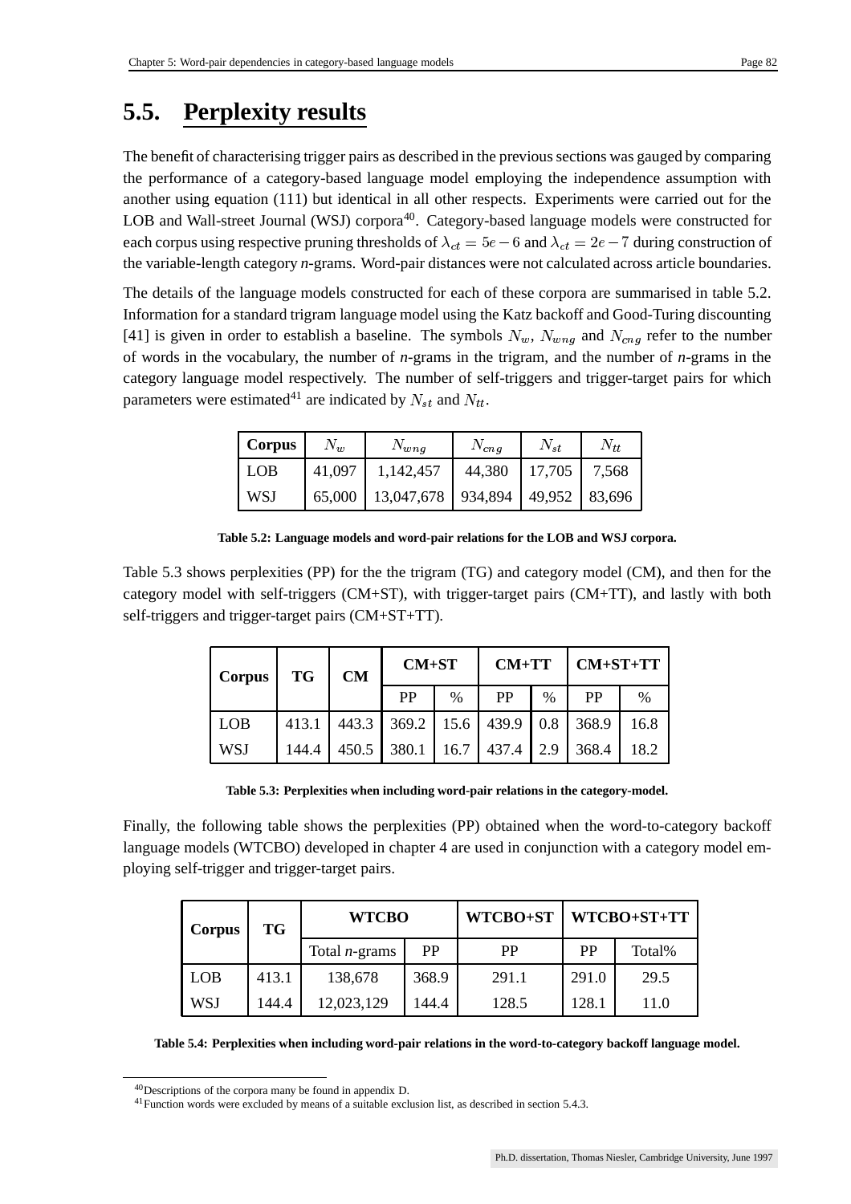## 5.5. Perplexity results

The benefit of characterising trigger pairs as described in the previous sections was gauged by comparing the performance of a category-based language model employing the independence assumption with another using equation (111) but identical in all other respects. Experiments were carried out for the LOB and Wall-street Journal (WSJ) corpora[40]. Category-based language models were constructed for each corpus using respective pruning thresholds of $\lambda_{ct} = 5e-6$ and $\lambda_{ct} = 2e-7$ during construction of the variable-length category *n*-grams. Word-pair distances were not calculated across article boundaries.

The details of the language models constructed for each of these corpora are summarised in table 5.2. Information for a standard trigram language model using the Katz backoff and Good-Turing discounting [41] is given in order to establish a baseline. The symbols $N_w$, $N_{wng}$ and $N_{cng}$ refer to the number of words in the vocabulary, the number of *n*-grams in the trigram, and the number of *n*-grams in the category language model respectively. The number of self-triggers and trigger-target pairs for which parameters were estimated[41] are indicated by $N_{st}$ and $N_{tt}$.

| Corpus | $N_w$ | $N_{wng}$ | $N_{cng}$ | $N_{st}$ | $N_{tt}$ |
|---|---|---|---|---|---|
| LOB | 41,097 | 1,142,457 | 44,380 | 17,705 | 7,568 |
| WSJ | 65,000 | 13,047,678 | 934,894 | 49,952 | 83,696 |

**Table 5.2: Language models and word-pair relations for the LOB and WSJ corpora.**

Table 5.3 shows perplexities (PP) for the the trigram (TG) and category model (CM), and then for the category model with self-triggers (CM+ST), with trigger-target pairs (CM+TT), and lastly with both self-triggers and trigger-target pairs (CM+ST+TT).

| Corpus | TG | CM | CM+ST | | CM+TT | | CM+ST+TT | |
|---|---|---|---|---|---|---|---|---|
| | | | PP | % | PP | % | PP | % |
| LOB | 413.1 | 443.3 | 369.2 | 15.6 | 439.9 | 0.8 | 368.9 | 16.8 |
| WSJ | 144.4 | 450.5 | 380.1 | 16.7 | 437.4 | 2.9 | 368.4 | 18.2 |

**Table 5.3: Perplexities when including word-pair relations in the category-model.**

Finally, the following table shows the perplexities (PP) obtained when the word-to-category backoff language models (WTCBO) developed in chapter 4 are used in conjunction with a category model employing self-trigger and trigger-target pairs.

| Corpus | TG | WTCBO | | WTCBO+ST | WTCBO+ST+TT | |
|---|---|---|---|---|---|---|
| | | Total *n*-grams | PP | PP | PP | Total% |
| LOB | 413.1 | 138,678 | 368.9 | 291.1 | 291.0 | 29.5 |
| WSJ | 144.4 | 12,023,129 | 144.4 | 128.5 | 128.1 | 11.0 |

**Table 5.4: Perplexities when including word-pair relations in the word-to-category backoff language model.**

[40] Descriptions of the corpora many be found in appendix D.

[41] Function words were excluded by means of a suitable exclusion list, as described in section 5.4.3.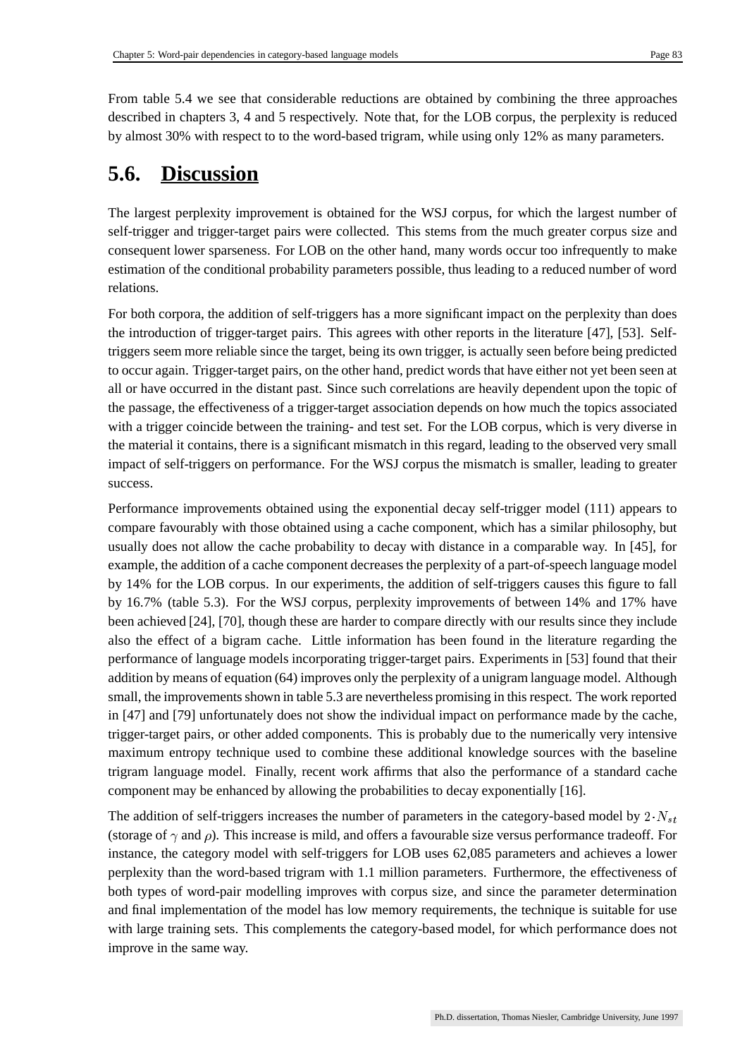From table 5.4 we see that considerable reductions are obtained by combining the three approaches described in chapters 3, 4 and 5 respectively. Note that, for the LOB corpus, the perplexity is reduced by almost 30% with respect to to the word-based trigram, while using only 12% as many parameters.

## 5.6. Discussion

The largest perplexity improvement is obtained for the WSJ corpus, for which the largest number of self-trigger and trigger-target pairs were collected. This stems from the much greater corpus size and consequent lower sparseness. For LOB on the other hand, many words occur too infrequently to make estimation of the conditional probability parameters possible, thus leading to a reduced number of word relations.

For both corpora, the addition of self-triggers has a more significant impact on the perplexity than does the introduction of trigger-target pairs. This agrees with other reports in the literature [47], [53]. Self-triggers seem more reliable since the target, being its own trigger, is actually seen before being predicted to occur again. Trigger-target pairs, on the other hand, predict words that have either not yet been seen at all or have occurred in the distant past. Since such correlations are heavily dependent upon the topic of the passage, the effectiveness of a trigger-target association depends on how much the topics associated with a trigger coincide between the training- and test set. For the LOB corpus, which is very diverse in the material it contains, there is a significant mismatch in this regard, leading to the observed very small impact of self-triggers on performance. For the WSJ corpus the mismatch is smaller, leading to greater success.

Performance improvements obtained using the exponential decay self-trigger model (111) appears to compare favourably with those obtained using a cache component, which has a similar philosophy, but usually does not allow the cache probability to decay with distance in a comparable way. In [45], for example, the addition of a cache component decreases the perplexity of a part-of-speech language model by 14% for the LOB corpus. In our experiments, the addition of self-triggers causes this figure to fall by 16.7% (table 5.3). For the WSJ corpus, perplexity improvements of between 14% and 17% have been achieved [24], [70], though these are harder to compare directly with our results since they include also the effect of a bigram cache. Little information has been found in the literature regarding the performance of language models incorporating trigger-target pairs. Experiments in [53] found that their addition by means of equation (64) improves only the perplexity of a unigram language model. Although small, the improvements shown in table 5.3 are nevertheless promising in this respect. The work reported in [47] and [79] unfortunately does not show the individual impact on performance made by the cache, trigger-target pairs, or other added components. This is probably due to the numerically very intensive maximum entropy technique used to combine these additional knowledge sources with the baseline trigram language model. Finally, recent work affirms that also the performance of a standard cache component may be enhanced by allowing the probabilities to decay exponentially [16].

The addition of self-triggers increases the number of parameters in the category-based model by $2 \cdot N_{st}$ (storage of $\gamma$ and $\rho$). This increase is mild, and offers a favourable size versus performance tradeoff. For instance, the category model with self-triggers for LOB uses 62,085 parameters and achieves a lower perplexity than the word-based trigram with 1.1 million parameters. Furthermore, the effectiveness of both types of word-pair modelling improves with corpus size, and since the parameter determination and final implementation of the model has low memory requirements, the technique is suitable for use with large training sets. This complements the category-based model, for which performance does not improve in the same way.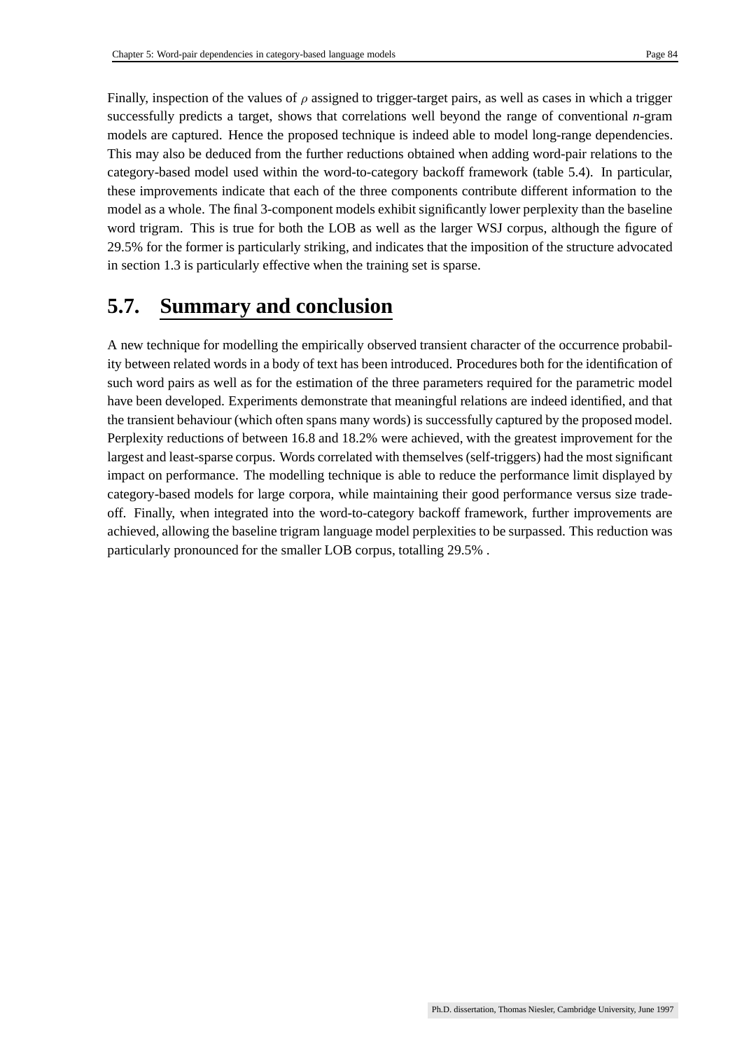Finally, inspection of the values of $\rho$ assigned to trigger-target pairs, as well as cases in which a trigger successfully predicts a target, shows that correlations well beyond the range of conventional *n*-gram models are captured. Hence the proposed technique is indeed able to model long-range dependencies. This may also be deduced from the further reductions obtained when adding word-pair relations to the category-based model used within the word-to-category backoff framework (table 5.4). In particular, these improvements indicate that each of the three components contribute different information to the model as a whole. The final 3-component models exhibit significantly lower perplexity than the baseline word trigram. This is true for both the LOB as well as the larger WSJ corpus, although the figure of 29.5% for the former is particularly striking, and indicates that the imposition of the structure advocated in section 1.3 is particularly effective when the training set is sparse.

## 5.7. Summary and conclusion

A new technique for modelling the empirically observed transient character of the occurrence probability between related words in a body of text has been introduced. Procedures both for the identification of such word pairs as well as for the estimation of the three parameters required for the parametric model have been developed. Experiments demonstrate that meaningful relations are indeed identified, and that the transient behaviour (which often spans many words) is successfully captured by the proposed model. Perplexity reductions of between 16.8 and 18.2% were achieved, with the greatest improvement for the largest and least-sparse corpus. Words correlated with themselves (self-triggers) had the most significant impact on performance. The modelling technique is able to reduce the performance limit displayed by category-based models for large corpora, while maintaining their good performance versus size trade-off. Finally, when integrated into the word-to-category backoff framework, further improvements are achieved, allowing the baseline trigram language model perplexities to be surpassed. This reduction was particularly pronounced for the smaller LOB corpus, totalling 29.5% .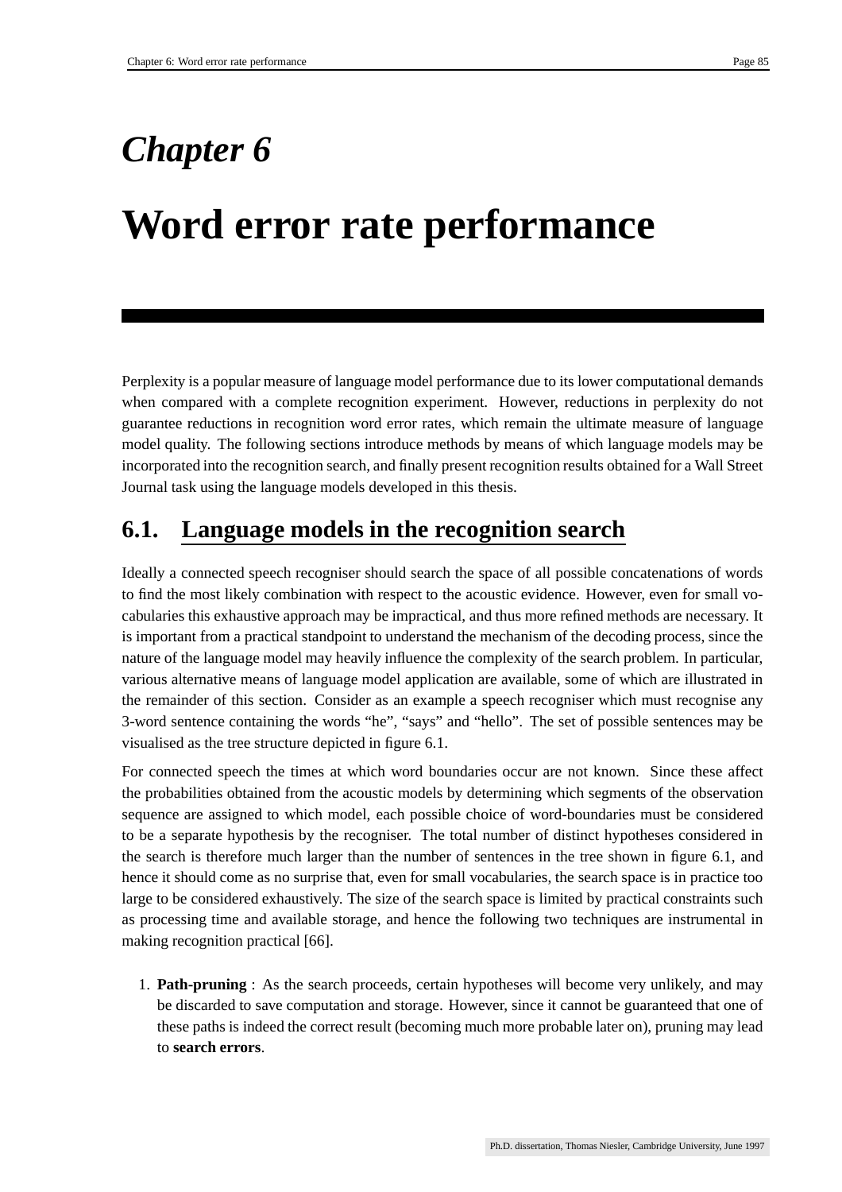# Chapter 6

# Word error rate performance

Perplexity is a popular measure of language model performance due to its lower computational demands when compared with a complete recognition experiment. However, reductions in perplexity do not guarantee reductions in recognition word error rates, which remain the ultimate measure of language model quality. The following sections introduce methods by means of which language models may be incorporated into the recognition search, and finally present recognition results obtained for a Wall Street Journal task using the language models developed in this thesis.

## 6.1. Language models in the recognition search

Ideally a connected speech recogniser should search the space of all possible concatenations of words to find the most likely combination with respect to the acoustic evidence. However, even for small vocabularies this exhaustive approach may be impractical, and thus more refined methods are necessary. It is important from a practical standpoint to understand the mechanism of the decoding process, since the nature of the language model may heavily influence the complexity of the search problem. In particular, various alternative means of language model application are available, some of which are illustrated in the remainder of this section. Consider as an example a speech recogniser which must recognise any 3-word sentence containing the words "he", "says" and "hello". The set of possible sentences may be visualised as the tree structure depicted in figure 6.1.

For connected speech the times at which word boundaries occur are not known. Since these affect the probabilities obtained from the acoustic models by determining which segments of the observation sequence are assigned to which model, each possible choice of word-boundaries must be considered to be a separate hypothesis by the recogniser. The total number of distinct hypotheses considered in the search is therefore much larger than the number of sentences in the tree shown in figure 6.1, and hence it should come as no surprise that, even for small vocabularies, the search space is in practice too large to be considered exhaustively. The size of the search space is limited by practical constraints such as processing time and available storage, and hence the following two techniques are instrumental in making recognition practical [66].

1. **Path-pruning** : As the search proceeds, certain hypotheses will become very unlikely, and may be discarded to save computation and storage. However, since it cannot be guaranteed that one of these paths is indeed the correct result (becoming much more probable later on), pruning may lead to **search errors**.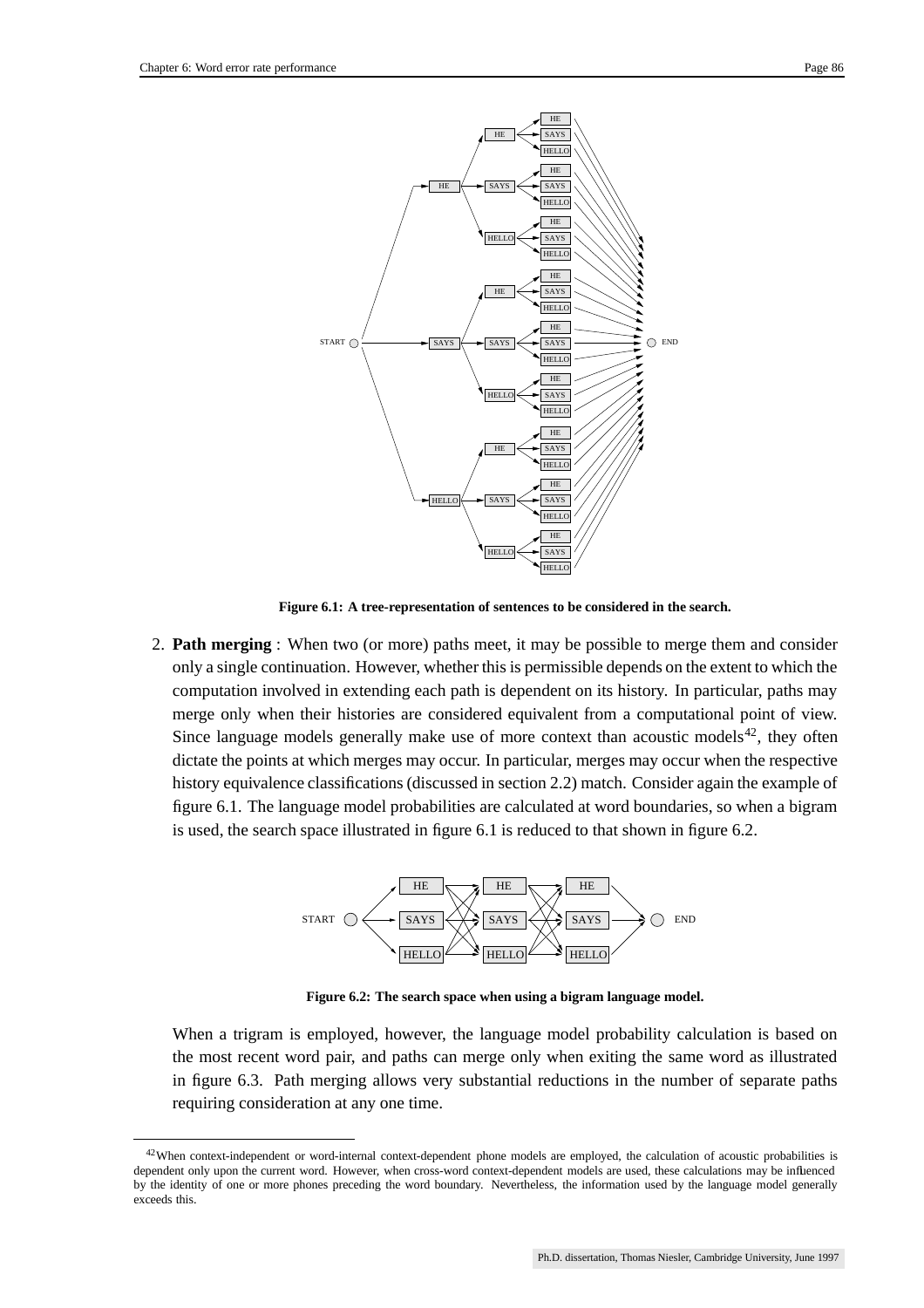Figure 6.1: A tree-representation of sentences to be considered in the search.

2. **Path merging** : When two (or more) paths meet, it may be possible to merge them and consider only a single continuation. However, whether this is permissible depends on the extent to which the computation involved in extending each path is dependent on its history. In particular, paths may merge only when their histories are considered equivalent from a computational point of view. Since language models generally make use of more context than acoustic models[42], they often dictate the points at which merges may occur. In particular, merges may occur when the respective history equivalence classifications (discussed in section 2.2) match. Consider again the example of figure 6.1. The language model probabilities are calculated at word boundaries, so when a bigram is used, the search space illustrated in figure 6.1 is reduced to that shown in figure 6.2.

Figure 6.2: The search space when using a bigram language model.

When a trigram is employed, however, the language model probability calculation is based on the most recent word pair, and paths can merge only when exiting the same word as illustrated in figure 6.3. Path merging allows very substantial reductions in the number of separate paths requiring consideration at any one time.

[42]When context-independent or word-internal context-dependent phone models are employed, the calculation of acoustic probabilities is dependent only upon the current word. However, when cross-word context-dependent models are used, these calculations may be influenced by the identity of one or more phones preceding the word boundary. Nevertheless, the information used by the language model generally exceeds this.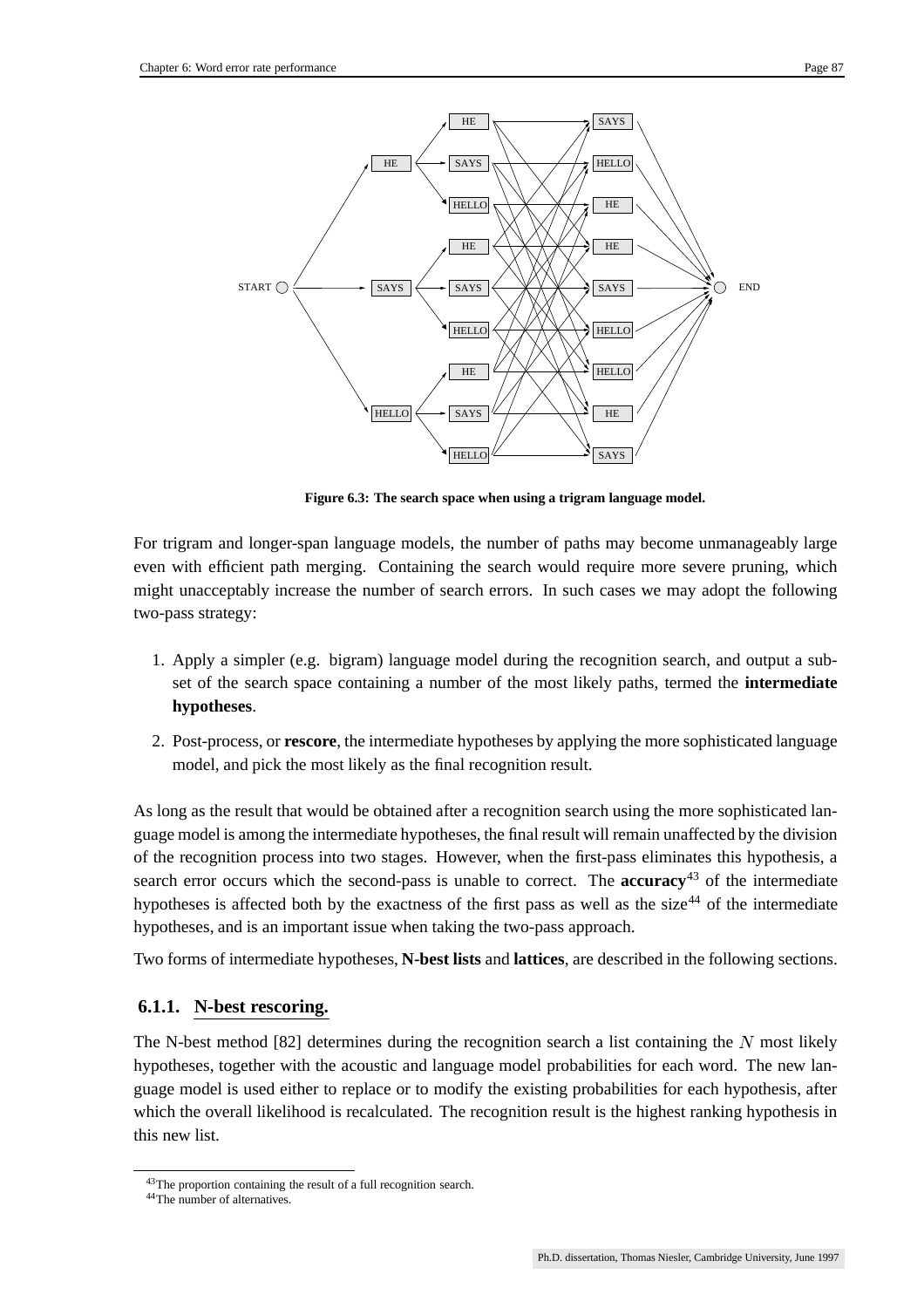Figure 6.3: The search space when using a trigram language model.

For trigram and longer-span language models, the number of paths may become unmanageably large even with efficient path merging. Containing the search would require more severe pruning, which might unacceptably increase the number of search errors. In such cases we may adopt the following two-pass strategy:

1. Apply a simpler (e.g. bigram) language model during the recognition search, and output a subset of the search space containing a number of the most likely paths, termed the **intermediate hypotheses**.
2. Post-process, or **rescore**, the intermediate hypotheses by applying the more sophisticated language model, and pick the most likely as the final recognition result.

As long as the result that would be obtained after a recognition search using the more sophisticated language model is among the intermediate hypotheses, the final result will remain unaffected by the division of the recognition process into two stages. However, when the first-pass eliminates this hypothesis, a search error occurs which the second-pass is unable to correct. The **accuracy**[43] of the intermediate hypotheses is affected both by the exactness of the first pass as well as the size[44] of the intermediate hypotheses, and is an important issue when taking the two-pass approach.

Two forms of intermediate hypotheses, **N-best lists** and **lattices**, are described in the following sections.

### 6.1.1. N-best rescoring.

The N-best method [82] determines during the recognition search a list containing the $N$ most likely hypotheses, together with the acoustic and language model probabilities for each word. The new language model is used either to replace or to modify the existing probabilities for each hypothesis, after which the overall likelihood is recalculated. The recognition result is the highest ranking hypothesis in this new list.

[43] The proportion containing the result of a full recognition search.

[44] The number of alternatives.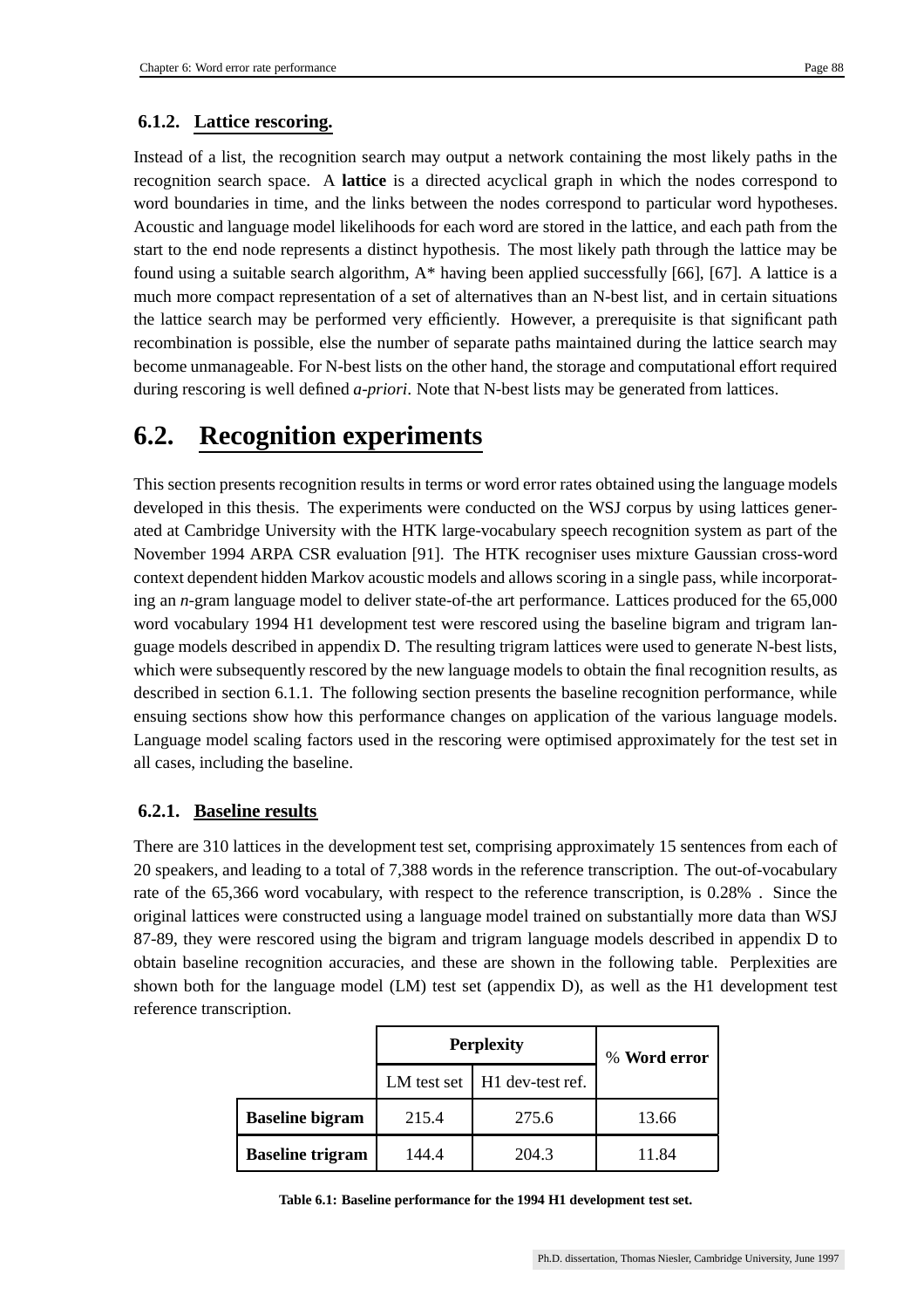### 6.1.2. Lattice rescoring.

Instead of a list, the recognition search may output a network containing the most likely paths in the recognition search space. A **lattice** is a directed acyclical graph in which the nodes correspond to word boundaries in time, and the links between the nodes correspond to particular word hypotheses. Acoustic and language model likelihoods for each word are stored in the lattice, and each path from the start to the end node represents a distinct hypothesis. The most likely path through the lattice may be found using a suitable search algorithm, A* having been applied successfully [66], [67]. A lattice is a much more compact representation of a set of alternatives than an N-best list, and in certain situations the lattice search may be performed very efficiently. However, a prerequisite is that significant path recombination is possible, else the number of separate paths maintained during the lattice search may become unmanageable. For N-best lists on the other hand, the storage and computational effort required during rescoring is well defined *a-priori*. Note that N-best lists may be generated from lattices.

## 6.2. Recognition experiments

This section presents recognition results in terms or word error rates obtained using the language models developed in this thesis. The experiments were conducted on the WSJ corpus by using lattices generated at Cambridge University with the HTK large-vocabulary speech recognition system as part of the November 1994 ARPA CSR evaluation [91]. The HTK recogniser uses mixture Gaussian cross-word context dependent hidden Markov acoustic models and allows scoring in a single pass, while incorporating an *n*-gram language model to deliver state-of-the art performance. Lattices produced for the 65,000 word vocabulary 1994 H1 development test were rescored using the baseline bigram and trigram language models described in appendix D. The resulting trigram lattices were used to generate N-best lists, which were subsequently rescored by the new language models to obtain the final recognition results, as described in section 6.1.1. The following section presents the baseline recognition performance, while ensuing sections show how this performance changes on application of the various language models. Language model scaling factors used in the rescoring were optimised approximately for the test set in all cases, including the baseline.

### 6.2.1. Baseline results

There are 310 lattices in the development test set, comprising approximately 15 sentences from each of 20 speakers, and leading to a total of 7,388 words in the reference transcription. The out-of-vocabulary rate of the 65,366 word vocabulary, with respect to the reference transcription, is 0.28% . Since the original lattices were constructed using a language model trained on substantially more data than WSJ 87-89, they were rescored using the bigram and trigram language models described in appendix D to obtain baseline recognition accuracies, and these are shown in the following table. Perplexities are shown both for the language model (LM) test set (appendix D), as well as the H1 development test reference transcription.

| | **Perplexity** | | % **Word error** |
|---|---|---|---|
| | LM test set | H1 dev-test ref. | |
| **Baseline bigram** | 215.4 | 275.6 | 13.66 |
| **Baseline trigram** | 144.4 | 204.3 | 11.84 |

**Table 6.1: Baseline performance for the 1994 H1 development test set.**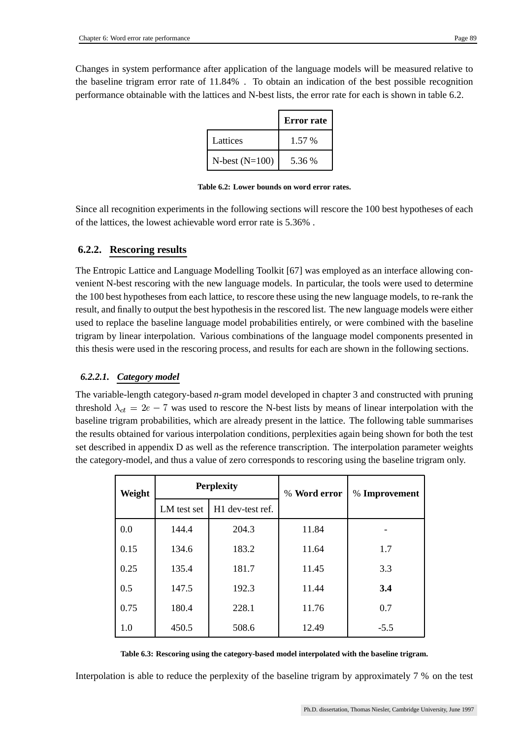Changes in system performance after application of the language models will be measured relative to the baseline trigram error rate of 11.84% . To obtain an indication of the best possible recognition performance obtainable with the lattices and N-best lists, the error rate for each is shown in table 6.2.

| | **Error rate** |
|---|---|
| Lattices | 1.57 % |
| N-best (N=100) | 5.36 % |

**Table 6.2: Lower bounds on word error rates.**

Since all recognition experiments in the following sections will rescore the 100 best hypotheses of each of the lattices, the lowest achievable word error rate is 5.36% .

### 6.2.2. Rescoring results

The Entropic Lattice and Language Modelling Toolkit [67] was employed as an interface allowing convenient N-best rescoring with the new language models. In particular, the tools were used to determine the 100 best hypotheses from each lattice, to rescore these using the new language models, to re-rank the result, and finally to output the best hypothesis in the rescored list. The new language models were either used to replace the baseline language model probabilities entirely, or were combined with the baseline trigram by linear interpolation. Various combinations of the language model components presented in this thesis were used in the rescoring process, and results for each are shown in the following sections.

#### *6.2.2.1. Category model*

The variable-length category-based *n*-gram model developed in chapter 3 and constructed with pruning threshold $\lambda_{ct} = 2e-7$ was used to rescore the N-best lists by means of linear interpolation with the baseline trigram probabilities, which are already present in the lattice. The following table summarises the results obtained for various interpolation conditions, perplexities again being shown for both the test set described in appendix D as well as the reference transcription. The interpolation parameter weights the category-model, and thus a value of zero corresponds to rescoring using the baseline trigram only.

| **Weight** | **Perplexity** | | % **Word error** | % **Improvement** |
|---|---|---|---|---|
| | LM test set | H1 dev-test ref. | | |
| 0.0 | 144.4 | 204.3 | 11.84 | - |
| 0.15 | 134.6 | 183.2 | 11.64 | 1.7 |
| 0.25 | 135.4 | 181.7 | 11.45 | 3.3 |
| 0.5 | 147.5 | 192.3 | 11.44 | **3.4** |
| 0.75 | 180.4 | 228.1 | 11.76 | 0.7 |
| 1.0 | 450.5 | 508.6 | 12.49 | -5.5 |

**Table 6.3: Rescoring using the category-based model interpolated with the baseline trigram.**

Interpolation is able to reduce the perplexity of the baseline trigram by approximately 7 % on the test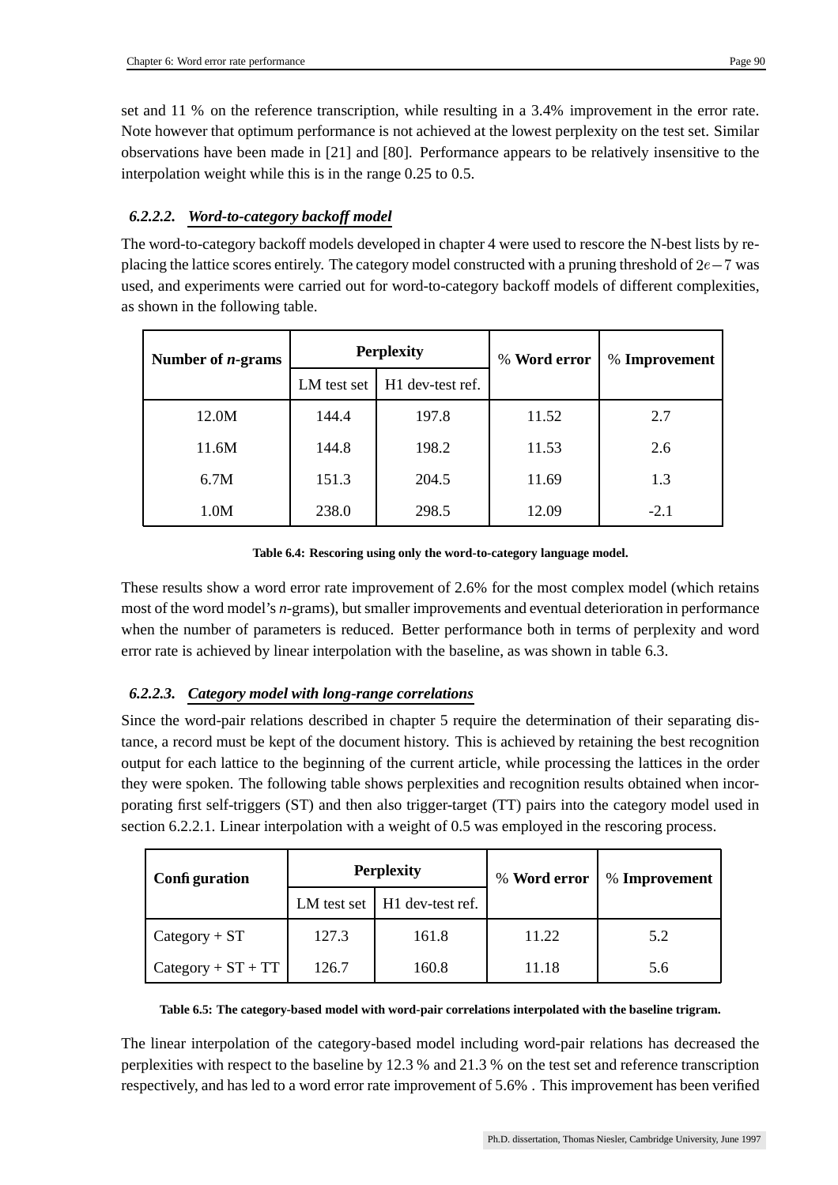set and 11 % on the reference transcription, while resulting in a 3.4% improvement in the error rate. Note however that optimum performance is not achieved at the lowest perplexity on the test set. Similar observations have been made in [21] and [80]. Performance appears to be relatively insensitive to the interpolation weight while this is in the range 0.25 to 0.5.

#### 6.2.2.2. Word-to-category backoff model

The word-to-category backoff models developed in chapter 4 were used to rescore the N-best lists by replacing the lattice scores entirely. The category model constructed with a pruning threshold of $2e-7$ was used, and experiments were carried out for word-to-category backoff models of different complexities, as shown in the following table.

| Number of *n*-grams | Perplexity | | % **Word error** | % **Improvement** |
|---|---|---|---|---|
| | LM test set | H1 dev-test ref. | | |
| 12.0M | 144.4 | 197.8 | 11.52 | 2.7 |
| 11.6M | 144.8 | 198.2 | 11.53 | 2.6 |
| 6.7M | 151.3 | 204.5 | 11.69 | 1.3 |
| 1.0M | 238.0 | 298.5 | 12.09 | -2.1 |

**Table 6.4: Rescoring using only the word-to-category language model.**

These results show a word error rate improvement of 2.6% for the most complex model (which retains most of the word model's *n*-grams), but smaller improvements and eventual deterioration in performance when the number of parameters is reduced. Better performance both in terms of perplexity and word error rate is achieved by linear interpolation with the baseline, as was shown in table 6.3.

#### 6.2.2.3. Category model with long-range correlations

Since the word-pair relations described in chapter 5 require the determination of their separating distance, a record must be kept of the document history. This is achieved by retaining the best recognition output for each lattice to the beginning of the current article, while processing the lattices in the order they were spoken. The following table shows perplexities and recognition results obtained when incorporating first self-triggers (ST) and then also trigger-target (TT) pairs into the category model used in section 6.2.2.1. Linear interpolation with a weight of 0.5 was employed in the rescoring process.

| Configuration | Perplexity | | % **Word error** | % **Improvement** |
|---|---|---|---|---|
| | LM test set | H1 dev-test ref. | | |
| Category + ST | 127.3 | 161.8 | 11.22 | 5.2 |
| Category + ST + TT | 126.7 | 160.8 | 11.18 | 5.6 |

**Table 6.5: The category-based model with word-pair correlations interpolated with the baseline trigram.**

The linear interpolation of the category-based model including word-pair relations has decreased the perplexities with respect to the baseline by 12.3 % and 21.3 % on the test set and reference transcription respectively, and has led to a word error rate improvement of 5.6% . This improvement has been verified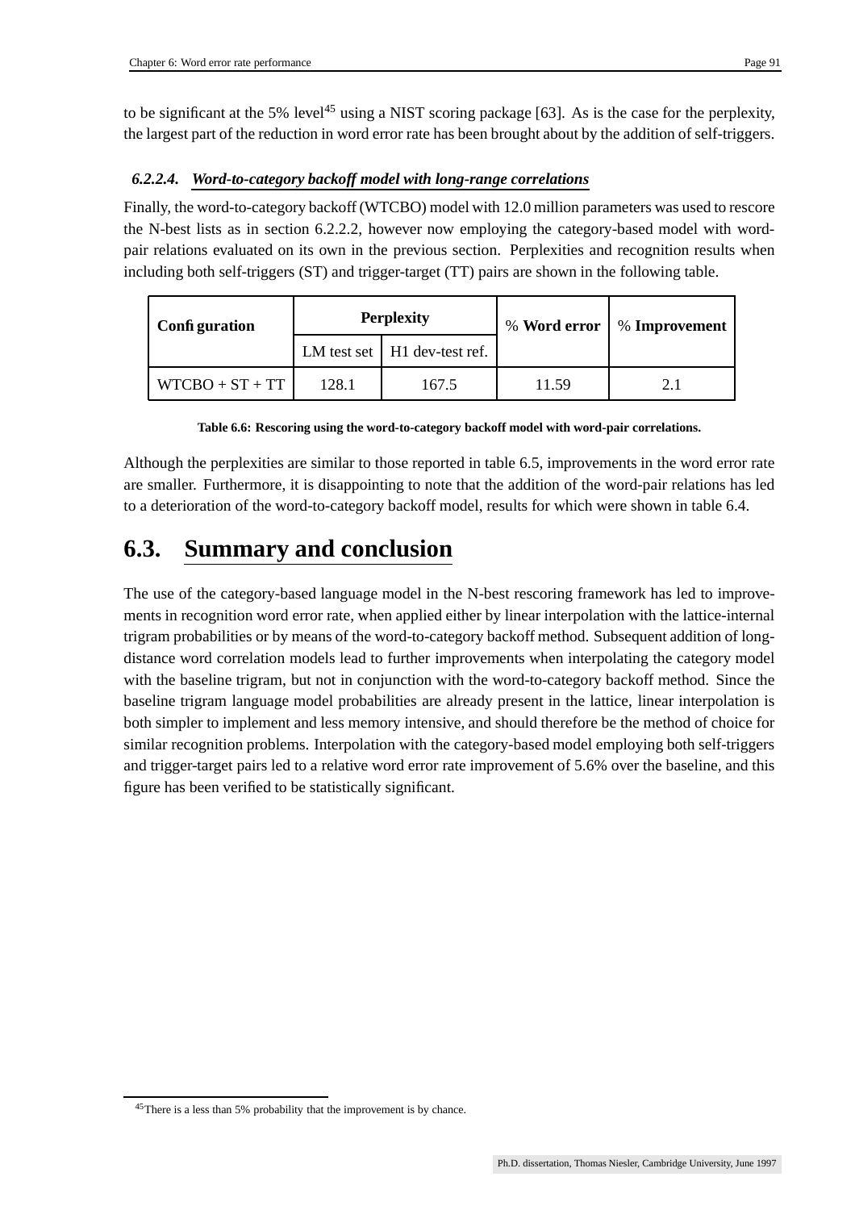to be significant at the 5% level[45] using a NIST scoring package [63]. As is the case for the perplexity, the largest part of the reduction in word error rate has been brought about by the addition of self-triggers.

#### 6.2.2.4. *Word-to-category backoff model with long-range correlations*

Finally, the word-to-category backoff (WTCBO) model with 12.0 million parameters was used to rescore the N-best lists as in section 6.2.2.2, however now employing the category-based model with word-pair relations evaluated on its own in the previous section. Perplexities and recognition results when including both self-triggers (ST) and trigger-target (TT) pairs are shown in the following table.

| **Configuration** | **Perplexity** | | % **Word error** | % **Improvement** |
|---|---|---|---|---|
| | LM test set | H1 dev-test ref. | | |
| WTCBO + ST + TT | 128.1 | 167.5 | 11.59 | 2.1 |

**Table 6.6: Rescoring using the word-to-category backoff model with word-pair correlations.**

Although the perplexities are similar to those reported in table 6.5, improvements in the word error rate are smaller. Furthermore, it is disappointing to note that the addition of the word-pair relations has led to a deterioration of the word-to-category backoff model, results for which were shown in table 6.4.

## 6.3. Summary and conclusion

The use of the category-based language model in the N-best rescoring framework has led to improvements in recognition word error rate, when applied either by linear interpolation with the lattice-internal trigram probabilities or by means of the word-to-category backoff method. Subsequent addition of long-distance word correlation models lead to further improvements when interpolating the category model with the baseline trigram, but not in conjunction with the word-to-category backoff method. Since the baseline trigram language model probabilities are already present in the lattice, linear interpolation is both simpler to implement and less memory intensive, and should therefore be the method of choice for similar recognition problems. Interpolation with the category-based model employing both self-triggers and trigger-target pairs led to a relative word error rate improvement of 5.6% over the baseline, and this figure has been verified to be statistically significant.

[45] There is a less than 5% probability that the improvement is by chance.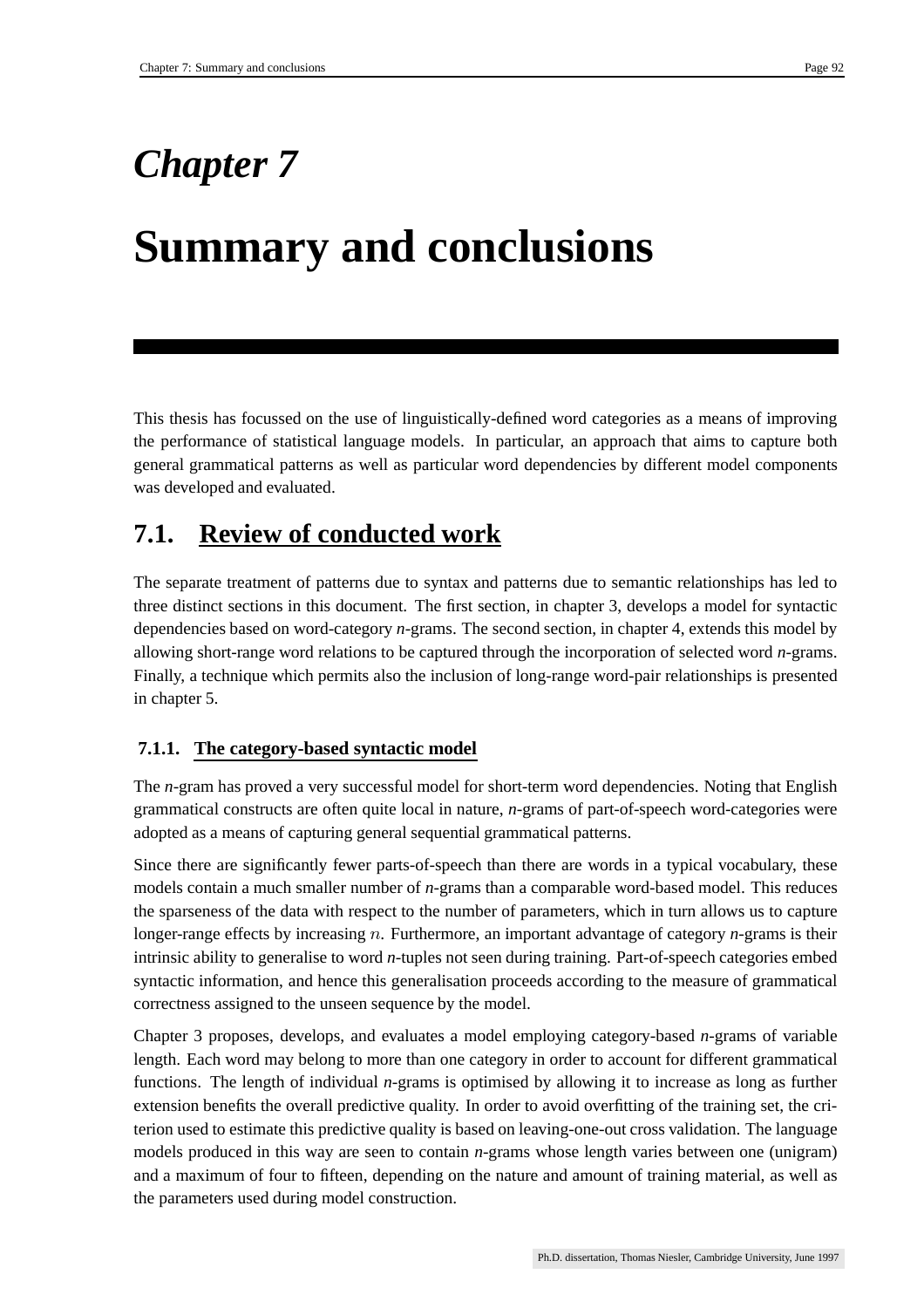# Chapter 7

# Summary and conclusions

This thesis has focussed on the use of linguistically-defined word categories as a means of improving the performance of statistical language models. In particular, an approach that aims to capture both general grammatical patterns as well as particular word dependencies by different model components was developed and evaluated.

## 7.1. Review of conducted work

The separate treatment of patterns due to syntax and patterns due to semantic relationships has led to three distinct sections in this document. The first section, in chapter 3, develops a model for syntactic dependencies based on word-category *n*-grams. The second section, in chapter 4, extends this model by allowing short-range word relations to be captured through the incorporation of selected word *n*-grams. Finally, a technique which permits also the inclusion of long-range word-pair relationships is presented in chapter 5.

### 7.1.1. The category-based syntactic model

The *n*-gram has proved a very successful model for short-term word dependencies. Noting that English grammatical constructs are often quite local in nature, *n*-grams of part-of-speech word-categories were adopted as a means of capturing general sequential grammatical patterns.

Since there are significantly fewer parts-of-speech than there are words in a typical vocabulary, these models contain a much smaller number of *n*-grams than a comparable word-based model. This reduces the sparseness of the data with respect to the number of parameters, which in turn allows us to capture longer-range effects by increasing $n$. Furthermore, an important advantage of category *n*-grams is their intrinsic ability to generalise to word *n*-tuples not seen during training. Part-of-speech categories embed syntactic information, and hence this generalisation proceeds according to the measure of grammatical correctness assigned to the unseen sequence by the model.

Chapter 3 proposes, develops, and evaluates a model employing category-based *n*-grams of variable length. Each word may belong to more than one category in order to account for different grammatical functions. The length of individual *n*-grams is optimised by allowing it to increase as long as further extension benefits the overall predictive quality. In order to avoid overfitting of the training set, the criterion used to estimate this predictive quality is based on leaving-one-out cross validation. The language models produced in this way are seen to contain *n*-grams whose length varies between one (unigram) and a maximum of four to fifteen, depending on the nature and amount of training material, as well as the parameters used during model construction.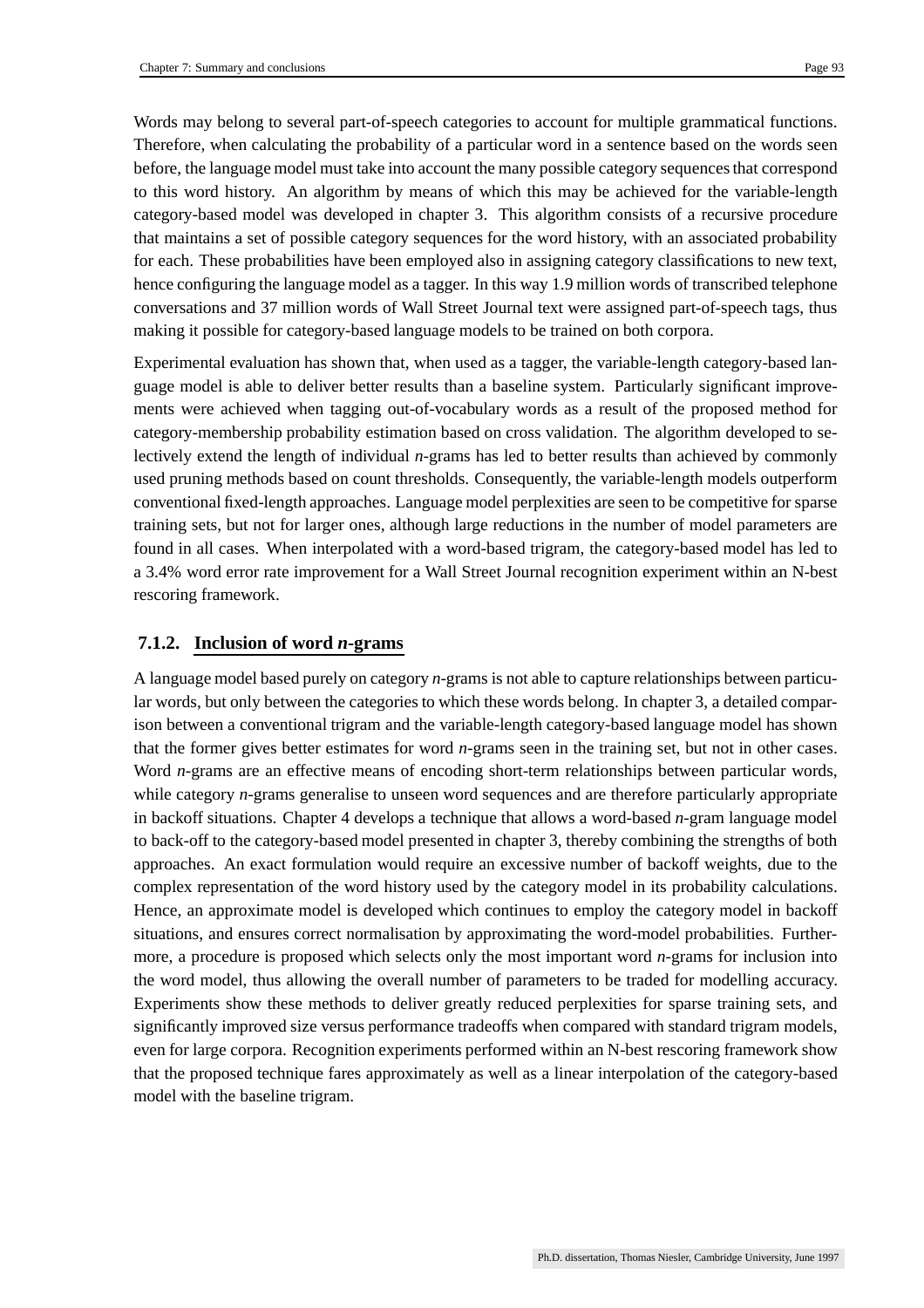Words may belong to several part-of-speech categories to account for multiple grammatical functions. Therefore, when calculating the probability of a particular word in a sentence based on the words seen before, the language model must take into account the many possible category sequences that correspond to this word history. An algorithm by means of which this may be achieved for the variable-length category-based model was developed in chapter 3. This algorithm consists of a recursive procedure that maintains a set of possible category sequences for the word history, with an associated probability for each. These probabilities have been employed also in assigning category classifications to new text, hence configuring the language model as a tagger. In this way 1.9 million words of transcribed telephone conversations and 37 million words of Wall Street Journal text were assigned part-of-speech tags, thus making it possible for category-based language models to be trained on both corpora.

Experimental evaluation has shown that, when used as a tagger, the variable-length category-based language model is able to deliver better results than a baseline system. Particularly significant improvements were achieved when tagging out-of-vocabulary words as a result of the proposed method for category-membership probability estimation based on cross validation. The algorithm developed to selectively extend the length of individual *n*-grams has led to better results than achieved by commonly used pruning methods based on count thresholds. Consequently, the variable-length models outperform conventional fixed-length approaches. Language model perplexities are seen to be competitive for sparse training sets, but not for larger ones, although large reductions in the number of model parameters are found in all cases. When interpolated with a word-based trigram, the category-based model has led to a 3.4% word error rate improvement for a Wall Street Journal recognition experiment within an N-best rescoring framework.

### 7.1.2. Inclusion of word *n*-grams

A language model based purely on category *n*-grams is not able to capture relationships between particular words, but only between the categories to which these words belong. In chapter 3, a detailed comparison between a conventional trigram and the variable-length category-based language model has shown that the former gives better estimates for word *n*-grams seen in the training set, but not in other cases. Word *n*-grams are an effective means of encoding short-term relationships between particular words, while category *n*-grams generalise to unseen word sequences and are therefore particularly appropriate in backoff situations. Chapter 4 develops a technique that allows a word-based *n*-gram language model to back-off to the category-based model presented in chapter 3, thereby combining the strengths of both approaches. An exact formulation would require an excessive number of backoff weights, due to the complex representation of the word history used by the category model in its probability calculations. Hence, an approximate model is developed which continues to employ the category model in backoff situations, and ensures correct normalisation by approximating the word-model probabilities. Furthermore, a procedure is proposed which selects only the most important word *n*-grams for inclusion into the word model, thus allowing the overall number of parameters to be traded for modelling accuracy. Experiments show these methods to deliver greatly reduced perplexities for sparse training sets, and significantly improved size versus performance tradeoffs when compared with standard trigram models, even for large corpora. Recognition experiments performed within an N-best rescoring framework show that the proposed technique fares approximately as well as a linear interpolation of the category-based model with the baseline trigram.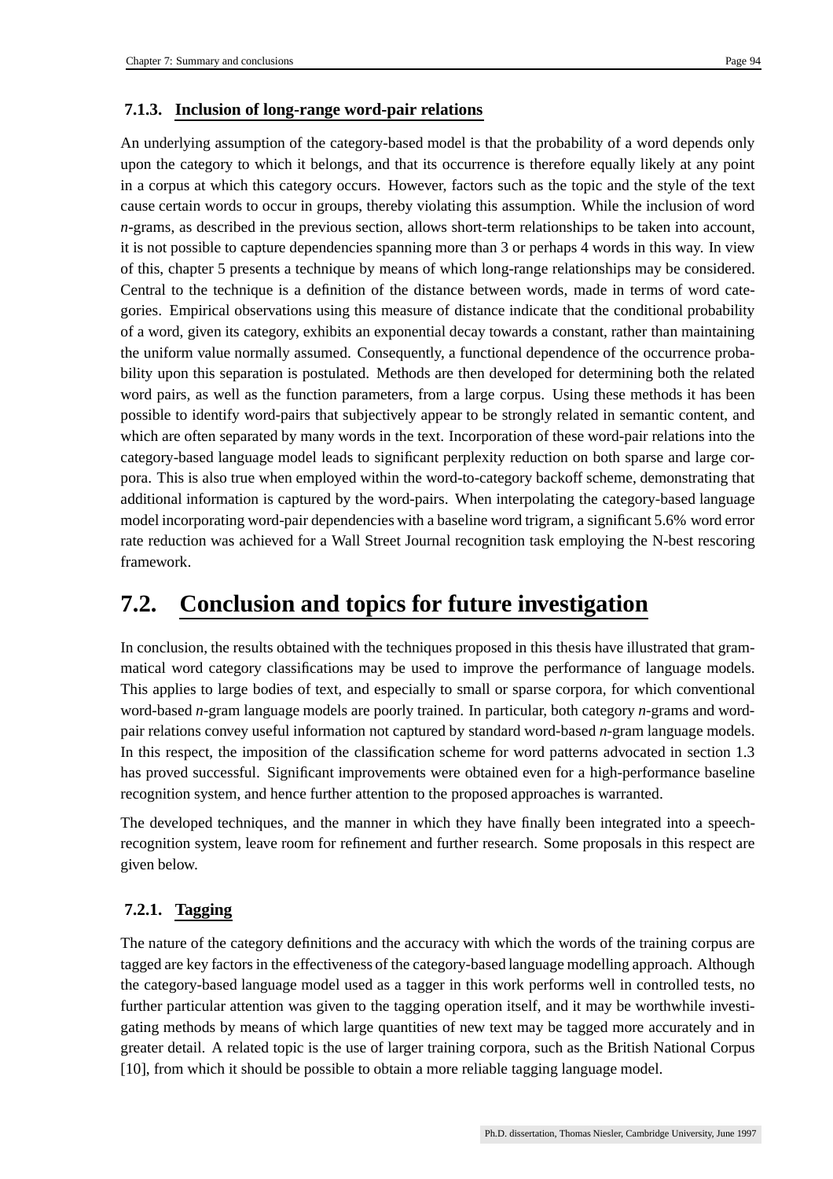### 7.1.3. Inclusion of long-range word-pair relations

An underlying assumption of the category-based model is that the probability of a word depends only upon the category to which it belongs, and that its occurrence is therefore equally likely at any point in a corpus at which this category occurs. However, factors such as the topic and the style of the text cause certain words to occur in groups, thereby violating this assumption. While the inclusion of word *n*-grams, as described in the previous section, allows short-term relationships to be taken into account, it is not possible to capture dependencies spanning more than 3 or perhaps 4 words in this way. In view of this, chapter 5 presents a technique by means of which long-range relationships may be considered. Central to the technique is a definition of the distance between words, made in terms of word categories. Empirical observations using this measure of distance indicate that the conditional probability of a word, given its category, exhibits an exponential decay towards a constant, rather than maintaining the uniform value normally assumed. Consequently, a functional dependence of the occurrence probability upon this separation is postulated. Methods are then developed for determining both the related word pairs, as well as the function parameters, from a large corpus. Using these methods it has been possible to identify word-pairs that subjectively appear to be strongly related in semantic content, and which are often separated by many words in the text. Incorporation of these word-pair relations into the category-based language model leads to significant perplexity reduction on both sparse and large corpora. This is also true when employed within the word-to-category backoff scheme, demonstrating that additional information is captured by the word-pairs. When interpolating the category-based language model incorporating word-pair dependencies with a baseline word trigram, a significant 5.6% word error rate reduction was achieved for a Wall Street Journal recognition task employing the N-best rescoring framework.

## 7.2. Conclusion and topics for future investigation

In conclusion, the results obtained with the techniques proposed in this thesis have illustrated that grammatical word category classifications may be used to improve the performance of language models. This applies to large bodies of text, and especially to small or sparse corpora, for which conventional word-based *n*-gram language models are poorly trained. In particular, both category *n*-grams and word-pair relations convey useful information not captured by standard word-based *n*-gram language models. In this respect, the imposition of the classification scheme for word patterns advocated in section 1.3 has proved successful. Significant improvements were obtained even for a high-performance baseline recognition system, and hence further attention to the proposed approaches is warranted.

The developed techniques, and the manner in which they have finally been integrated into a speech-recognition system, leave room for refinement and further research. Some proposals in this respect are given below.

### 7.2.1. Tagging

The nature of the category definitions and the accuracy with which the words of the training corpus are tagged are key factors in the effectiveness of the category-based language modelling approach. Although the category-based language model used as a tagger in this work performs well in controlled tests, no further particular attention was given to the tagging operation itself, and it may be worthwhile investigating methods by means of which large quantities of new text may be tagged more accurately and in greater detail. A related topic is the use of larger training corpora, such as the British National Corpus [10], from which it should be possible to obtain a more reliable tagging language model.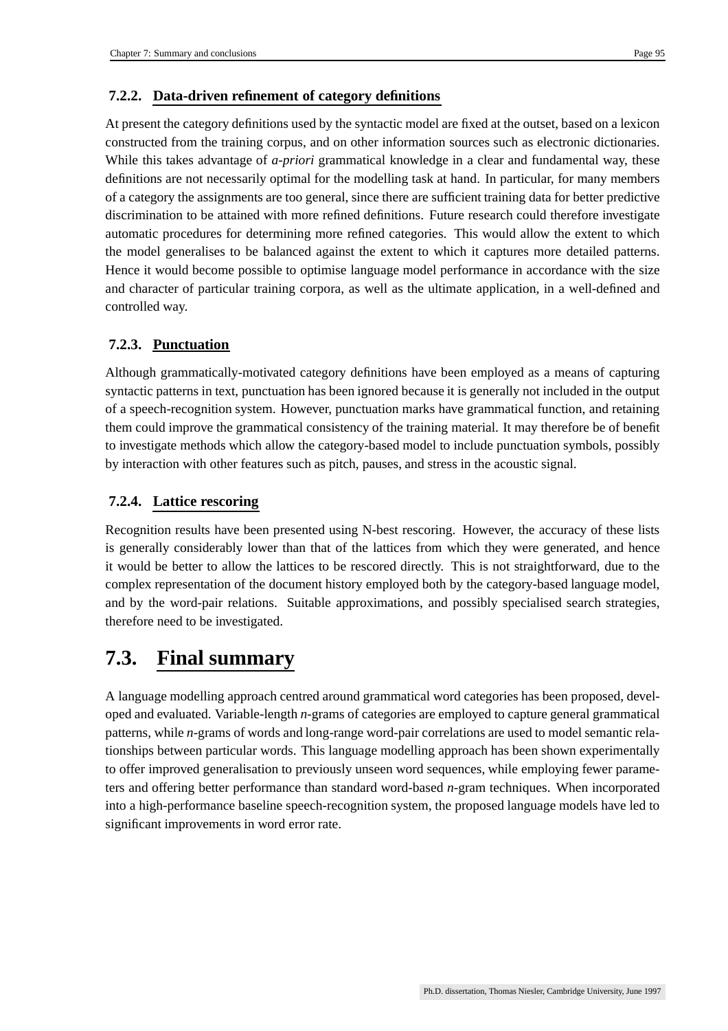### 7.2.2. Data-driven refinement of category definitions

At present the category definitions used by the syntactic model are fixed at the outset, based on a lexicon constructed from the training corpus, and on other information sources such as electronic dictionaries. While this takes advantage of *a-priori* grammatical knowledge in a clear and fundamental way, these definitions are not necessarily optimal for the modelling task at hand. In particular, for many members of a category the assignments are too general, since there are sufficient training data for better predictive discrimination to be attained with more refined definitions. Future research could therefore investigate automatic procedures for determining more refined categories. This would allow the extent to which the model generalises to be balanced against the extent to which it captures more detailed patterns. Hence it would become possible to optimise language model performance in accordance with the size and character of particular training corpora, as well as the ultimate application, in a well-defined and controlled way.

### 7.2.3. Punctuation

Although grammatically-motivated category definitions have been employed as a means of capturing syntactic patterns in text, punctuation has been ignored because it is generally not included in the output of a speech-recognition system. However, punctuation marks have grammatical function, and retaining them could improve the grammatical consistency of the training material. It may therefore be of benefit to investigate methods which allow the category-based model to include punctuation symbols, possibly by interaction with other features such as pitch, pauses, and stress in the acoustic signal.

### 7.2.4. Lattice rescoring

Recognition results have been presented using N-best rescoring. However, the accuracy of these lists is generally considerably lower than that of the lattices from which they were generated, and hence it would be better to allow the lattices to be rescored directly. This is not straightforward, due to the complex representation of the document history employed both by the category-based language model, and by the word-pair relations. Suitable approximations, and possibly specialised search strategies, therefore need to be investigated.

## 7.3. Final summary

A language modelling approach centred around grammatical word categories has been proposed, developed and evaluated. Variable-length *n*-grams of categories are employed to capture general grammatical patterns, while *n*-grams of words and long-range word-pair correlations are used to model semantic relationships between particular words. This language modelling approach has been shown experimentally to offer improved generalisation to previously unseen word sequences, while employing fewer parameters and offering better performance than standard word-based *n*-gram techniques. When incorporated into a high-performance baseline speech-recognition system, the proposed language models have led to significant improvements in word error rate.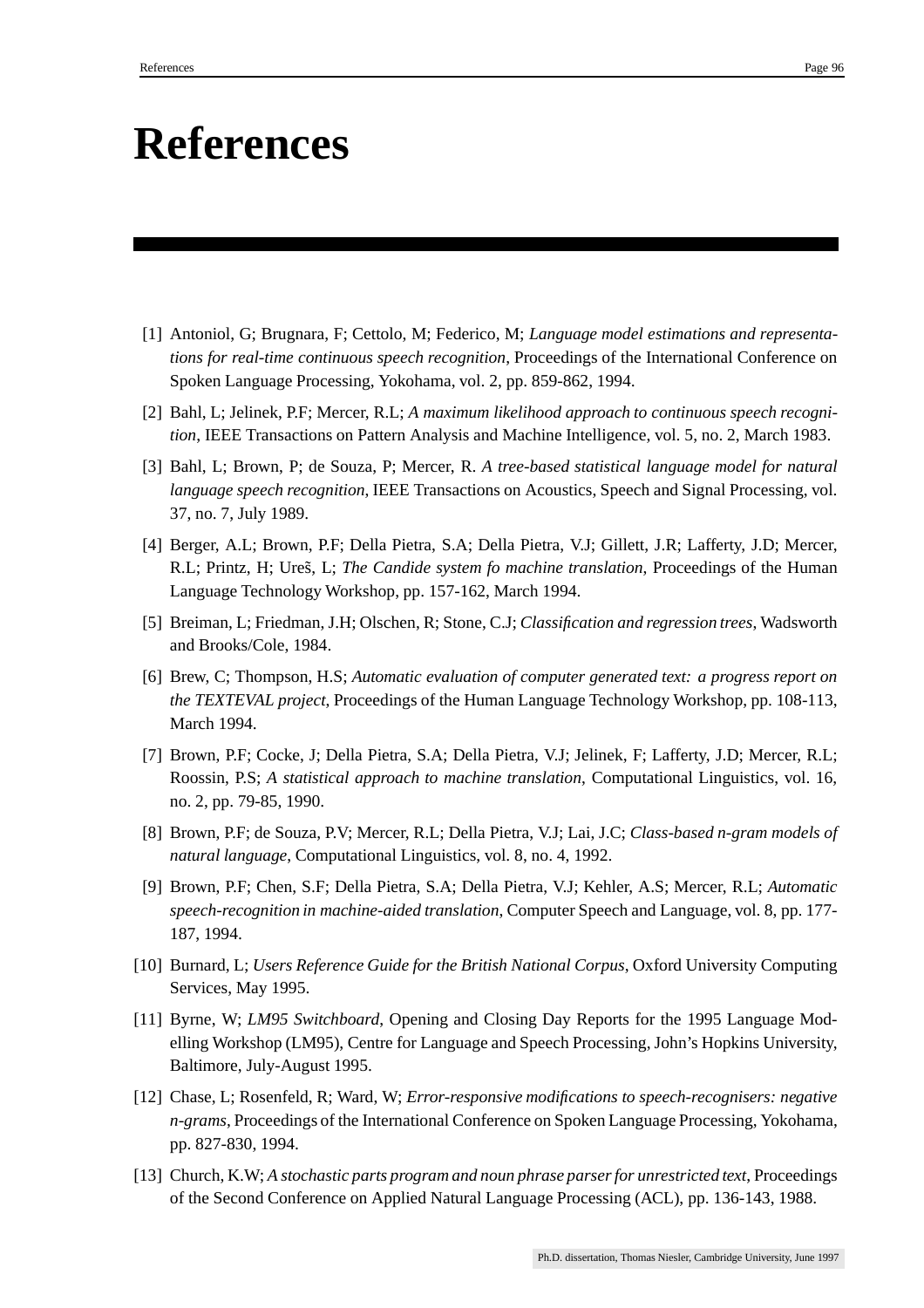# References

[1] Antoniol, G; Brugnara, F; Cettolo, M; Federico, M; *Language model estimations and representations for real-time continuous speech recognition*, Proceedings of the International Conference on Spoken Language Processing, Yokohama, vol. 2, pp. 859-862, 1994.

[2] Bahl, L; Jelinek, P.F; Mercer, R.L; *A maximum likelihood approach to continuous speech recognition*, IEEE Transactions on Pattern Analysis and Machine Intelligence, vol. 5, no. 2, March 1983.

[3] Bahl, L; Brown, P; de Souza, P; Mercer, R. *A tree-based statistical language model for natural language speech recognition*, IEEE Transactions on Acoustics, Speech and Signal Processing, vol. 37, no. 7, July 1989.

[4] Berger, A.L; Brown, P.F; Della Pietra, S.A; Della Pietra, V.J; Gillett, J.R; Lafferty, J.D; Mercer, R.L; Printz, H; Ureš, L; *The Candide system fo machine translation*, Proceedings of the Human Language Technology Workshop, pp. 157-162, March 1994.

[5] Breiman, L; Friedman, J.H; Olschen, R; Stone, C.J; *Classification and regression trees*, Wadsworth and Brooks/Cole, 1984.

[6] Brew, C; Thompson, H.S; *Automatic evaluation of computer generated text: a progress report on the TEXTEVAL project*, Proceedings of the Human Language Technology Workshop, pp. 108-113, March 1994.

[7] Brown, P.F; Cocke, J; Della Pietra, S.A; Della Pietra, V.J; Jelinek, F; Lafferty, J.D; Mercer, R.L; Roossin, P.S; *A statistical approach to machine translation*, Computational Linguistics, vol. 16, no. 2, pp. 79-85, 1990.

[8] Brown, P.F; de Souza, P.V; Mercer, R.L; Della Pietra, V.J; Lai, J.C; *Class-based n-gram models of natural language*, Computational Linguistics, vol. 8, no. 4, 1992.

[9] Brown, P.F; Chen, S.F; Della Pietra, S.A; Della Pietra, V.J; Kehler, A.S; Mercer, R.L; *Automatic speech-recognition in machine-aided translation*, Computer Speech and Language, vol. 8, pp. 177-187, 1994.

[10] Burnard, L; *Users Reference Guide for the British National Corpus*, Oxford University Computing Services, May 1995.

[11] Byrne, W; *LM95 Switchboard*, Opening and Closing Day Reports for the 1995 Language Modelling Workshop (LM95), Centre for Language and Speech Processing, John's Hopkins University, Baltimore, July-August 1995.

[12] Chase, L; Rosenfeld, R; Ward, W; *Error-responsive modifications to speech-recognisers: negative n-grams*, Proceedings of the International Conference on Spoken Language Processing, Yokohama, pp. 827-830, 1994.

[13] Church, K.W; *A stochastic parts program and noun phrase parser for unrestricted text*, Proceedings of the Second Conference on Applied Natural Language Processing (ACL), pp. 136-143, 1988.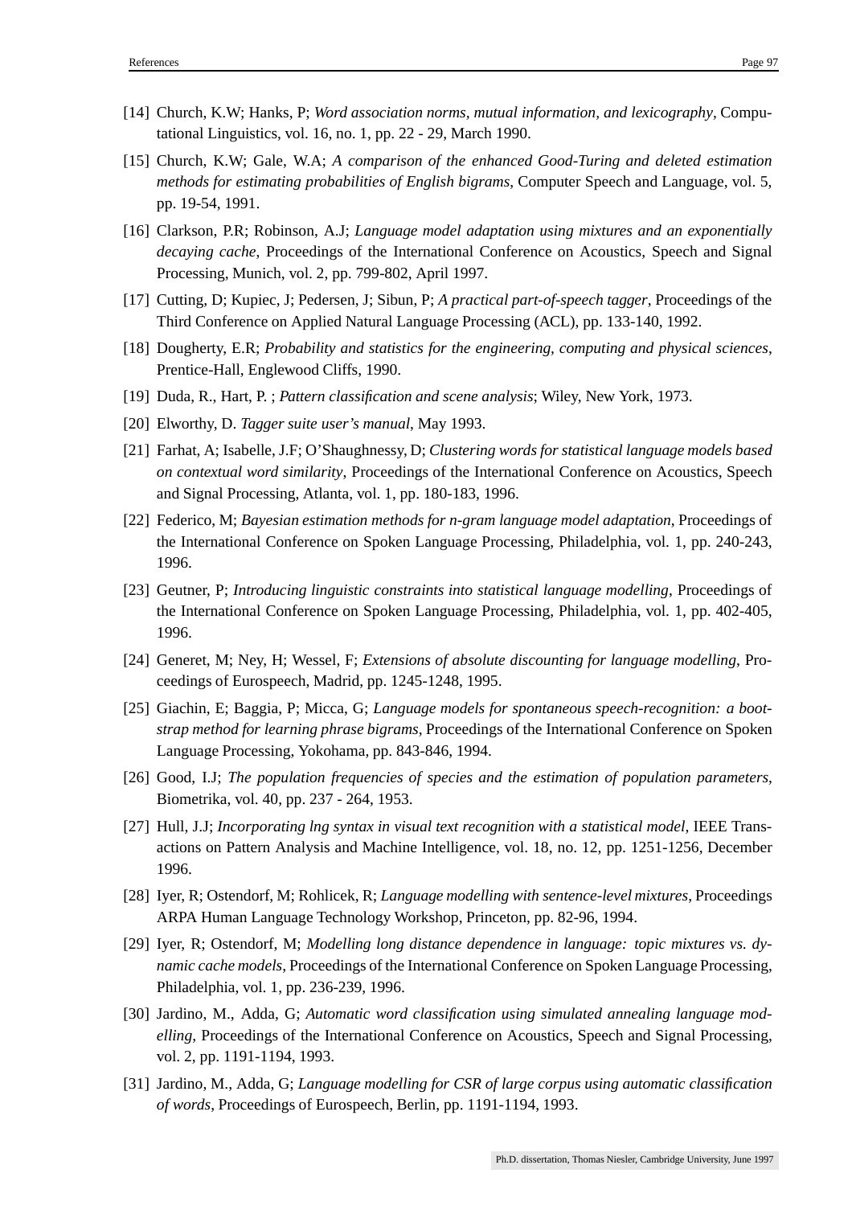[14] Church, K.W; Hanks, P; *Word association norms, mutual information, and lexicography*, Computational Linguistics, vol. 16, no. 1, pp. 22 - 29, March 1990.

[15] Church, K.W; Gale, W.A; *A comparison of the enhanced Good-Turing and deleted estimation methods for estimating probabilities of English bigrams*, Computer Speech and Language, vol. 5, pp. 19-54, 1991.

[16] Clarkson, P.R; Robinson, A.J; *Language model adaptation using mixtures and an exponentially decaying cache*, Proceedings of the International Conference on Acoustics, Speech and Signal Processing, Munich, vol. 2, pp. 799-802, April 1997.

[17] Cutting, D; Kupiec, J; Pedersen, J; Sibun, P; *A practical part-of-speech tagger*, Proceedings of the Third Conference on Applied Natural Language Processing (ACL), pp. 133-140, 1992.

[18] Dougherty, E.R; *Probability and statistics for the engineering, computing and physical sciences*, Prentice-Hall, Englewood Cliffs, 1990.

[19] Duda, R., Hart, P. ; *Pattern classification and scene analysis*; Wiley, New York, 1973.

[20] Elworthy, D. *Tagger suite user's manual*, May 1993.

[21] Farhat, A; Isabelle, J.F; O'Shaughnessy, D; *Clustering words for statistical language models based on contextual word similarity*, Proceedings of the International Conference on Acoustics, Speech and Signal Processing, Atlanta, vol. 1, pp. 180-183, 1996.

[22] Federico, M; *Bayesian estimation methods for n-gram language model adaptation*, Proceedings of the International Conference on Spoken Language Processing, Philadelphia, vol. 1, pp. 240-243, 1996.

[23] Geutner, P; *Introducing linguistic constraints into statistical language modelling*, Proceedings of the International Conference on Spoken Language Processing, Philadelphia, vol. 1, pp. 402-405, 1996.

[24] Generet, M; Ney, H; Wessel, F; *Extensions of absolute discounting for language modelling*, Proceedings of Eurospeech, Madrid, pp. 1245-1248, 1995.

[25] Giachin, E; Baggia, P; Micca, G; *Language models for spontaneous speech-recognition: a bootstrap method for learning phrase bigrams*, Proceedings of the International Conference on Spoken Language Processing, Yokohama, pp. 843-846, 1994.

[26] Good, I.J; *The population frequencies of species and the estimation of population parameters*, Biometrika, vol. 40, pp. 237 - 264, 1953.

[27] Hull, J.J; *Incorporating lng syntax in visual text recognition with a statistical model*, IEEE Transactions on Pattern Analysis and Machine Intelligence, vol. 18, no. 12, pp. 1251-1256, December 1996.

[28] Iyer, R; Ostendorf, M; Rohlicek, R; *Language modelling with sentence-level mixtures*, Proceedings ARPA Human Language Technology Workshop, Princeton, pp. 82-96, 1994.

[29] Iyer, R; Ostendorf, M; *Modelling long distance dependence in language: topic mixtures vs. dynamic cache models*, Proceedings of the International Conference on Spoken Language Processing, Philadelphia, vol. 1, pp. 236-239, 1996.

[30] Jardino, M., Adda, G; *Automatic word classification using simulated annealing language modelling*, Proceedings of the International Conference on Acoustics, Speech and Signal Processing, vol. 2, pp. 1191-1194, 1993.

[31] Jardino, M., Adda, G; *Language modelling for CSR of large corpus using automatic classification of words*, Proceedings of Eurospeech, Berlin, pp. 1191-1194, 1993.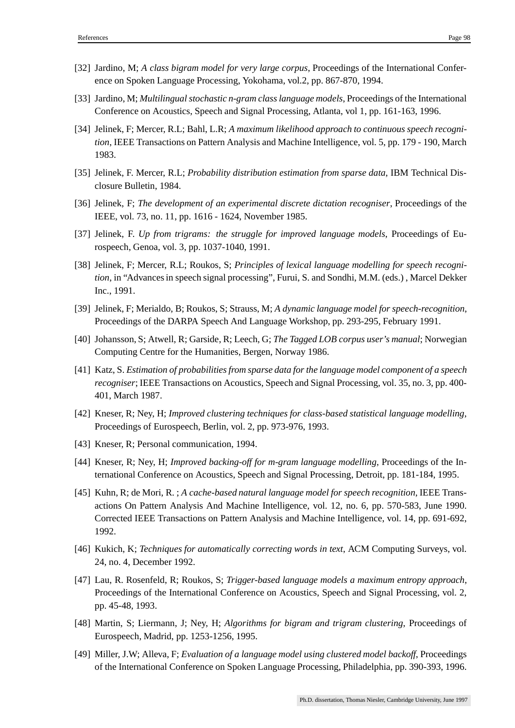[32] Jardino, M; *A class bigram model for very large corpus*, Proceedings of the International Conference on Spoken Language Processing, Yokohama, vol.2, pp. 867-870, 1994.

[33] Jardino, M; *Multilingual stochastic n-gram class language models*, Proceedings of the International Conference on Acoustics, Speech and Signal Processing, Atlanta, vol 1, pp. 161-163, 1996.

[34] Jelinek, F; Mercer, R.L; Bahl, L.R; *A maximum likelihood approach to continuous speech recognition*, IEEE Transactions on Pattern Analysis and Machine Intelligence, vol. 5, pp. 179 - 190, March 1983.

[35] Jelinek, F. Mercer, R.L; *Probability distribution estimation from sparse data*, IBM Technical Disclosure Bulletin, 1984.

[36] Jelinek, F; *The development of an experimental discrete dictation recogniser*, Proceedings of the IEEE, vol. 73, no. 11, pp. 1616 - 1624, November 1985.

[37] Jelinek, F. *Up from trigrams: the struggle for improved language models*, Proceedings of Eurospeech, Genoa, vol. 3, pp. 1037-1040, 1991.

[38] Jelinek, F; Mercer, R.L; Roukos, S; *Principles of lexical language modelling for speech recognition*, in "Advances in speech signal processing", Furui, S. and Sondhi, M.M. (eds.) , Marcel Dekker Inc., 1991.

[39] Jelinek, F; Merialdo, B; Roukos, S; Strauss, M; *A dynamic language model for speech-recognition*, Proceedings of the DARPA Speech And Language Workshop, pp. 293-295, February 1991.

[40] Johansson, S; Atwell, R; Garside, R; Leech, G; *The Tagged LOB corpus user's manual*; Norwegian Computing Centre for the Humanities, Bergen, Norway 1986.

[41] Katz, S. *Estimation of probabilities from sparse data for the language model component of a speech recogniser*; IEEE Transactions on Acoustics, Speech and Signal Processing, vol. 35, no. 3, pp. 400-401, March 1987.

[42] Kneser, R; Ney, H; *Improved clustering techniques for class-based statistical language modelling*, Proceedings of Eurospeech, Berlin, vol. 2, pp. 973-976, 1993.

[43] Kneser, R; Personal communication, 1994.

[44] Kneser, R; Ney, H; *Improved backing-off for m-gram language modelling*, Proceedings of the International Conference on Acoustics, Speech and Signal Processing, Detroit, pp. 181-184, 1995.

[45] Kuhn, R; de Mori, R. ; *A cache-based natural language model for speech recognition*, IEEE Transactions On Pattern Analysis And Machine Intelligence, vol. 12, no. 6, pp. 570-583, June 1990. Corrected IEEE Transactions on Pattern Analysis and Machine Intelligence, vol. 14, pp. 691-692, 1992.

[46] Kukich, K; *Techniques for automatically correcting words in text*, ACM Computing Surveys, vol. 24, no. 4, December 1992.

[47] Lau, R. Rosenfeld, R; Roukos, S; *Trigger-based language models a maximum entropy approach*, Proceedings of the International Conference on Acoustics, Speech and Signal Processing, vol. 2, pp. 45-48, 1993.

[48] Martin, S; Liermann, J; Ney, H; *Algorithms for bigram and trigram clustering*, Proceedings of Eurospeech, Madrid, pp. 1253-1256, 1995.

[49] Miller, J.W; Alleva, F; *Evaluation of a language model using clustered model backoff*, Proceedings of the International Conference on Spoken Language Processing, Philadelphia, pp. 390-393, 1996.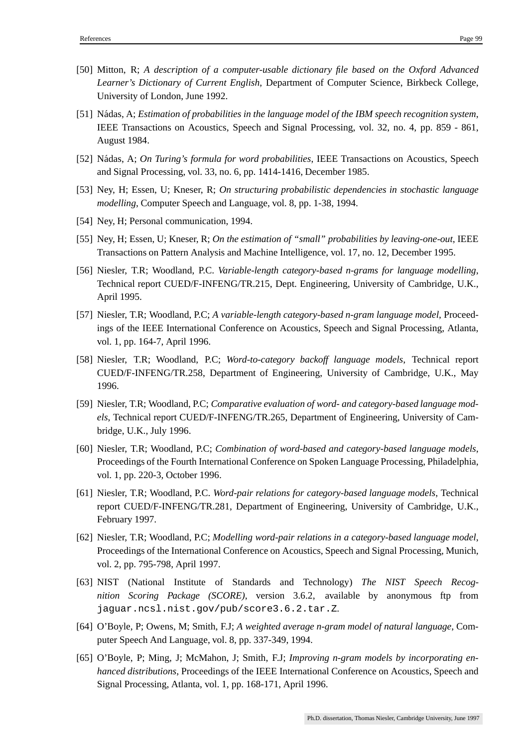[50] Mitton, R; *A description of a computer-usable dictionary file based on the Oxford Advanced Learner's Dictionary of Current English*, Department of Computer Science, Birkbeck College, University of London, June 1992.

[51] Nádas, A; *Estimation of probabilities in the language model of the IBM speech recognition system*, IEEE Transactions on Acoustics, Speech and Signal Processing, vol. 32, no. 4, pp. 859 - 861, August 1984.

[52] Nádas, A; *On Turing's formula for word probabilities*, IEEE Transactions on Acoustics, Speech and Signal Processing, vol. 33, no. 6, pp. 1414-1416, December 1985.

[53] Ney, H; Essen, U; Kneser, R; *On structuring probabilistic dependencies in stochastic language modelling*, Computer Speech and Language, vol. 8, pp. 1-38, 1994.

[54] Ney, H; Personal communication, 1994.

[55] Ney, H; Essen, U; Kneser, R; *On the estimation of "small" probabilities by leaving-one-out*, IEEE Transactions on Pattern Analysis and Machine Intelligence, vol. 17, no. 12, December 1995.

[56] Niesler, T.R; Woodland, P.C. *Variable-length category-based n-grams for language modelling*, Technical report CUED/F-INFENG/TR.215, Dept. Engineering, University of Cambridge, U.K., April 1995.

[57] Niesler, T.R; Woodland, P.C; *A variable-length category-based n-gram language model*, Proceedings of the IEEE International Conference on Acoustics, Speech and Signal Processing, Atlanta, vol. 1, pp. 164-7, April 1996.

[58] Niesler, T.R; Woodland, P.C; *Word-to-category backoff language models*, Technical report CUED/F-INFENG/TR.258, Department of Engineering, University of Cambridge, U.K., May 1996.

[59] Niesler, T.R; Woodland, P.C; *Comparative evaluation of word- and category-based language models*, Technical report CUED/F-INFENG/TR.265, Department of Engineering, University of Cambridge, U.K., July 1996.

[60] Niesler, T.R; Woodland, P.C; *Combination of word-based and category-based language models*, Proceedings of the Fourth International Conference on Spoken Language Processing, Philadelphia, vol. 1, pp. 220-3, October 1996.

[61] Niesler, T.R; Woodland, P.C. *Word-pair relations for category-based language models*, Technical report CUED/F-INFENG/TR.281, Department of Engineering, University of Cambridge, U.K., February 1997.

[62] Niesler, T.R; Woodland, P.C; *Modelling word-pair relations in a category-based language model*, Proceedings of the International Conference on Acoustics, Speech and Signal Processing, Munich, vol. 2, pp. 795-798, April 1997.

[63] NIST (National Institute of Standards and Technology) *The NIST Speech Recognition Scoring Package (SCORE)*, version 3.6.2, available by anonymous ftp from `jaguar.ncsl.nist.gov/pub/score3.6.2.tar.Z`.

[64] O'Boyle, P; Owens, M; Smith, F.J; *A weighted average n-gram model of natural language*, Computer Speech And Language, vol. 8, pp. 337-349, 1994.

[65] O'Boyle, P; Ming, J; McMahon, J; Smith, F.J; *Improving n-gram models by incorporating enhanced distributions*, Proceedings of the IEEE International Conference on Acoustics, Speech and Signal Processing, Atlanta, vol. 1, pp. 168-171, April 1996.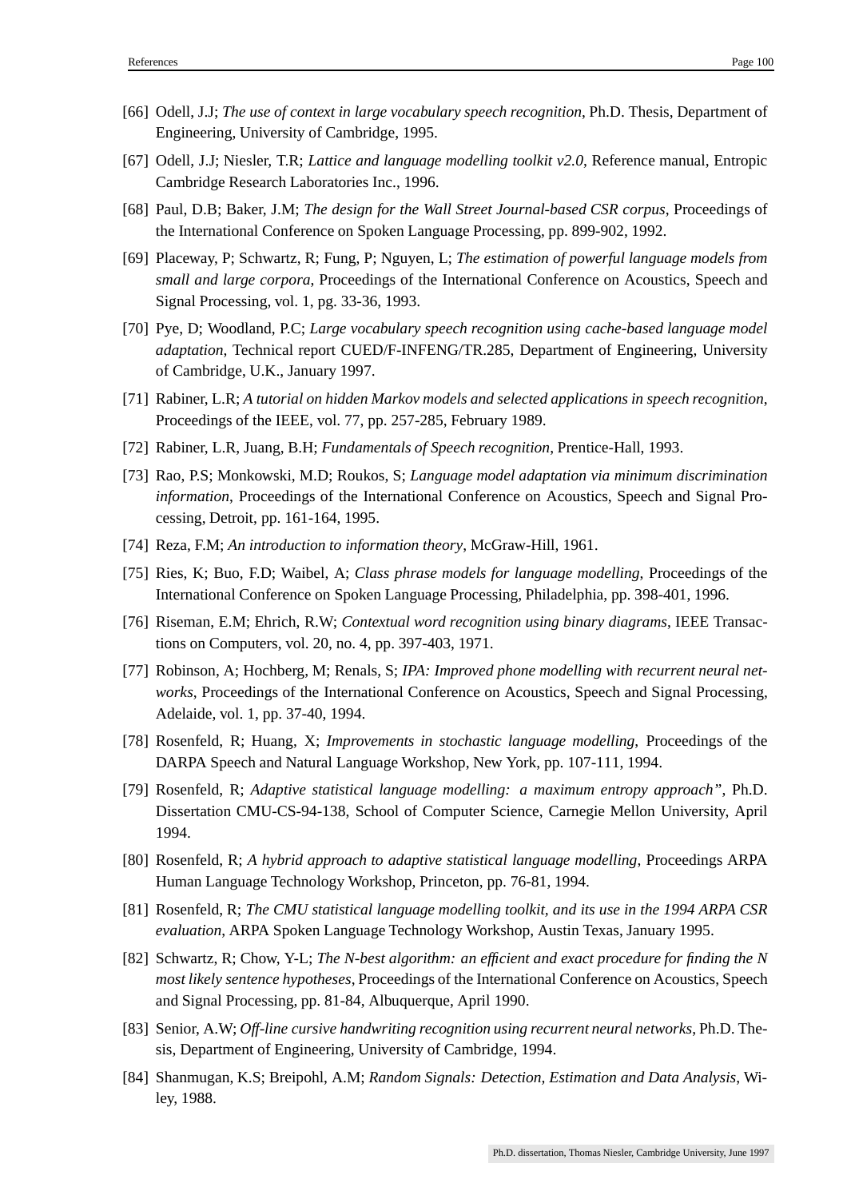[66] Odell, J.J; *The use of context in large vocabulary speech recognition*, Ph.D. Thesis, Department of Engineering, University of Cambridge, 1995.

[67] Odell, J.J; Niesler, T.R; *Lattice and language modelling toolkit v2.0*, Reference manual, Entropic Cambridge Research Laboratories Inc., 1996.

[68] Paul, D.B; Baker, J.M; *The design for the Wall Street Journal-based CSR corpus*, Proceedings of the International Conference on Spoken Language Processing, pp. 899-902, 1992.

[69] Placeway, P; Schwartz, R; Fung, P; Nguyen, L; *The estimation of powerful language models from small and large corpora*, Proceedings of the International Conference on Acoustics, Speech and Signal Processing, vol. 1, pg. 33-36, 1993.

[70] Pye, D; Woodland, P.C; *Large vocabulary speech recognition using cache-based language model adaptation*, Technical report CUED/F-INFENG/TR.285, Department of Engineering, University of Cambridge, U.K., January 1997.

[71] Rabiner, L.R; *A tutorial on hidden Markov models and selected applications in speech recognition*, Proceedings of the IEEE, vol. 77, pp. 257-285, February 1989.

[72] Rabiner, L.R, Juang, B.H; *Fundamentals of Speech recognition*, Prentice-Hall, 1993.

[73] Rao, P.S; Monkowski, M.D; Roukos, S; *Language model adaptation via minimum discrimination information*, Proceedings of the International Conference on Acoustics, Speech and Signal Processing, Detroit, pp. 161-164, 1995.

[74] Reza, F.M; *An introduction to information theory*, McGraw-Hill, 1961.

[75] Ries, K; Buo, F.D; Waibel, A; *Class phrase models for language modelling*, Proceedings of the International Conference on Spoken Language Processing, Philadelphia, pp. 398-401, 1996.

[76] Riseman, E.M; Ehrich, R.W; *Contextual word recognition using binary diagrams*, IEEE Transactions on Computers, vol. 20, no. 4, pp. 397-403, 1971.

[77] Robinson, A; Hochberg, M; Renals, S; *IPA: Improved phone modelling with recurrent neural networks*, Proceedings of the International Conference on Acoustics, Speech and Signal Processing, Adelaide, vol. 1, pp. 37-40, 1994.

[78] Rosenfeld, R; Huang, X; *Improvements in stochastic language modelling*, Proceedings of the DARPA Speech and Natural Language Workshop, New York, pp. 107-111, 1994.

[79] Rosenfeld, R; *Adaptive statistical language modelling: a maximum entropy approach"*, Ph.D. Dissertation CMU-CS-94-138, School of Computer Science, Carnegie Mellon University, April 1994.

[80] Rosenfeld, R; *A hybrid approach to adaptive statistical language modelling*, Proceedings ARPA Human Language Technology Workshop, Princeton, pp. 76-81, 1994.

[81] Rosenfeld, R; *The CMU statistical language modelling toolkit, and its use in the 1994 ARPA CSR evaluation*, ARPA Spoken Language Technology Workshop, Austin Texas, January 1995.

[82] Schwartz, R; Chow, Y-L; *The N-best algorithm: an efficient and exact procedure for finding the N most likely sentence hypotheses*, Proceedings of the International Conference on Acoustics, Speech and Signal Processing, pp. 81-84, Albuquerque, April 1990.

[83] Senior, A.W; *Off-line cursive handwriting recognition using recurrent neural networks*, Ph.D. Thesis, Department of Engineering, University of Cambridge, 1994.

[84] Shanmugan, K.S; Breipohl, A.M; *Random Signals: Detection, Estimation and Data Analysis*, Wiley, 1988.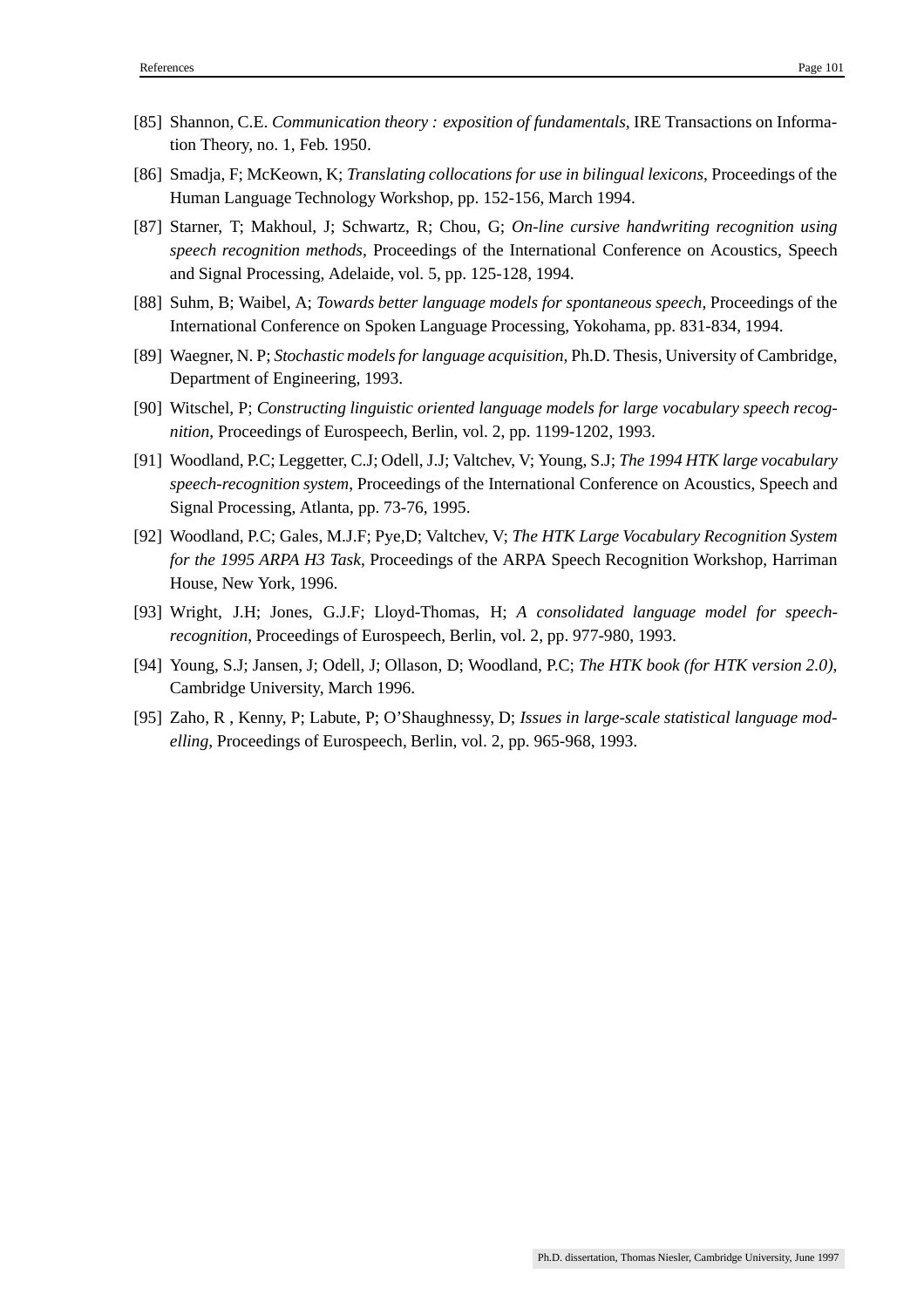[85] Shannon, C.E. *Communication theory : exposition of fundamentals*, IRE Transactions on Information Theory, no. 1, Feb. 1950.

[86] Smadja, F; McKeown, K; *Translating collocations for use in bilingual lexicons*, Proceedings of the Human Language Technology Workshop, pp. 152-156, March 1994.

[87] Starner, T; Makhoul, J; Schwartz, R; Chou, G; *On-line cursive handwriting recognition using speech recognition methods*, Proceedings of the International Conference on Acoustics, Speech and Signal Processing, Adelaide, vol. 5, pp. 125-128, 1994.

[88] Suhm, B; Waibel, A; *Towards better language models for spontaneous speech*, Proceedings of the International Conference on Spoken Language Processing, Yokohama, pp. 831-834, 1994.

[89] Waegner, N. P; *Stochastic models for language acquisition*, Ph.D. Thesis, University of Cambridge, Department of Engineering, 1993.

[90] Witschel, P; *Constructing linguistic oriented language models for large vocabulary speech recognition*, Proceedings of Eurospeech, Berlin, vol. 2, pp. 1199-1202, 1993.

[91] Woodland, P.C; Leggetter, C.J; Odell, J.J; Valtchev, V; Young, S.J; *The 1994 HTK large vocabulary speech-recognition system*, Proceedings of the International Conference on Acoustics, Speech and Signal Processing, Atlanta, pp. 73-76, 1995.

[92] Woodland, P.C; Gales, M.J.F; Pye,D; Valtchev, V; *The HTK Large Vocabulary Recognition System for the 1995 ARPA H3 Task*, Proceedings of the ARPA Speech Recognition Workshop, Harriman House, New York, 1996.

[93] Wright, J.H; Jones, G.J.F; Lloyd-Thomas, H; *A consolidated language model for speech-recognition*, Proceedings of Eurospeech, Berlin, vol. 2, pp. 977-980, 1993.

[94] Young, S.J; Jansen, J; Odell, J; Ollason, D; Woodland, P.C; *The HTK book (for HTK version 2.0)*, Cambridge University, March 1996.

[95] Zaho, R , Kenny, P; Labute, P; O'Shaughnessy, D; *Issues in large-scale statistical language modelling*, Proceedings of Eurospeech, Berlin, vol. 2, pp. 965-968, 1993.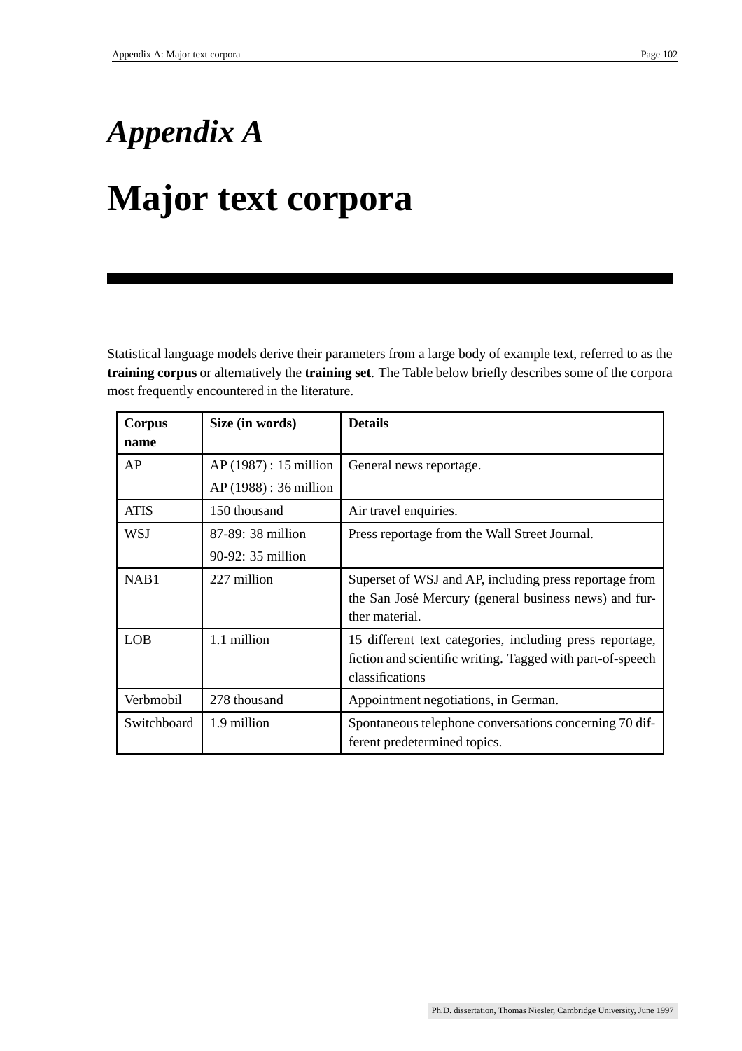# *Appendix A*

# Major text corpora

Statistical language models derive their parameters from a large body of example text, referred to as the **training corpus** or alternatively the **training set**. The Table below briefly describes some of the corpora most frequently encountered in the literature.

| **Corpus name** | **Size (in words)** | **Details** |
|---|---|---|
| AP | AP (1987) : 15 million<br>AP (1988) : 36 million | General news reportage. |
| ATIS | 150 thousand | Air travel enquiries. |
| WSJ | 87-89: 38 million<br>90-92: 35 million | Press reportage from the Wall Street Journal. |
| NAB1 | 227 million | Superset of WSJ and AP, including press reportage from the San José Mercury (general business news) and further material. |
| LOB | 1.1 million | 15 different text categories, including press reportage, fiction and scientific writing. Tagged with part-of-speech classifications |
| Verbmobil | 278 thousand | Appointment negotiations, in German. |
| Switchboard | 1.9 million | Spontaneous telephone conversations concerning 70 different predetermined topics. |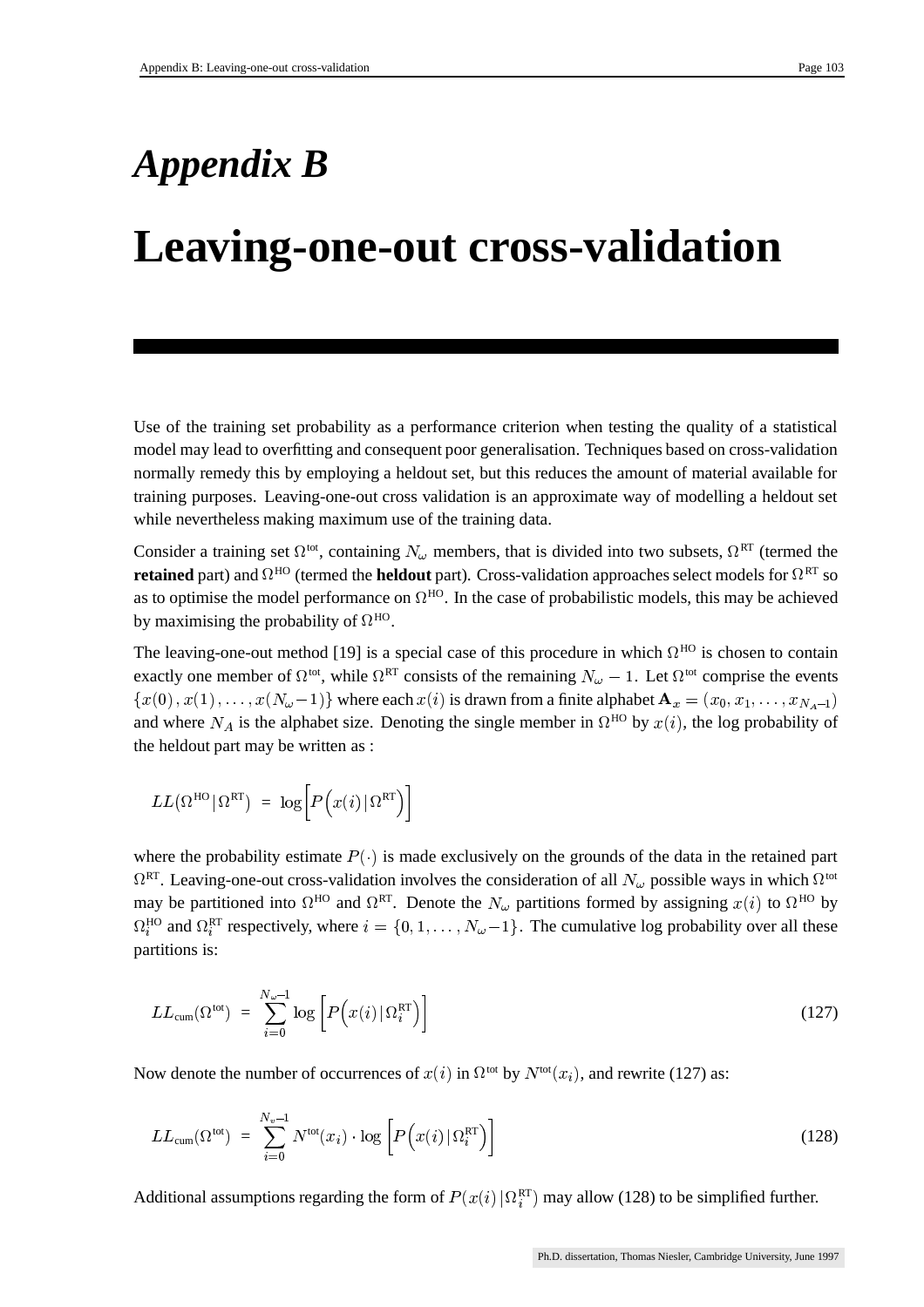# *Appendix B*

# Leaving-one-out cross-validation

Use of the training set probability as a performance criterion when testing the quality of a statistical model may lead to overfitting and consequent poor generalisation. Techniques based on cross-validation normally remedy this by employing a heldout set, but this reduces the amount of material available for training purposes. Leaving-one-out cross validation is an approximate way of modelling a heldout set while nevertheless making maximum use of the training data.

Consider a training set $\Omega^{\text{tot}}$, containing $N_\omega$ members, that is divided into two subsets, $\Omega^{\text{RT}}$ (termed the **retained** part) and $\Omega^{\text{HO}}$ (termed the **heldout** part). Cross-validation approaches select models for $\Omega^{\text{RT}}$ so as to optimise the model performance on $\Omega^{\text{HO}}$. In the case of probabilistic models, this may be achieved by maximising the probability of $\Omega^{\text{HO}}$.

The leaving-one-out method [19] is a special case of this procedure in which $\Omega^{\text{HO}}$ is chosen to contain exactly one member of $\Omega^{\text{tot}}$, while $\Omega^{\text{RT}}$ consists of the remaining $N_\omega - 1$. Let $\Omega^{\text{tot}}$ comprise the events $\{x(0), x(1), \ldots, x(N_\omega - 1)\}$ where each $x(i)$ is drawn from a finite alphabet $\mathbf{A}_x = (x_0, x_1, \ldots, x_{N_A - 1})$ and where $N_A$ is the alphabet size. Denoting the single member in $\Omega^{\text{HO}}$ by $x(i)$, the log probability of the heldout part may be written as :

$$LL(\Omega^{\text{HO}} \mid \Omega^{\text{RT}}) \;=\; \log\Big[P\Big(x(i) \mid \Omega^{\text{RT}}\Big)\Big]$$

where the probability estimate $P(\cdot)$ is made exclusively on the grounds of the data in the retained part $\Omega^{\text{RT}}$. Leaving-one-out cross-validation involves the consideration of all $N_\omega$ possible ways in which $\Omega^{\text{tot}}$ may be partitioned into $\Omega^{\text{HO}}$ and $\Omega^{\text{RT}}$. Denote the $N_\omega$ partitions formed by assigning $x(i)$ to $\Omega^{\text{HO}}$ by $\Omega_i^{\text{HO}}$ and $\Omega_i^{\text{RT}}$ respectively, where $i = \{0, 1, \ldots, N_\omega - 1\}$. The cumulative log probability over all these partitions is:

$$LL_{\text{cum}}(\Omega^{\text{tot}}) \;=\; \sum_{i=0}^{N_\omega - 1} \log\Big[P\Big(x(i) \mid \Omega_i^{\text{RT}}\Big)\Big] \tag{127}$$

Now denote the number of occurrences of $x(i)$ in $\Omega^{\text{tot}}$ by $N^{\text{tot}}(x_i)$, and rewrite (127) as:

$$LL_{\text{cum}}(\Omega^{\text{tot}}) \;=\; \sum_{i=0}^{N_v - 1} N^{\text{tot}}(x_i) \cdot \log\Big[P\Big(x(i) \mid \Omega_i^{\text{RT}}\Big)\Big] \tag{128}$$

Additional assumptions regarding the form of $P(x(i) \mid \Omega_i^{\text{RT}})$ may allow (128) to be simplified further.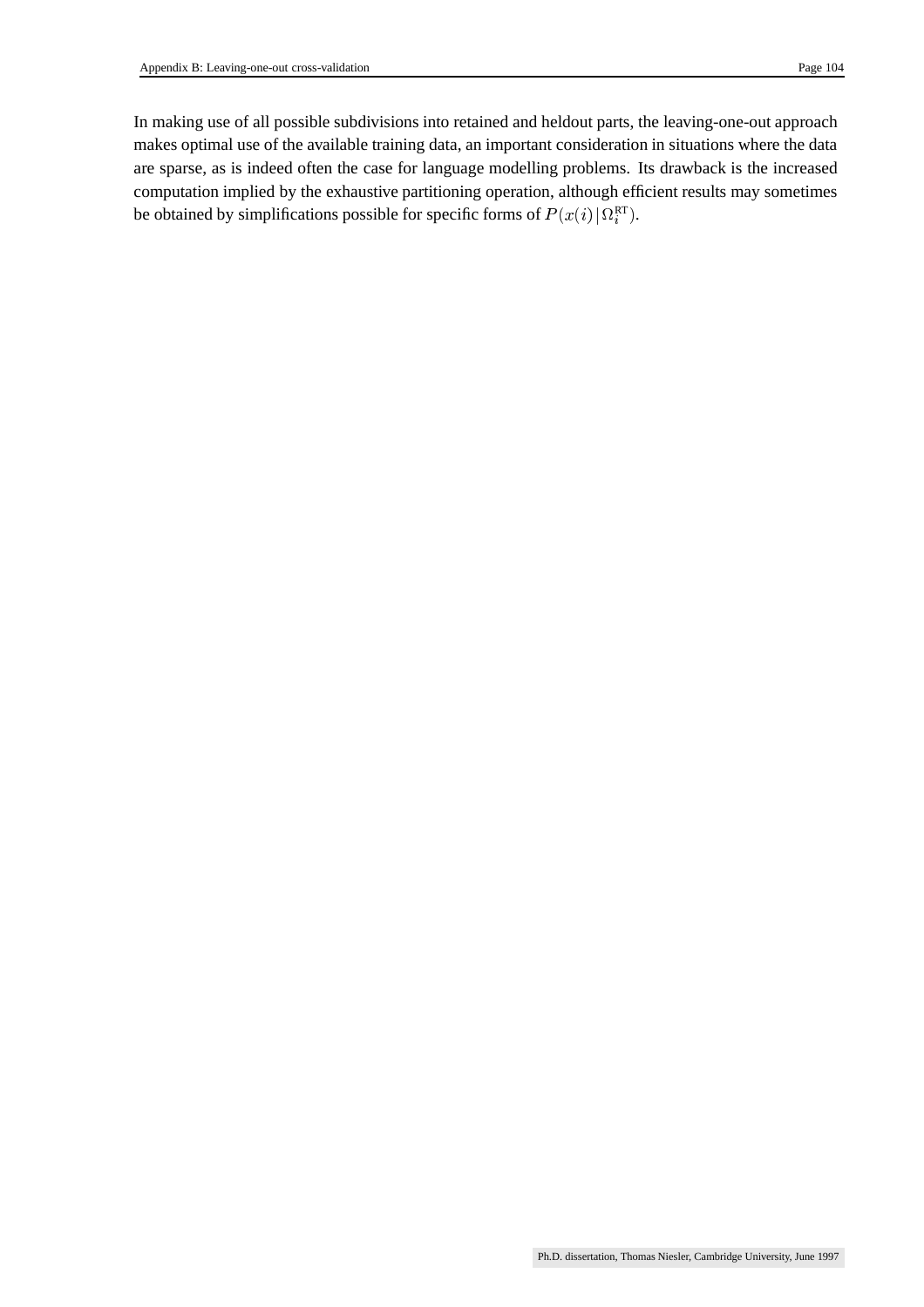In making use of all possible subdivisions into retained and heldout parts, the leaving-one-out approach makes optimal use of the available training data, an important consideration in situations where the data are sparse, as is indeed often the case for language modelling problems. Its drawback is the increased computation implied by the exhaustive partitioning operation, although efficient results may sometimes be obtained by simplifications possible for specific forms of $P(x(i)\,|\,\Omega_i^{\mathrm{RT}})$.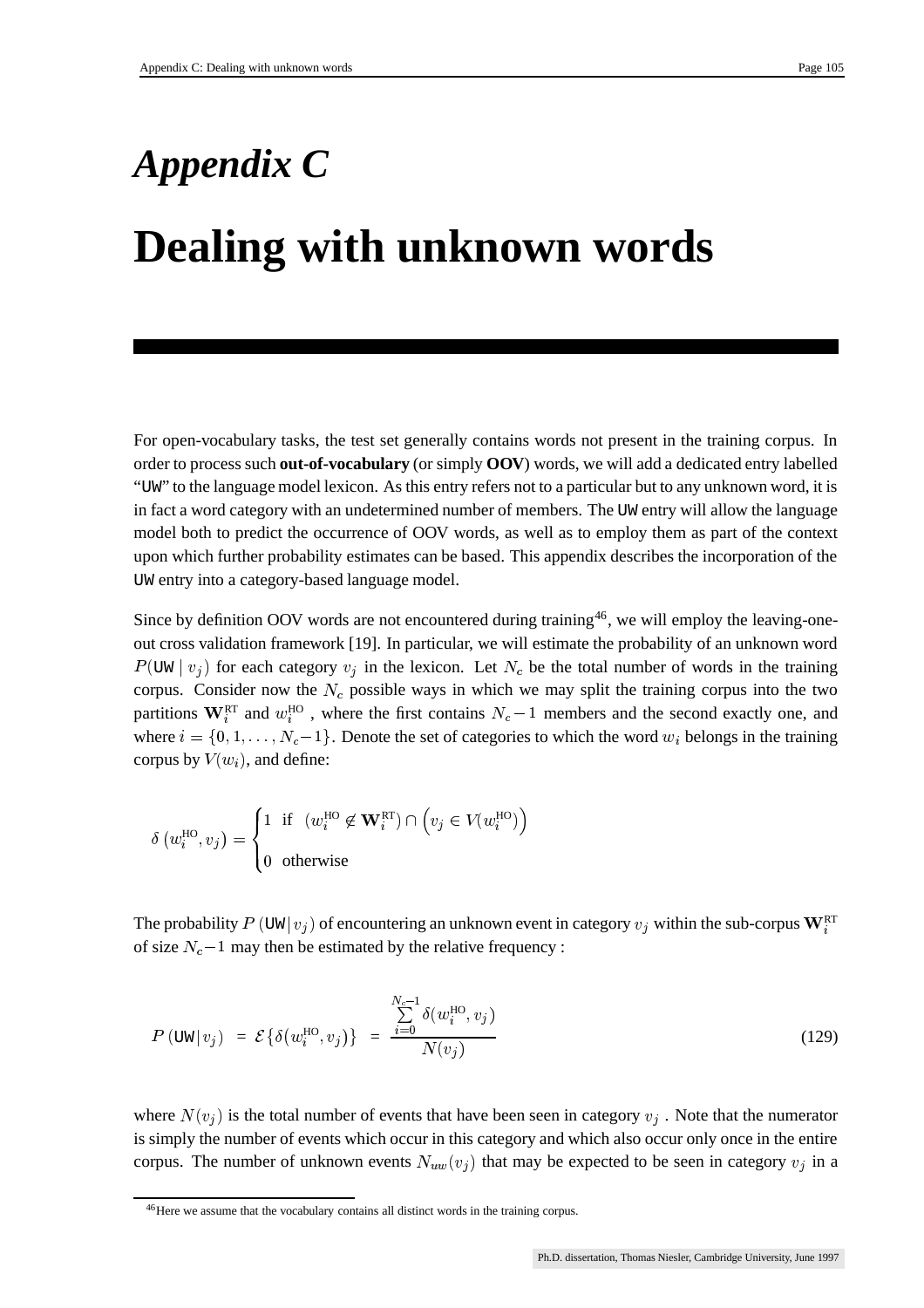# *Appendix C*

# Dealing with unknown words

For open-vocabulary tasks, the test set generally contains words not present in the training corpus. In order to process such **out-of-vocabulary** (or simply **OOV**) words, we will add a dedicated entry labelled "UW" to the language model lexicon. As this entry refers not to a particular but to any unknown word, it is in fact a word category with an undetermined number of members. The UW entry will allow the language model both to predict the occurrence of OOV words, as well as to employ them as part of the context upon which further probability estimates can be based. This appendix describes the incorporation of the UW entry into a category-based language model.

Since by definition OOV words are not encountered during training[46], we will employ the leaving-one-out cross validation framework [19]. In particular, we will estimate the probability of an unknown word $P(\text{UW} \mid v_j)$ for each category $v_j$ in the lexicon. Let $N_c$ be the total number of words in the training corpus. Consider now the $N_c$ possible ways in which we may split the training corpus into the two partitions $\mathbf{W}_i^{\text{RT}}$ and $w_i^{\text{HO}}$, where the first contains $N_c - 1$ members and the second exactly one, and where $i = \{0, 1, \ldots, N_c - 1\}$. Denote the set of categories to which the word $w_i$ belongs in the training corpus by $V(w_i)$, and define:

$$\delta\left(w_i^{\text{HO}}, v_j\right) = \begin{cases} 1 & \text{if } \;\; (w_i^{\text{HO}} \not\in \mathbf{W}_i^{\text{RT}}) \cap \left(v_j \in V(w_i^{\text{HO}})\right) \\ 0 & \text{otherwise} \end{cases}$$

The probability $P\left(\text{UW} | v_j\right)$ of encountering an unknown event in category $v_j$ within the sub-corpus $\mathbf{W}_i^{\text{RT}}$ of size $N_c - 1$ may then be estimated by the relative frequency :

$$P\left(\text{UW} | v_j\right) \;=\; \mathcal{E}\left\{\delta(w_i^{\text{HO}}, v_j)\right\} \;=\; \frac{\sum_{i=0}^{N_c - 1} \delta(w_i^{\text{HO}}, v_j)}{N(v_j)} \tag{129}$$

where $N(v_j)$ is the total number of events that have been seen in category $v_j$ . Note that the numerator is simply the number of events which occur in this category and which also occur only once in the entire corpus. The number of unknown events $N_{uw}(v_j)$ that may be expected to be seen in category $v_j$ in a

[46] Here we assume that the vocabulary contains all distinct words in the training corpus.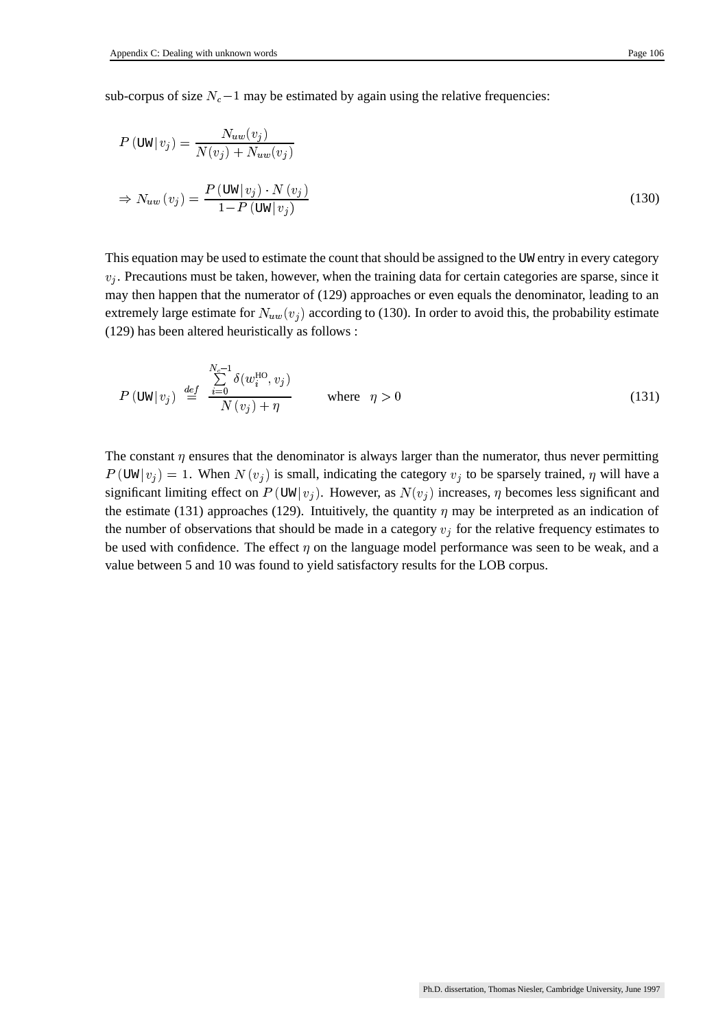sub-corpus of size $N_c - 1$ may be estimated by again using the relative frequencies:

$$P\left(\texttt{UW}|\, v_j\right) = \frac{N_{uw}(v_j)}{N(v_j) + N_{uw}(v_j)}$$

$$\Rightarrow N_{uw}\left(v_j\right) = \frac{P\left(\texttt{UW}|\, v_j\right) \cdot N\left(v_j\right)}{1 - P\left(\texttt{UW}|\, v_j\right)} \tag{130}$$

This equation may be used to estimate the count that should be assigned to the UW entry in every category $v_j$. Precautions must be taken, however, when the training data for certain categories are sparse, since it may then happen that the numerator of (129) approaches or even equals the denominator, leading to an extremely large estimate for $N_{uw}(v_j)$ according to (130). In order to avoid this, the probability estimate (129) has been altered heuristically as follows :

$$P\left(\texttt{UW}|\, v_j\right) \stackrel{def}{=} \frac{\sum_{i=0}^{N_c - 1} \delta(w_i^{\text{HO}}, v_j)}{N\left(v_j\right) + \eta} \qquad \text{where} \quad \eta > 0 \tag{131}$$

The constant $\eta$ ensures that the denominator is always larger than the numerator, thus never permitting $P\left(\texttt{UW}|\, v_j\right) = 1$. When $N\left(v_j\right)$ is small, indicating the category $v_j$ to be sparsely trained, $\eta$ will have a significant limiting effect on $P\left(\texttt{UW}|\, v_j\right)$. However, as $N(v_j)$ increases, $\eta$ becomes less significant and the estimate (131) approaches (129). Intuitively, the quantity $\eta$ may be interpreted as an indication of the number of observations that should be made in a category $v_j$ for the relative frequency estimates to be used with confidence. The effect $\eta$ on the language model performance was seen to be weak, and a value between 5 and 10 was found to yield satisfactory results for the LOB corpus.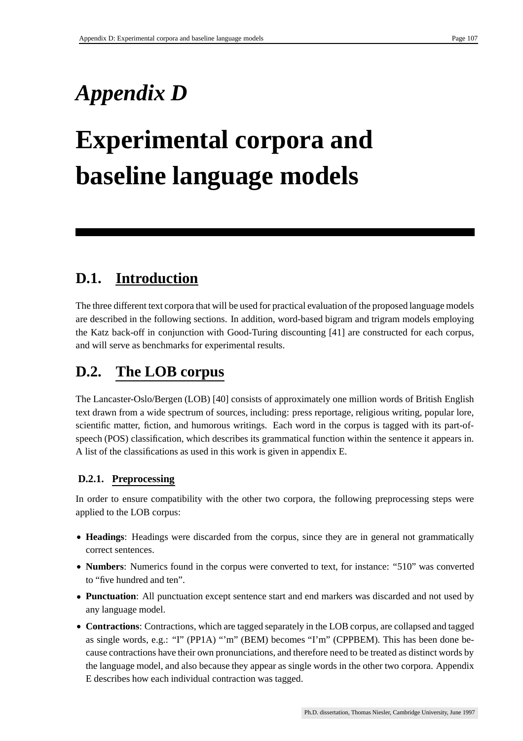# *Appendix D*

# Experimental corpora and baseline language models

## D.1. Introduction

The three different text corpora that will be used for practical evaluation of the proposed language models are described in the following sections. In addition, word-based bigram and trigram models employing the Katz back-off in conjunction with Good-Turing discounting [41] are constructed for each corpus, and will serve as benchmarks for experimental results.

## D.2. The LOB corpus

The Lancaster-Oslo/Bergen (LOB) [40] consists of approximately one million words of British English text drawn from a wide spectrum of sources, including: press reportage, religious writing, popular lore, scientific matter, fiction, and humorous writings. Each word in the corpus is tagged with its part-of-speech (POS) classification, which describes its grammatical function within the sentence it appears in. A list of the classifications as used in this work is given in appendix E.

### D.2.1. Preprocessing

In order to ensure compatibility with the other two corpora, the following preprocessing steps were applied to the LOB corpus:

- **Headings**: Headings were discarded from the corpus, since they are in general not grammatically correct sentences.
- **Numbers**: Numerics found in the corpus were converted to text, for instance: "510" was converted to "five hundred and ten".
- **Punctuation**: All punctuation except sentence start and end markers was discarded and not used by any language model.
- **Contractions**: Contractions, which are tagged separately in the LOB corpus, are collapsed and tagged as single words, e.g.: "I" (PP1A) "'m" (BEM) becomes "I'm" (CPPBEM). This has been done because contractions have their own pronunciations, and therefore need to be treated as distinct words by the language model, and also because they appear as single words in the other two corpora. Appendix E describes how each individual contraction was tagged.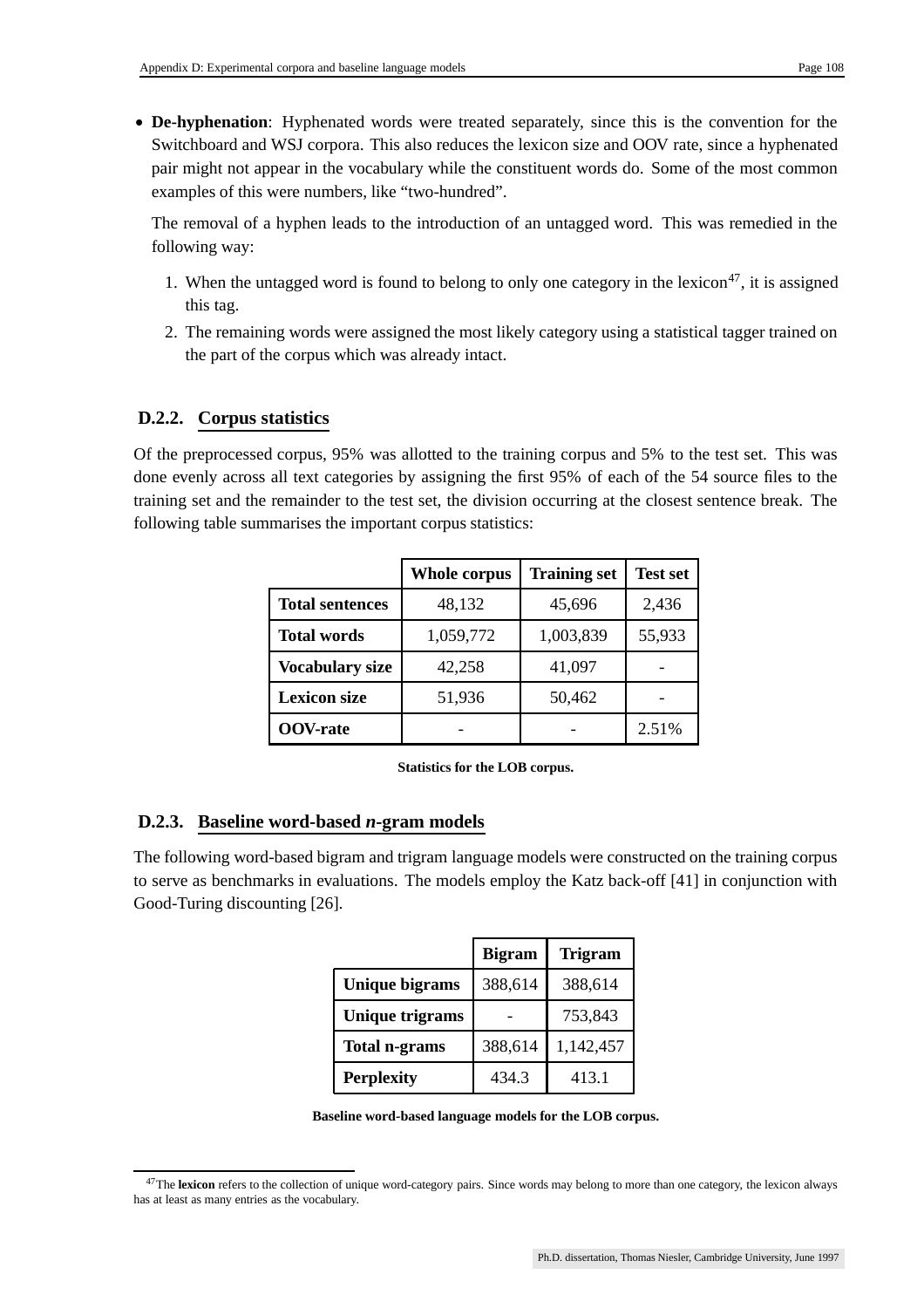- **De-hyphenation**: Hyphenated words were treated separately, since this is the convention for the Switchboard and WSJ corpora. This also reduces the lexicon size and OOV rate, since a hyphenated pair might not appear in the vocabulary while the constituent words do. Some of the most common examples of this were numbers, like "two-hundred".

  The removal of a hyphen leads to the introduction of an untagged word. This was remedied in the following way:

  1. When the untagged word is found to belong to only one category in the lexicon[47], it is assigned this tag.
  2. The remaining words were assigned the most likely category using a statistical tagger trained on the part of the corpus which was already intact.

### D.2.2. Corpus statistics

Of the preprocessed corpus, 95% was allotted to the training corpus and 5% to the test set. This was done evenly across all text categories by assigning the first 95% of each of the 54 source files to the training set and the remainder to the test set, the division occurring at the closest sentence break. The following table summarises the important corpus statistics:

| | **Whole corpus** | **Training set** | **Test set** |
|---|---|---|---|
| **Total sentences** | 48,132 | 45,696 | 2,436 |
| **Total words** | 1,059,772 | 1,003,839 | 55,933 |
| **Vocabulary size** | 42,258 | 41,097 | - |
| **Lexicon size** | 51,936 | 50,462 | - |
| **OOV-rate** | - | - | 2.51% |

**Statistics for the LOB corpus.**

### D.2.3. Baseline word-based *n*-gram models

The following word-based bigram and trigram language models were constructed on the training corpus to serve as benchmarks in evaluations. The models employ the Katz back-off [41] in conjunction with Good-Turing discounting [26].

| | **Bigram** | **Trigram** |
|---|---|---|
| **Unique bigrams** | 388,614 | 388,614 |
| **Unique trigrams** | - | 753,843 |
| **Total n-grams** | 388,614 | 1,142,457 |
| **Perplexity** | 434.3 | 413.1 |

**Baseline word-based language models for the LOB corpus.**

[47]The **lexicon** refers to the collection of unique word-category pairs. Since words may belong to more than one category, the lexicon always has at least as many entries as the vocabulary.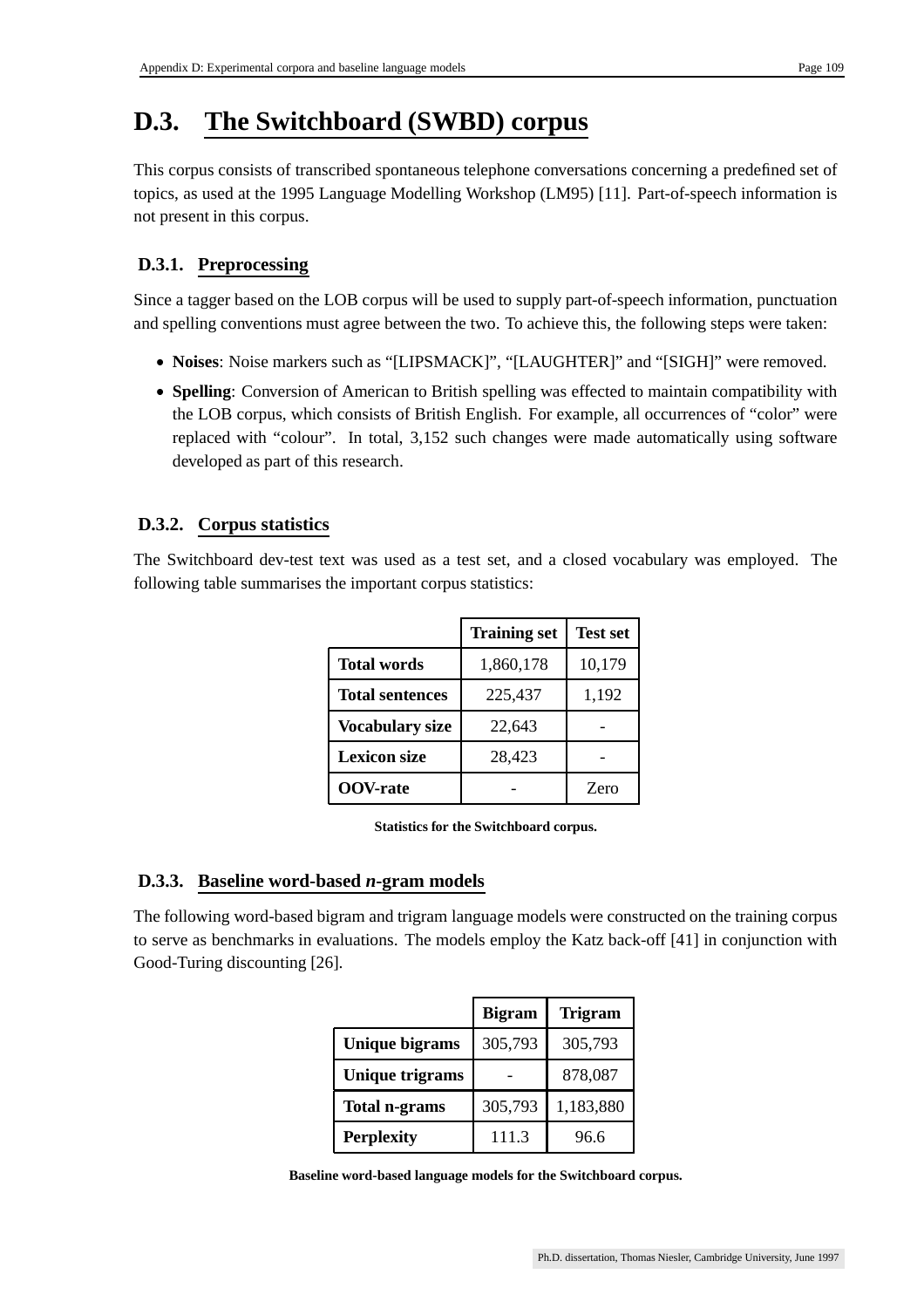# D.3. The Switchboard (SWBD) corpus

This corpus consists of transcribed spontaneous telephone conversations concerning a predefined set of topics, as used at the 1995 Language Modelling Workshop (LM95) [11]. Part-of-speech information is not present in this corpus.

## D.3.1. Preprocessing

Since a tagger based on the LOB corpus will be used to supply part-of-speech information, punctuation and spelling conventions must agree between the two. To achieve this, the following steps were taken:

- **Noises**: Noise markers such as "[LIPSMACK]", "[LAUGHTER]" and "[SIGH]" were removed.
- **Spelling**: Conversion of American to British spelling was effected to maintain compatibility with the LOB corpus, which consists of British English. For example, all occurrences of "color" were replaced with "colour". In total, 3,152 such changes were made automatically using software developed as part of this research.

## D.3.2. Corpus statistics

The Switchboard dev-test text was used as a test set, and a closed vocabulary was employed. The following table summarises the important corpus statistics:

| | Training set | Test set |
|---|---|---|
| **Total words** | 1,860,178 | 10,179 |
| **Total sentences** | 225,437 | 1,192 |
| **Vocabulary size** | 22,643 | - |
| **Lexicon size** | 28,423 | - |
| **OOV-rate** | - | Zero |

**Statistics for the Switchboard corpus.**

## D.3.3. Baseline word-based *n*-gram models

The following word-based bigram and trigram language models were constructed on the training corpus to serve as benchmarks in evaluations. The models employ the Katz back-off [41] in conjunction with Good-Turing discounting [26].

| | Bigram | Trigram |
|---|---|---|
| **Unique bigrams** | 305,793 | 305,793 |
| **Unique trigrams** | - | 878,087 |
| **Total n-grams** | 305,793 | 1,183,880 |
| **Perplexity** | 111.3 | 96.6 |

**Baseline word-based language models for the Switchboard corpus.**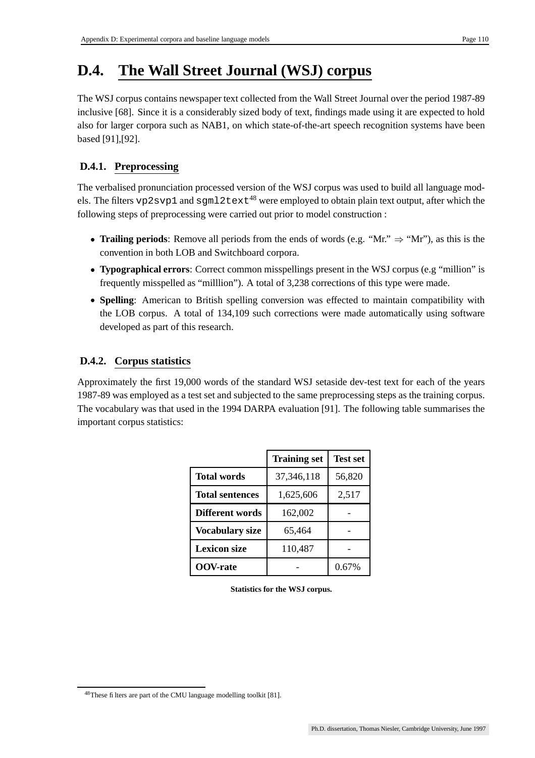# D.4. The Wall Street Journal (WSJ) corpus

The WSJ corpus contains newspaper text collected from the Wall Street Journal over the period 1987-89 inclusive [68]. Since it is a considerably sized body of text, findings made using it are expected to hold also for larger corpora such as NAB1, on which state-of-the-art speech recognition systems have been based [91],[92].

## D.4.1. Preprocessing

The verbalised pronunciation processed version of the WSJ corpus was used to build all language models. The filters `vp2svp1` and `sgml2text`[48] were employed to obtain plain text output, after which the following steps of preprocessing were carried out prior to model construction :

- **Trailing periods**: Remove all periods from the ends of words (e.g. "Mr." ⇒ "Mr"), as this is the convention in both LOB and Switchboard corpora.
- **Typographical errors**: Correct common misspellings present in the WSJ corpus (e.g "million" is frequently misspelled as "milllion"). A total of 3,238 corrections of this type were made.
- **Spelling**: American to British spelling conversion was effected to maintain compatibility with the LOB corpus. A total of 134,109 such corrections were made automatically using software developed as part of this research.

## D.4.2. Corpus statistics

Approximately the first 19,000 words of the standard WSJ setaside dev-test text for each of the years 1987-89 was employed as a test set and subjected to the same preprocessing steps as the training corpus. The vocabulary was that used in the 1994 DARPA evaluation [91]. The following table summarises the important corpus statistics:

| | **Training set** | **Test set** |
|---|---|---|
| **Total words** | 37,346,118 | 56,820 |
| **Total sentences** | 1,625,606 | 2,517 |
| **Different words** | 162,002 | - |
| **Vocabulary size** | 65,464 | - |
| **Lexicon size** | 110,487 | - |
| **OOV-rate** | - | 0.67% |

**Statistics for the WSJ corpus.**

[48] These filters are part of the CMU language modelling toolkit [81].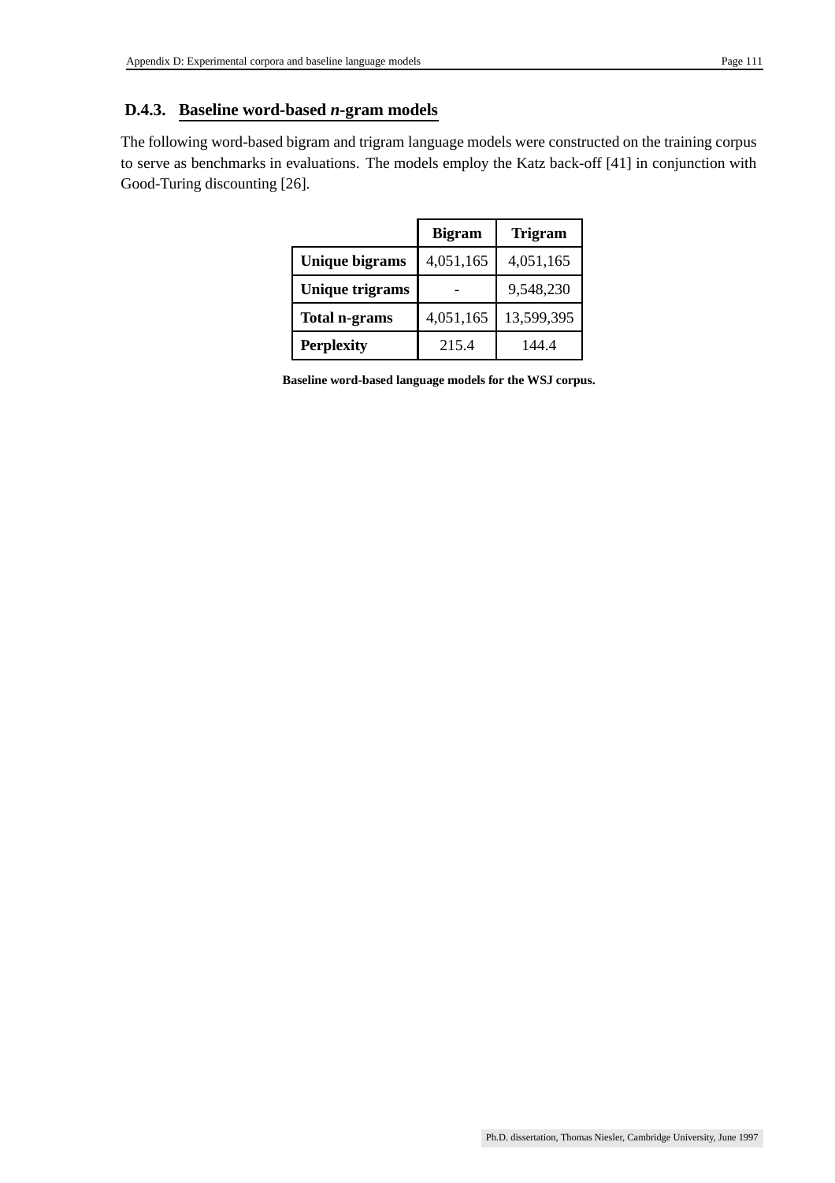### D.4.3. Baseline word-based *n*-gram models

The following word-based bigram and trigram language models were constructed on the training corpus to serve as benchmarks in evaluations. The models employ the Katz back-off [41] in conjunction with Good-Turing discounting [26].

| | Bigram | Trigram |
|---|---|---|
| **Unique bigrams** | 4,051,165 | 4,051,165 |
| **Unique trigrams** | - | 9,548,230 |
| **Total n-grams** | 4,051,165 | 13,599,395 |
| **Perplexity** | 215.4 | 144.4 |

**Baseline word-based language models for the WSJ corpus.**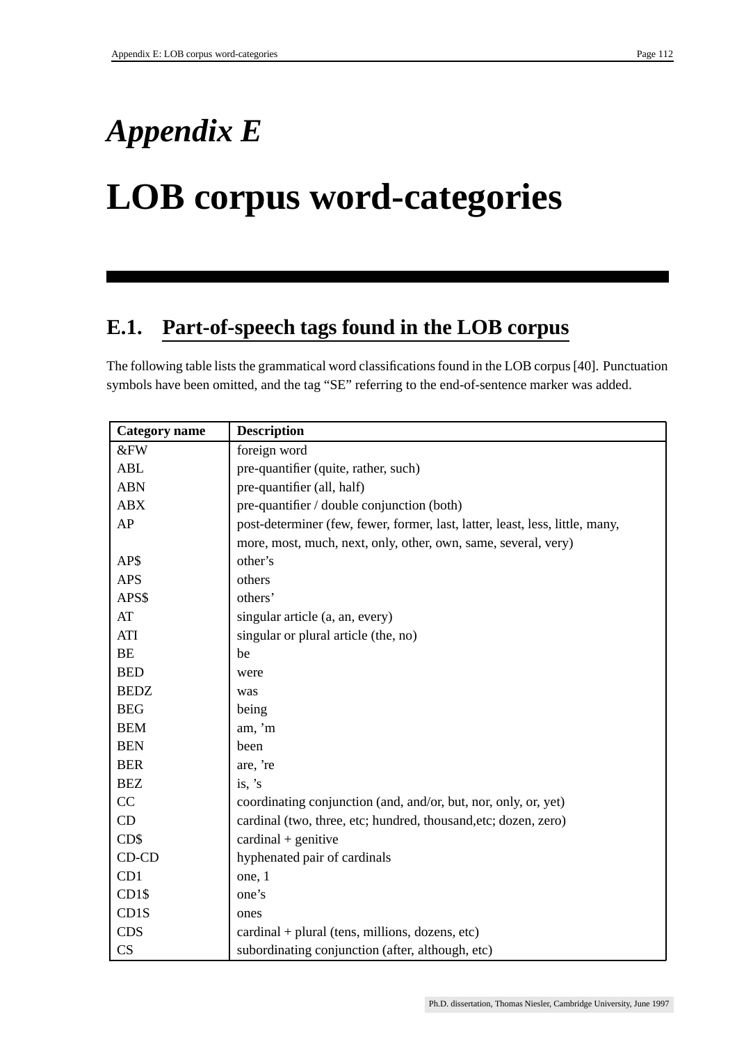# *Appendix E*

# LOB corpus word-categories

## E.1. Part-of-speech tags found in the LOB corpus

The following table lists the grammatical word classifications found in the LOB corpus [40]. Punctuation symbols have been omitted, and the tag "SE" referring to the end-of-sentence marker was added.

| Category name | Description |
|---|---|
| &FW | foreign word |
| ABL | pre-quantifier (quite, rather, such) |
| ABN | pre-quantifier (all, half) |
| ABX | pre-quantifier / double conjunction (both) |
| AP | post-determiner (few, fewer, former, last, latter, least, less, little, many, more, most, much, next, only, other, own, same, several, very) |
| AP$ | other's |
| APS | others |
| APS$ | others' |
| AT | singular article (a, an, every) |
| ATI | singular or plural article (the, no) |
| BE | be |
| BED | were |
| BEDZ | was |
| BEG | being |
| BEM | am, 'm |
| BEN | been |
| BER | are, 're |
| BEZ | is, 's |
| CC | coordinating conjunction (and, and/or, but, nor, only, or, yet) |
| CD | cardinal (two, three, etc; hundred, thousand,etc; dozen, zero) |
| CD$ | cardinal + genitive |
| CD-CD | hyphenated pair of cardinals |
| CD1 | one, 1 |
| CD1$ | one's |
| CD1S | ones |
| CDS | cardinal + plural (tens, millions, dozens, etc) |
| CS | subordinating conjunction (after, although, etc) |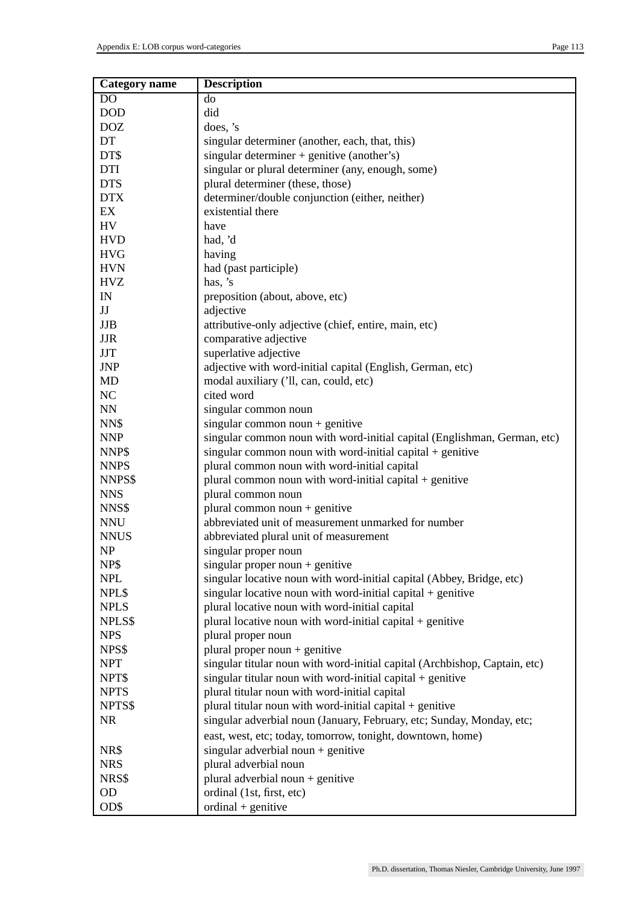| Category name | Description |
|---|---|
| DO | do |
| DOD | did |
| DOZ | does, ’s |
| DT | singular determiner (another, each, that, this) |
| DT$ | singular determiner + genitive (another’s) |
| DTI | singular or plural determiner (any, enough, some) |
| DTS | plural determiner (these, those) |
| DTX | determiner/double conjunction (either, neither) |
| EX | existential there |
| HV | have |
| HVD | had, ’d |
| HVG | having |
| HVN | had (past participle) |
| HVZ | has, ’s |
| IN | preposition (about, above, etc) |
| JJ | adjective |
| JJB | attributive-only adjective (chief, entire, main, etc) |
| JJR | comparative adjective |
| JJT | superlative adjective |
| JNP | adjective with word-initial capital (English, German, etc) |
| MD | modal auxiliary (’ll, can, could, etc) |
| NC | cited word |
| NN | singular common noun |
| NN$ | singular common noun + genitive |
| NNP | singular common noun with word-initial capital (Englishman, German, etc) |
| NNP$ | singular common noun with word-initial capital + genitive |
| NNPS | plural common noun with word-initial capital |
| NNPS$ | plural common noun with word-initial capital + genitive |
| NNS | plural common noun |
| NNS$ | plural common noun + genitive |
| NNU | abbreviated unit of measurement unmarked for number |
| NNUS | abbreviated plural unit of measurement |
| NP | singular proper noun |
| NP$ | singular proper noun + genitive |
| NPL | singular locative noun with word-initial capital (Abbey, Bridge, etc) |
| NPL$ | singular locative noun with word-initial capital + genitive |
| NPLS | plural locative noun with word-initial capital |
| NPLS$ | plural locative noun with word-initial capital + genitive |
| NPS | plural proper noun |
| NPS$ | plural proper noun + genitive |
| NPT | singular titular noun with word-initial capital (Archbishop, Captain, etc) |
| NPT$ | singular titular noun with word-initial capital + genitive |
| NPTS | plural titular noun with word-initial capital |
| NPTS$ | plural titular noun with word-initial capital + genitive |
| NR | singular adverbial noun (January, February, etc; Sunday, Monday, etc; east, west, etc; today, tomorrow, tonight, downtown, home) |
| NR$ | singular adverbial noun + genitive |
| NRS | plural adverbial noun |
| NRS$ | plural adverbial noun + genitive |
| OD | ordinal (1st, first, etc) |
| OD$ | ordinal + genitive |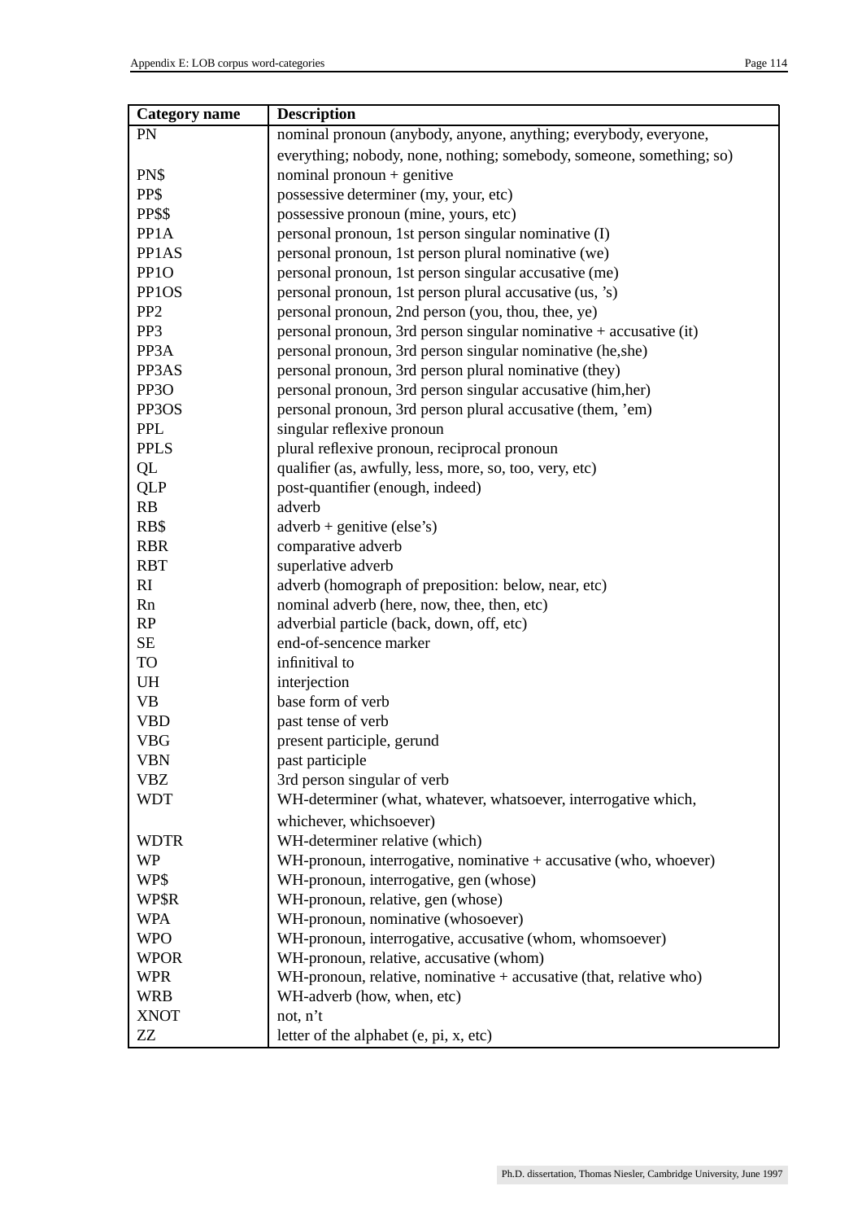| Category name | Description |
|---|---|
| PN | nominal pronoun (anybody, anyone, anything; everybody, everyone, everything; nobody, none, nothing; somebody, someone, something; so) |
| PN$ | nominal pronoun + genitive |
| PP$ | possessive determiner (my, your, etc) |
| PP$$ | possessive pronoun (mine, yours, etc) |
| PP1A | personal pronoun, 1st person singular nominative (I) |
| PP1AS | personal pronoun, 1st person plural nominative (we) |
| PP1O | personal pronoun, 1st person singular accusative (me) |
| PP1OS | personal pronoun, 1st person plural accusative (us, 's) |
| PP2 | personal pronoun, 2nd person (you, thou, thee, ye) |
| PP3 | personal pronoun, 3rd person singular nominative + accusative (it) |
| PP3A | personal pronoun, 3rd person singular nominative (he,she) |
| PP3AS | personal pronoun, 3rd person plural nominative (they) |
| PP3O | personal pronoun, 3rd person singular accusative (him,her) |
| PP3OS | personal pronoun, 3rd person plural accusative (them, 'em) |
| PPL | singular reflexive pronoun |
| PPLS | plural reflexive pronoun, reciprocal pronoun |
| QL | qualifier (as, awfully, less, more, so, too, very, etc) |
| QLP | post-quantifier (enough, indeed) |
| RB | adverb |
| RB$ | adverb + genitive (else's) |
| RBR | comparative adverb |
| RBT | superlative adverb |
| RI | adverb (homograph of preposition: below, near, etc) |
| Rn | nominal adverb (here, now, thee, then, etc) |
| RP | adverbial particle (back, down, off, etc) |
| SE | end-of-sencence marker |
| TO | infinitival to |
| UH | interjection |
| VB | base form of verb |
| VBD | past tense of verb |
| VBG | present participle, gerund |
| VBN | past participle |
| VBZ | 3rd person singular of verb |
| WDT | WH-determiner (what, whatever, whatsoever, interrogative which, whichever, whichsoever) |
| WDTR | WH-determiner relative (which) |
| WP | WH-pronoun, interrogative, nominative + accusative (who, whoever) |
| WP$ | WH-pronoun, interrogative, gen (whose) |
| WP$R | WH-pronoun, relative, gen (whose) |
| WPA | WH-pronoun, nominative (whosoever) |
| WPO | WH-pronoun, interrogative, accusative (whom, whomsoever) |
| WPOR | WH-pronoun, relative, accusative (whom) |
| WPR | WH-pronoun, relative, nominative + accusative (that, relative who) |
| WRB | WH-adverb (how, when, etc) |
| XNOT | not, n't |
| ZZ | letter of the alphabet (e, pi, x, etc) |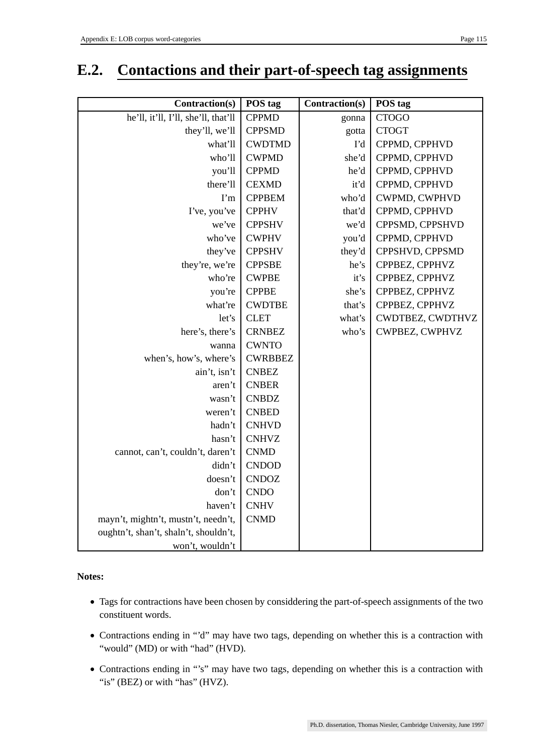## E.2. Contactions and their part-of-speech tag assignments

| Contraction(s) | POS tag | Contraction(s) | POS tag |
|---|---|---|---|
| he'll, it'll, I'll, she'll, that'll | CPPMD | gonna | CTOGO |
| they'll, we'll | CPPSMD | gotta | CTOGT |
| what'll | CWDTMD | I'd | CPPMD, CPPHVD |
| who'll | CWPMD | she'd | CPPMD, CPPHVD |
| you'll | CPPMD | he'd | CPPMD, CPPHVD |
| there'll | CEXMD | it'd | CPPMD, CPPHVD |
| I'm | CPPBEM | who'd | CWPMD, CWPHVD |
| I've, you've | CPPHV | that'd | CPPMD, CPPHVD |
| we've | CPPSHV | we'd | CPPSMD, CPPSHVD |
| who've | CWPHV | you'd | CPPMD, CPPHVD |
| they've | CPPSHV | they'd | CPPSHVD, CPPSMD |
| they're, we're | CPPSBE | he's | CPPBEZ, CPPHVZ |
| who're | CWPBE | it's | CPPBEZ, CPPHVZ |
| you're | CPPBE | she's | CPPBEZ, CPPHVZ |
| what're | CWDTBE | that's | CPPBEZ, CPPHVZ |
| let's | CLET | what's | CWDTBEZ, CWDTHVZ |
| here's, there's | CRNBEZ | who's | CWPBEZ, CWPHVZ |
| wanna | CWNTO | | |
| when's, how's, where's | CWRBBEZ | | |
| ain't, isn't | CNBEZ | | |
| aren't | CNBER | | |
| wasn't | CNBDZ | | |
| weren't | CNBED | | |
| hadn't | CNHVD | | |
| hasn't | CNHVZ | | |
| cannot, can't, couldn't, daren't | CNMD | | |
| didn't | CNDOD | | |
| doesn't | CNDOZ | | |
| don't | CNDO | | |
| haven't | CNHV | | |
| mayn't, mightn't, mustn't, needn't, oughtn't, shan't, shaln't, shouldn't, won't, wouldn't | CNMD | | |

**Notes:**

- Tags for contractions have been chosen by considdering the part-of-speech assignments of the two constituent words.
- Contractions ending in "'d" may have two tags, depending on whether this is a contraction with "would" (MD) or with "had" (HVD).
- Contractions ending in "'s" may have two tags, depending on whether this is a contraction with "is" (BEZ) or with "has" (HVZ).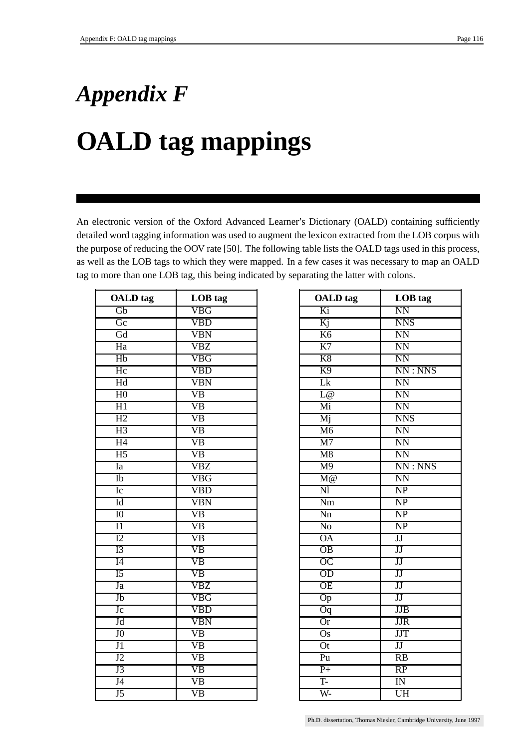# *Appendix F*

# OALD tag mappings

An electronic version of the Oxford Advanced Learner's Dictionary (OALD) containing sufficiently detailed word tagging information was used to augment the lexicon extracted from the LOB corpus with the purpose of reducing the OOV rate [50]. The following table lists the OALD tags used in this process, as well as the LOB tags to which they were mapped. In a few cases it was necessary to map an OALD tag to more than one LOB tag, this being indicated by separating the latter with colons.

| OALD tag | LOB tag |
|---|---|
| Gb | VBG |
| Gc | VBD |
| Gd | VBN |
| Ha | VBZ |
| Hb | VBG |
| Hc | VBD |
| Hd | VBN |
| H0 | VB |
| H1 | VB |
| H2 | VB |
| H3 | VB |
| H4 | VB |
| H5 | VB |
| Ia | VBZ |
| Ib | VBG |
| Ic | VBD |
| Id | VBN |
| I0 | VB |
| I1 | VB |
| I2 | VB |
| I3 | VB |
| I4 | VB |
| I5 | VB |
| Ja | VBZ |
| Jb | VBG |
| Jc | VBD |
| Jd | VBN |
| J0 | VB |
| J1 | VB |
| J2 | VB |
| J3 | VB |
| J4 | VB |
| J5 | VB |

| OALD tag | LOB tag |
|---|---|
| Ki | NN |
| Kj | NNS |
| K6 | NN |
| K7 | NN |
| K8 | NN |
| K9 | NN : NNS |
| Lk | NN |
| L@ | NN |
| Mi | NN |
| Mj | NNS |
| M6 | NN |
| M7 | NN |
| M8 | NN |
| M9 | NN : NNS |
| M@ | NN |
| Nl | NP |
| Nm | NP |
| Nn | NP |
| No | NP |
| OA | JJ |
| OB | JJ |
| OC | JJ |
| OD | JJ |
| OE | JJ |
| Op | JJ |
| Oq | JJB |
| Or | JJR |
| Os | JJT |
| Ot | JJ |
| Pu | RB |
| P+ | RP |
| T- | IN |
| W- | UH |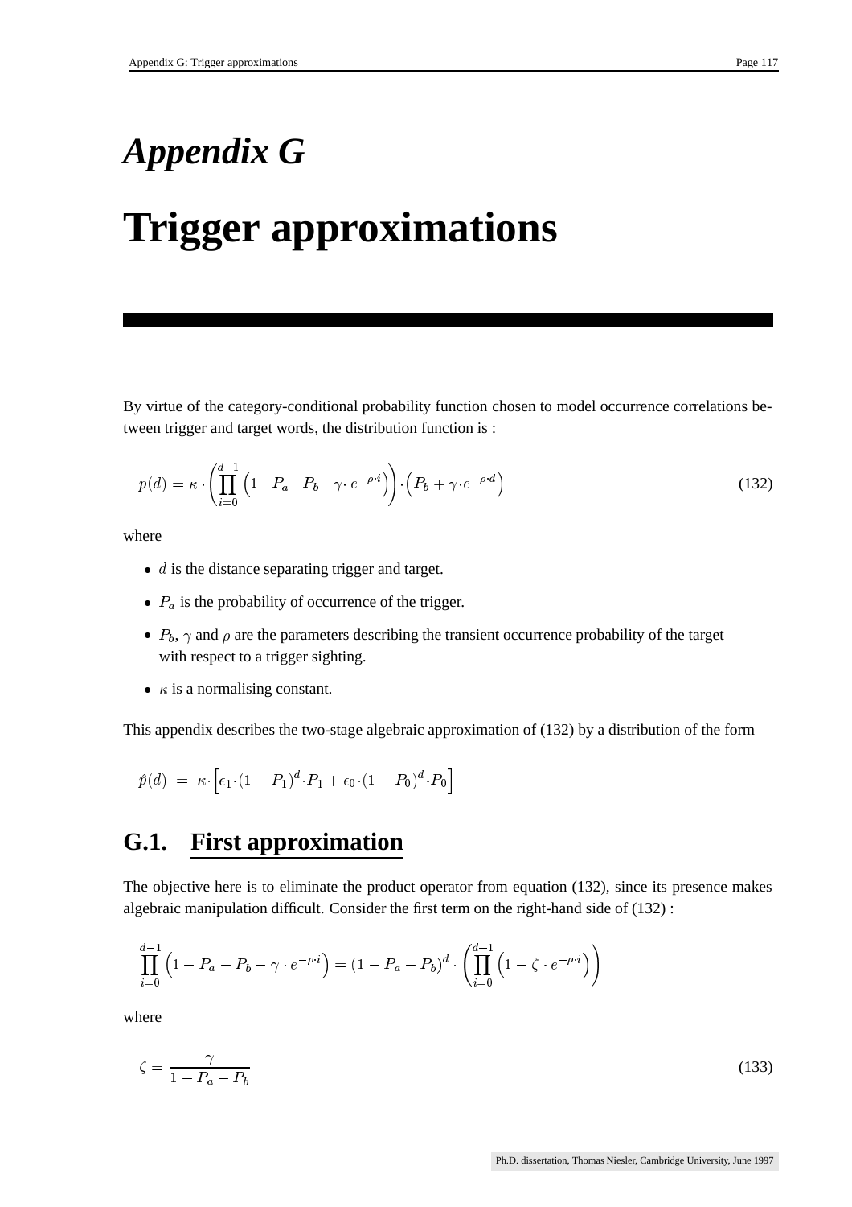# *Appendix G*

# Trigger approximations

By virtue of the category-conditional probability function chosen to model occurrence correlations between trigger and target words, the distribution function is :

$$p(d) = \kappa \cdot \left( \prod_{i=0}^{d-1} \left( 1 - P_a - P_b - \gamma \cdot e^{-\rho \cdot i} \right) \right) \cdot \left( P_b + \gamma \cdot e^{-\rho \cdot d} \right) \tag{132}$$

where

- $d$ is the distance separating trigger and target.
- $P_a$ is the probability of occurrence of the trigger.
- $P_b$, $\gamma$ and $\rho$ are the parameters describing the transient occurrence probability of the target with respect to a trigger sighting.
- $\kappa$ is a normalising constant.

This appendix describes the two-stage algebraic approximation of (132) by a distribution of the form

$$\hat{p}(d) \;=\; \kappa \cdot \left[ \epsilon_1 \cdot (1 - P_1)^d \cdot P_1 + \epsilon_0 \cdot (1 - P_0)^d \cdot P_0 \right]$$

## G.1. First approximation

The objective here is to eliminate the product operator from equation (132), since its presence makes algebraic manipulation difficult. Consider the first term on the right-hand side of (132) :

$$\prod_{i=0}^{d-1} \left( 1 - P_a - P_b - \gamma \cdot e^{-\rho \cdot i} \right) = (1 - P_a - P_b)^d \cdot \left( \prod_{i=0}^{d-1} \left( 1 - \zeta \cdot e^{-\rho \cdot i} \right) \right)$$

where

$$\zeta = \frac{\gamma}{1 - P_a - P_b} \tag{133}$$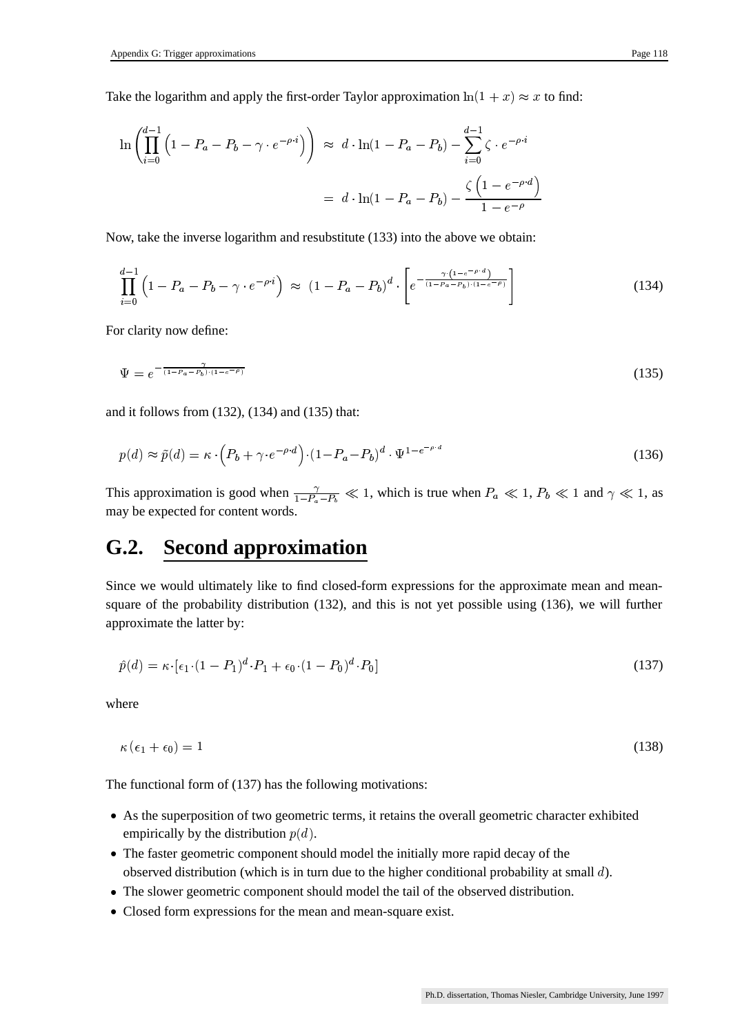Take the logarithm and apply the first-order Taylor approximation $\ln(1+x) \approx x$ to find:

$$\ln\left(\prod_{i=0}^{d-1}\left(1 - P_a - P_b - \gamma \cdot e^{-\rho \cdot i}\right)\right) \approx d \cdot \ln(1 - P_a - P_b) - \sum_{i=0}^{d-1} \zeta \cdot e^{-\rho \cdot i}$$

$$= d \cdot \ln(1 - P_a - P_b) - \frac{\zeta\left(1 - e^{-\rho \cdot d}\right)}{1 - e^{-\rho}}$$

Now, take the inverse logarithm and resubstitute (133) into the above we obtain:

$$\prod_{i=0}^{d-1}\left(1 - P_a - P_b - \gamma \cdot e^{-\rho i}\right) \approx (1 - P_a - P_b)^d \cdot \left[e^{-\frac{\gamma \cdot \left(1 - e^{-\rho \cdot d}\right)}{(1 - P_a - P_b) \cdot (1 - e^{-\rho})}}\right] \tag{134}$$

For clarity now define:

$$\Psi = e^{-\frac{\gamma}{(1 - P_a - P_b) \cdot (1 - e^{-\rho})}} \tag{135}$$

and it follows from (132), (134) and (135) that:

$$p(d) \approx \tilde{p}(d) = \kappa \cdot \left(P_b + \gamma \cdot e^{-\rho \cdot d}\right) \cdot (1 - P_a - P_b)^d \cdot \Psi^{1 - e^{-\rho \cdot d}} \tag{136}$$

This approximation is good when $\frac{\gamma}{1 - P_a - P_b} \ll 1$, which is true when $P_a \ll 1$, $P_b \ll 1$ and $\gamma \ll 1$, as may be expected for content words.

## G.2. Second approximation

Since we would ultimately like to find closed-form expressions for the approximate mean and mean-square of the probability distribution (132), and this is not yet possible using (136), we will further approximate the latter by:

$$\hat{p}(d) = \kappa \cdot \left[\epsilon_1 \cdot (1 - P_1)^d \cdot P_1 + \epsilon_0 \cdot (1 - P_0)^d \cdot P_0\right] \tag{137}$$

where

$$\kappa\left(\epsilon_1 + \epsilon_0\right) = 1 \tag{138}$$

The functional form of (137) has the following motivations:

- As the superposition of two geometric terms, it retains the overall geometric character exhibited empirically by the distribution $p(d)$.
- The faster geometric component should model the initially more rapid decay of the observed distribution (which is in turn due to the higher conditional probability at small $d$).
- The slower geometric component should model the tail of the observed distribution.
- Closed form expressions for the mean and mean-square exist.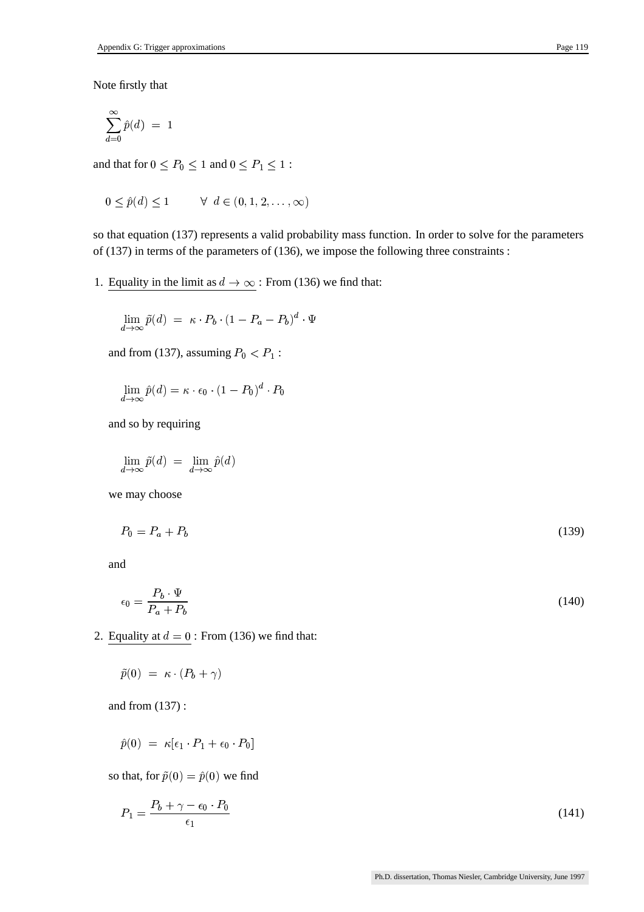Note firstly that

$$\sum_{d=0}^{\infty} \hat{p}(d) \;=\; 1$$

and that for $0 \leq P_0 \leq 1$ and $0 \leq P_1 \leq 1$ :

$$0 \leq \hat{p}(d) \leq 1 \qquad \forall \;\; d \in (0, 1, 2, \ldots, \infty)$$

so that equation (137) represents a valid probability mass function. In order to solve for the parameters of (137) in terms of the parameters of (136), we impose the following three constraints :

1. Equality in the limit as $d \to \infty$ : From (136) we find that:

   $$\lim_{d\to\infty} \tilde{p}(d) \;=\; \kappa \cdot P_b \cdot (1 - P_a - P_b)^d \cdot \Psi$$

   and from (137), assuming $P_0 < P_1$ :

   $$\lim_{d\to\infty} \hat{p}(d) = \kappa \cdot \epsilon_0 \cdot (1 - P_0)^d \cdot P_0$$

   and so by requiring

   $$\lim_{d\to\infty} \tilde{p}(d) \;=\; \lim_{d\to\infty} \hat{p}(d)$$

   we may choose

   $$P_0 = P_a + P_b \tag{139}$$

   and

   $$\epsilon_0 = \frac{P_b \cdot \Psi}{P_a + P_b} \tag{140}$$

2. Equality at $d = 0$ : From (136) we find that:

   $$\tilde{p}(0) \;=\; \kappa \cdot (P_b + \gamma)$$

   and from (137) :

   $$\hat{p}(0) \;=\; \kappa[\epsilon_1 \cdot P_1 + \epsilon_0 \cdot P_0]$$

   so that, for $\tilde{p}(0) = \hat{p}(0)$ we find

   $$P_1 = \frac{P_b + \gamma - \epsilon_0 \cdot P_0}{\epsilon_1} \tag{141}$$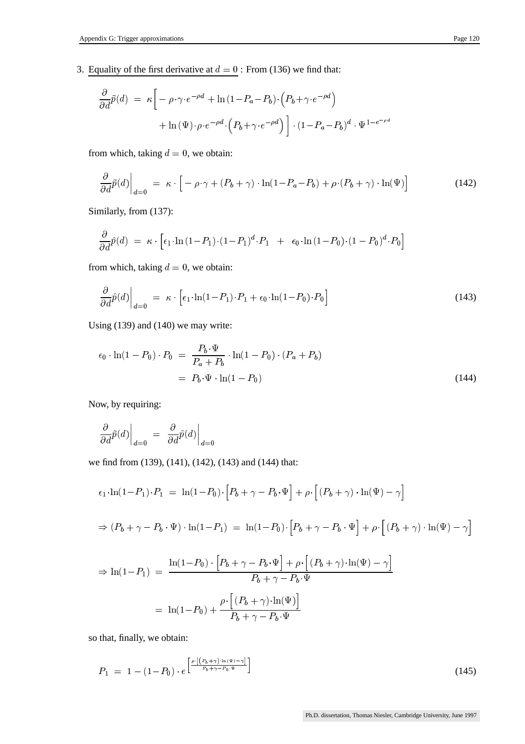3. Equality of the first derivative at $d = 0$ : From (136) we find that:

$$\frac{\partial}{\partial d}\tilde{p}(d) \;=\; \kappa\Big[-\rho\cdot\gamma\cdot e^{-\rho d} + \ln(1-P_a-P_b)\cdot\Big(P_b+\gamma\cdot e^{-\rho d}\Big) + \ln(\Psi)\cdot\rho\cdot e^{-\rho d}\cdot\Big(P_b+\gamma\cdot e^{-\rho d}\Big)\Big]\cdot(1-P_a-P_b)^d\cdot\Psi^{1-e^{-\rho d}}$$

from which, taking $d = 0$, we obtain:

$$\frac{\partial}{\partial d}\tilde{p}(d)\Big|_{d=0} \;=\; \kappa\cdot\Big[-\rho\cdot\gamma + (P_b+\gamma)\cdot\ln(1-P_a-P_b) + \rho\cdot(P_b+\gamma)\cdot\ln(\Psi)\Big] \tag{142}$$

Similarly, from (137):

$$\frac{\partial}{\partial d}\hat{p}(d) \;=\; \kappa\cdot\Big[\epsilon_1\cdot\ln(1-P_1)\cdot(1-P_1)^d\cdot P_1 \;+\; \epsilon_0\cdot\ln(1-P_0)\cdot(1-P_0)^d\cdot P_0\Big]$$

from which, taking $d = 0$, we obtain:

$$\frac{\partial}{\partial d}\hat{p}(d)\Big|_{d=0} \;=\; \kappa\cdot\Big[\epsilon_1\cdot\ln(1-P_1)\cdot P_1 + \epsilon_0\cdot\ln(1-P_0)\cdot P_0\Big] \tag{143}$$

Using (139) and (140) we may write:

$$\begin{aligned}\epsilon_0\cdot\ln(1-P_0)\cdot P_0 \;&=\; \frac{P_b\cdot\Psi}{P_a+P_b}\cdot\ln(1-P_0)\cdot(P_a+P_b)\\ &=\; P_b\cdot\Psi\cdot\ln(1-P_0)\end{aligned} \tag{144}$$

Now, by requiring:

$$\frac{\partial}{\partial d}\tilde{p}(d)\Big|_{d=0} \;=\; \frac{\partial}{\partial d}\hat{p}(d)\Big|_{d=0}$$

we find from (139), (141), (142), (143) and (144) that:

$$\epsilon_1\cdot\ln(1-P_1)\cdot P_1 \;=\; \ln(1-P_0)\cdot\Big[P_b+\gamma-P_b\cdot\Psi\Big] + \rho\cdot\Big[(P_b+\gamma)\cdot\ln(\Psi)-\gamma\Big]$$

$$\Rightarrow (P_b+\gamma-P_b\cdot\Psi)\cdot\ln(1-P_1) \;=\; \ln(1-P_0)\cdot\Big[P_b+\gamma-P_b\cdot\Psi\Big] + \rho\cdot\Big[(P_b+\gamma)\cdot\ln(\Psi)-\gamma\Big]$$

$$\begin{aligned}\Rightarrow \ln(1-P_1) \;&=\; \frac{\ln(1-P_0)\cdot\Big[P_b+\gamma-P_b\cdot\Psi\Big] + \rho\cdot\Big[(P_b+\gamma)\cdot\ln(\Psi)-\gamma\Big]}{P_b+\gamma-P_b\cdot\Psi}\\ &=\; \ln(1-P_0) + \frac{\rho\cdot\Big[(P_b+\gamma)\cdot\ln(\Psi)\Big]}{P_b+\gamma-P_b\cdot\Psi}\end{aligned}$$

so that, finally, we obtain:

$$P_1 \;=\; 1-(1-P_0)\cdot e^{\left[\frac{\rho\cdot\left[\left(P_b+\gamma\right)\cdot\ln(\Psi)-\gamma\right]}{P_b+\gamma-P_b\cdot\Psi}\right]} \tag{145}$$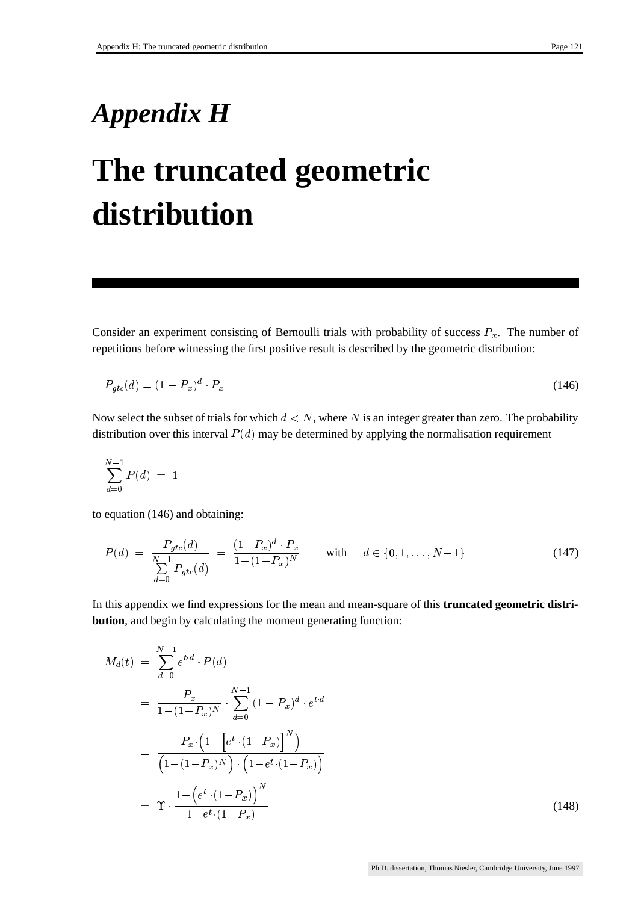# *Appendix H*

# The truncated geometric distribution

Consider an experiment consisting of Bernoulli trials with probability of success $P_x$. The number of repetitions before witnessing the first positive result is described by the geometric distribution:

$$P_{gtc}(d) = (1 - P_x)^d \cdot P_x \tag{146}$$

Now select the subset of trials for which $d < N$, where $N$ is an integer greater than zero. The probability distribution over this interval $P(d)$ may be determined by applying the normalisation requirement

$$\sum_{d=0}^{N-1} P(d) \;=\; 1$$

to equation (146) and obtaining:

$$P(d) \;=\; \frac{P_{gtc}(d)}{\sum_{d=0}^{N-1} P_{gtc}(d)} \;=\; \frac{(1-P_x)^d \cdot P_x}{1-(1-P_x)^N} \qquad \text{with} \quad d \in \{0, 1, \ldots, N-1\} \tag{147}$$

In this appendix we find expressions for the mean and mean-square of this **truncated geometric distribution**, and begin by calculating the moment generating function:

$$\begin{aligned}
M_d(t) \;&=\; \sum_{d=0}^{N-1} e^{t \cdot d} \cdot P(d) \\
&=\; \frac{P_x}{1-(1-P_x)^N} \cdot \sum_{d=0}^{N-1} (1 - P_x)^d \cdot e^{t \cdot d} \\
&=\; \frac{P_x \cdot \left(1 - \left[e^t \cdot (1-P_x)\right]^N\right)}{\left(1-(1-P_x)^N\right) \cdot \left(1 - e^t \cdot (1-P_x)\right)} \\
&=\; \Upsilon \cdot \frac{1 - \left(e^t \cdot (1-P_x)\right)^N}{1 - e^t \cdot (1-P_x)}
\end{aligned} \tag{148}$$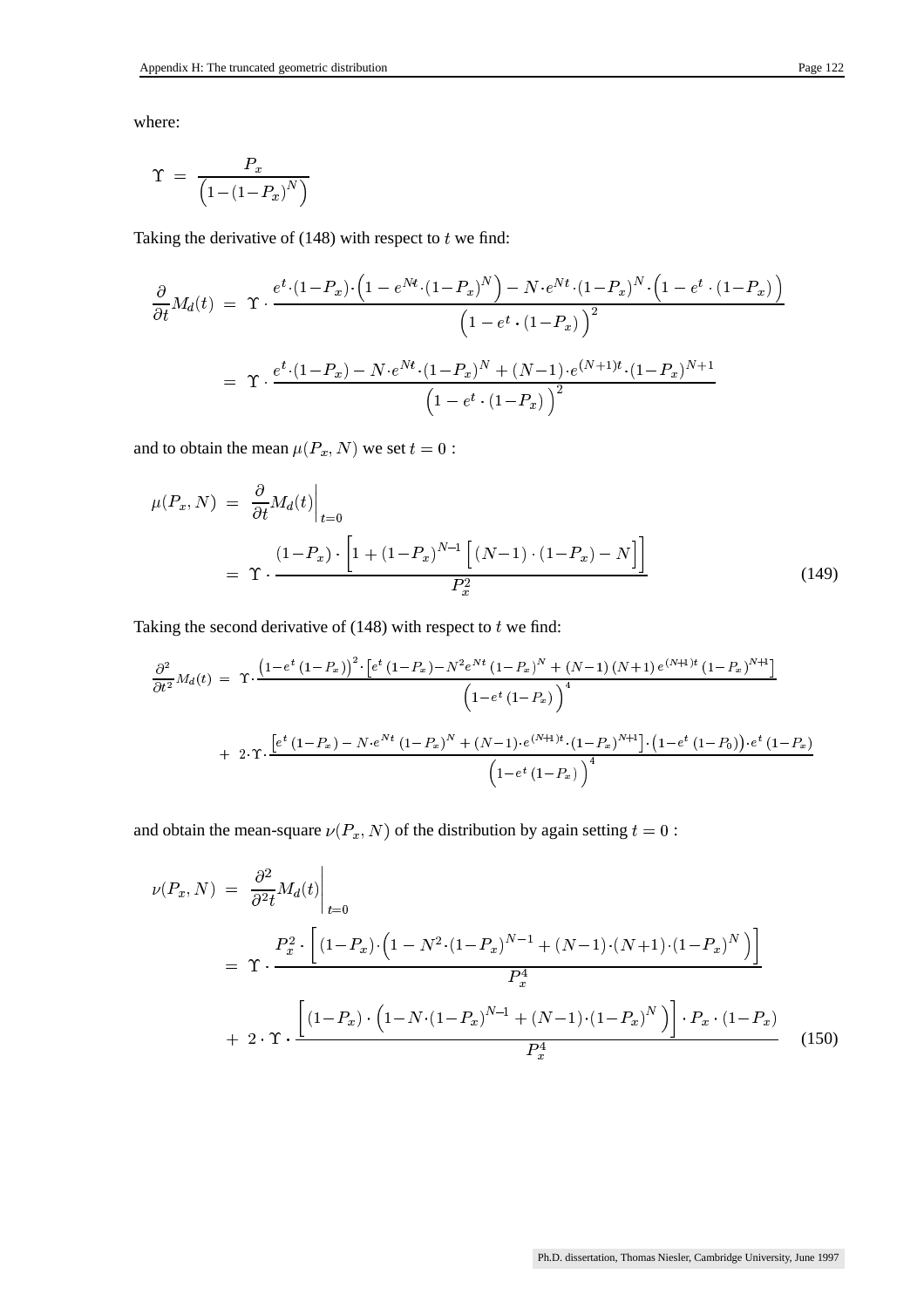where:

$$\Upsilon = \frac{P_x}{\left(1-(1-P_x)^N\right)}$$

Taking the derivative of (148) with respect to $t$ we find:

$$\begin{aligned}
\frac{\partial}{\partial t} M_d(t) &= \Upsilon \cdot \frac{e^t \cdot (1-P_x) \cdot \left(1 - e^{Nt} \cdot (1-P_x)^N\right) - N \cdot e^{Nt} \cdot (1-P_x)^N \cdot \left(1 - e^t \cdot (1-P_x)\right)}{\left(1 - e^t \cdot (1-P_x)\right)^2} \\
&= \Upsilon \cdot \frac{e^t \cdot (1-P_x) - N \cdot e^{Nt} \cdot (1-P_x)^N + (N-1) \cdot e^{(N+1)t} \cdot (1-P_x)^{N+1}}{\left(1 - e^t \cdot (1-P_x)\right)^2}
\end{aligned}$$

and to obtain the mean $\mu(P_x, N)$ we set $t = 0$ :

$$\begin{aligned}
\mu(P_x, N) &= \left.\frac{\partial}{\partial t} M_d(t)\right|_{t=0} \\
&= \Upsilon \cdot \frac{(1-P_x) \cdot \left[1 + (1-P_x)^{N-1} \left[(N-1) \cdot (1-P_x) - N\right]\right]}{P_x^2} \qquad (149)
\end{aligned}$$

Taking the second derivative of (148) with respect to $t$ we find:

$$\begin{aligned}
\frac{\partial^2}{\partial t^2} M_d(t) &= \Upsilon \cdot \frac{\left(1-e^t(1-P_x)\right)^2 \cdot \left[e^t(1-P_x) - N^2 e^{Nt}(1-P_x)^N + (N-1)(N+1)\, e^{(N+1)t}(1-P_x)^{N+1}\right]}{\left(1-e^t(1-P_x)\right)^4} \\
&+ 2 \cdot \Upsilon \cdot \frac{\left[e^t(1-P_x) - N \cdot e^{Nt}(1-P_x)^N + (N-1) \cdot e^{(N+1)t} \cdot (1-P_x)^{N+1}\right] \cdot \left(1-e^t(1-P_0)\right) \cdot e^t(1-P_x)}{\left(1-e^t(1-P_x)\right)^4}
\end{aligned}$$

and obtain the mean-square $\nu(P_x, N)$ of the distribution by again setting $t = 0$ :

$$\begin{aligned}
\nu(P_x, N) &= \left.\frac{\partial^2}{\partial^2 t} M_d(t)\right|_{t=0} \\
&= \Upsilon \cdot \frac{P_x^2 \cdot \left[(1-P_x) \cdot \left(1 - N^2 \cdot (1-P_x)^{N-1} + (N-1) \cdot (N+1) \cdot (1-P_x)^N\right)\right]}{P_x^4} \\
&+ 2 \cdot \Upsilon \cdot \frac{\left[(1-P_x) \cdot \left(1 - N \cdot (1-P_x)^{N-1} + (N-1) \cdot (1-P_x)^N\right)\right] \cdot P_x \cdot (1-P_x)}{P_x^4} \qquad (150)
\end{aligned}$$